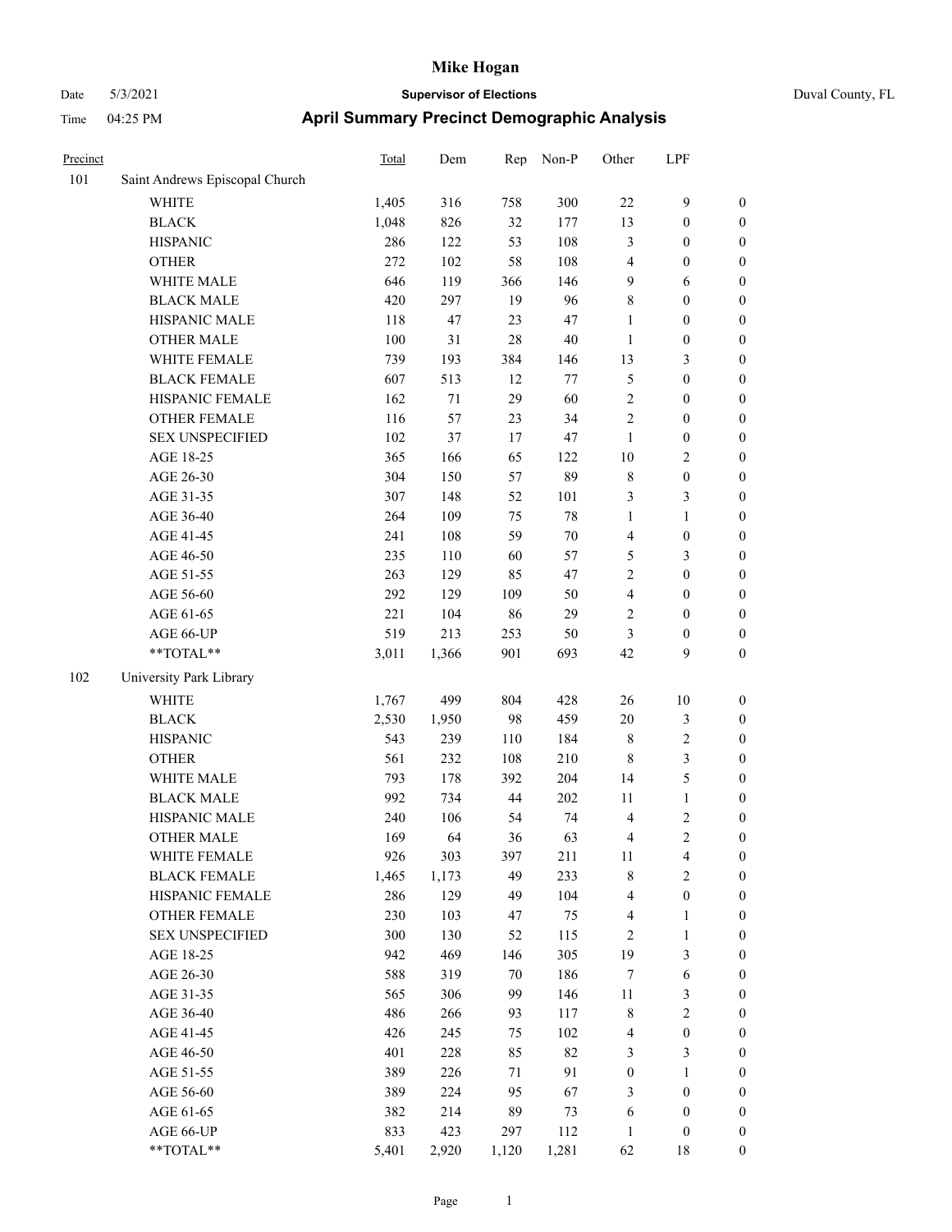# Mike Hogan

Date 5/3/2021 **Supervisor of Elections** Duval County, FL

Time 04:25 PM **April Summary Precinct Demographic Analysis**

| Precinct | | Total | Dem | Rep | Non-P | Other | LPF | |
|---|---|---|---|---|---|---|---|---|
| 101 | Saint Andrews Episcopal Church | | | | | | | |
| | WHITE | 1,405 | 316 | 758 | 300 | 22 | 9 | 0 |
| | BLACK | 1,048 | 826 | 32 | 177 | 13 | 0 | 0 |
| | HISPANIC | 286 | 122 | 53 | 108 | 3 | 0 | 0 |
| | OTHER | 272 | 102 | 58 | 108 | 4 | 0 | 0 |
| | WHITE MALE | 646 | 119 | 366 | 146 | 9 | 6 | 0 |
| | BLACK MALE | 420 | 297 | 19 | 96 | 8 | 0 | 0 |
| | HISPANIC MALE | 118 | 47 | 23 | 47 | 1 | 0 | 0 |
| | OTHER MALE | 100 | 31 | 28 | 40 | 1 | 0 | 0 |
| | WHITE FEMALE | 739 | 193 | 384 | 146 | 13 | 3 | 0 |
| | BLACK FEMALE | 607 | 513 | 12 | 77 | 5 | 0 | 0 |
| | HISPANIC FEMALE | 162 | 71 | 29 | 60 | 2 | 0 | 0 |
| | OTHER FEMALE | 116 | 57 | 23 | 34 | 2 | 0 | 0 |
| | SEX UNSPECIFIED | 102 | 37 | 17 | 47 | 1 | 0 | 0 |
| | AGE 18-25 | 365 | 166 | 65 | 122 | 10 | 2 | 0 |
| | AGE 26-30 | 304 | 150 | 57 | 89 | 8 | 0 | 0 |
| | AGE 31-35 | 307 | 148 | 52 | 101 | 3 | 3 | 0 |
| | AGE 36-40 | 264 | 109 | 75 | 78 | 1 | 1 | 0 |
| | AGE 41-45 | 241 | 108 | 59 | 70 | 4 | 0 | 0 |
| | AGE 46-50 | 235 | 110 | 60 | 57 | 5 | 3 | 0 |
| | AGE 51-55 | 263 | 129 | 85 | 47 | 2 | 0 | 0 |
| | AGE 56-60 | 292 | 129 | 109 | 50 | 4 | 0 | 0 |
| | AGE 61-65 | 221 | 104 | 86 | 29 | 2 | 0 | 0 |
| | AGE 66-UP | 519 | 213 | 253 | 50 | 3 | 0 | 0 |
| | **TOTAL** | 3,011 | 1,366 | 901 | 693 | 42 | 9 | 0 |
| 102 | University Park Library | | | | | | | |
| | WHITE | 1,767 | 499 | 804 | 428 | 26 | 10 | 0 |
| | BLACK | 2,530 | 1,950 | 98 | 459 | 20 | 3 | 0 |
| | HISPANIC | 543 | 239 | 110 | 184 | 8 | 2 | 0 |
| | OTHER | 561 | 232 | 108 | 210 | 8 | 3 | 0 |
| | WHITE MALE | 793 | 178 | 392 | 204 | 14 | 5 | 0 |
| | BLACK MALE | 992 | 734 | 44 | 202 | 11 | 1 | 0 |
| | HISPANIC MALE | 240 | 106 | 54 | 74 | 4 | 2 | 0 |
| | OTHER MALE | 169 | 64 | 36 | 63 | 4 | 2 | 0 |
| | WHITE FEMALE | 926 | 303 | 397 | 211 | 11 | 4 | 0 |
| | BLACK FEMALE | 1,465 | 1,173 | 49 | 233 | 8 | 2 | 0 |
| | HISPANIC FEMALE | 286 | 129 | 49 | 104 | 4 | 0 | 0 |
| | OTHER FEMALE | 230 | 103 | 47 | 75 | 4 | 1 | 0 |
| | SEX UNSPECIFIED | 300 | 130 | 52 | 115 | 2 | 1 | 0 |
| | AGE 18-25 | 942 | 469 | 146 | 305 | 19 | 3 | 0 |
| | AGE 26-30 | 588 | 319 | 70 | 186 | 7 | 6 | 0 |
| | AGE 31-35 | 565 | 306 | 99 | 146 | 11 | 3 | 0 |
| | AGE 36-40 | 486 | 266 | 93 | 117 | 8 | 2 | 0 |
| | AGE 41-45 | 426 | 245 | 75 | 102 | 4 | 0 | 0 |
| | AGE 46-50 | 401 | 228 | 85 | 82 | 3 | 3 | 0 |
| | AGE 51-55 | 389 | 226 | 71 | 91 | 0 | 1 | 0 |
| | AGE 56-60 | 389 | 224 | 95 | 67 | 3 | 0 | 0 |
| | AGE 61-65 | 382 | 214 | 89 | 73 | 6 | 0 | 0 |
| | AGE 66-UP | 833 | 423 | 297 | 112 | 1 | 0 | 0 |
| | **TOTAL** | 5,401 | 2,920 | 1,120 | 1,281 | 62 | 18 | 0 |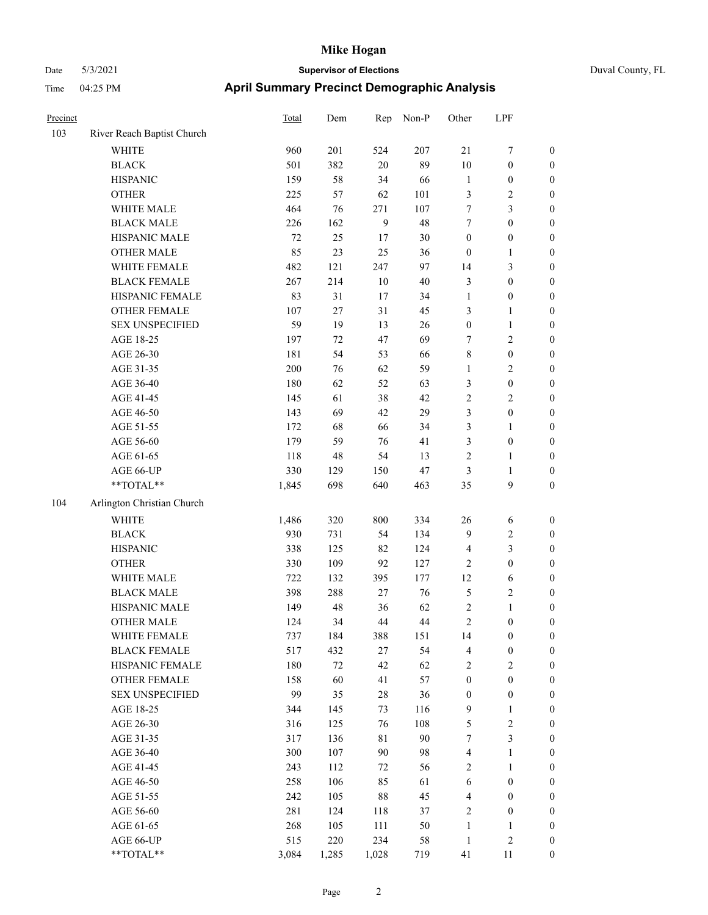# Mike Hogan

Date 5/3/2021 **Supervisor of Elections** Duval County, FL

Time 04:25 PM **April Summary Precinct Demographic Analysis**

| Precinct | | Total | Dem | Rep | Non-P | Other | LPF | |
|---|---|---|---|---|---|---|---|---|
| 103 | River Reach Baptist Church | | | | | | | |
| | WHITE | 960 | 201 | 524 | 207 | 21 | 7 | 0 |
| | BLACK | 501 | 382 | 20 | 89 | 10 | 0 | 0 |
| | HISPANIC | 159 | 58 | 34 | 66 | 1 | 0 | 0 |
| | OTHER | 225 | 57 | 62 | 101 | 3 | 2 | 0 |
| | WHITE MALE | 464 | 76 | 271 | 107 | 7 | 3 | 0 |
| | BLACK MALE | 226 | 162 | 9 | 48 | 7 | 0 | 0 |
| | HISPANIC MALE | 72 | 25 | 17 | 30 | 0 | 0 | 0 |
| | OTHER MALE | 85 | 23 | 25 | 36 | 0 | 1 | 0 |
| | WHITE FEMALE | 482 | 121 | 247 | 97 | 14 | 3 | 0 |
| | BLACK FEMALE | 267 | 214 | 10 | 40 | 3 | 0 | 0 |
| | HISPANIC FEMALE | 83 | 31 | 17 | 34 | 1 | 0 | 0 |
| | OTHER FEMALE | 107 | 27 | 31 | 45 | 3 | 1 | 0 |
| | SEX UNSPECIFIED | 59 | 19 | 13 | 26 | 0 | 1 | 0 |
| | AGE 18-25 | 197 | 72 | 47 | 69 | 7 | 2 | 0 |
| | AGE 26-30 | 181 | 54 | 53 | 66 | 8 | 0 | 0 |
| | AGE 31-35 | 200 | 76 | 62 | 59 | 1 | 2 | 0 |
| | AGE 36-40 | 180 | 62 | 52 | 63 | 3 | 0 | 0 |
| | AGE 41-45 | 145 | 61 | 38 | 42 | 2 | 2 | 0 |
| | AGE 46-50 | 143 | 69 | 42 | 29 | 3 | 0 | 0 |
| | AGE 51-55 | 172 | 68 | 66 | 34 | 3 | 1 | 0 |
| | AGE 56-60 | 179 | 59 | 76 | 41 | 3 | 0 | 0 |
| | AGE 61-65 | 118 | 48 | 54 | 13 | 2 | 1 | 0 |
| | AGE 66-UP | 330 | 129 | 150 | 47 | 3 | 1 | 0 |
| | **TOTAL** | 1,845 | 698 | 640 | 463 | 35 | 9 | 0 |
| 104 | Arlington Christian Church | | | | | | | |
| | WHITE | 1,486 | 320 | 800 | 334 | 26 | 6 | 0 |
| | BLACK | 930 | 731 | 54 | 134 | 9 | 2 | 0 |
| | HISPANIC | 338 | 125 | 82 | 124 | 4 | 3 | 0 |
| | OTHER | 330 | 109 | 92 | 127 | 2 | 0 | 0 |
| | WHITE MALE | 722 | 132 | 395 | 177 | 12 | 6 | 0 |
| | BLACK MALE | 398 | 288 | 27 | 76 | 5 | 2 | 0 |
| | HISPANIC MALE | 149 | 48 | 36 | 62 | 2 | 1 | 0 |
| | OTHER MALE | 124 | 34 | 44 | 44 | 2 | 0 | 0 |
| | WHITE FEMALE | 737 | 184 | 388 | 151 | 14 | 0 | 0 |
| | BLACK FEMALE | 517 | 432 | 27 | 54 | 4 | 0 | 0 |
| | HISPANIC FEMALE | 180 | 72 | 42 | 62 | 2 | 2 | 0 |
| | OTHER FEMALE | 158 | 60 | 41 | 57 | 0 | 0 | 0 |
| | SEX UNSPECIFIED | 99 | 35 | 28 | 36 | 0 | 0 | 0 |
| | AGE 18-25 | 344 | 145 | 73 | 116 | 9 | 1 | 0 |
| | AGE 26-30 | 316 | 125 | 76 | 108 | 5 | 2 | 0 |
| | AGE 31-35 | 317 | 136 | 81 | 90 | 7 | 3 | 0 |
| | AGE 36-40 | 300 | 107 | 90 | 98 | 4 | 1 | 0 |
| | AGE 41-45 | 243 | 112 | 72 | 56 | 2 | 1 | 0 |
| | AGE 46-50 | 258 | 106 | 85 | 61 | 6 | 0 | 0 |
| | AGE 51-55 | 242 | 105 | 88 | 45 | 4 | 0 | 0 |
| | AGE 56-60 | 281 | 124 | 118 | 37 | 2 | 0 | 0 |
| | AGE 61-65 | 268 | 105 | 111 | 50 | 1 | 1 | 0 |
| | AGE 66-UP | 515 | 220 | 234 | 58 | 1 | 2 | 0 |
| | **TOTAL** | 3,084 | 1,285 | 1,028 | 719 | 41 | 11 | 0 |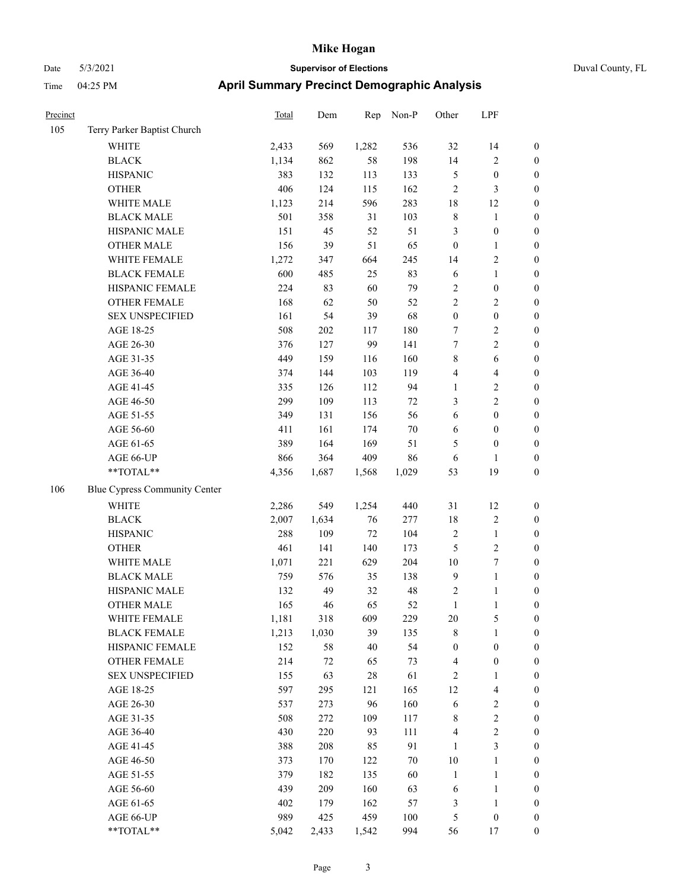# Mike Hogan

Date 5/3/2021 **Supervisor of Elections** Duval County, FL

Time 04:25 PM **April Summary Precinct Demographic Analysis**

| Precinct | | Total | Dem | Rep | Non-P | Other | LPF | |
|---|---|---|---|---|---|---|---|---|
| 105 | Terry Parker Baptist Church | | | | | | | |
| | WHITE | 2,433 | 569 | 1,282 | 536 | 32 | 14 | 0 |
| | BLACK | 1,134 | 862 | 58 | 198 | 14 | 2 | 0 |
| | HISPANIC | 383 | 132 | 113 | 133 | 5 | 0 | 0 |
| | OTHER | 406 | 124 | 115 | 162 | 2 | 3 | 0 |
| | WHITE MALE | 1,123 | 214 | 596 | 283 | 18 | 12 | 0 |
| | BLACK MALE | 501 | 358 | 31 | 103 | 8 | 1 | 0 |
| | HISPANIC MALE | 151 | 45 | 52 | 51 | 3 | 0 | 0 |
| | OTHER MALE | 156 | 39 | 51 | 65 | 0 | 1 | 0 |
| | WHITE FEMALE | 1,272 | 347 | 664 | 245 | 14 | 2 | 0 |
| | BLACK FEMALE | 600 | 485 | 25 | 83 | 6 | 1 | 0 |
| | HISPANIC FEMALE | 224 | 83 | 60 | 79 | 2 | 0 | 0 |
| | OTHER FEMALE | 168 | 62 | 50 | 52 | 2 | 2 | 0 |
| | SEX UNSPECIFIED | 161 | 54 | 39 | 68 | 0 | 0 | 0 |
| | AGE 18-25 | 508 | 202 | 117 | 180 | 7 | 2 | 0 |
| | AGE 26-30 | 376 | 127 | 99 | 141 | 7 | 2 | 0 |
| | AGE 31-35 | 449 | 159 | 116 | 160 | 8 | 6 | 0 |
| | AGE 36-40 | 374 | 144 | 103 | 119 | 4 | 4 | 0 |
| | AGE 41-45 | 335 | 126 | 112 | 94 | 1 | 2 | 0 |
| | AGE 46-50 | 299 | 109 | 113 | 72 | 3 | 2 | 0 |
| | AGE 51-55 | 349 | 131 | 156 | 56 | 6 | 0 | 0 |
| | AGE 56-60 | 411 | 161 | 174 | 70 | 6 | 0 | 0 |
| | AGE 61-65 | 389 | 164 | 169 | 51 | 5 | 0 | 0 |
| | AGE 66-UP | 866 | 364 | 409 | 86 | 6 | 1 | 0 |
| | **TOTAL** | 4,356 | 1,687 | 1,568 | 1,029 | 53 | 19 | 0 |
| 106 | Blue Cypress Community Center | | | | | | | |
| | WHITE | 2,286 | 549 | 1,254 | 440 | 31 | 12 | 0 |
| | BLACK | 2,007 | 1,634 | 76 | 277 | 18 | 2 | 0 |
| | HISPANIC | 288 | 109 | 72 | 104 | 2 | 1 | 0 |
| | OTHER | 461 | 141 | 140 | 173 | 5 | 2 | 0 |
| | WHITE MALE | 1,071 | 221 | 629 | 204 | 10 | 7 | 0 |
| | BLACK MALE | 759 | 576 | 35 | 138 | 9 | 1 | 0 |
| | HISPANIC MALE | 132 | 49 | 32 | 48 | 2 | 1 | 0 |
| | OTHER MALE | 165 | 46 | 65 | 52 | 1 | 1 | 0 |
| | WHITE FEMALE | 1,181 | 318 | 609 | 229 | 20 | 5 | 0 |
| | BLACK FEMALE | 1,213 | 1,030 | 39 | 135 | 8 | 1 | 0 |
| | HISPANIC FEMALE | 152 | 58 | 40 | 54 | 0 | 0 | 0 |
| | OTHER FEMALE | 214 | 72 | 65 | 73 | 4 | 0 | 0 |
| | SEX UNSPECIFIED | 155 | 63 | 28 | 61 | 2 | 1 | 0 |
| | AGE 18-25 | 597 | 295 | 121 | 165 | 12 | 4 | 0 |
| | AGE 26-30 | 537 | 273 | 96 | 160 | 6 | 2 | 0 |
| | AGE 31-35 | 508 | 272 | 109 | 117 | 8 | 2 | 0 |
| | AGE 36-40 | 430 | 220 | 93 | 111 | 4 | 2 | 0 |
| | AGE 41-45 | 388 | 208 | 85 | 91 | 1 | 3 | 0 |
| | AGE 46-50 | 373 | 170 | 122 | 70 | 10 | 1 | 0 |
| | AGE 51-55 | 379 | 182 | 135 | 60 | 1 | 1 | 0 |
| | AGE 56-60 | 439 | 209 | 160 | 63 | 6 | 1 | 0 |
| | AGE 61-65 | 402 | 179 | 162 | 57 | 3 | 1 | 0 |
| | AGE 66-UP | 989 | 425 | 459 | 100 | 5 | 0 | 0 |
| | **TOTAL** | 5,042 | 2,433 | 1,542 | 994 | 56 | 17 | 0 |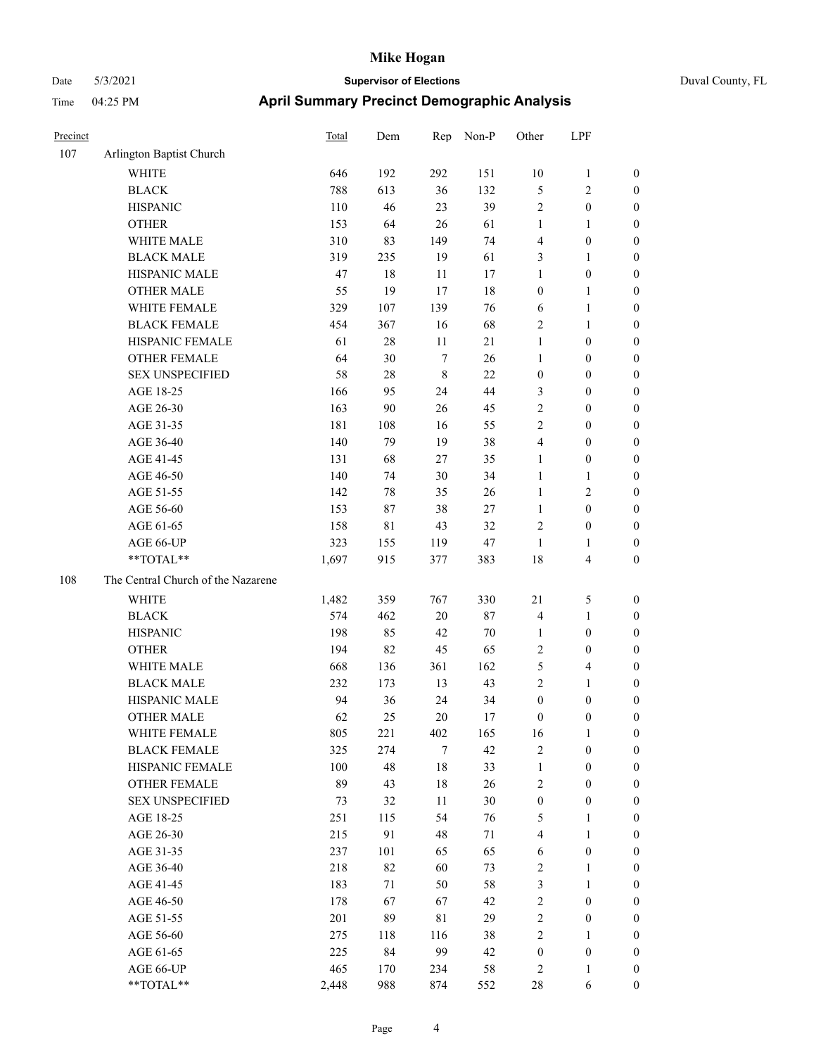# Mike Hogan

Date 5/3/2021 **Supervisor of Elections** Duval County, FL

Time 04:25 PM **April Summary Precinct Demographic Analysis**

| Precinct | | Total | Dem | Rep | Non-P | Other | LPF | |
|---|---|---|---|---|---|---|---|---|
| 107 | Arlington Baptist Church | | | | | | | |
| | WHITE | 646 | 192 | 292 | 151 | 10 | 1 | 0 |
| | BLACK | 788 | 613 | 36 | 132 | 5 | 2 | 0 |
| | HISPANIC | 110 | 46 | 23 | 39 | 2 | 0 | 0 |
| | OTHER | 153 | 64 | 26 | 61 | 1 | 1 | 0 |
| | WHITE MALE | 310 | 83 | 149 | 74 | 4 | 0 | 0 |
| | BLACK MALE | 319 | 235 | 19 | 61 | 3 | 1 | 0 |
| | HISPANIC MALE | 47 | 18 | 11 | 17 | 1 | 0 | 0 |
| | OTHER MALE | 55 | 19 | 17 | 18 | 0 | 1 | 0 |
| | WHITE FEMALE | 329 | 107 | 139 | 76 | 6 | 1 | 0 |
| | BLACK FEMALE | 454 | 367 | 16 | 68 | 2 | 1 | 0 |
| | HISPANIC FEMALE | 61 | 28 | 11 | 21 | 1 | 0 | 0 |
| | OTHER FEMALE | 64 | 30 | 7 | 26 | 1 | 0 | 0 |
| | SEX UNSPECIFIED | 58 | 28 | 8 | 22 | 0 | 0 | 0 |
| | AGE 18-25 | 166 | 95 | 24 | 44 | 3 | 0 | 0 |
| | AGE 26-30 | 163 | 90 | 26 | 45 | 2 | 0 | 0 |
| | AGE 31-35 | 181 | 108 | 16 | 55 | 2 | 0 | 0 |
| | AGE 36-40 | 140 | 79 | 19 | 38 | 4 | 0 | 0 |
| | AGE 41-45 | 131 | 68 | 27 | 35 | 1 | 0 | 0 |
| | AGE 46-50 | 140 | 74 | 30 | 34 | 1 | 1 | 0 |
| | AGE 51-55 | 142 | 78 | 35 | 26 | 1 | 2 | 0 |
| | AGE 56-60 | 153 | 87 | 38 | 27 | 1 | 0 | 0 |
| | AGE 61-65 | 158 | 81 | 43 | 32 | 2 | 0 | 0 |
| | AGE 66-UP | 323 | 155 | 119 | 47 | 1 | 1 | 0 |
| | **TOTAL** | 1,697 | 915 | 377 | 383 | 18 | 4 | 0 |
| 108 | The Central Church of the Nazarene | | | | | | | |
| | WHITE | 1,482 | 359 | 767 | 330 | 21 | 5 | 0 |
| | BLACK | 574 | 462 | 20 | 87 | 4 | 1 | 0 |
| | HISPANIC | 198 | 85 | 42 | 70 | 1 | 0 | 0 |
| | OTHER | 194 | 82 | 45 | 65 | 2 | 0 | 0 |
| | WHITE MALE | 668 | 136 | 361 | 162 | 5 | 4 | 0 |
| | BLACK MALE | 232 | 173 | 13 | 43 | 2 | 1 | 0 |
| | HISPANIC MALE | 94 | 36 | 24 | 34 | 0 | 0 | 0 |
| | OTHER MALE | 62 | 25 | 20 | 17 | 0 | 0 | 0 |
| | WHITE FEMALE | 805 | 221 | 402 | 165 | 16 | 1 | 0 |
| | BLACK FEMALE | 325 | 274 | 7 | 42 | 2 | 0 | 0 |
| | HISPANIC FEMALE | 100 | 48 | 18 | 33 | 1 | 0 | 0 |
| | OTHER FEMALE | 89 | 43 | 18 | 26 | 2 | 0 | 0 |
| | SEX UNSPECIFIED | 73 | 32 | 11 | 30 | 0 | 0 | 0 |
| | AGE 18-25 | 251 | 115 | 54 | 76 | 5 | 1 | 0 |
| | AGE 26-30 | 215 | 91 | 48 | 71 | 4 | 1 | 0 |
| | AGE 31-35 | 237 | 101 | 65 | 65 | 6 | 0 | 0 |
| | AGE 36-40 | 218 | 82 | 60 | 73 | 2 | 1 | 0 |
| | AGE 41-45 | 183 | 71 | 50 | 58 | 3 | 1 | 0 |
| | AGE 46-50 | 178 | 67 | 67 | 42 | 2 | 0 | 0 |
| | AGE 51-55 | 201 | 89 | 81 | 29 | 2 | 0 | 0 |
| | AGE 56-60 | 275 | 118 | 116 | 38 | 2 | 1 | 0 |
| | AGE 61-65 | 225 | 84 | 99 | 42 | 0 | 0 | 0 |
| | AGE 66-UP | 465 | 170 | 234 | 58 | 2 | 1 | 0 |
| | **TOTAL** | 2,448 | 988 | 874 | 552 | 28 | 6 | 0 |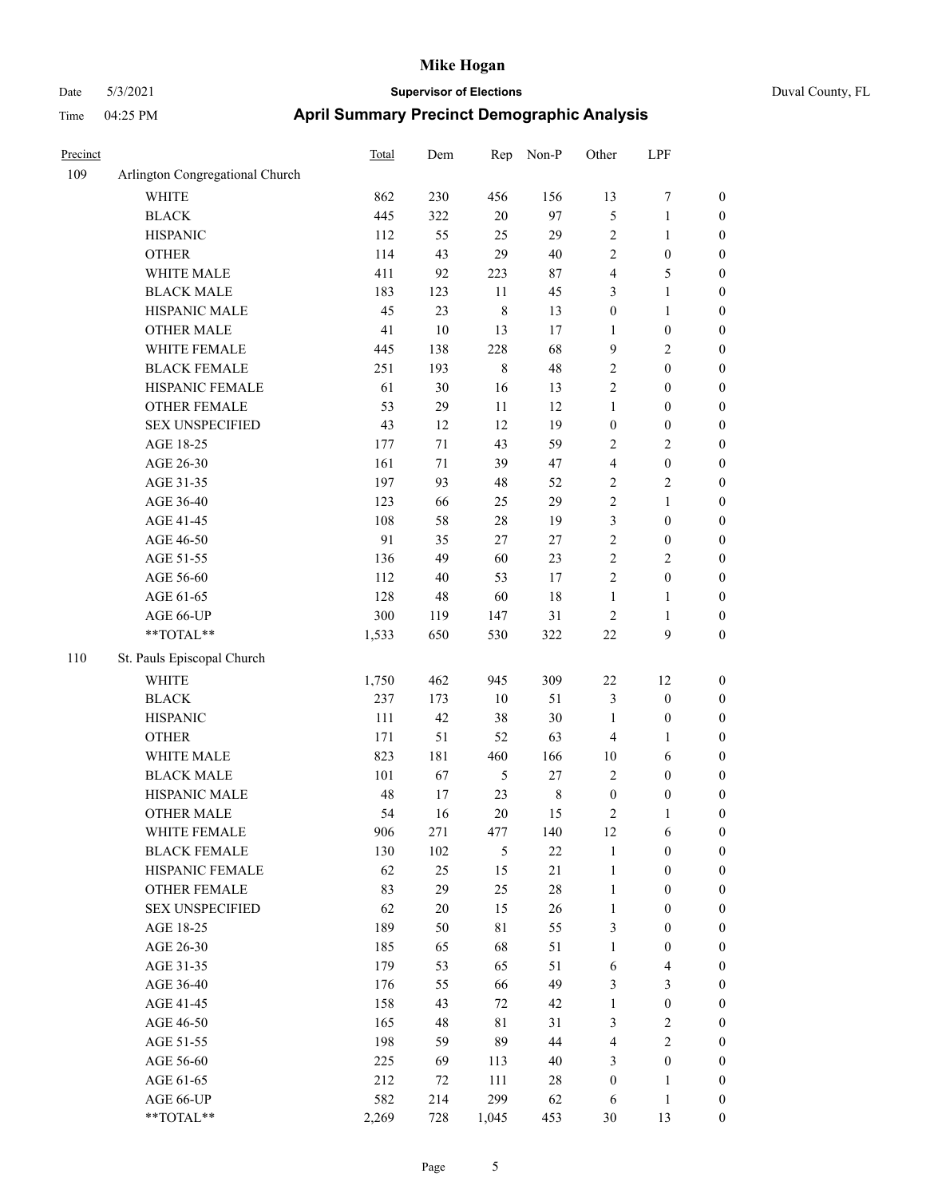# Mike Hogan

Date 5/3/2021 **Supervisor of Elections** Duval County, FL

Time 04:25 PM **April Summary Precinct Demographic Analysis**

| Precinct | | Total | Dem | Rep | Non-P | Other | LPF | |
|---|---|---|---|---|---|---|---|---|
| 109 | Arlington Congregational Church | | | | | | | |
| | WHITE | 862 | 230 | 456 | 156 | 13 | 7 | 0 |
| | BLACK | 445 | 322 | 20 | 97 | 5 | 1 | 0 |
| | HISPANIC | 112 | 55 | 25 | 29 | 2 | 1 | 0 |
| | OTHER | 114 | 43 | 29 | 40 | 2 | 0 | 0 |
| | WHITE MALE | 411 | 92 | 223 | 87 | 4 | 5 | 0 |
| | BLACK MALE | 183 | 123 | 11 | 45 | 3 | 1 | 0 |
| | HISPANIC MALE | 45 | 23 | 8 | 13 | 0 | 1 | 0 |
| | OTHER MALE | 41 | 10 | 13 | 17 | 1 | 0 | 0 |
| | WHITE FEMALE | 445 | 138 | 228 | 68 | 9 | 2 | 0 |
| | BLACK FEMALE | 251 | 193 | 8 | 48 | 2 | 0 | 0 |
| | HISPANIC FEMALE | 61 | 30 | 16 | 13 | 2 | 0 | 0 |
| | OTHER FEMALE | 53 | 29 | 11 | 12 | 1 | 0 | 0 |
| | SEX UNSPECIFIED | 43 | 12 | 12 | 19 | 0 | 0 | 0 |
| | AGE 18-25 | 177 | 71 | 43 | 59 | 2 | 2 | 0 |
| | AGE 26-30 | 161 | 71 | 39 | 47 | 4 | 0 | 0 |
| | AGE 31-35 | 197 | 93 | 48 | 52 | 2 | 2 | 0 |
| | AGE 36-40 | 123 | 66 | 25 | 29 | 2 | 1 | 0 |
| | AGE 41-45 | 108 | 58 | 28 | 19 | 3 | 0 | 0 |
| | AGE 46-50 | 91 | 35 | 27 | 27 | 2 | 0 | 0 |
| | AGE 51-55 | 136 | 49 | 60 | 23 | 2 | 2 | 0 |
| | AGE 56-60 | 112 | 40 | 53 | 17 | 2 | 0 | 0 |
| | AGE 61-65 | 128 | 48 | 60 | 18 | 1 | 1 | 0 |
| | AGE 66-UP | 300 | 119 | 147 | 31 | 2 | 1 | 0 |
| | **TOTAL** | 1,533 | 650 | 530 | 322 | 22 | 9 | 0 |
| 110 | St. Pauls Episcopal Church | | | | | | | |
| | WHITE | 1,750 | 462 | 945 | 309 | 22 | 12 | 0 |
| | BLACK | 237 | 173 | 10 | 51 | 3 | 0 | 0 |
| | HISPANIC | 111 | 42 | 38 | 30 | 1 | 0 | 0 |
| | OTHER | 171 | 51 | 52 | 63 | 4 | 1 | 0 |
| | WHITE MALE | 823 | 181 | 460 | 166 | 10 | 6 | 0 |
| | BLACK MALE | 101 | 67 | 5 | 27 | 2 | 0 | 0 |
| | HISPANIC MALE | 48 | 17 | 23 | 8 | 0 | 0 | 0 |
| | OTHER MALE | 54 | 16 | 20 | 15 | 2 | 1 | 0 |
| | WHITE FEMALE | 906 | 271 | 477 | 140 | 12 | 6 | 0 |
| | BLACK FEMALE | 130 | 102 | 5 | 22 | 1 | 0 | 0 |
| | HISPANIC FEMALE | 62 | 25 | 15 | 21 | 1 | 0 | 0 |
| | OTHER FEMALE | 83 | 29 | 25 | 28 | 1 | 0 | 0 |
| | SEX UNSPECIFIED | 62 | 20 | 15 | 26 | 1 | 0 | 0 |
| | AGE 18-25 | 189 | 50 | 81 | 55 | 3 | 0 | 0 |
| | AGE 26-30 | 185 | 65 | 68 | 51 | 1 | 0 | 0 |
| | AGE 31-35 | 179 | 53 | 65 | 51 | 6 | 4 | 0 |
| | AGE 36-40 | 176 | 55 | 66 | 49 | 3 | 3 | 0 |
| | AGE 41-45 | 158 | 43 | 72 | 42 | 1 | 0 | 0 |
| | AGE 46-50 | 165 | 48 | 81 | 31 | 3 | 2 | 0 |
| | AGE 51-55 | 198 | 59 | 89 | 44 | 4 | 2 | 0 |
| | AGE 56-60 | 225 | 69 | 113 | 40 | 3 | 0 | 0 |
| | AGE 61-65 | 212 | 72 | 111 | 28 | 0 | 1 | 0 |
| | AGE 66-UP | 582 | 214 | 299 | 62 | 6 | 1 | 0 |
| | **TOTAL** | 2,269 | 728 | 1,045 | 453 | 30 | 13 | 0 |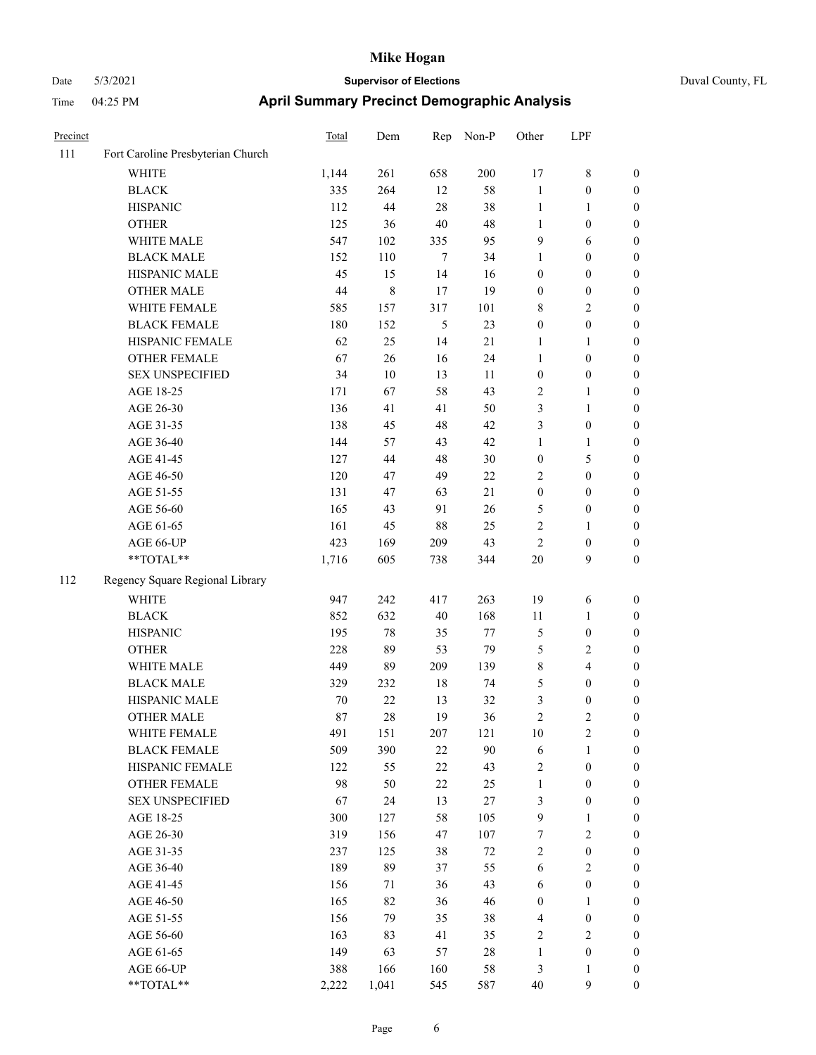# Mike Hogan

Date 5/3/2021 **Supervisor of Elections** Duval County, FL

Time 04:25 PM **April Summary Precinct Demographic Analysis**

| Precinct | | Total | Dem | Rep | Non-P | Other | LPF | |
|---|---|---|---|---|---|---|---|---|
| 111 | Fort Caroline Presbyterian Church | | | | | | | |
| | WHITE | 1,144 | 261 | 658 | 200 | 17 | 8 | 0 |
| | BLACK | 335 | 264 | 12 | 58 | 1 | 0 | 0 |
| | HISPANIC | 112 | 44 | 28 | 38 | 1 | 1 | 0 |
| | OTHER | 125 | 36 | 40 | 48 | 1 | 0 | 0 |
| | WHITE MALE | 547 | 102 | 335 | 95 | 9 | 6 | 0 |
| | BLACK MALE | 152 | 110 | 7 | 34 | 1 | 0 | 0 |
| | HISPANIC MALE | 45 | 15 | 14 | 16 | 0 | 0 | 0 |
| | OTHER MALE | 44 | 8 | 17 | 19 | 0 | 0 | 0 |
| | WHITE FEMALE | 585 | 157 | 317 | 101 | 8 | 2 | 0 |
| | BLACK FEMALE | 180 | 152 | 5 | 23 | 0 | 0 | 0 |
| | HISPANIC FEMALE | 62 | 25 | 14 | 21 | 1 | 1 | 0 |
| | OTHER FEMALE | 67 | 26 | 16 | 24 | 1 | 0 | 0 |
| | SEX UNSPECIFIED | 34 | 10 | 13 | 11 | 0 | 0 | 0 |
| | AGE 18-25 | 171 | 67 | 58 | 43 | 2 | 1 | 0 |
| | AGE 26-30 | 136 | 41 | 41 | 50 | 3 | 1 | 0 |
| | AGE 31-35 | 138 | 45 | 48 | 42 | 3 | 0 | 0 |
| | AGE 36-40 | 144 | 57 | 43 | 42 | 1 | 1 | 0 |
| | AGE 41-45 | 127 | 44 | 48 | 30 | 0 | 5 | 0 |
| | AGE 46-50 | 120 | 47 | 49 | 22 | 2 | 0 | 0 |
| | AGE 51-55 | 131 | 47 | 63 | 21 | 0 | 0 | 0 |
| | AGE 56-60 | 165 | 43 | 91 | 26 | 5 | 0 | 0 |
| | AGE 61-65 | 161 | 45 | 88 | 25 | 2 | 1 | 0 |
| | AGE 66-UP | 423 | 169 | 209 | 43 | 2 | 0 | 0 |
| | **TOTAL** | 1,716 | 605 | 738 | 344 | 20 | 9 | 0 |
| 112 | Regency Square Regional Library | | | | | | | |
| | WHITE | 947 | 242 | 417 | 263 | 19 | 6 | 0 |
| | BLACK | 852 | 632 | 40 | 168 | 11 | 1 | 0 |
| | HISPANIC | 195 | 78 | 35 | 77 | 5 | 0 | 0 |
| | OTHER | 228 | 89 | 53 | 79 | 5 | 2 | 0 |
| | WHITE MALE | 449 | 89 | 209 | 139 | 8 | 4 | 0 |
| | BLACK MALE | 329 | 232 | 18 | 74 | 5 | 0 | 0 |
| | HISPANIC MALE | 70 | 22 | 13 | 32 | 3 | 0 | 0 |
| | OTHER MALE | 87 | 28 | 19 | 36 | 2 | 2 | 0 |
| | WHITE FEMALE | 491 | 151 | 207 | 121 | 10 | 2 | 0 |
| | BLACK FEMALE | 509 | 390 | 22 | 90 | 6 | 1 | 0 |
| | HISPANIC FEMALE | 122 | 55 | 22 | 43 | 2 | 0 | 0 |
| | OTHER FEMALE | 98 | 50 | 22 | 25 | 1 | 0 | 0 |
| | SEX UNSPECIFIED | 67 | 24 | 13 | 27 | 3 | 0 | 0 |
| | AGE 18-25 | 300 | 127 | 58 | 105 | 9 | 1 | 0 |
| | AGE 26-30 | 319 | 156 | 47 | 107 | 7 | 2 | 0 |
| | AGE 31-35 | 237 | 125 | 38 | 72 | 2 | 0 | 0 |
| | AGE 36-40 | 189 | 89 | 37 | 55 | 6 | 2 | 0 |
| | AGE 41-45 | 156 | 71 | 36 | 43 | 6 | 0 | 0 |
| | AGE 46-50 | 165 | 82 | 36 | 46 | 0 | 1 | 0 |
| | AGE 51-55 | 156 | 79 | 35 | 38 | 4 | 0 | 0 |
| | AGE 56-60 | 163 | 83 | 41 | 35 | 2 | 2 | 0 |
| | AGE 61-65 | 149 | 63 | 57 | 28 | 1 | 0 | 0 |
| | AGE 66-UP | 388 | 166 | 160 | 58 | 3 | 1 | 0 |
| | **TOTAL** | 2,222 | 1,041 | 545 | 587 | 40 | 9 | 0 |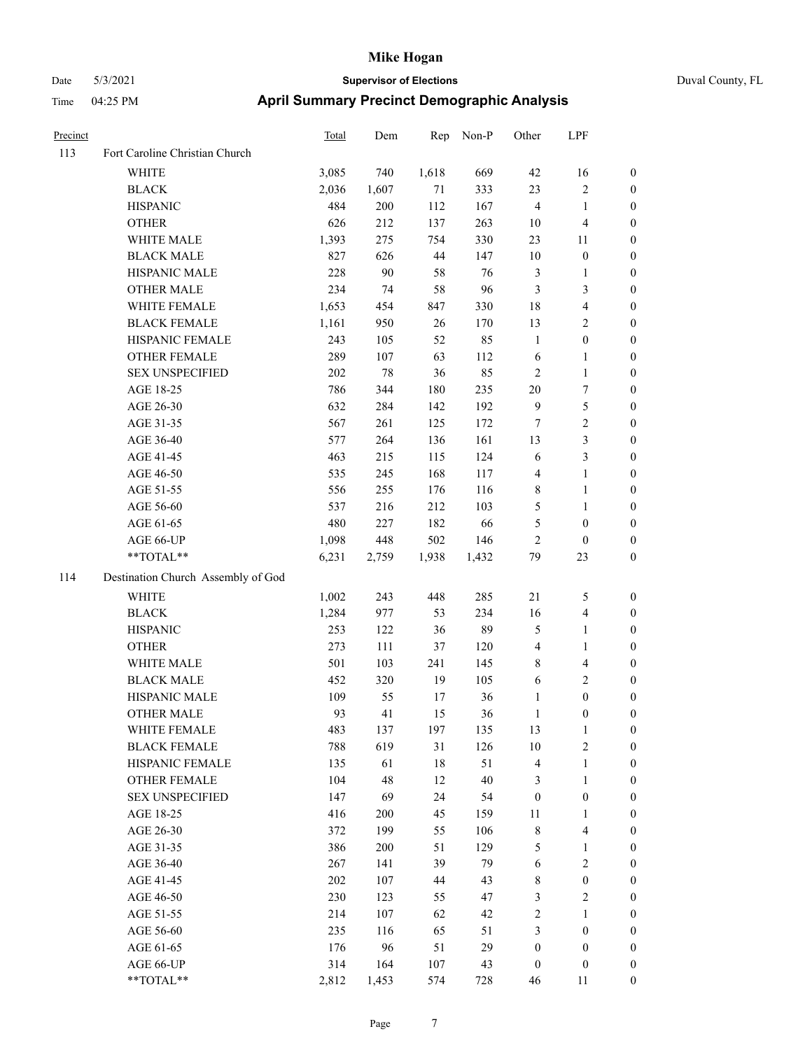# Mike Hogan

Date 5/3/2021 **Supervisor of Elections** Duval County, FL

Time 04:25 PM **April Summary Precinct Demographic Analysis**

| Precinct | | Total | Dem | Rep | Non-P | Other | LPF | |
|---|---|---|---|---|---|---|---|---|
| 113 | Fort Caroline Christian Church | | | | | | | |
| | WHITE | 3,085 | 740 | 1,618 | 669 | 42 | 16 | 0 |
| | BLACK | 2,036 | 1,607 | 71 | 333 | 23 | 2 | 0 |
| | HISPANIC | 484 | 200 | 112 | 167 | 4 | 1 | 0 |
| | OTHER | 626 | 212 | 137 | 263 | 10 | 4 | 0 |
| | WHITE MALE | 1,393 | 275 | 754 | 330 | 23 | 11 | 0 |
| | BLACK MALE | 827 | 626 | 44 | 147 | 10 | 0 | 0 |
| | HISPANIC MALE | 228 | 90 | 58 | 76 | 3 | 1 | 0 |
| | OTHER MALE | 234 | 74 | 58 | 96 | 3 | 3 | 0 |
| | WHITE FEMALE | 1,653 | 454 | 847 | 330 | 18 | 4 | 0 |
| | BLACK FEMALE | 1,161 | 950 | 26 | 170 | 13 | 2 | 0 |
| | HISPANIC FEMALE | 243 | 105 | 52 | 85 | 1 | 0 | 0 |
| | OTHER FEMALE | 289 | 107 | 63 | 112 | 6 | 1 | 0 |
| | SEX UNSPECIFIED | 202 | 78 | 36 | 85 | 2 | 1 | 0 |
| | AGE 18-25 | 786 | 344 | 180 | 235 | 20 | 7 | 0 |
| | AGE 26-30 | 632 | 284 | 142 | 192 | 9 | 5 | 0 |
| | AGE 31-35 | 567 | 261 | 125 | 172 | 7 | 2 | 0 |
| | AGE 36-40 | 577 | 264 | 136 | 161 | 13 | 3 | 0 |
| | AGE 41-45 | 463 | 215 | 115 | 124 | 6 | 3 | 0 |
| | AGE 46-50 | 535 | 245 | 168 | 117 | 4 | 1 | 0 |
| | AGE 51-55 | 556 | 255 | 176 | 116 | 8 | 1 | 0 |
| | AGE 56-60 | 537 | 216 | 212 | 103 | 5 | 1 | 0 |
| | AGE 61-65 | 480 | 227 | 182 | 66 | 5 | 0 | 0 |
| | AGE 66-UP | 1,098 | 448 | 502 | 146 | 2 | 0 | 0 |
| | **TOTAL** | 6,231 | 2,759 | 1,938 | 1,432 | 79 | 23 | 0 |
| 114 | Destination Church Assembly of God | | | | | | | |
| | WHITE | 1,002 | 243 | 448 | 285 | 21 | 5 | 0 |
| | BLACK | 1,284 | 977 | 53 | 234 | 16 | 4 | 0 |
| | HISPANIC | 253 | 122 | 36 | 89 | 5 | 1 | 0 |
| | OTHER | 273 | 111 | 37 | 120 | 4 | 1 | 0 |
| | WHITE MALE | 501 | 103 | 241 | 145 | 8 | 4 | 0 |
| | BLACK MALE | 452 | 320 | 19 | 105 | 6 | 2 | 0 |
| | HISPANIC MALE | 109 | 55 | 17 | 36 | 1 | 0 | 0 |
| | OTHER MALE | 93 | 41 | 15 | 36 | 1 | 0 | 0 |
| | WHITE FEMALE | 483 | 137 | 197 | 135 | 13 | 1 | 0 |
| | BLACK FEMALE | 788 | 619 | 31 | 126 | 10 | 2 | 0 |
| | HISPANIC FEMALE | 135 | 61 | 18 | 51 | 4 | 1 | 0 |
| | OTHER FEMALE | 104 | 48 | 12 | 40 | 3 | 1 | 0 |
| | SEX UNSPECIFIED | 147 | 69 | 24 | 54 | 0 | 0 | 0 |
| | AGE 18-25 | 416 | 200 | 45 | 159 | 11 | 1 | 0 |
| | AGE 26-30 | 372 | 199 | 55 | 106 | 8 | 4 | 0 |
| | AGE 31-35 | 386 | 200 | 51 | 129 | 5 | 1 | 0 |
| | AGE 36-40 | 267 | 141 | 39 | 79 | 6 | 2 | 0 |
| | AGE 41-45 | 202 | 107 | 44 | 43 | 8 | 0 | 0 |
| | AGE 46-50 | 230 | 123 | 55 | 47 | 3 | 2 | 0 |
| | AGE 51-55 | 214 | 107 | 62 | 42 | 2 | 1 | 0 |
| | AGE 56-60 | 235 | 116 | 65 | 51 | 3 | 0 | 0 |
| | AGE 61-65 | 176 | 96 | 51 | 29 | 0 | 0 | 0 |
| | AGE 66-UP | 314 | 164 | 107 | 43 | 0 | 0 | 0 |
| | **TOTAL** | 2,812 | 1,453 | 574 | 728 | 46 | 11 | 0 |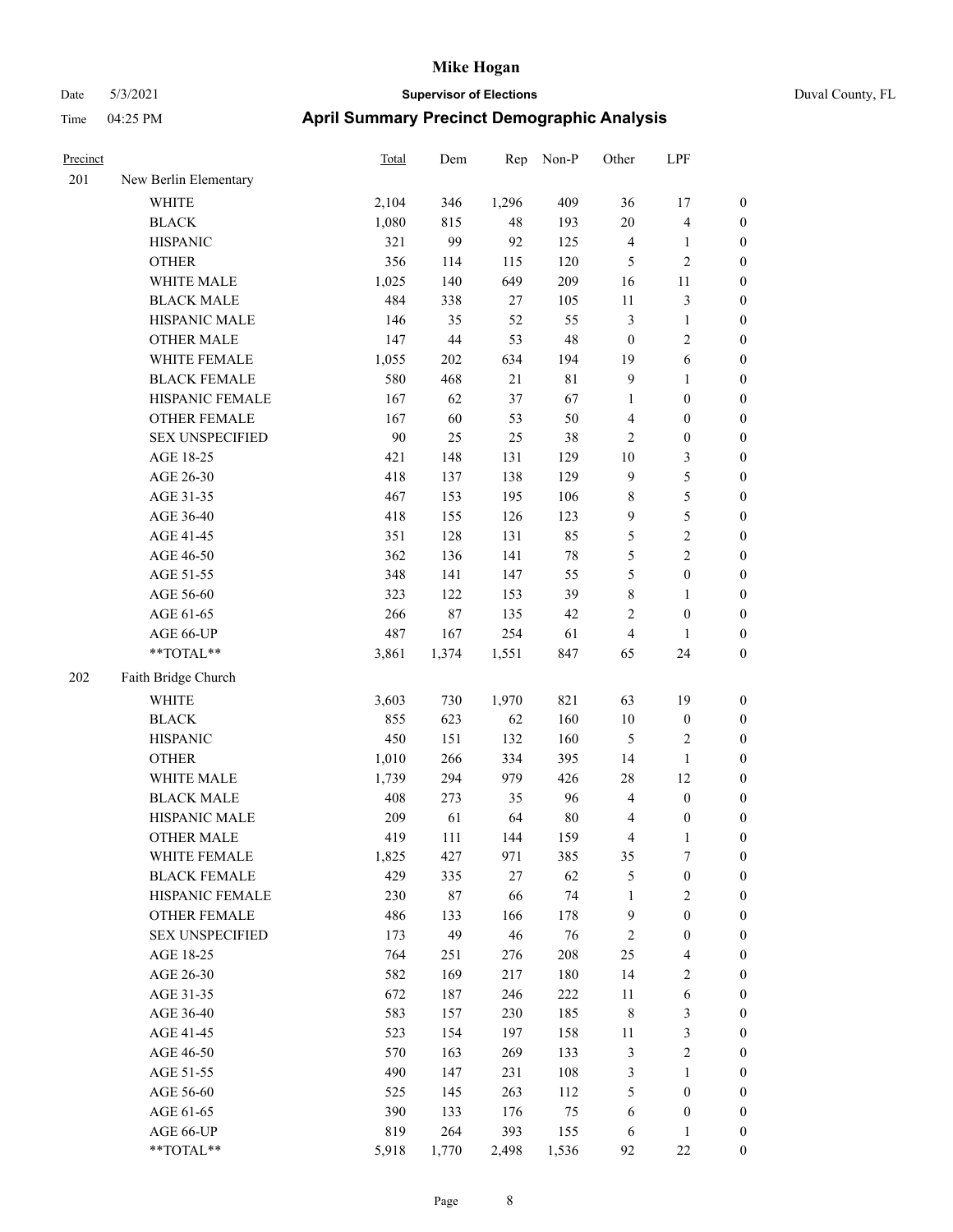# Mike Hogan

Date 5/3/2021 **Supervisor of Elections** Duval County, FL

Time 04:25 PM **April Summary Precinct Demographic Analysis**

| Precinct | | Total | Dem | Rep | Non-P | Other | LPF | |
|---|---|---|---|---|---|---|---|---|
| 201 | New Berlin Elementary | | | | | | | |
| | WHITE | 2,104 | 346 | 1,296 | 409 | 36 | 17 | 0 |
| | BLACK | 1,080 | 815 | 48 | 193 | 20 | 4 | 0 |
| | HISPANIC | 321 | 99 | 92 | 125 | 4 | 1 | 0 |
| | OTHER | 356 | 114 | 115 | 120 | 5 | 2 | 0 |
| | WHITE MALE | 1,025 | 140 | 649 | 209 | 16 | 11 | 0 |
| | BLACK MALE | 484 | 338 | 27 | 105 | 11 | 3 | 0 |
| | HISPANIC MALE | 146 | 35 | 52 | 55 | 3 | 1 | 0 |
| | OTHER MALE | 147 | 44 | 53 | 48 | 0 | 2 | 0 |
| | WHITE FEMALE | 1,055 | 202 | 634 | 194 | 19 | 6 | 0 |
| | BLACK FEMALE | 580 | 468 | 21 | 81 | 9 | 1 | 0 |
| | HISPANIC FEMALE | 167 | 62 | 37 | 67 | 1 | 0 | 0 |
| | OTHER FEMALE | 167 | 60 | 53 | 50 | 4 | 0 | 0 |
| | SEX UNSPECIFIED | 90 | 25 | 25 | 38 | 2 | 0 | 0 |
| | AGE 18-25 | 421 | 148 | 131 | 129 | 10 | 3 | 0 |
| | AGE 26-30 | 418 | 137 | 138 | 129 | 9 | 5 | 0 |
| | AGE 31-35 | 467 | 153 | 195 | 106 | 8 | 5 | 0 |
| | AGE 36-40 | 418 | 155 | 126 | 123 | 9 | 5 | 0 |
| | AGE 41-45 | 351 | 128 | 131 | 85 | 5 | 2 | 0 |
| | AGE 46-50 | 362 | 136 | 141 | 78 | 5 | 2 | 0 |
| | AGE 51-55 | 348 | 141 | 147 | 55 | 5 | 0 | 0 |
| | AGE 56-60 | 323 | 122 | 153 | 39 | 8 | 1 | 0 |
| | AGE 61-65 | 266 | 87 | 135 | 42 | 2 | 0 | 0 |
| | AGE 66-UP | 487 | 167 | 254 | 61 | 4 | 1 | 0 |
| | **TOTAL** | 3,861 | 1,374 | 1,551 | 847 | 65 | 24 | 0 |
| 202 | Faith Bridge Church | | | | | | | |
| | WHITE | 3,603 | 730 | 1,970 | 821 | 63 | 19 | 0 |
| | BLACK | 855 | 623 | 62 | 160 | 10 | 0 | 0 |
| | HISPANIC | 450 | 151 | 132 | 160 | 5 | 2 | 0 |
| | OTHER | 1,010 | 266 | 334 | 395 | 14 | 1 | 0 |
| | WHITE MALE | 1,739 | 294 | 979 | 426 | 28 | 12 | 0 |
| | BLACK MALE | 408 | 273 | 35 | 96 | 4 | 0 | 0 |
| | HISPANIC MALE | 209 | 61 | 64 | 80 | 4 | 0 | 0 |
| | OTHER MALE | 419 | 111 | 144 | 159 | 4 | 1 | 0 |
| | WHITE FEMALE | 1,825 | 427 | 971 | 385 | 35 | 7 | 0 |
| | BLACK FEMALE | 429 | 335 | 27 | 62 | 5 | 0 | 0 |
| | HISPANIC FEMALE | 230 | 87 | 66 | 74 | 1 | 2 | 0 |
| | OTHER FEMALE | 486 | 133 | 166 | 178 | 9 | 0 | 0 |
| | SEX UNSPECIFIED | 173 | 49 | 46 | 76 | 2 | 0 | 0 |
| | AGE 18-25 | 764 | 251 | 276 | 208 | 25 | 4 | 0 |
| | AGE 26-30 | 582 | 169 | 217 | 180 | 14 | 2 | 0 |
| | AGE 31-35 | 672 | 187 | 246 | 222 | 11 | 6 | 0 |
| | AGE 36-40 | 583 | 157 | 230 | 185 | 8 | 3 | 0 |
| | AGE 41-45 | 523 | 154 | 197 | 158 | 11 | 3 | 0 |
| | AGE 46-50 | 570 | 163 | 269 | 133 | 3 | 2 | 0 |
| | AGE 51-55 | 490 | 147 | 231 | 108 | 3 | 1 | 0 |
| | AGE 56-60 | 525 | 145 | 263 | 112 | 5 | 0 | 0 |
| | AGE 61-65 | 390 | 133 | 176 | 75 | 6 | 0 | 0 |
| | AGE 66-UP | 819 | 264 | 393 | 155 | 6 | 1 | 0 |
| | **TOTAL** | 5,918 | 1,770 | 2,498 | 1,536 | 92 | 22 | 0 |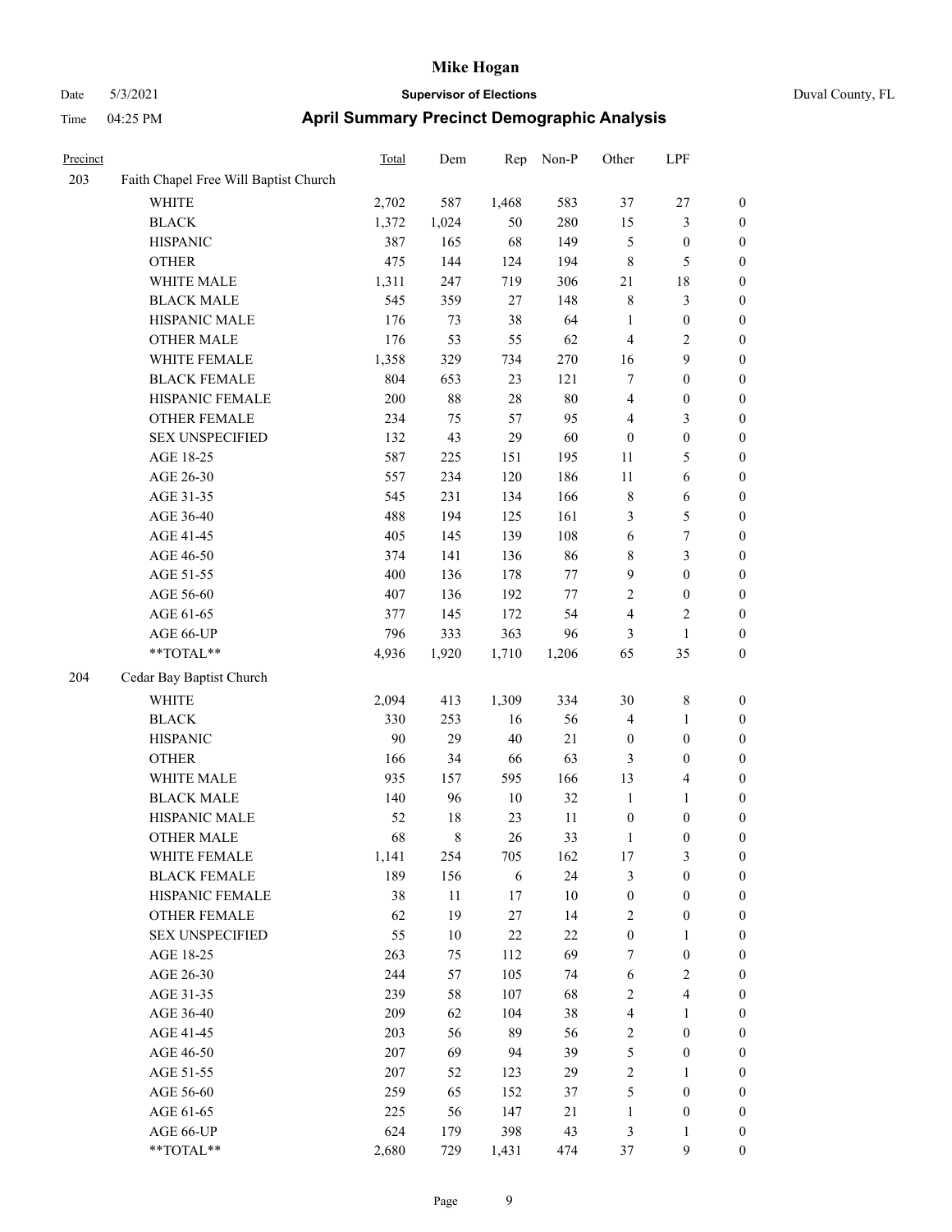| Precinct | | Total | Dem | Rep | Non-P | Other | LPF | |
|---|---|---|---|---|---|---|---|---|
| 203 | Faith Chapel Free Will Baptist Church | | | | | | | |
| | WHITE | 2,702 | 587 | 1,468 | 583 | 37 | 27 | 0 |
| | BLACK | 1,372 | 1,024 | 50 | 280 | 15 | 3 | 0 |
| | HISPANIC | 387 | 165 | 68 | 149 | 5 | 0 | 0 |
| | OTHER | 475 | 144 | 124 | 194 | 8 | 5 | 0 |
| | WHITE MALE | 1,311 | 247 | 719 | 306 | 21 | 18 | 0 |
| | BLACK MALE | 545 | 359 | 27 | 148 | 8 | 3 | 0 |
| | HISPANIC MALE | 176 | 73 | 38 | 64 | 1 | 0 | 0 |
| | OTHER MALE | 176 | 53 | 55 | 62 | 4 | 2 | 0 |
| | WHITE FEMALE | 1,358 | 329 | 734 | 270 | 16 | 9 | 0 |
| | BLACK FEMALE | 804 | 653 | 23 | 121 | 7 | 0 | 0 |
| | HISPANIC FEMALE | 200 | 88 | 28 | 80 | 4 | 0 | 0 |
| | OTHER FEMALE | 234 | 75 | 57 | 95 | 4 | 3 | 0 |
| | SEX UNSPECIFIED | 132 | 43 | 29 | 60 | 0 | 0 | 0 |
| | AGE 18-25 | 587 | 225 | 151 | 195 | 11 | 5 | 0 |
| | AGE 26-30 | 557 | 234 | 120 | 186 | 11 | 6 | 0 |
| | AGE 31-35 | 545 | 231 | 134 | 166 | 8 | 6 | 0 |
| | AGE 36-40 | 488 | 194 | 125 | 161 | 3 | 5 | 0 |
| | AGE 41-45 | 405 | 145 | 139 | 108 | 6 | 7 | 0 |
| | AGE 46-50 | 374 | 141 | 136 | 86 | 8 | 3 | 0 |
| | AGE 51-55 | 400 | 136 | 178 | 77 | 9 | 0 | 0 |
| | AGE 56-60 | 407 | 136 | 192 | 77 | 2 | 0 | 0 |
| | AGE 61-65 | 377 | 145 | 172 | 54 | 4 | 2 | 0 |
| | AGE 66-UP | 796 | 333 | 363 | 96 | 3 | 1 | 0 |
| | **TOTAL** | 4,936 | 1,920 | 1,710 | 1,206 | 65 | 35 | 0 |
| 204 | Cedar Bay Baptist Church | | | | | | | |
| | WHITE | 2,094 | 413 | 1,309 | 334 | 30 | 8 | 0 |
| | BLACK | 330 | 253 | 16 | 56 | 4 | 1 | 0 |
| | HISPANIC | 90 | 29 | 40 | 21 | 0 | 0 | 0 |
| | OTHER | 166 | 34 | 66 | 63 | 3 | 0 | 0 |
| | WHITE MALE | 935 | 157 | 595 | 166 | 13 | 4 | 0 |
| | BLACK MALE | 140 | 96 | 10 | 32 | 1 | 1 | 0 |
| | HISPANIC MALE | 52 | 18 | 23 | 11 | 0 | 0 | 0 |
| | OTHER MALE | 68 | 8 | 26 | 33 | 1 | 0 | 0 |
| | WHITE FEMALE | 1,141 | 254 | 705 | 162 | 17 | 3 | 0 |
| | BLACK FEMALE | 189 | 156 | 6 | 24 | 3 | 0 | 0 |
| | HISPANIC FEMALE | 38 | 11 | 17 | 10 | 0 | 0 | 0 |
| | OTHER FEMALE | 62 | 19 | 27 | 14 | 2 | 0 | 0 |
| | SEX UNSPECIFIED | 55 | 10 | 22 | 22 | 0 | 1 | 0 |
| | AGE 18-25 | 263 | 75 | 112 | 69 | 7 | 0 | 0 |
| | AGE 26-30 | 244 | 57 | 105 | 74 | 6 | 2 | 0 |
| | AGE 31-35 | 239 | 58 | 107 | 68 | 2 | 4 | 0 |
| | AGE 36-40 | 209 | 62 | 104 | 38 | 4 | 1 | 0 |
| | AGE 41-45 | 203 | 56 | 89 | 56 | 2 | 0 | 0 |
| | AGE 46-50 | 207 | 69 | 94 | 39 | 5 | 0 | 0 |
| | AGE 51-55 | 207 | 52 | 123 | 29 | 2 | 1 | 0 |
| | AGE 56-60 | 259 | 65 | 152 | 37 | 5 | 0 | 0 |
| | AGE 61-65 | 225 | 56 | 147 | 21 | 1 | 0 | 0 |
| | AGE 66-UP | 624 | 179 | 398 | 43 | 3 | 1 | 0 |
| | **TOTAL** | 2,680 | 729 | 1,431 | 474 | 37 | 9 | 0 |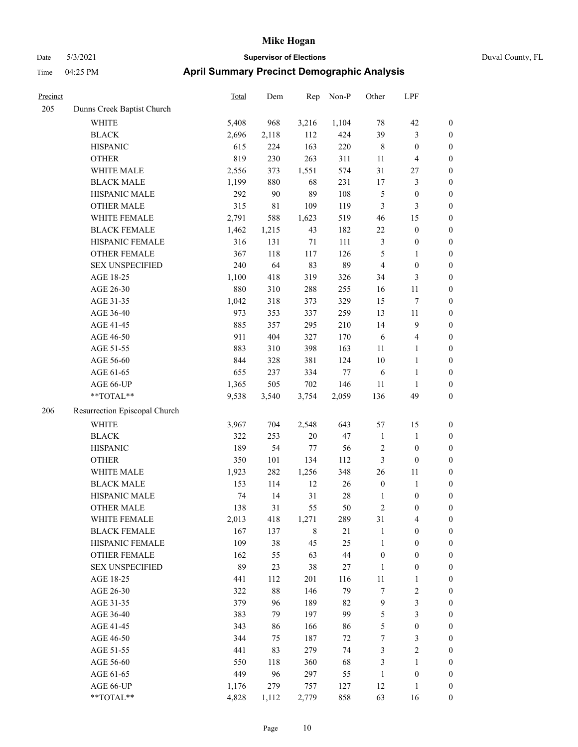# Mike Hogan

Date 5/3/2021 **Supervisor of Elections** Duval County, FL

Time 04:25 PM **April Summary Precinct Demographic Analysis**

| Precinct | | Total | Dem | Rep | Non-P | Other | LPF | |
|---|---|---|---|---|---|---|---|---|
| 205 | Dunns Creek Baptist Church | | | | | | | |
| | WHITE | 5,408 | 968 | 3,216 | 1,104 | 78 | 42 | 0 |
| | BLACK | 2,696 | 2,118 | 112 | 424 | 39 | 3 | 0 |
| | HISPANIC | 615 | 224 | 163 | 220 | 8 | 0 | 0 |
| | OTHER | 819 | 230 | 263 | 311 | 11 | 4 | 0 |
| | WHITE MALE | 2,556 | 373 | 1,551 | 574 | 31 | 27 | 0 |
| | BLACK MALE | 1,199 | 880 | 68 | 231 | 17 | 3 | 0 |
| | HISPANIC MALE | 292 | 90 | 89 | 108 | 5 | 0 | 0 |
| | OTHER MALE | 315 | 81 | 109 | 119 | 3 | 3 | 0 |
| | WHITE FEMALE | 2,791 | 588 | 1,623 | 519 | 46 | 15 | 0 |
| | BLACK FEMALE | 1,462 | 1,215 | 43 | 182 | 22 | 0 | 0 |
| | HISPANIC FEMALE | 316 | 131 | 71 | 111 | 3 | 0 | 0 |
| | OTHER FEMALE | 367 | 118 | 117 | 126 | 5 | 1 | 0 |
| | SEX UNSPECIFIED | 240 | 64 | 83 | 89 | 4 | 0 | 0 |
| | AGE 18-25 | 1,100 | 418 | 319 | 326 | 34 | 3 | 0 |
| | AGE 26-30 | 880 | 310 | 288 | 255 | 16 | 11 | 0 |
| | AGE 31-35 | 1,042 | 318 | 373 | 329 | 15 | 7 | 0 |
| | AGE 36-40 | 973 | 353 | 337 | 259 | 13 | 11 | 0 |
| | AGE 41-45 | 885 | 357 | 295 | 210 | 14 | 9 | 0 |
| | AGE 46-50 | 911 | 404 | 327 | 170 | 6 | 4 | 0 |
| | AGE 51-55 | 883 | 310 | 398 | 163 | 11 | 1 | 0 |
| | AGE 56-60 | 844 | 328 | 381 | 124 | 10 | 1 | 0 |
| | AGE 61-65 | 655 | 237 | 334 | 77 | 6 | 1 | 0 |
| | AGE 66-UP | 1,365 | 505 | 702 | 146 | 11 | 1 | 0 |
| | **TOTAL** | 9,538 | 3,540 | 3,754 | 2,059 | 136 | 49 | 0 |
| 206 | Resurrection Episcopal Church | | | | | | | |
| | WHITE | 3,967 | 704 | 2,548 | 643 | 57 | 15 | 0 |
| | BLACK | 322 | 253 | 20 | 47 | 1 | 1 | 0 |
| | HISPANIC | 189 | 54 | 77 | 56 | 2 | 0 | 0 |
| | OTHER | 350 | 101 | 134 | 112 | 3 | 0 | 0 |
| | WHITE MALE | 1,923 | 282 | 1,256 | 348 | 26 | 11 | 0 |
| | BLACK MALE | 153 | 114 | 12 | 26 | 0 | 1 | 0 |
| | HISPANIC MALE | 74 | 14 | 31 | 28 | 1 | 0 | 0 |
| | OTHER MALE | 138 | 31 | 55 | 50 | 2 | 0 | 0 |
| | WHITE FEMALE | 2,013 | 418 | 1,271 | 289 | 31 | 4 | 0 |
| | BLACK FEMALE | 167 | 137 | 8 | 21 | 1 | 0 | 0 |
| | HISPANIC FEMALE | 109 | 38 | 45 | 25 | 1 | 0 | 0 |
| | OTHER FEMALE | 162 | 55 | 63 | 44 | 0 | 0 | 0 |
| | SEX UNSPECIFIED | 89 | 23 | 38 | 27 | 1 | 0 | 0 |
| | AGE 18-25 | 441 | 112 | 201 | 116 | 11 | 1 | 0 |
| | AGE 26-30 | 322 | 88 | 146 | 79 | 7 | 2 | 0 |
| | AGE 31-35 | 379 | 96 | 189 | 82 | 9 | 3 | 0 |
| | AGE 36-40 | 383 | 79 | 197 | 99 | 5 | 3 | 0 |
| | AGE 41-45 | 343 | 86 | 166 | 86 | 5 | 0 | 0 |
| | AGE 46-50 | 344 | 75 | 187 | 72 | 7 | 3 | 0 |
| | AGE 51-55 | 441 | 83 | 279 | 74 | 3 | 2 | 0 |
| | AGE 56-60 | 550 | 118 | 360 | 68 | 3 | 1 | 0 |
| | AGE 61-65 | 449 | 96 | 297 | 55 | 1 | 0 | 0 |
| | AGE 66-UP | 1,176 | 279 | 757 | 127 | 12 | 1 | 0 |
| | **TOTAL** | 4,828 | 1,112 | 2,779 | 858 | 63 | 16 | 0 |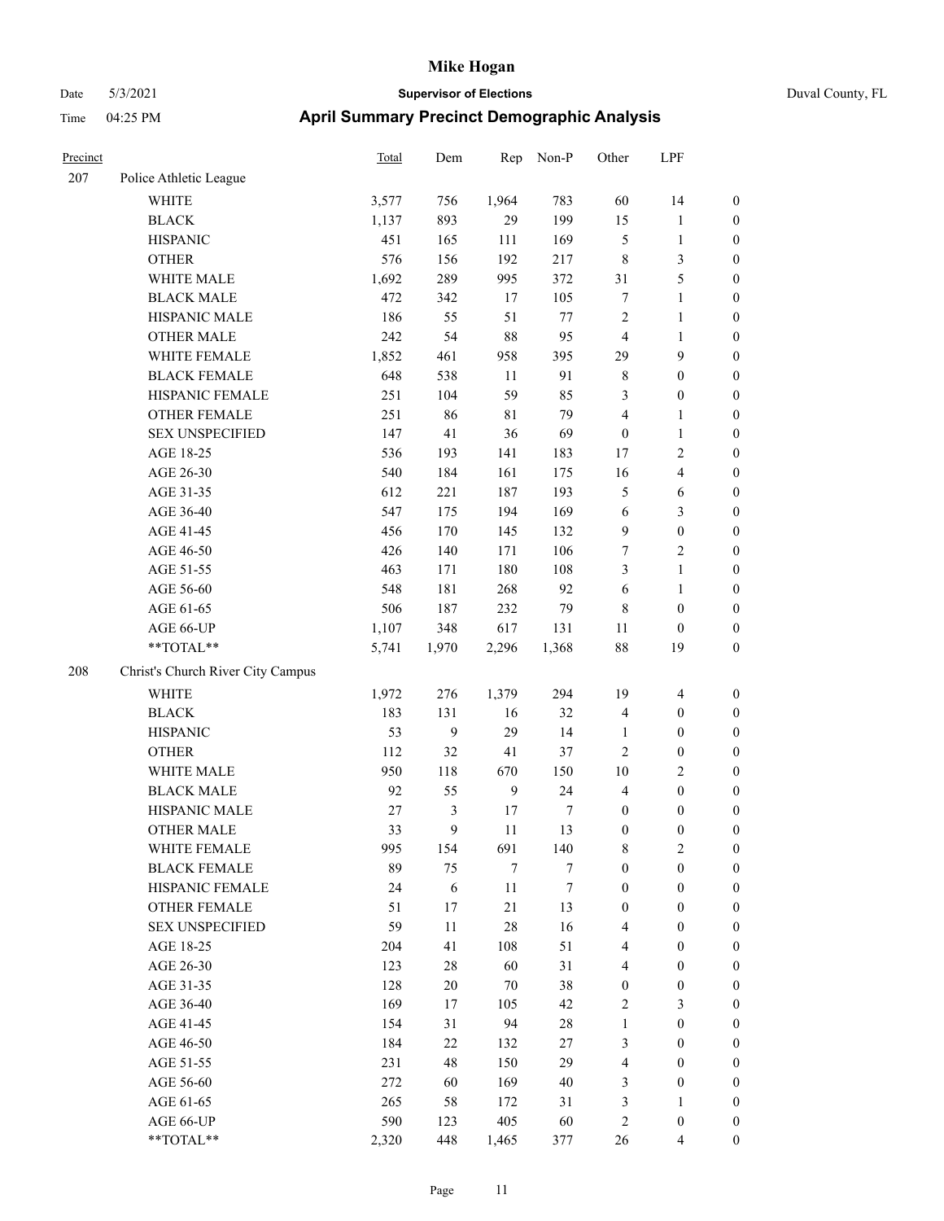# Mike Hogan

Date 5/3/2021 **Supervisor of Elections** Duval County, FL

Time 04:25 PM **April Summary Precinct Demographic Analysis**

| Precinct | | Total | Dem | Rep | Non-P | Other | LPF | |
|---|---|---|---|---|---|---|---|---|
| 207 | Police Athletic League | | | | | | | |
| | WHITE | 3,577 | 756 | 1,964 | 783 | 60 | 14 | 0 |
| | BLACK | 1,137 | 893 | 29 | 199 | 15 | 1 | 0 |
| | HISPANIC | 451 | 165 | 111 | 169 | 5 | 1 | 0 |
| | OTHER | 576 | 156 | 192 | 217 | 8 | 3 | 0 |
| | WHITE MALE | 1,692 | 289 | 995 | 372 | 31 | 5 | 0 |
| | BLACK MALE | 472 | 342 | 17 | 105 | 7 | 1 | 0 |
| | HISPANIC MALE | 186 | 55 | 51 | 77 | 2 | 1 | 0 |
| | OTHER MALE | 242 | 54 | 88 | 95 | 4 | 1 | 0 |
| | WHITE FEMALE | 1,852 | 461 | 958 | 395 | 29 | 9 | 0 |
| | BLACK FEMALE | 648 | 538 | 11 | 91 | 8 | 0 | 0 |
| | HISPANIC FEMALE | 251 | 104 | 59 | 85 | 3 | 0 | 0 |
| | OTHER FEMALE | 251 | 86 | 81 | 79 | 4 | 1 | 0 |
| | SEX UNSPECIFIED | 147 | 41 | 36 | 69 | 0 | 1 | 0 |
| | AGE 18-25 | 536 | 193 | 141 | 183 | 17 | 2 | 0 |
| | AGE 26-30 | 540 | 184 | 161 | 175 | 16 | 4 | 0 |
| | AGE 31-35 | 612 | 221 | 187 | 193 | 5 | 6 | 0 |
| | AGE 36-40 | 547 | 175 | 194 | 169 | 6 | 3 | 0 |
| | AGE 41-45 | 456 | 170 | 145 | 132 | 9 | 0 | 0 |
| | AGE 46-50 | 426 | 140 | 171 | 106 | 7 | 2 | 0 |
| | AGE 51-55 | 463 | 171 | 180 | 108 | 3 | 1 | 0 |
| | AGE 56-60 | 548 | 181 | 268 | 92 | 6 | 1 | 0 |
| | AGE 61-65 | 506 | 187 | 232 | 79 | 8 | 0 | 0 |
| | AGE 66-UP | 1,107 | 348 | 617 | 131 | 11 | 0 | 0 |
| | **TOTAL** | 5,741 | 1,970 | 2,296 | 1,368 | 88 | 19 | 0 |
| 208 | Christ's Church River City Campus | | | | | | | |
| | WHITE | 1,972 | 276 | 1,379 | 294 | 19 | 4 | 0 |
| | BLACK | 183 | 131 | 16 | 32 | 4 | 0 | 0 |
| | HISPANIC | 53 | 9 | 29 | 14 | 1 | 0 | 0 |
| | OTHER | 112 | 32 | 41 | 37 | 2 | 0 | 0 |
| | WHITE MALE | 950 | 118 | 670 | 150 | 10 | 2 | 0 |
| | BLACK MALE | 92 | 55 | 9 | 24 | 4 | 0 | 0 |
| | HISPANIC MALE | 27 | 3 | 17 | 7 | 0 | 0 | 0 |
| | OTHER MALE | 33 | 9 | 11 | 13 | 0 | 0 | 0 |
| | WHITE FEMALE | 995 | 154 | 691 | 140 | 8 | 2 | 0 |
| | BLACK FEMALE | 89 | 75 | 7 | 7 | 0 | 0 | 0 |
| | HISPANIC FEMALE | 24 | 6 | 11 | 7 | 0 | 0 | 0 |
| | OTHER FEMALE | 51 | 17 | 21 | 13 | 0 | 0 | 0 |
| | SEX UNSPECIFIED | 59 | 11 | 28 | 16 | 4 | 0 | 0 |
| | AGE 18-25 | 204 | 41 | 108 | 51 | 4 | 0 | 0 |
| | AGE 26-30 | 123 | 28 | 60 | 31 | 4 | 0 | 0 |
| | AGE 31-35 | 128 | 20 | 70 | 38 | 0 | 0 | 0 |
| | AGE 36-40 | 169 | 17 | 105 | 42 | 2 | 3 | 0 |
| | AGE 41-45 | 154 | 31 | 94 | 28 | 1 | 0 | 0 |
| | AGE 46-50 | 184 | 22 | 132 | 27 | 3 | 0 | 0 |
| | AGE 51-55 | 231 | 48 | 150 | 29 | 4 | 0 | 0 |
| | AGE 56-60 | 272 | 60 | 169 | 40 | 3 | 0 | 0 |
| | AGE 61-65 | 265 | 58 | 172 | 31 | 3 | 1 | 0 |
| | AGE 66-UP | 590 | 123 | 405 | 60 | 2 | 0 | 0 |
| | **TOTAL** | 2,320 | 448 | 1,465 | 377 | 26 | 4 | 0 |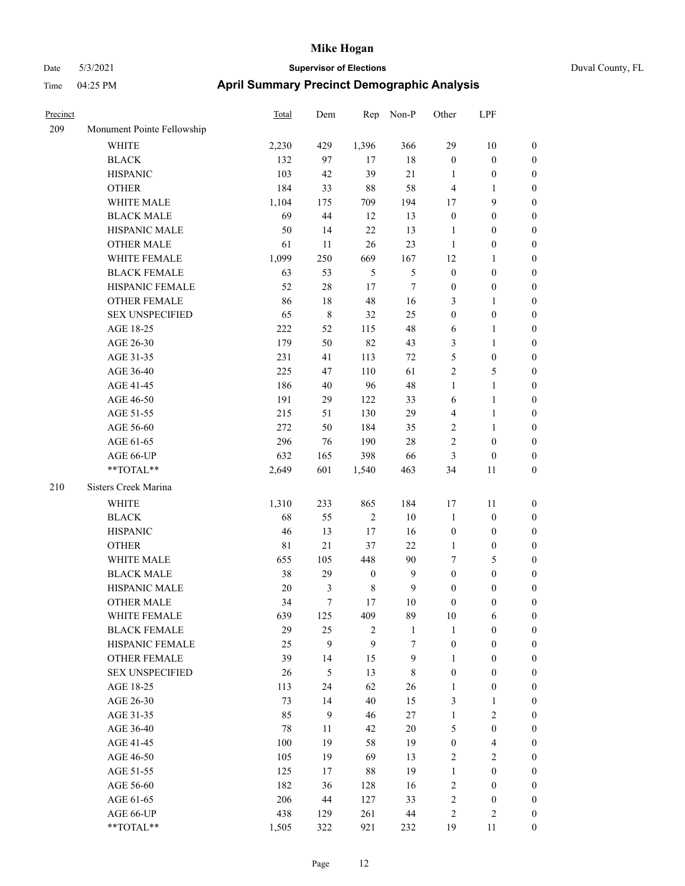# Mike Hogan

Date 5/3/2021 **Supervisor of Elections** Duval County, FL

Time 04:25 PM **April Summary Precinct Demographic Analysis**

| Precinct | | Total | Dem | Rep | Non-P | Other | LPF | |
|---|---|---|---|---|---|---|---|---|
| 209 | Monument Pointe Fellowship | | | | | | | |
| | WHITE | 2,230 | 429 | 1,396 | 366 | 29 | 10 | 0 |
| | BLACK | 132 | 97 | 17 | 18 | 0 | 0 | 0 |
| | HISPANIC | 103 | 42 | 39 | 21 | 1 | 0 | 0 |
| | OTHER | 184 | 33 | 88 | 58 | 4 | 1 | 0 |
| | WHITE MALE | 1,104 | 175 | 709 | 194 | 17 | 9 | 0 |
| | BLACK MALE | 69 | 44 | 12 | 13 | 0 | 0 | 0 |
| | HISPANIC MALE | 50 | 14 | 22 | 13 | 1 | 0 | 0 |
| | OTHER MALE | 61 | 11 | 26 | 23 | 1 | 0 | 0 |
| | WHITE FEMALE | 1,099 | 250 | 669 | 167 | 12 | 1 | 0 |
| | BLACK FEMALE | 63 | 53 | 5 | 5 | 0 | 0 | 0 |
| | HISPANIC FEMALE | 52 | 28 | 17 | 7 | 0 | 0 | 0 |
| | OTHER FEMALE | 86 | 18 | 48 | 16 | 3 | 1 | 0 |
| | SEX UNSPECIFIED | 65 | 8 | 32 | 25 | 0 | 0 | 0 |
| | AGE 18-25 | 222 | 52 | 115 | 48 | 6 | 1 | 0 |
| | AGE 26-30 | 179 | 50 | 82 | 43 | 3 | 1 | 0 |
| | AGE 31-35 | 231 | 41 | 113 | 72 | 5 | 0 | 0 |
| | AGE 36-40 | 225 | 47 | 110 | 61 | 2 | 5 | 0 |
| | AGE 41-45 | 186 | 40 | 96 | 48 | 1 | 1 | 0 |
| | AGE 46-50 | 191 | 29 | 122 | 33 | 6 | 1 | 0 |
| | AGE 51-55 | 215 | 51 | 130 | 29 | 4 | 1 | 0 |
| | AGE 56-60 | 272 | 50 | 184 | 35 | 2 | 1 | 0 |
| | AGE 61-65 | 296 | 76 | 190 | 28 | 2 | 0 | 0 |
| | AGE 66-UP | 632 | 165 | 398 | 66 | 3 | 0 | 0 |
| | **TOTAL** | 2,649 | 601 | 1,540 | 463 | 34 | 11 | 0 |
| 210 | Sisters Creek Marina | | | | | | | |
| | WHITE | 1,310 | 233 | 865 | 184 | 17 | 11 | 0 |
| | BLACK | 68 | 55 | 2 | 10 | 1 | 0 | 0 |
| | HISPANIC | 46 | 13 | 17 | 16 | 0 | 0 | 0 |
| | OTHER | 81 | 21 | 37 | 22 | 1 | 0 | 0 |
| | WHITE MALE | 655 | 105 | 448 | 90 | 7 | 5 | 0 |
| | BLACK MALE | 38 | 29 | 0 | 9 | 0 | 0 | 0 |
| | HISPANIC MALE | 20 | 3 | 8 | 9 | 0 | 0 | 0 |
| | OTHER MALE | 34 | 7 | 17 | 10 | 0 | 0 | 0 |
| | WHITE FEMALE | 639 | 125 | 409 | 89 | 10 | 6 | 0 |
| | BLACK FEMALE | 29 | 25 | 2 | 1 | 1 | 0 | 0 |
| | HISPANIC FEMALE | 25 | 9 | 9 | 7 | 0 | 0 | 0 |
| | OTHER FEMALE | 39 | 14 | 15 | 9 | 1 | 0 | 0 |
| | SEX UNSPECIFIED | 26 | 5 | 13 | 8 | 0 | 0 | 0 |
| | AGE 18-25 | 113 | 24 | 62 | 26 | 1 | 0 | 0 |
| | AGE 26-30 | 73 | 14 | 40 | 15 | 3 | 1 | 0 |
| | AGE 31-35 | 85 | 9 | 46 | 27 | 1 | 2 | 0 |
| | AGE 36-40 | 78 | 11 | 42 | 20 | 5 | 0 | 0 |
| | AGE 41-45 | 100 | 19 | 58 | 19 | 0 | 4 | 0 |
| | AGE 46-50 | 105 | 19 | 69 | 13 | 2 | 2 | 0 |
| | AGE 51-55 | 125 | 17 | 88 | 19 | 1 | 0 | 0 |
| | AGE 56-60 | 182 | 36 | 128 | 16 | 2 | 0 | 0 |
| | AGE 61-65 | 206 | 44 | 127 | 33 | 2 | 0 | 0 |
| | AGE 66-UP | 438 | 129 | 261 | 44 | 2 | 2 | 0 |
| | **TOTAL** | 1,505 | 322 | 921 | 232 | 19 | 11 | 0 |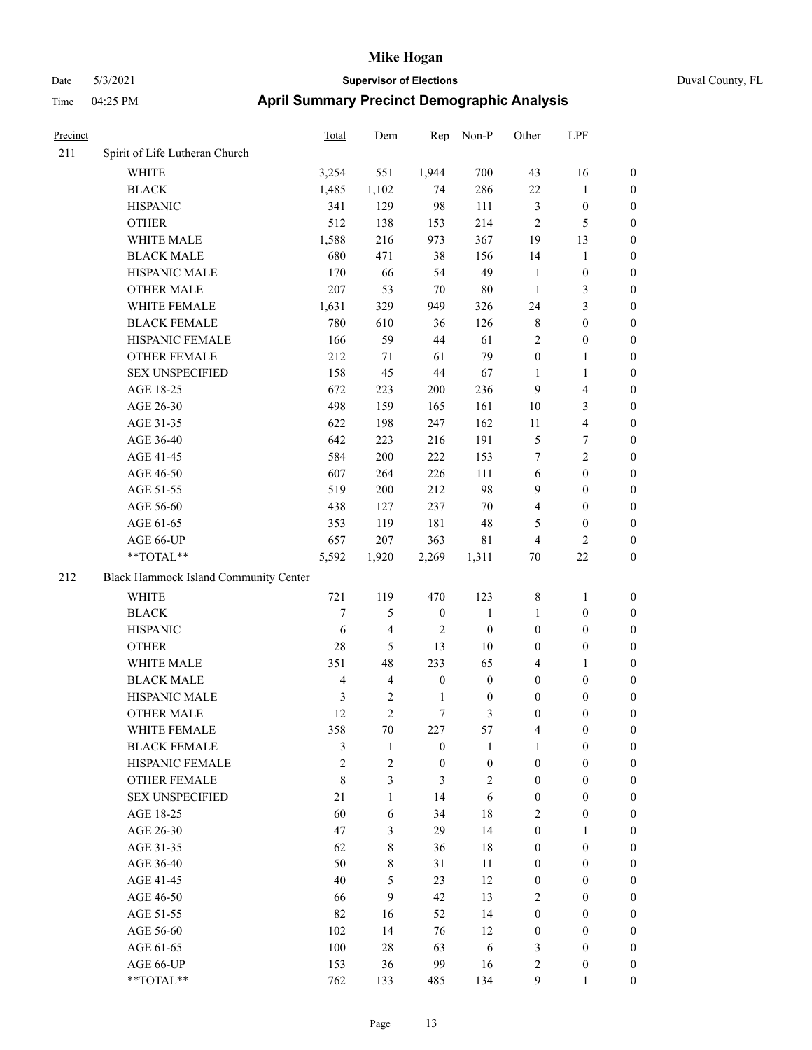# Mike Hogan

Date 5/3/2021 **Supervisor of Elections** Duval County, FL

Time 04:25 PM **April Summary Precinct Demographic Analysis**

| Precinct | | Total | Dem | Rep | Non-P | Other | LPF | |
|---|---|---|---|---|---|---|---|---|
| 211 | Spirit of Life Lutheran Church | | | | | | | |
| | WHITE | 3,254 | 551 | 1,944 | 700 | 43 | 16 | 0 |
| | BLACK | 1,485 | 1,102 | 74 | 286 | 22 | 1 | 0 |
| | HISPANIC | 341 | 129 | 98 | 111 | 3 | 0 | 0 |
| | OTHER | 512 | 138 | 153 | 214 | 2 | 5 | 0 |
| | WHITE MALE | 1,588 | 216 | 973 | 367 | 19 | 13 | 0 |
| | BLACK MALE | 680 | 471 | 38 | 156 | 14 | 1 | 0 |
| | HISPANIC MALE | 170 | 66 | 54 | 49 | 1 | 0 | 0 |
| | OTHER MALE | 207 | 53 | 70 | 80 | 1 | 3 | 0 |
| | WHITE FEMALE | 1,631 | 329 | 949 | 326 | 24 | 3 | 0 |
| | BLACK FEMALE | 780 | 610 | 36 | 126 | 8 | 0 | 0 |
| | HISPANIC FEMALE | 166 | 59 | 44 | 61 | 2 | 0 | 0 |
| | OTHER FEMALE | 212 | 71 | 61 | 79 | 0 | 1 | 0 |
| | SEX UNSPECIFIED | 158 | 45 | 44 | 67 | 1 | 1 | 0 |
| | AGE 18-25 | 672 | 223 | 200 | 236 | 9 | 4 | 0 |
| | AGE 26-30 | 498 | 159 | 165 | 161 | 10 | 3 | 0 |
| | AGE 31-35 | 622 | 198 | 247 | 162 | 11 | 4 | 0 |
| | AGE 36-40 | 642 | 223 | 216 | 191 | 5 | 7 | 0 |
| | AGE 41-45 | 584 | 200 | 222 | 153 | 7 | 2 | 0 |
| | AGE 46-50 | 607 | 264 | 226 | 111 | 6 | 0 | 0 |
| | AGE 51-55 | 519 | 200 | 212 | 98 | 9 | 0 | 0 |
| | AGE 56-60 | 438 | 127 | 237 | 70 | 4 | 0 | 0 |
| | AGE 61-65 | 353 | 119 | 181 | 48 | 5 | 0 | 0 |
| | AGE 66-UP | 657 | 207 | 363 | 81 | 4 | 2 | 0 |
| | **TOTAL** | 5,592 | 1,920 | 2,269 | 1,311 | 70 | 22 | 0 |
| 212 | Black Hammock Island Community Center | | | | | | | |
| | WHITE | 721 | 119 | 470 | 123 | 8 | 1 | 0 |
| | BLACK | 7 | 5 | 0 | 1 | 1 | 0 | 0 |
| | HISPANIC | 6 | 4 | 2 | 0 | 0 | 0 | 0 |
| | OTHER | 28 | 5 | 13 | 10 | 0 | 0 | 0 |
| | WHITE MALE | 351 | 48 | 233 | 65 | 4 | 1 | 0 |
| | BLACK MALE | 4 | 4 | 0 | 0 | 0 | 0 | 0 |
| | HISPANIC MALE | 3 | 2 | 1 | 0 | 0 | 0 | 0 |
| | OTHER MALE | 12 | 2 | 7 | 3 | 0 | 0 | 0 |
| | WHITE FEMALE | 358 | 70 | 227 | 57 | 4 | 0 | 0 |
| | BLACK FEMALE | 3 | 1 | 0 | 1 | 1 | 0 | 0 |
| | HISPANIC FEMALE | 2 | 2 | 0 | 0 | 0 | 0 | 0 |
| | OTHER FEMALE | 8 | 3 | 3 | 2 | 0 | 0 | 0 |
| | SEX UNSPECIFIED | 21 | 1 | 14 | 6 | 0 | 0 | 0 |
| | AGE 18-25 | 60 | 6 | 34 | 18 | 2 | 0 | 0 |
| | AGE 26-30 | 47 | 3 | 29 | 14 | 0 | 1 | 0 |
| | AGE 31-35 | 62 | 8 | 36 | 18 | 0 | 0 | 0 |
| | AGE 36-40 | 50 | 8 | 31 | 11 | 0 | 0 | 0 |
| | AGE 41-45 | 40 | 5 | 23 | 12 | 0 | 0 | 0 |
| | AGE 46-50 | 66 | 9 | 42 | 13 | 2 | 0 | 0 |
| | AGE 51-55 | 82 | 16 | 52 | 14 | 0 | 0 | 0 |
| | AGE 56-60 | 102 | 14 | 76 | 12 | 0 | 0 | 0 |
| | AGE 61-65 | 100 | 28 | 63 | 6 | 3 | 0 | 0 |
| | AGE 66-UP | 153 | 36 | 99 | 16 | 2 | 0 | 0 |
| | **TOTAL** | 762 | 133 | 485 | 134 | 9 | 1 | 0 |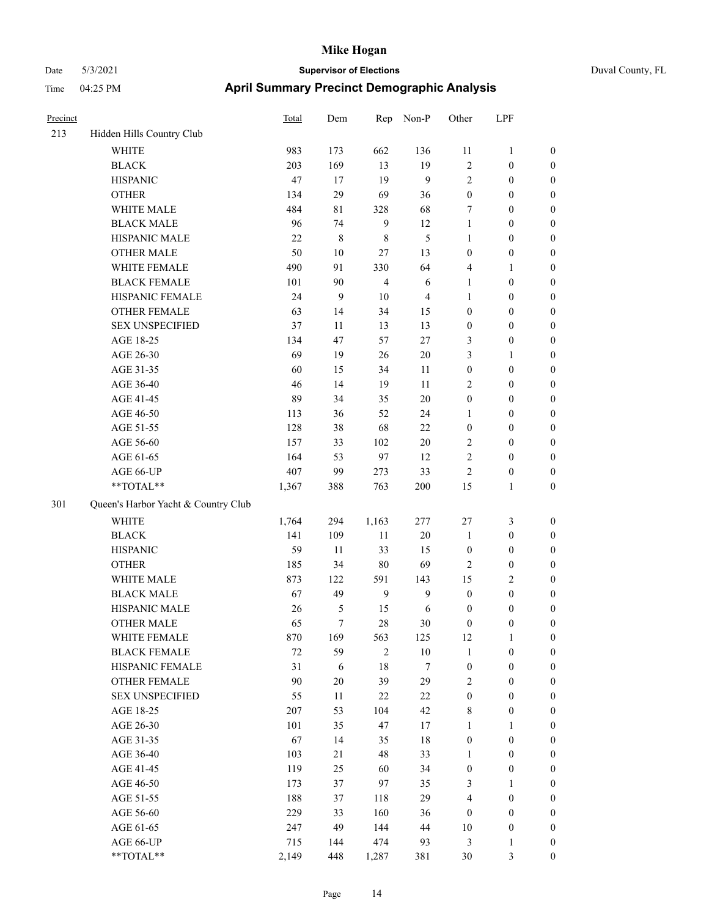# Mike Hogan

Date 5/3/2021 **Supervisor of Elections** Duval County, FL

Time 04:25 PM **April Summary Precinct Demographic Analysis**

| Precinct | | Total | Dem | Rep | Non-P | Other | LPF | |
|---|---|---|---|---|---|---|---|---|
| 213 | Hidden Hills Country Club | | | | | | | |
| | WHITE | 983 | 173 | 662 | 136 | 11 | 1 | 0 |
| | BLACK | 203 | 169 | 13 | 19 | 2 | 0 | 0 |
| | HISPANIC | 47 | 17 | 19 | 9 | 2 | 0 | 0 |
| | OTHER | 134 | 29 | 69 | 36 | 0 | 0 | 0 |
| | WHITE MALE | 484 | 81 | 328 | 68 | 7 | 0 | 0 |
| | BLACK MALE | 96 | 74 | 9 | 12 | 1 | 0 | 0 |
| | HISPANIC MALE | 22 | 8 | 8 | 5 | 1 | 0 | 0 |
| | OTHER MALE | 50 | 10 | 27 | 13 | 0 | 0 | 0 |
| | WHITE FEMALE | 490 | 91 | 330 | 64 | 4 | 1 | 0 |
| | BLACK FEMALE | 101 | 90 | 4 | 6 | 1 | 0 | 0 |
| | HISPANIC FEMALE | 24 | 9 | 10 | 4 | 1 | 0 | 0 |
| | OTHER FEMALE | 63 | 14 | 34 | 15 | 0 | 0 | 0 |
| | SEX UNSPECIFIED | 37 | 11 | 13 | 13 | 0 | 0 | 0 |
| | AGE 18-25 | 134 | 47 | 57 | 27 | 3 | 0 | 0 |
| | AGE 26-30 | 69 | 19 | 26 | 20 | 3 | 1 | 0 |
| | AGE 31-35 | 60 | 15 | 34 | 11 | 0 | 0 | 0 |
| | AGE 36-40 | 46 | 14 | 19 | 11 | 2 | 0 | 0 |
| | AGE 41-45 | 89 | 34 | 35 | 20 | 0 | 0 | 0 |
| | AGE 46-50 | 113 | 36 | 52 | 24 | 1 | 0 | 0 |
| | AGE 51-55 | 128 | 38 | 68 | 22 | 0 | 0 | 0 |
| | AGE 56-60 | 157 | 33 | 102 | 20 | 2 | 0 | 0 |
| | AGE 61-65 | 164 | 53 | 97 | 12 | 2 | 0 | 0 |
| | AGE 66-UP | 407 | 99 | 273 | 33 | 2 | 0 | 0 |
| | **TOTAL** | 1,367 | 388 | 763 | 200 | 15 | 1 | 0 |
| 301 | Queen's Harbor Yacht & Country Club | | | | | | | |
| | WHITE | 1,764 | 294 | 1,163 | 277 | 27 | 3 | 0 |
| | BLACK | 141 | 109 | 11 | 20 | 1 | 0 | 0 |
| | HISPANIC | 59 | 11 | 33 | 15 | 0 | 0 | 0 |
| | OTHER | 185 | 34 | 80 | 69 | 2 | 0 | 0 |
| | WHITE MALE | 873 | 122 | 591 | 143 | 15 | 2 | 0 |
| | BLACK MALE | 67 | 49 | 9 | 9 | 0 | 0 | 0 |
| | HISPANIC MALE | 26 | 5 | 15 | 6 | 0 | 0 | 0 |
| | OTHER MALE | 65 | 7 | 28 | 30 | 0 | 0 | 0 |
| | WHITE FEMALE | 870 | 169 | 563 | 125 | 12 | 1 | 0 |
| | BLACK FEMALE | 72 | 59 | 2 | 10 | 1 | 0 | 0 |
| | HISPANIC FEMALE | 31 | 6 | 18 | 7 | 0 | 0 | 0 |
| | OTHER FEMALE | 90 | 20 | 39 | 29 | 2 | 0 | 0 |
| | SEX UNSPECIFIED | 55 | 11 | 22 | 22 | 0 | 0 | 0 |
| | AGE 18-25 | 207 | 53 | 104 | 42 | 8 | 0 | 0 |
| | AGE 26-30 | 101 | 35 | 47 | 17 | 1 | 1 | 0 |
| | AGE 31-35 | 67 | 14 | 35 | 18 | 0 | 0 | 0 |
| | AGE 36-40 | 103 | 21 | 48 | 33 | 1 | 0 | 0 |
| | AGE 41-45 | 119 | 25 | 60 | 34 | 0 | 0 | 0 |
| | AGE 46-50 | 173 | 37 | 97 | 35 | 3 | 1 | 0 |
| | AGE 51-55 | 188 | 37 | 118 | 29 | 4 | 0 | 0 |
| | AGE 56-60 | 229 | 33 | 160 | 36 | 0 | 0 | 0 |
| | AGE 61-65 | 247 | 49 | 144 | 44 | 10 | 0 | 0 |
| | AGE 66-UP | 715 | 144 | 474 | 93 | 3 | 1 | 0 |
| | **TOTAL** | 2,149 | 448 | 1,287 | 381 | 30 | 3 | 0 |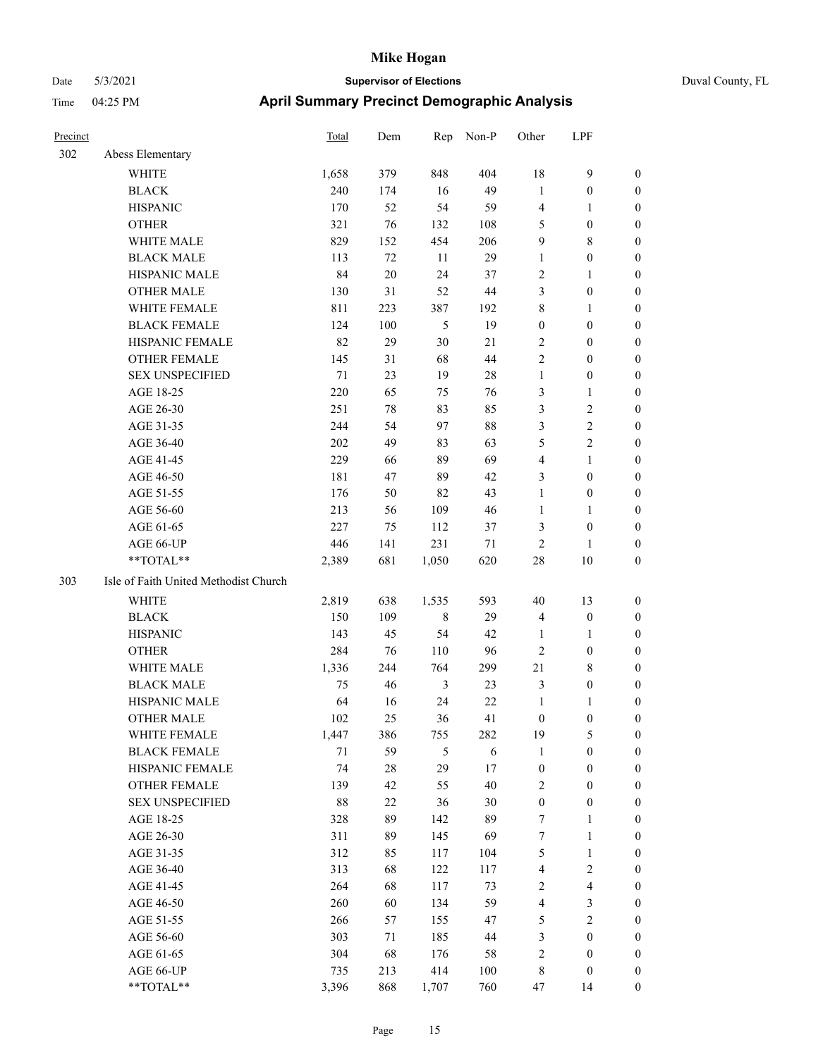# Mike Hogan

Date 5/3/2021 **Supervisor of Elections** Duval County, FL

Time 04:25 PM **April Summary Precinct Demographic Analysis**

| Precinct | | Total | Dem | Rep | Non-P | Other | LPF | |
|---|---|---|---|---|---|---|---|---|
| 302 | Abess Elementary | | | | | | | |
| | WHITE | 1,658 | 379 | 848 | 404 | 18 | 9 | 0 |
| | BLACK | 240 | 174 | 16 | 49 | 1 | 0 | 0 |
| | HISPANIC | 170 | 52 | 54 | 59 | 4 | 1 | 0 |
| | OTHER | 321 | 76 | 132 | 108 | 5 | 0 | 0 |
| | WHITE MALE | 829 | 152 | 454 | 206 | 9 | 8 | 0 |
| | BLACK MALE | 113 | 72 | 11 | 29 | 1 | 0 | 0 |
| | HISPANIC MALE | 84 | 20 | 24 | 37 | 2 | 1 | 0 |
| | OTHER MALE | 130 | 31 | 52 | 44 | 3 | 0 | 0 |
| | WHITE FEMALE | 811 | 223 | 387 | 192 | 8 | 1 | 0 |
| | BLACK FEMALE | 124 | 100 | 5 | 19 | 0 | 0 | 0 |
| | HISPANIC FEMALE | 82 | 29 | 30 | 21 | 2 | 0 | 0 |
| | OTHER FEMALE | 145 | 31 | 68 | 44 | 2 | 0 | 0 |
| | SEX UNSPECIFIED | 71 | 23 | 19 | 28 | 1 | 0 | 0 |
| | AGE 18-25 | 220 | 65 | 75 | 76 | 3 | 1 | 0 |
| | AGE 26-30 | 251 | 78 | 83 | 85 | 3 | 2 | 0 |
| | AGE 31-35 | 244 | 54 | 97 | 88 | 3 | 2 | 0 |
| | AGE 36-40 | 202 | 49 | 83 | 63 | 5 | 2 | 0 |
| | AGE 41-45 | 229 | 66 | 89 | 69 | 4 | 1 | 0 |
| | AGE 46-50 | 181 | 47 | 89 | 42 | 3 | 0 | 0 |
| | AGE 51-55 | 176 | 50 | 82 | 43 | 1 | 0 | 0 |
| | AGE 56-60 | 213 | 56 | 109 | 46 | 1 | 1 | 0 |
| | AGE 61-65 | 227 | 75 | 112 | 37 | 3 | 0 | 0 |
| | AGE 66-UP | 446 | 141 | 231 | 71 | 2 | 1 | 0 |
| | **TOTAL** | 2,389 | 681 | 1,050 | 620 | 28 | 10 | 0 |
| 303 | Isle of Faith United Methodist Church | | | | | | | |
| | WHITE | 2,819 | 638 | 1,535 | 593 | 40 | 13 | 0 |
| | BLACK | 150 | 109 | 8 | 29 | 4 | 0 | 0 |
| | HISPANIC | 143 | 45 | 54 | 42 | 1 | 1 | 0 |
| | OTHER | 284 | 76 | 110 | 96 | 2 | 0 | 0 |
| | WHITE MALE | 1,336 | 244 | 764 | 299 | 21 | 8 | 0 |
| | BLACK MALE | 75 | 46 | 3 | 23 | 3 | 0 | 0 |
| | HISPANIC MALE | 64 | 16 | 24 | 22 | 1 | 1 | 0 |
| | OTHER MALE | 102 | 25 | 36 | 41 | 0 | 0 | 0 |
| | WHITE FEMALE | 1,447 | 386 | 755 | 282 | 19 | 5 | 0 |
| | BLACK FEMALE | 71 | 59 | 5 | 6 | 1 | 0 | 0 |
| | HISPANIC FEMALE | 74 | 28 | 29 | 17 | 0 | 0 | 0 |
| | OTHER FEMALE | 139 | 42 | 55 | 40 | 2 | 0 | 0 |
| | SEX UNSPECIFIED | 88 | 22 | 36 | 30 | 0 | 0 | 0 |
| | AGE 18-25 | 328 | 89 | 142 | 89 | 7 | 1 | 0 |
| | AGE 26-30 | 311 | 89 | 145 | 69 | 7 | 1 | 0 |
| | AGE 31-35 | 312 | 85 | 117 | 104 | 5 | 1 | 0 |
| | AGE 36-40 | 313 | 68 | 122 | 117 | 4 | 2 | 0 |
| | AGE 41-45 | 264 | 68 | 117 | 73 | 2 | 4 | 0 |
| | AGE 46-50 | 260 | 60 | 134 | 59 | 4 | 3 | 0 |
| | AGE 51-55 | 266 | 57 | 155 | 47 | 5 | 2 | 0 |
| | AGE 56-60 | 303 | 71 | 185 | 44 | 3 | 0 | 0 |
| | AGE 61-65 | 304 | 68 | 176 | 58 | 2 | 0 | 0 |
| | AGE 66-UP | 735 | 213 | 414 | 100 | 8 | 0 | 0 |
| | **TOTAL** | 3,396 | 868 | 1,707 | 760 | 47 | 14 | 0 |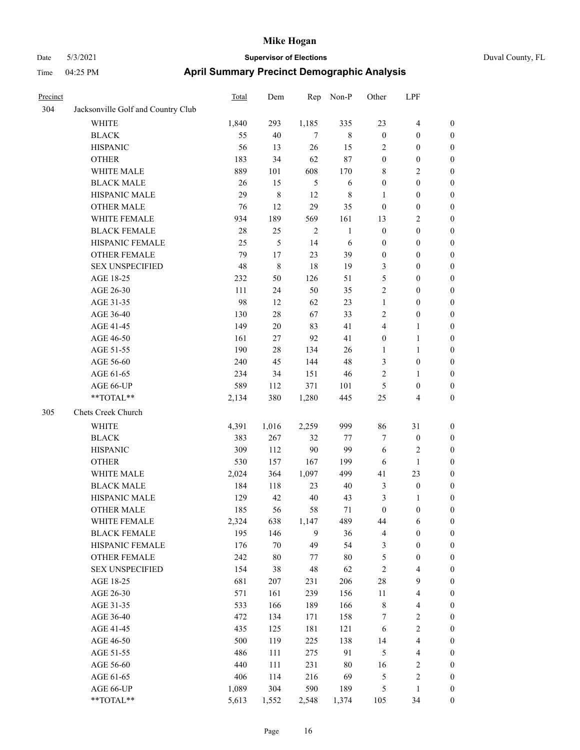# Mike Hogan

Date 5/3/2021 | **Supervisor of Elections** | Duval County, FL

Time 04:25 PM | **April Summary Precinct Demographic Analysis**

| Precinct | | Total | Dem | Rep | Non-P | Other | LPF | |
|---|---|---|---|---|---|---|---|---|
| 304 | Jacksonville Golf and Country Club | | | | | | | |
| | WHITE | 1,840 | 293 | 1,185 | 335 | 23 | 4 | 0 |
| | BLACK | 55 | 40 | 7 | 8 | 0 | 0 | 0 |
| | HISPANIC | 56 | 13 | 26 | 15 | 2 | 0 | 0 |
| | OTHER | 183 | 34 | 62 | 87 | 0 | 0 | 0 |
| | WHITE MALE | 889 | 101 | 608 | 170 | 8 | 2 | 0 |
| | BLACK MALE | 26 | 15 | 5 | 6 | 0 | 0 | 0 |
| | HISPANIC MALE | 29 | 8 | 12 | 8 | 1 | 0 | 0 |
| | OTHER MALE | 76 | 12 | 29 | 35 | 0 | 0 | 0 |
| | WHITE FEMALE | 934 | 189 | 569 | 161 | 13 | 2 | 0 |
| | BLACK FEMALE | 28 | 25 | 2 | 1 | 0 | 0 | 0 |
| | HISPANIC FEMALE | 25 | 5 | 14 | 6 | 0 | 0 | 0 |
| | OTHER FEMALE | 79 | 17 | 23 | 39 | 0 | 0 | 0 |
| | SEX UNSPECIFIED | 48 | 8 | 18 | 19 | 3 | 0 | 0 |
| | AGE 18-25 | 232 | 50 | 126 | 51 | 5 | 0 | 0 |
| | AGE 26-30 | 111 | 24 | 50 | 35 | 2 | 0 | 0 |
| | AGE 31-35 | 98 | 12 | 62 | 23 | 1 | 0 | 0 |
| | AGE 36-40 | 130 | 28 | 67 | 33 | 2 | 0 | 0 |
| | AGE 41-45 | 149 | 20 | 83 | 41 | 4 | 1 | 0 |
| | AGE 46-50 | 161 | 27 | 92 | 41 | 0 | 1 | 0 |
| | AGE 51-55 | 190 | 28 | 134 | 26 | 1 | 1 | 0 |
| | AGE 56-60 | 240 | 45 | 144 | 48 | 3 | 0 | 0 |
| | AGE 61-65 | 234 | 34 | 151 | 46 | 2 | 1 | 0 |
| | AGE 66-UP | 589 | 112 | 371 | 101 | 5 | 0 | 0 |
| | **TOTAL** | 2,134 | 380 | 1,280 | 445 | 25 | 4 | 0 |
| 305 | Chets Creek Church | | | | | | | |
| | WHITE | 4,391 | 1,016 | 2,259 | 999 | 86 | 31 | 0 |
| | BLACK | 383 | 267 | 32 | 77 | 7 | 0 | 0 |
| | HISPANIC | 309 | 112 | 90 | 99 | 6 | 2 | 0 |
| | OTHER | 530 | 157 | 167 | 199 | 6 | 1 | 0 |
| | WHITE MALE | 2,024 | 364 | 1,097 | 499 | 41 | 23 | 0 |
| | BLACK MALE | 184 | 118 | 23 | 40 | 3 | 0 | 0 |
| | HISPANIC MALE | 129 | 42 | 40 | 43 | 3 | 1 | 0 |
| | OTHER MALE | 185 | 56 | 58 | 71 | 0 | 0 | 0 |
| | WHITE FEMALE | 2,324 | 638 | 1,147 | 489 | 44 | 6 | 0 |
| | BLACK FEMALE | 195 | 146 | 9 | 36 | 4 | 0 | 0 |
| | HISPANIC FEMALE | 176 | 70 | 49 | 54 | 3 | 0 | 0 |
| | OTHER FEMALE | 242 | 80 | 77 | 80 | 5 | 0 | 0 |
| | SEX UNSPECIFIED | 154 | 38 | 48 | 62 | 2 | 4 | 0 |
| | AGE 18-25 | 681 | 207 | 231 | 206 | 28 | 9 | 0 |
| | AGE 26-30 | 571 | 161 | 239 | 156 | 11 | 4 | 0 |
| | AGE 31-35 | 533 | 166 | 189 | 166 | 8 | 4 | 0 |
| | AGE 36-40 | 472 | 134 | 171 | 158 | 7 | 2 | 0 |
| | AGE 41-45 | 435 | 125 | 181 | 121 | 6 | 2 | 0 |
| | AGE 46-50 | 500 | 119 | 225 | 138 | 14 | 4 | 0 |
| | AGE 51-55 | 486 | 111 | 275 | 91 | 5 | 4 | 0 |
| | AGE 56-60 | 440 | 111 | 231 | 80 | 16 | 2 | 0 |
| | AGE 61-65 | 406 | 114 | 216 | 69 | 5 | 2 | 0 |
| | AGE 66-UP | 1,089 | 304 | 590 | 189 | 5 | 1 | 0 |
| | **TOTAL** | 5,613 | 1,552 | 2,548 | 1,374 | 105 | 34 | 0 |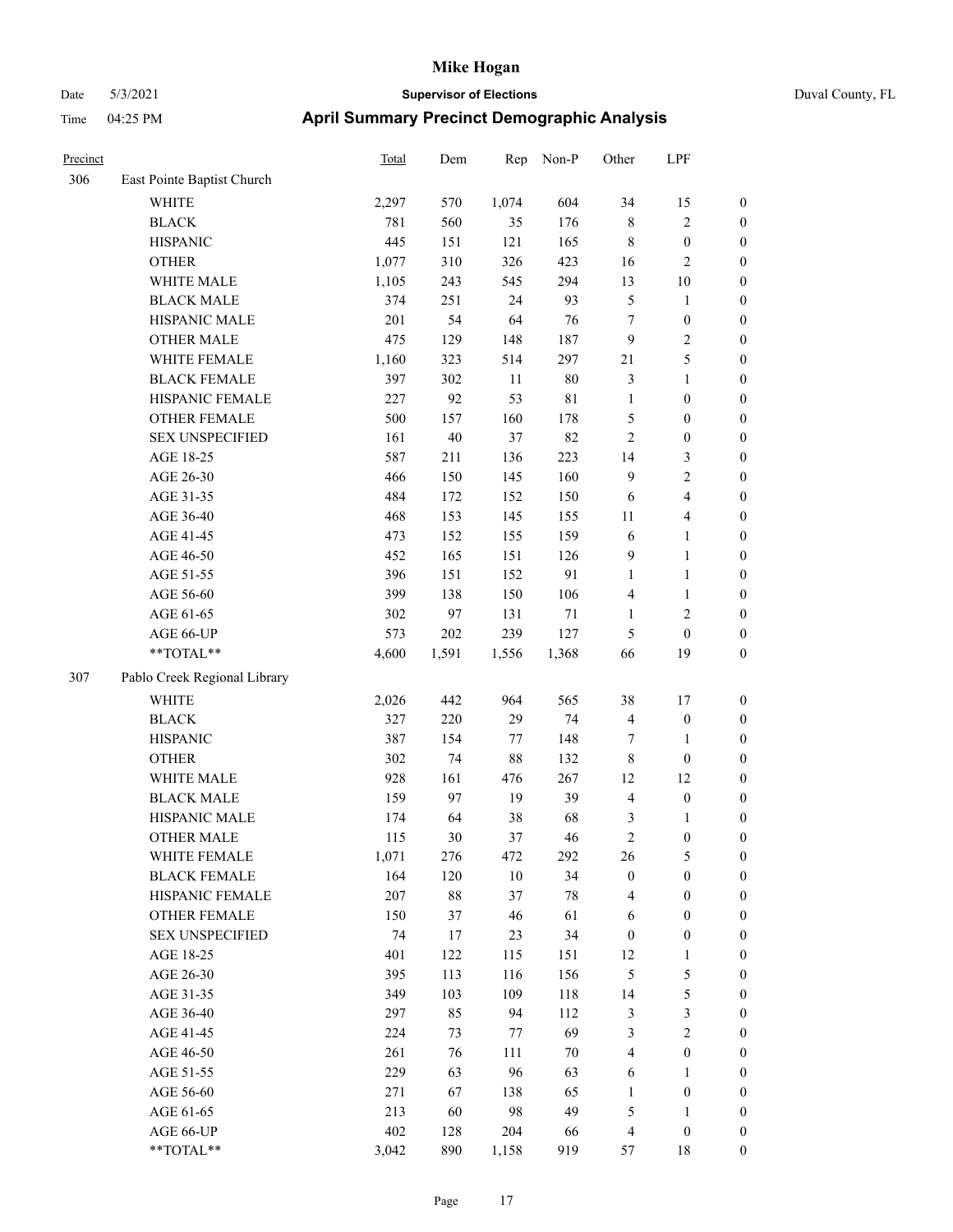# Mike Hogan

Date 5/3/2021 **Supervisor of Elections** Duval County, FL

Time 04:25 PM **April Summary Precinct Demographic Analysis**

| Precinct | | Total | Dem | Rep | Non-P | Other | LPF | |
|---|---|---|---|---|---|---|---|---|
| 306 | East Pointe Baptist Church | | | | | | | |
| | WHITE | 2,297 | 570 | 1,074 | 604 | 34 | 15 | 0 |
| | BLACK | 781 | 560 | 35 | 176 | 8 | 2 | 0 |
| | HISPANIC | 445 | 151 | 121 | 165 | 8 | 0 | 0 |
| | OTHER | 1,077 | 310 | 326 | 423 | 16 | 2 | 0 |
| | WHITE MALE | 1,105 | 243 | 545 | 294 | 13 | 10 | 0 |
| | BLACK MALE | 374 | 251 | 24 | 93 | 5 | 1 | 0 |
| | HISPANIC MALE | 201 | 54 | 64 | 76 | 7 | 0 | 0 |
| | OTHER MALE | 475 | 129 | 148 | 187 | 9 | 2 | 0 |
| | WHITE FEMALE | 1,160 | 323 | 514 | 297 | 21 | 5 | 0 |
| | BLACK FEMALE | 397 | 302 | 11 | 80 | 3 | 1 | 0 |
| | HISPANIC FEMALE | 227 | 92 | 53 | 81 | 1 | 0 | 0 |
| | OTHER FEMALE | 500 | 157 | 160 | 178 | 5 | 0 | 0 |
| | SEX UNSPECIFIED | 161 | 40 | 37 | 82 | 2 | 0 | 0 |
| | AGE 18-25 | 587 | 211 | 136 | 223 | 14 | 3 | 0 |
| | AGE 26-30 | 466 | 150 | 145 | 160 | 9 | 2 | 0 |
| | AGE 31-35 | 484 | 172 | 152 | 150 | 6 | 4 | 0 |
| | AGE 36-40 | 468 | 153 | 145 | 155 | 11 | 4 | 0 |
| | AGE 41-45 | 473 | 152 | 155 | 159 | 6 | 1 | 0 |
| | AGE 46-50 | 452 | 165 | 151 | 126 | 9 | 1 | 0 |
| | AGE 51-55 | 396 | 151 | 152 | 91 | 1 | 1 | 0 |
| | AGE 56-60 | 399 | 138 | 150 | 106 | 4 | 1 | 0 |
| | AGE 61-65 | 302 | 97 | 131 | 71 | 1 | 2 | 0 |
| | AGE 66-UP | 573 | 202 | 239 | 127 | 5 | 0 | 0 |
| | **TOTAL** | 4,600 | 1,591 | 1,556 | 1,368 | 66 | 19 | 0 |
| 307 | Pablo Creek Regional Library | | | | | | | |
| | WHITE | 2,026 | 442 | 964 | 565 | 38 | 17 | 0 |
| | BLACK | 327 | 220 | 29 | 74 | 4 | 0 | 0 |
| | HISPANIC | 387 | 154 | 77 | 148 | 7 | 1 | 0 |
| | OTHER | 302 | 74 | 88 | 132 | 8 | 0 | 0 |
| | WHITE MALE | 928 | 161 | 476 | 267 | 12 | 12 | 0 |
| | BLACK MALE | 159 | 97 | 19 | 39 | 4 | 0 | 0 |
| | HISPANIC MALE | 174 | 64 | 38 | 68 | 3 | 1 | 0 |
| | OTHER MALE | 115 | 30 | 37 | 46 | 2 | 0 | 0 |
| | WHITE FEMALE | 1,071 | 276 | 472 | 292 | 26 | 5 | 0 |
| | BLACK FEMALE | 164 | 120 | 10 | 34 | 0 | 0 | 0 |
| | HISPANIC FEMALE | 207 | 88 | 37 | 78 | 4 | 0 | 0 |
| | OTHER FEMALE | 150 | 37 | 46 | 61 | 6 | 0 | 0 |
| | SEX UNSPECIFIED | 74 | 17 | 23 | 34 | 0 | 0 | 0 |
| | AGE 18-25 | 401 | 122 | 115 | 151 | 12 | 1 | 0 |
| | AGE 26-30 | 395 | 113 | 116 | 156 | 5 | 5 | 0 |
| | AGE 31-35 | 349 | 103 | 109 | 118 | 14 | 5 | 0 |
| | AGE 36-40 | 297 | 85 | 94 | 112 | 3 | 3 | 0 |
| | AGE 41-45 | 224 | 73 | 77 | 69 | 3 | 2 | 0 |
| | AGE 46-50 | 261 | 76 | 111 | 70 | 4 | 0 | 0 |
| | AGE 51-55 | 229 | 63 | 96 | 63 | 6 | 1 | 0 |
| | AGE 56-60 | 271 | 67 | 138 | 65 | 1 | 0 | 0 |
| | AGE 61-65 | 213 | 60 | 98 | 49 | 5 | 1 | 0 |
| | AGE 66-UP | 402 | 128 | 204 | 66 | 4 | 0 | 0 |
| | **TOTAL** | 3,042 | 890 | 1,158 | 919 | 57 | 18 | 0 |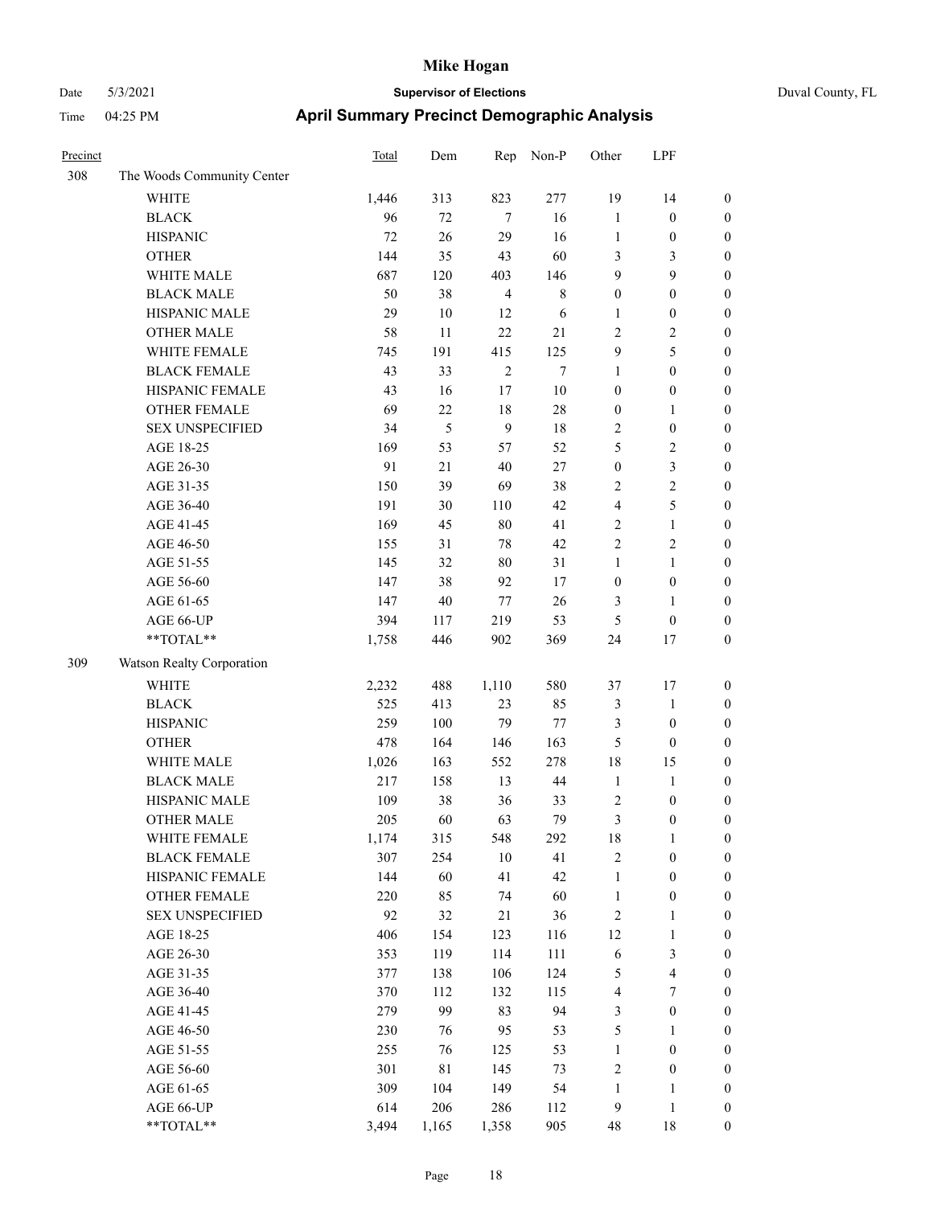# Mike Hogan

Date 5/3/2021 **Supervisor of Elections** Duval County, FL

Time 04:25 PM **April Summary Precinct Demographic Analysis**

| Precinct | | Total | Dem | Rep | Non-P | Other | LPF | |
|---|---|---|---|---|---|---|---|---|
| 308 | The Woods Community Center | | | | | | | |
| | WHITE | 1,446 | 313 | 823 | 277 | 19 | 14 | 0 |
| | BLACK | 96 | 72 | 7 | 16 | 1 | 0 | 0 |
| | HISPANIC | 72 | 26 | 29 | 16 | 1 | 0 | 0 |
| | OTHER | 144 | 35 | 43 | 60 | 3 | 3 | 0 |
| | WHITE MALE | 687 | 120 | 403 | 146 | 9 | 9 | 0 |
| | BLACK MALE | 50 | 38 | 4 | 8 | 0 | 0 | 0 |
| | HISPANIC MALE | 29 | 10 | 12 | 6 | 1 | 0 | 0 |
| | OTHER MALE | 58 | 11 | 22 | 21 | 2 | 2 | 0 |
| | WHITE FEMALE | 745 | 191 | 415 | 125 | 9 | 5 | 0 |
| | BLACK FEMALE | 43 | 33 | 2 | 7 | 1 | 0 | 0 |
| | HISPANIC FEMALE | 43 | 16 | 17 | 10 | 0 | 0 | 0 |
| | OTHER FEMALE | 69 | 22 | 18 | 28 | 0 | 1 | 0 |
| | SEX UNSPECIFIED | 34 | 5 | 9 | 18 | 2 | 0 | 0 |
| | AGE 18-25 | 169 | 53 | 57 | 52 | 5 | 2 | 0 |
| | AGE 26-30 | 91 | 21 | 40 | 27 | 0 | 3 | 0 |
| | AGE 31-35 | 150 | 39 | 69 | 38 | 2 | 2 | 0 |
| | AGE 36-40 | 191 | 30 | 110 | 42 | 4 | 5 | 0 |
| | AGE 41-45 | 169 | 45 | 80 | 41 | 2 | 1 | 0 |
| | AGE 46-50 | 155 | 31 | 78 | 42 | 2 | 2 | 0 |
| | AGE 51-55 | 145 | 32 | 80 | 31 | 1 | 1 | 0 |
| | AGE 56-60 | 147 | 38 | 92 | 17 | 0 | 0 | 0 |
| | AGE 61-65 | 147 | 40 | 77 | 26 | 3 | 1 | 0 |
| | AGE 66-UP | 394 | 117 | 219 | 53 | 5 | 0 | 0 |
| | **TOTAL** | 1,758 | 446 | 902 | 369 | 24 | 17 | 0 |
| 309 | Watson Realty Corporation | | | | | | | |
| | WHITE | 2,232 | 488 | 1,110 | 580 | 37 | 17 | 0 |
| | BLACK | 525 | 413 | 23 | 85 | 3 | 1 | 0 |
| | HISPANIC | 259 | 100 | 79 | 77 | 3 | 0 | 0 |
| | OTHER | 478 | 164 | 146 | 163 | 5 | 0 | 0 |
| | WHITE MALE | 1,026 | 163 | 552 | 278 | 18 | 15 | 0 |
| | BLACK MALE | 217 | 158 | 13 | 44 | 1 | 1 | 0 |
| | HISPANIC MALE | 109 | 38 | 36 | 33 | 2 | 0 | 0 |
| | OTHER MALE | 205 | 60 | 63 | 79 | 3 | 0 | 0 |
| | WHITE FEMALE | 1,174 | 315 | 548 | 292 | 18 | 1 | 0 |
| | BLACK FEMALE | 307 | 254 | 10 | 41 | 2 | 0 | 0 |
| | HISPANIC FEMALE | 144 | 60 | 41 | 42 | 1 | 0 | 0 |
| | OTHER FEMALE | 220 | 85 | 74 | 60 | 1 | 0 | 0 |
| | SEX UNSPECIFIED | 92 | 32 | 21 | 36 | 2 | 1 | 0 |
| | AGE 18-25 | 406 | 154 | 123 | 116 | 12 | 1 | 0 |
| | AGE 26-30 | 353 | 119 | 114 | 111 | 6 | 3 | 0 |
| | AGE 31-35 | 377 | 138 | 106 | 124 | 5 | 4 | 0 |
| | AGE 36-40 | 370 | 112 | 132 | 115 | 4 | 7 | 0 |
| | AGE 41-45 | 279 | 99 | 83 | 94 | 3 | 0 | 0 |
| | AGE 46-50 | 230 | 76 | 95 | 53 | 5 | 1 | 0 |
| | AGE 51-55 | 255 | 76 | 125 | 53 | 1 | 0 | 0 |
| | AGE 56-60 | 301 | 81 | 145 | 73 | 2 | 0 | 0 |
| | AGE 61-65 | 309 | 104 | 149 | 54 | 1 | 1 | 0 |
| | AGE 66-UP | 614 | 206 | 286 | 112 | 9 | 1 | 0 |
| | **TOTAL** | 3,494 | 1,165 | 1,358 | 905 | 48 | 18 | 0 |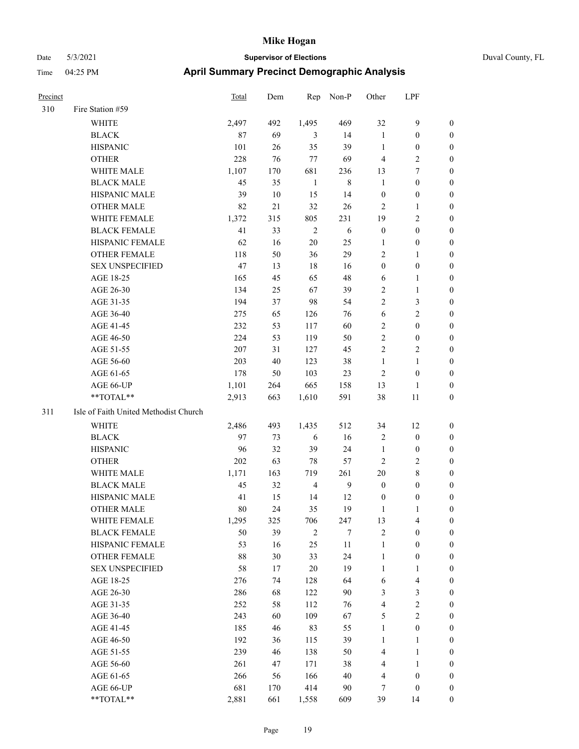# Mike Hogan

Date 5/3/2021 **Supervisor of Elections** Duval County, FL

Time 04:25 PM **April Summary Precinct Demographic Analysis**

| Precinct | | Total | Dem | Rep | Non-P | Other | LPF | |
|---|---|---|---|---|---|---|---|---|
| 310 | Fire Station #59 | | | | | | | |
| | WHITE | 2,497 | 492 | 1,495 | 469 | 32 | 9 | 0 |
| | BLACK | 87 | 69 | 3 | 14 | 1 | 0 | 0 |
| | HISPANIC | 101 | 26 | 35 | 39 | 1 | 0 | 0 |
| | OTHER | 228 | 76 | 77 | 69 | 4 | 2 | 0 |
| | WHITE MALE | 1,107 | 170 | 681 | 236 | 13 | 7 | 0 |
| | BLACK MALE | 45 | 35 | 1 | 8 | 1 | 0 | 0 |
| | HISPANIC MALE | 39 | 10 | 15 | 14 | 0 | 0 | 0 |
| | OTHER MALE | 82 | 21 | 32 | 26 | 2 | 1 | 0 |
| | WHITE FEMALE | 1,372 | 315 | 805 | 231 | 19 | 2 | 0 |
| | BLACK FEMALE | 41 | 33 | 2 | 6 | 0 | 0 | 0 |
| | HISPANIC FEMALE | 62 | 16 | 20 | 25 | 1 | 0 | 0 |
| | OTHER FEMALE | 118 | 50 | 36 | 29 | 2 | 1 | 0 |
| | SEX UNSPECIFIED | 47 | 13 | 18 | 16 | 0 | 0 | 0 |
| | AGE 18-25 | 165 | 45 | 65 | 48 | 6 | 1 | 0 |
| | AGE 26-30 | 134 | 25 | 67 | 39 | 2 | 1 | 0 |
| | AGE 31-35 | 194 | 37 | 98 | 54 | 2 | 3 | 0 |
| | AGE 36-40 | 275 | 65 | 126 | 76 | 6 | 2 | 0 |
| | AGE 41-45 | 232 | 53 | 117 | 60 | 2 | 0 | 0 |
| | AGE 46-50 | 224 | 53 | 119 | 50 | 2 | 0 | 0 |
| | AGE 51-55 | 207 | 31 | 127 | 45 | 2 | 2 | 0 |
| | AGE 56-60 | 203 | 40 | 123 | 38 | 1 | 1 | 0 |
| | AGE 61-65 | 178 | 50 | 103 | 23 | 2 | 0 | 0 |
| | AGE 66-UP | 1,101 | 264 | 665 | 158 | 13 | 1 | 0 |
| | **TOTAL** | 2,913 | 663 | 1,610 | 591 | 38 | 11 | 0 |
| 311 | Isle of Faith United Methodist Church | | | | | | | |
| | WHITE | 2,486 | 493 | 1,435 | 512 | 34 | 12 | 0 |
| | BLACK | 97 | 73 | 6 | 16 | 2 | 0 | 0 |
| | HISPANIC | 96 | 32 | 39 | 24 | 1 | 0 | 0 |
| | OTHER | 202 | 63 | 78 | 57 | 2 | 2 | 0 |
| | WHITE MALE | 1,171 | 163 | 719 | 261 | 20 | 8 | 0 |
| | BLACK MALE | 45 | 32 | 4 | 9 | 0 | 0 | 0 |
| | HISPANIC MALE | 41 | 15 | 14 | 12 | 0 | 0 | 0 |
| | OTHER MALE | 80 | 24 | 35 | 19 | 1 | 1 | 0 |
| | WHITE FEMALE | 1,295 | 325 | 706 | 247 | 13 | 4 | 0 |
| | BLACK FEMALE | 50 | 39 | 2 | 7 | 2 | 0 | 0 |
| | HISPANIC FEMALE | 53 | 16 | 25 | 11 | 1 | 0 | 0 |
| | OTHER FEMALE | 88 | 30 | 33 | 24 | 1 | 0 | 0 |
| | SEX UNSPECIFIED | 58 | 17 | 20 | 19 | 1 | 1 | 0 |
| | AGE 18-25 | 276 | 74 | 128 | 64 | 6 | 4 | 0 |
| | AGE 26-30 | 286 | 68 | 122 | 90 | 3 | 3 | 0 |
| | AGE 31-35 | 252 | 58 | 112 | 76 | 4 | 2 | 0 |
| | AGE 36-40 | 243 | 60 | 109 | 67 | 5 | 2 | 0 |
| | AGE 41-45 | 185 | 46 | 83 | 55 | 1 | 0 | 0 |
| | AGE 46-50 | 192 | 36 | 115 | 39 | 1 | 1 | 0 |
| | AGE 51-55 | 239 | 46 | 138 | 50 | 4 | 1 | 0 |
| | AGE 56-60 | 261 | 47 | 171 | 38 | 4 | 1 | 0 |
| | AGE 61-65 | 266 | 56 | 166 | 40 | 4 | 0 | 0 |
| | AGE 66-UP | 681 | 170 | 414 | 90 | 7 | 0 | 0 |
| | **TOTAL** | 2,881 | 661 | 1,558 | 609 | 39 | 14 | 0 |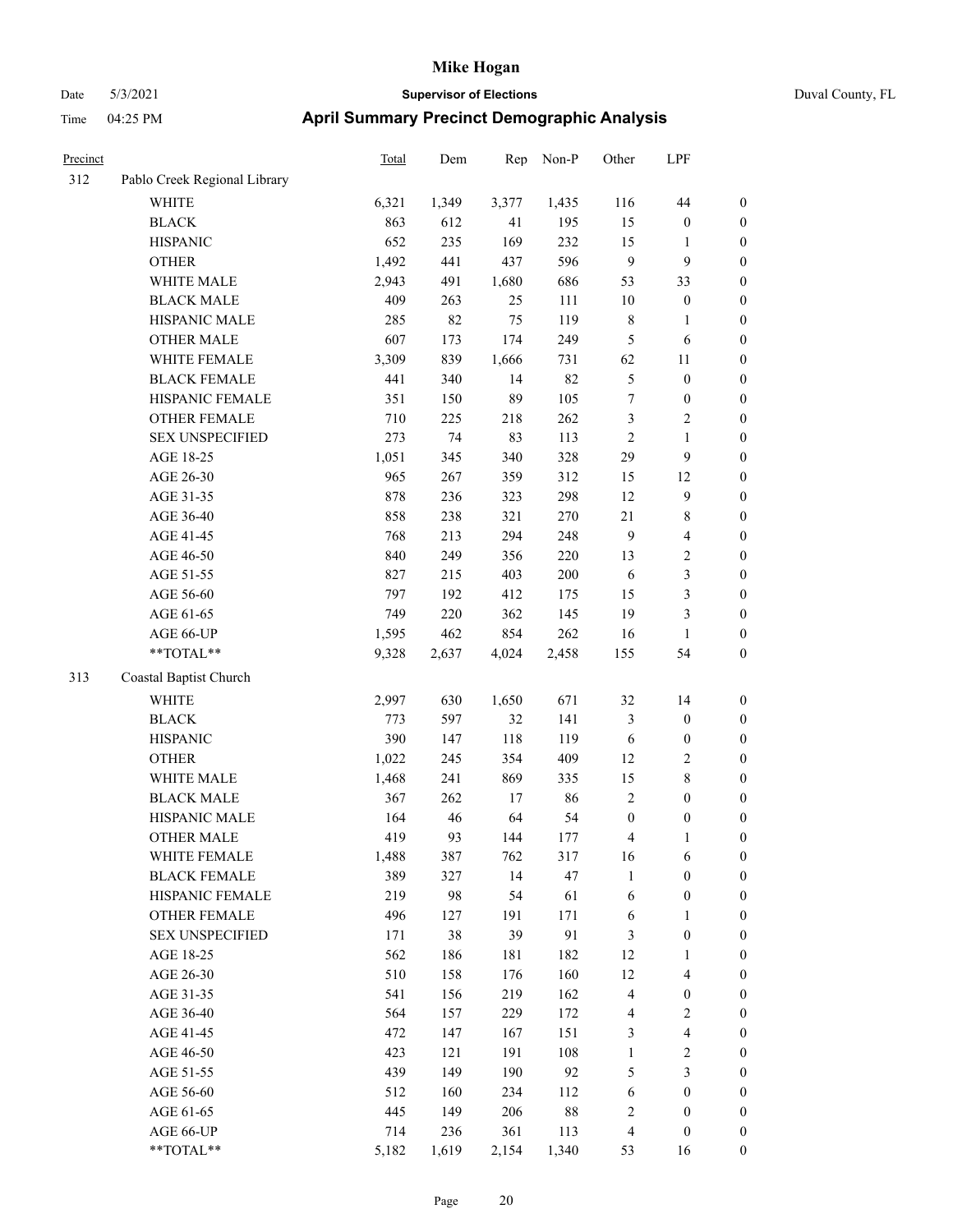# Mike Hogan

Date 5/3/2021 **Supervisor of Elections** Duval County, FL

Time 04:25 PM **April Summary Precinct Demographic Analysis**

| Precinct | | Total | Dem | Rep | Non-P | Other | LPF | |
|---|---|---|---|---|---|---|---|---|
| 312 | Pablo Creek Regional Library | | | | | | | |
| | WHITE | 6,321 | 1,349 | 3,377 | 1,435 | 116 | 44 | 0 |
| | BLACK | 863 | 612 | 41 | 195 | 15 | 0 | 0 |
| | HISPANIC | 652 | 235 | 169 | 232 | 15 | 1 | 0 |
| | OTHER | 1,492 | 441 | 437 | 596 | 9 | 9 | 0 |
| | WHITE MALE | 2,943 | 491 | 1,680 | 686 | 53 | 33 | 0 |
| | BLACK MALE | 409 | 263 | 25 | 111 | 10 | 0 | 0 |
| | HISPANIC MALE | 285 | 82 | 75 | 119 | 8 | 1 | 0 |
| | OTHER MALE | 607 | 173 | 174 | 249 | 5 | 6 | 0 |
| | WHITE FEMALE | 3,309 | 839 | 1,666 | 731 | 62 | 11 | 0 |
| | BLACK FEMALE | 441 | 340 | 14 | 82 | 5 | 0 | 0 |
| | HISPANIC FEMALE | 351 | 150 | 89 | 105 | 7 | 0 | 0 |
| | OTHER FEMALE | 710 | 225 | 218 | 262 | 3 | 2 | 0 |
| | SEX UNSPECIFIED | 273 | 74 | 83 | 113 | 2 | 1 | 0 |
| | AGE 18-25 | 1,051 | 345 | 340 | 328 | 29 | 9 | 0 |
| | AGE 26-30 | 965 | 267 | 359 | 312 | 15 | 12 | 0 |
| | AGE 31-35 | 878 | 236 | 323 | 298 | 12 | 9 | 0 |
| | AGE 36-40 | 858 | 238 | 321 | 270 | 21 | 8 | 0 |
| | AGE 41-45 | 768 | 213 | 294 | 248 | 9 | 4 | 0 |
| | AGE 46-50 | 840 | 249 | 356 | 220 | 13 | 2 | 0 |
| | AGE 51-55 | 827 | 215 | 403 | 200 | 6 | 3 | 0 |
| | AGE 56-60 | 797 | 192 | 412 | 175 | 15 | 3 | 0 |
| | AGE 61-65 | 749 | 220 | 362 | 145 | 19 | 3 | 0 |
| | AGE 66-UP | 1,595 | 462 | 854 | 262 | 16 | 1 | 0 |
| | **TOTAL** | 9,328 | 2,637 | 4,024 | 2,458 | 155 | 54 | 0 |
| 313 | Coastal Baptist Church | | | | | | | |
| | WHITE | 2,997 | 630 | 1,650 | 671 | 32 | 14 | 0 |
| | BLACK | 773 | 597 | 32 | 141 | 3 | 0 | 0 |
| | HISPANIC | 390 | 147 | 118 | 119 | 6 | 0 | 0 |
| | OTHER | 1,022 | 245 | 354 | 409 | 12 | 2 | 0 |
| | WHITE MALE | 1,468 | 241 | 869 | 335 | 15 | 8 | 0 |
| | BLACK MALE | 367 | 262 | 17 | 86 | 2 | 0 | 0 |
| | HISPANIC MALE | 164 | 46 | 64 | 54 | 0 | 0 | 0 |
| | OTHER MALE | 419 | 93 | 144 | 177 | 4 | 1 | 0 |
| | WHITE FEMALE | 1,488 | 387 | 762 | 317 | 16 | 6 | 0 |
| | BLACK FEMALE | 389 | 327 | 14 | 47 | 1 | 0 | 0 |
| | HISPANIC FEMALE | 219 | 98 | 54 | 61 | 6 | 0 | 0 |
| | OTHER FEMALE | 496 | 127 | 191 | 171 | 6 | 1 | 0 |
| | SEX UNSPECIFIED | 171 | 38 | 39 | 91 | 3 | 0 | 0 |
| | AGE 18-25 | 562 | 186 | 181 | 182 | 12 | 1 | 0 |
| | AGE 26-30 | 510 | 158 | 176 | 160 | 12 | 4 | 0 |
| | AGE 31-35 | 541 | 156 | 219 | 162 | 4 | 0 | 0 |
| | AGE 36-40 | 564 | 157 | 229 | 172 | 4 | 2 | 0 |
| | AGE 41-45 | 472 | 147 | 167 | 151 | 3 | 4 | 0 |
| | AGE 46-50 | 423 | 121 | 191 | 108 | 1 | 2 | 0 |
| | AGE 51-55 | 439 | 149 | 190 | 92 | 5 | 3 | 0 |
| | AGE 56-60 | 512 | 160 | 234 | 112 | 6 | 0 | 0 |
| | AGE 61-65 | 445 | 149 | 206 | 88 | 2 | 0 | 0 |
| | AGE 66-UP | 714 | 236 | 361 | 113 | 4 | 0 | 0 |
| | **TOTAL** | 5,182 | 1,619 | 2,154 | 1,340 | 53 | 16 | 0 |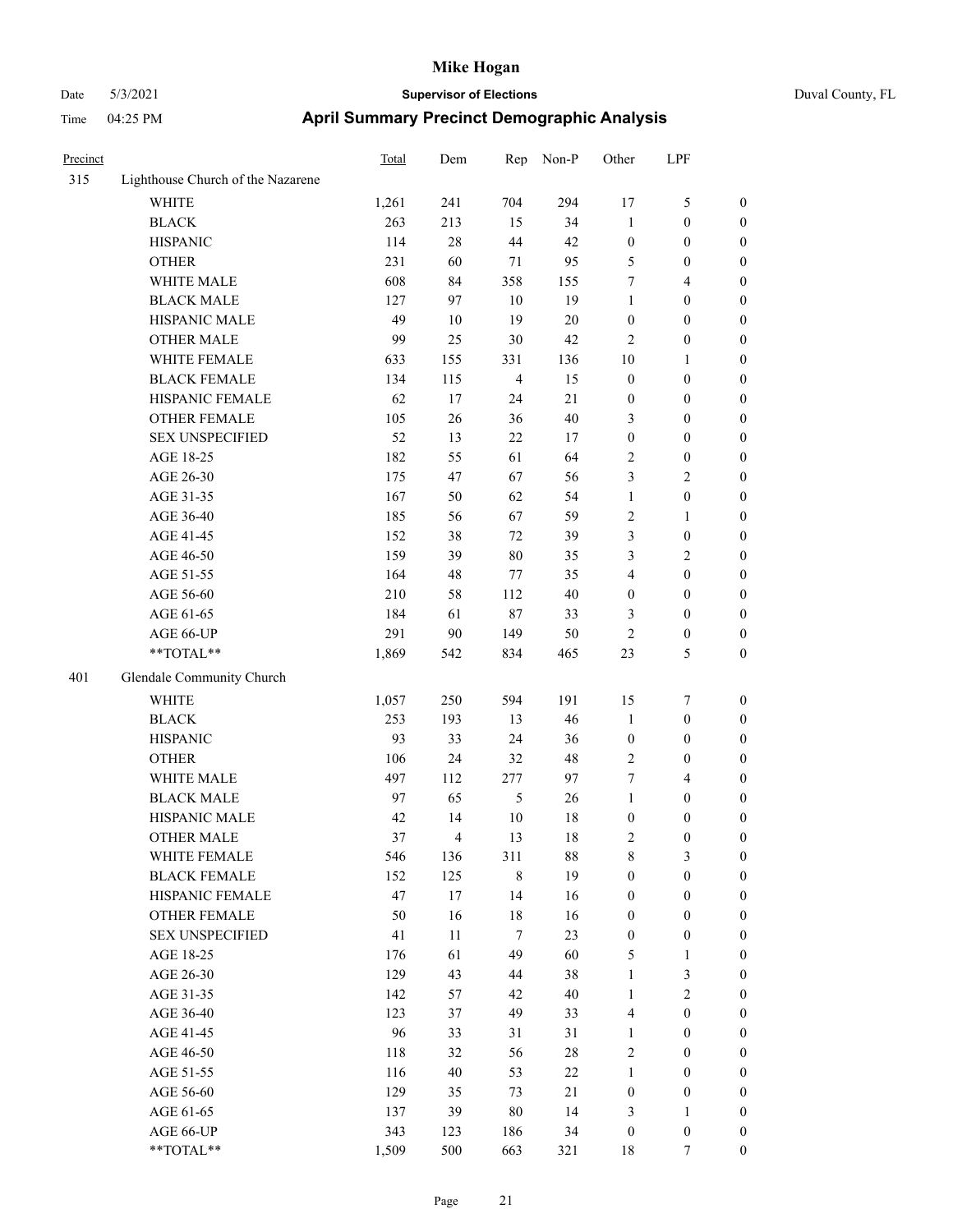# Mike Hogan

Date 5/3/2021 **Supervisor of Elections** Duval County, FL

Time 04:25 PM **April Summary Precinct Demographic Analysis**

| Precinct | | Total | Dem | Rep | Non-P | Other | LPF | |
|---|---|---|---|---|---|---|---|---|
| 315 | Lighthouse Church of the Nazarene | | | | | | | |
| | WHITE | 1,261 | 241 | 704 | 294 | 17 | 5 | 0 |
| | BLACK | 263 | 213 | 15 | 34 | 1 | 0 | 0 |
| | HISPANIC | 114 | 28 | 44 | 42 | 0 | 0 | 0 |
| | OTHER | 231 | 60 | 71 | 95 | 5 | 0 | 0 |
| | WHITE MALE | 608 | 84 | 358 | 155 | 7 | 4 | 0 |
| | BLACK MALE | 127 | 97 | 10 | 19 | 1 | 0 | 0 |
| | HISPANIC MALE | 49 | 10 | 19 | 20 | 0 | 0 | 0 |
| | OTHER MALE | 99 | 25 | 30 | 42 | 2 | 0 | 0 |
| | WHITE FEMALE | 633 | 155 | 331 | 136 | 10 | 1 | 0 |
| | BLACK FEMALE | 134 | 115 | 4 | 15 | 0 | 0 | 0 |
| | HISPANIC FEMALE | 62 | 17 | 24 | 21 | 0 | 0 | 0 |
| | OTHER FEMALE | 105 | 26 | 36 | 40 | 3 | 0 | 0 |
| | SEX UNSPECIFIED | 52 | 13 | 22 | 17 | 0 | 0 | 0 |
| | AGE 18-25 | 182 | 55 | 61 | 64 | 2 | 0 | 0 |
| | AGE 26-30 | 175 | 47 | 67 | 56 | 3 | 2 | 0 |
| | AGE 31-35 | 167 | 50 | 62 | 54 | 1 | 0 | 0 |
| | AGE 36-40 | 185 | 56 | 67 | 59 | 2 | 1 | 0 |
| | AGE 41-45 | 152 | 38 | 72 | 39 | 3 | 0 | 0 |
| | AGE 46-50 | 159 | 39 | 80 | 35 | 3 | 2 | 0 |
| | AGE 51-55 | 164 | 48 | 77 | 35 | 4 | 0 | 0 |
| | AGE 56-60 | 210 | 58 | 112 | 40 | 0 | 0 | 0 |
| | AGE 61-65 | 184 | 61 | 87 | 33 | 3 | 0 | 0 |
| | AGE 66-UP | 291 | 90 | 149 | 50 | 2 | 0 | 0 |
| | **TOTAL** | 1,869 | 542 | 834 | 465 | 23 | 5 | 0 |
| 401 | Glendale Community Church | | | | | | | |
| | WHITE | 1,057 | 250 | 594 | 191 | 15 | 7 | 0 |
| | BLACK | 253 | 193 | 13 | 46 | 1 | 0 | 0 |
| | HISPANIC | 93 | 33 | 24 | 36 | 0 | 0 | 0 |
| | OTHER | 106 | 24 | 32 | 48 | 2 | 0 | 0 |
| | WHITE MALE | 497 | 112 | 277 | 97 | 7 | 4 | 0 |
| | BLACK MALE | 97 | 65 | 5 | 26 | 1 | 0 | 0 |
| | HISPANIC MALE | 42 | 14 | 10 | 18 | 0 | 0 | 0 |
| | OTHER MALE | 37 | 4 | 13 | 18 | 2 | 0 | 0 |
| | WHITE FEMALE | 546 | 136 | 311 | 88 | 8 | 3 | 0 |
| | BLACK FEMALE | 152 | 125 | 8 | 19 | 0 | 0 | 0 |
| | HISPANIC FEMALE | 47 | 17 | 14 | 16 | 0 | 0 | 0 |
| | OTHER FEMALE | 50 | 16 | 18 | 16 | 0 | 0 | 0 |
| | SEX UNSPECIFIED | 41 | 11 | 7 | 23 | 0 | 0 | 0 |
| | AGE 18-25 | 176 | 61 | 49 | 60 | 5 | 1 | 0 |
| | AGE 26-30 | 129 | 43 | 44 | 38 | 1 | 3 | 0 |
| | AGE 31-35 | 142 | 57 | 42 | 40 | 1 | 2 | 0 |
| | AGE 36-40 | 123 | 37 | 49 | 33 | 4 | 0 | 0 |
| | AGE 41-45 | 96 | 33 | 31 | 31 | 1 | 0 | 0 |
| | AGE 46-50 | 118 | 32 | 56 | 28 | 2 | 0 | 0 |
| | AGE 51-55 | 116 | 40 | 53 | 22 | 1 | 0 | 0 |
| | AGE 56-60 | 129 | 35 | 73 | 21 | 0 | 0 | 0 |
| | AGE 61-65 | 137 | 39 | 80 | 14 | 3 | 1 | 0 |
| | AGE 66-UP | 343 | 123 | 186 | 34 | 0 | 0 | 0 |
| | **TOTAL** | 1,509 | 500 | 663 | 321 | 18 | 7 | 0 |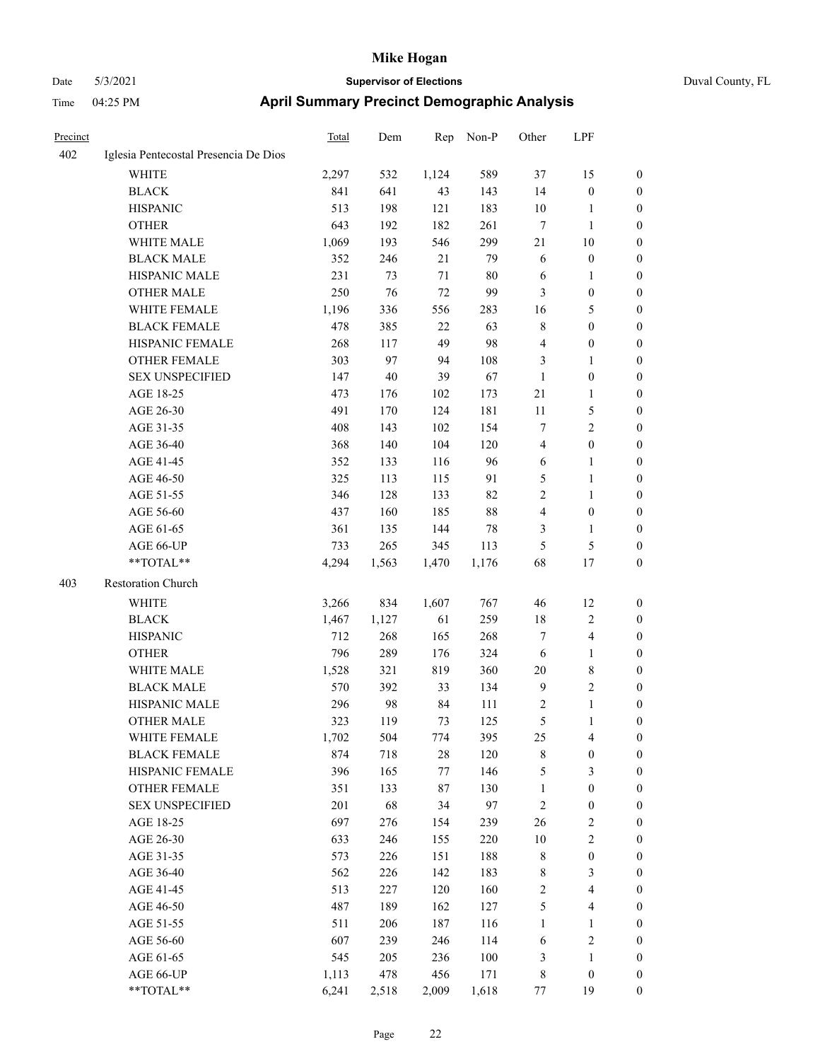# Mike Hogan

Date 5/3/2021 **Supervisor of Elections** Duval County, FL

Time 04:25 PM **April Summary Precinct Demographic Analysis**

| Precinct | | Total | Dem | Rep | Non-P | Other | LPF | |
|---|---|---|---|---|---|---|---|---|
| 402 | Iglesia Pentecostal Presencia De Dios | | | | | | | |
| | WHITE | 2,297 | 532 | 1,124 | 589 | 37 | 15 | 0 |
| | BLACK | 841 | 641 | 43 | 143 | 14 | 0 | 0 |
| | HISPANIC | 513 | 198 | 121 | 183 | 10 | 1 | 0 |
| | OTHER | 643 | 192 | 182 | 261 | 7 | 1 | 0 |
| | WHITE MALE | 1,069 | 193 | 546 | 299 | 21 | 10 | 0 |
| | BLACK MALE | 352 | 246 | 21 | 79 | 6 | 0 | 0 |
| | HISPANIC MALE | 231 | 73 | 71 | 80 | 6 | 1 | 0 |
| | OTHER MALE | 250 | 76 | 72 | 99 | 3 | 0 | 0 |
| | WHITE FEMALE | 1,196 | 336 | 556 | 283 | 16 | 5 | 0 |
| | BLACK FEMALE | 478 | 385 | 22 | 63 | 8 | 0 | 0 |
| | HISPANIC FEMALE | 268 | 117 | 49 | 98 | 4 | 0 | 0 |
| | OTHER FEMALE | 303 | 97 | 94 | 108 | 3 | 1 | 0 |
| | SEX UNSPECIFIED | 147 | 40 | 39 | 67 | 1 | 0 | 0 |
| | AGE 18-25 | 473 | 176 | 102 | 173 | 21 | 1 | 0 |
| | AGE 26-30 | 491 | 170 | 124 | 181 | 11 | 5 | 0 |
| | AGE 31-35 | 408 | 143 | 102 | 154 | 7 | 2 | 0 |
| | AGE 36-40 | 368 | 140 | 104 | 120 | 4 | 0 | 0 |
| | AGE 41-45 | 352 | 133 | 116 | 96 | 6 | 1 | 0 |
| | AGE 46-50 | 325 | 113 | 115 | 91 | 5 | 1 | 0 |
| | AGE 51-55 | 346 | 128 | 133 | 82 | 2 | 1 | 0 |
| | AGE 56-60 | 437 | 160 | 185 | 88 | 4 | 0 | 0 |
| | AGE 61-65 | 361 | 135 | 144 | 78 | 3 | 1 | 0 |
| | AGE 66-UP | 733 | 265 | 345 | 113 | 5 | 5 | 0 |
| | **TOTAL** | 4,294 | 1,563 | 1,470 | 1,176 | 68 | 17 | 0 |
| 403 | Restoration Church | | | | | | | |
| | WHITE | 3,266 | 834 | 1,607 | 767 | 46 | 12 | 0 |
| | BLACK | 1,467 | 1,127 | 61 | 259 | 18 | 2 | 0 |
| | HISPANIC | 712 | 268 | 165 | 268 | 7 | 4 | 0 |
| | OTHER | 796 | 289 | 176 | 324 | 6 | 1 | 0 |
| | WHITE MALE | 1,528 | 321 | 819 | 360 | 20 | 8 | 0 |
| | BLACK MALE | 570 | 392 | 33 | 134 | 9 | 2 | 0 |
| | HISPANIC MALE | 296 | 98 | 84 | 111 | 2 | 1 | 0 |
| | OTHER MALE | 323 | 119 | 73 | 125 | 5 | 1 | 0 |
| | WHITE FEMALE | 1,702 | 504 | 774 | 395 | 25 | 4 | 0 |
| | BLACK FEMALE | 874 | 718 | 28 | 120 | 8 | 0 | 0 |
| | HISPANIC FEMALE | 396 | 165 | 77 | 146 | 5 | 3 | 0 |
| | OTHER FEMALE | 351 | 133 | 87 | 130 | 1 | 0 | 0 |
| | SEX UNSPECIFIED | 201 | 68 | 34 | 97 | 2 | 0 | 0 |
| | AGE 18-25 | 697 | 276 | 154 | 239 | 26 | 2 | 0 |
| | AGE 26-30 | 633 | 246 | 155 | 220 | 10 | 2 | 0 |
| | AGE 31-35 | 573 | 226 | 151 | 188 | 8 | 0 | 0 |
| | AGE 36-40 | 562 | 226 | 142 | 183 | 8 | 3 | 0 |
| | AGE 41-45 | 513 | 227 | 120 | 160 | 2 | 4 | 0 |
| | AGE 46-50 | 487 | 189 | 162 | 127 | 5 | 4 | 0 |
| | AGE 51-55 | 511 | 206 | 187 | 116 | 1 | 1 | 0 |
| | AGE 56-60 | 607 | 239 | 246 | 114 | 6 | 2 | 0 |
| | AGE 61-65 | 545 | 205 | 236 | 100 | 3 | 1 | 0 |
| | AGE 66-UP | 1,113 | 478 | 456 | 171 | 8 | 0 | 0 |
| | **TOTAL** | 6,241 | 2,518 | 2,009 | 1,618 | 77 | 19 | 0 |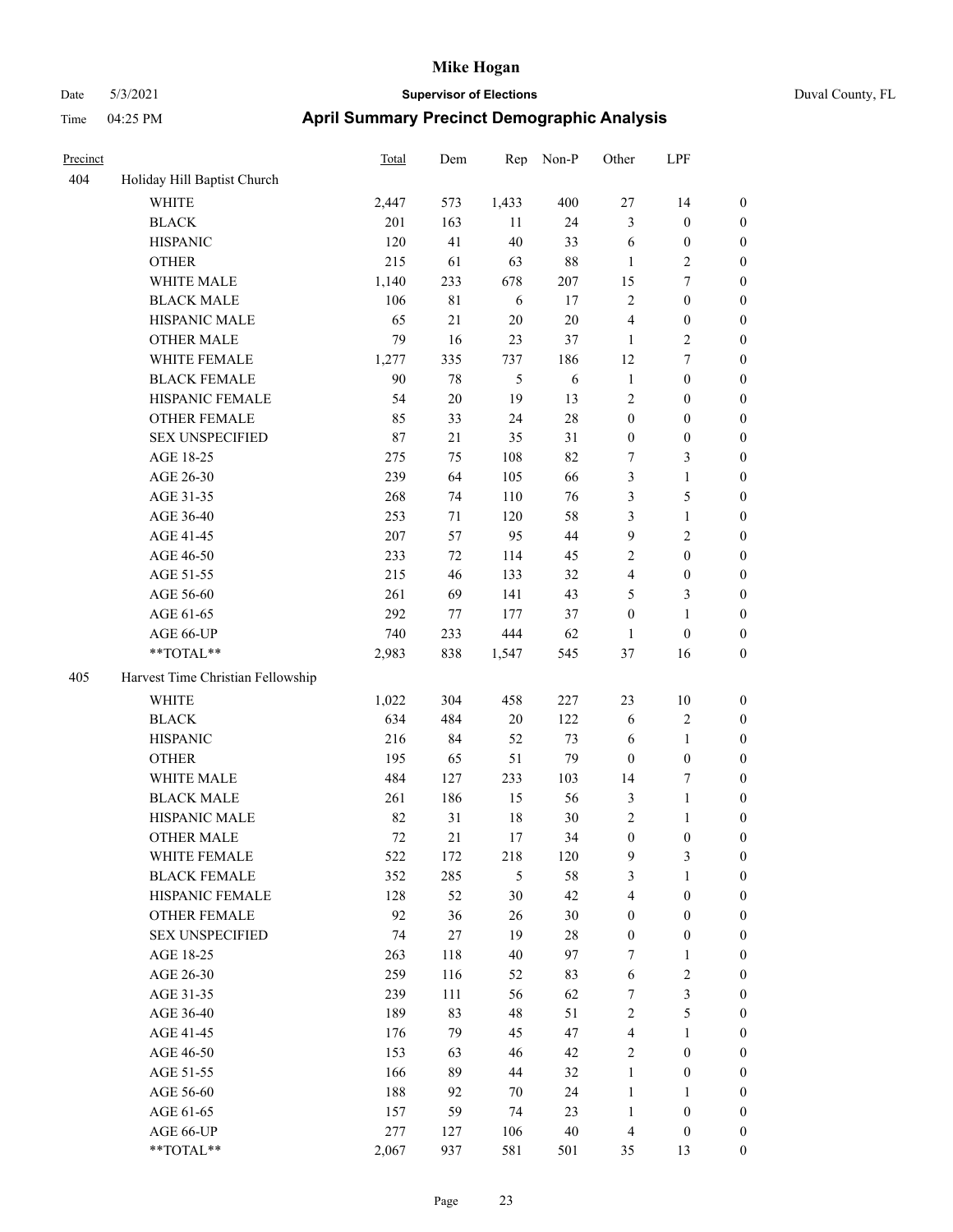# Mike Hogan

Date 5/3/2021 **Supervisor of Elections** Duval County, FL

Time 04:25 PM **April Summary Precinct Demographic Analysis**

| Precinct | | Total | Dem | Rep | Non-P | Other | LPF | |
|---|---|---|---|---|---|---|---|---|
| 404 | Holiday Hill Baptist Church | | | | | | | |
| | WHITE | 2,447 | 573 | 1,433 | 400 | 27 | 14 | 0 |
| | BLACK | 201 | 163 | 11 | 24 | 3 | 0 | 0 |
| | HISPANIC | 120 | 41 | 40 | 33 | 6 | 0 | 0 |
| | OTHER | 215 | 61 | 63 | 88 | 1 | 2 | 0 |
| | WHITE MALE | 1,140 | 233 | 678 | 207 | 15 | 7 | 0 |
| | BLACK MALE | 106 | 81 | 6 | 17 | 2 | 0 | 0 |
| | HISPANIC MALE | 65 | 21 | 20 | 20 | 4 | 0 | 0 |
| | OTHER MALE | 79 | 16 | 23 | 37 | 1 | 2 | 0 |
| | WHITE FEMALE | 1,277 | 335 | 737 | 186 | 12 | 7 | 0 |
| | BLACK FEMALE | 90 | 78 | 5 | 6 | 1 | 0 | 0 |
| | HISPANIC FEMALE | 54 | 20 | 19 | 13 | 2 | 0 | 0 |
| | OTHER FEMALE | 85 | 33 | 24 | 28 | 0 | 0 | 0 |
| | SEX UNSPECIFIED | 87 | 21 | 35 | 31 | 0 | 0 | 0 |
| | AGE 18-25 | 275 | 75 | 108 | 82 | 7 | 3 | 0 |
| | AGE 26-30 | 239 | 64 | 105 | 66 | 3 | 1 | 0 |
| | AGE 31-35 | 268 | 74 | 110 | 76 | 3 | 5 | 0 |
| | AGE 36-40 | 253 | 71 | 120 | 58 | 3 | 1 | 0 |
| | AGE 41-45 | 207 | 57 | 95 | 44 | 9 | 2 | 0 |
| | AGE 46-50 | 233 | 72 | 114 | 45 | 2 | 0 | 0 |
| | AGE 51-55 | 215 | 46 | 133 | 32 | 4 | 0 | 0 |
| | AGE 56-60 | 261 | 69 | 141 | 43 | 5 | 3 | 0 |
| | AGE 61-65 | 292 | 77 | 177 | 37 | 0 | 1 | 0 |
| | AGE 66-UP | 740 | 233 | 444 | 62 | 1 | 0 | 0 |
| | **TOTAL** | 2,983 | 838 | 1,547 | 545 | 37 | 16 | 0 |
| 405 | Harvest Time Christian Fellowship | | | | | | | |
| | WHITE | 1,022 | 304 | 458 | 227 | 23 | 10 | 0 |
| | BLACK | 634 | 484 | 20 | 122 | 6 | 2 | 0 |
| | HISPANIC | 216 | 84 | 52 | 73 | 6 | 1 | 0 |
| | OTHER | 195 | 65 | 51 | 79 | 0 | 0 | 0 |
| | WHITE MALE | 484 | 127 | 233 | 103 | 14 | 7 | 0 |
| | BLACK MALE | 261 | 186 | 15 | 56 | 3 | 1 | 0 |
| | HISPANIC MALE | 82 | 31 | 18 | 30 | 2 | 1 | 0 |
| | OTHER MALE | 72 | 21 | 17 | 34 | 0 | 0 | 0 |
| | WHITE FEMALE | 522 | 172 | 218 | 120 | 9 | 3 | 0 |
| | BLACK FEMALE | 352 | 285 | 5 | 58 | 3 | 1 | 0 |
| | HISPANIC FEMALE | 128 | 52 | 30 | 42 | 4 | 0 | 0 |
| | OTHER FEMALE | 92 | 36 | 26 | 30 | 0 | 0 | 0 |
| | SEX UNSPECIFIED | 74 | 27 | 19 | 28 | 0 | 0 | 0 |
| | AGE 18-25 | 263 | 118 | 40 | 97 | 7 | 1 | 0 |
| | AGE 26-30 | 259 | 116 | 52 | 83 | 6 | 2 | 0 |
| | AGE 31-35 | 239 | 111 | 56 | 62 | 7 | 3 | 0 |
| | AGE 36-40 | 189 | 83 | 48 | 51 | 2 | 5 | 0 |
| | AGE 41-45 | 176 | 79 | 45 | 47 | 4 | 1 | 0 |
| | AGE 46-50 | 153 | 63 | 46 | 42 | 2 | 0 | 0 |
| | AGE 51-55 | 166 | 89 | 44 | 32 | 1 | 0 | 0 |
| | AGE 56-60 | 188 | 92 | 70 | 24 | 1 | 1 | 0 |
| | AGE 61-65 | 157 | 59 | 74 | 23 | 1 | 0 | 0 |
| | AGE 66-UP | 277 | 127 | 106 | 40 | 4 | 0 | 0 |
| | **TOTAL** | 2,067 | 937 | 581 | 501 | 35 | 13 | 0 |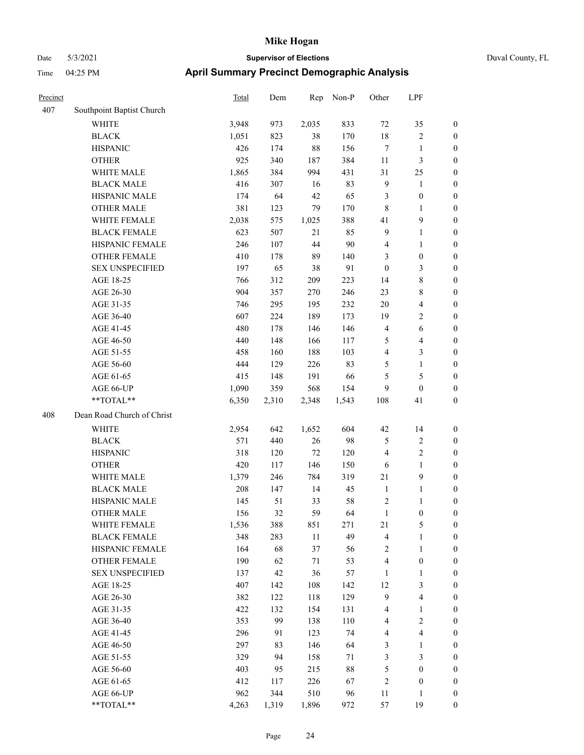# Mike Hogan

Date 5/3/2021 **Supervisor of Elections** Duval County, FL

Time 04:25 PM **April Summary Precinct Demographic Analysis**

| Precinct | | Total | Dem | Rep | Non-P | Other | LPF | |
|---|---|---|---|---|---|---|---|---|
| 407 | Southpoint Baptist Church | | | | | | | |
| | WHITE | 3,948 | 973 | 2,035 | 833 | 72 | 35 | 0 |
| | BLACK | 1,051 | 823 | 38 | 170 | 18 | 2 | 0 |
| | HISPANIC | 426 | 174 | 88 | 156 | 7 | 1 | 0 |
| | OTHER | 925 | 340 | 187 | 384 | 11 | 3 | 0 |
| | WHITE MALE | 1,865 | 384 | 994 | 431 | 31 | 25 | 0 |
| | BLACK MALE | 416 | 307 | 16 | 83 | 9 | 1 | 0 |
| | HISPANIC MALE | 174 | 64 | 42 | 65 | 3 | 0 | 0 |
| | OTHER MALE | 381 | 123 | 79 | 170 | 8 | 1 | 0 |
| | WHITE FEMALE | 2,038 | 575 | 1,025 | 388 | 41 | 9 | 0 |
| | BLACK FEMALE | 623 | 507 | 21 | 85 | 9 | 1 | 0 |
| | HISPANIC FEMALE | 246 | 107 | 44 | 90 | 4 | 1 | 0 |
| | OTHER FEMALE | 410 | 178 | 89 | 140 | 3 | 0 | 0 |
| | SEX UNSPECIFIED | 197 | 65 | 38 | 91 | 0 | 3 | 0 |
| | AGE 18-25 | 766 | 312 | 209 | 223 | 14 | 8 | 0 |
| | AGE 26-30 | 904 | 357 | 270 | 246 | 23 | 8 | 0 |
| | AGE 31-35 | 746 | 295 | 195 | 232 | 20 | 4 | 0 |
| | AGE 36-40 | 607 | 224 | 189 | 173 | 19 | 2 | 0 |
| | AGE 41-45 | 480 | 178 | 146 | 146 | 4 | 6 | 0 |
| | AGE 46-50 | 440 | 148 | 166 | 117 | 5 | 4 | 0 |
| | AGE 51-55 | 458 | 160 | 188 | 103 | 4 | 3 | 0 |
| | AGE 56-60 | 444 | 129 | 226 | 83 | 5 | 1 | 0 |
| | AGE 61-65 | 415 | 148 | 191 | 66 | 5 | 5 | 0 |
| | AGE 66-UP | 1,090 | 359 | 568 | 154 | 9 | 0 | 0 |
| | **TOTAL** | 6,350 | 2,310 | 2,348 | 1,543 | 108 | 41 | 0 |
| 408 | Dean Road Church of Christ | | | | | | | |
| | WHITE | 2,954 | 642 | 1,652 | 604 | 42 | 14 | 0 |
| | BLACK | 571 | 440 | 26 | 98 | 5 | 2 | 0 |
| | HISPANIC | 318 | 120 | 72 | 120 | 4 | 2 | 0 |
| | OTHER | 420 | 117 | 146 | 150 | 6 | 1 | 0 |
| | WHITE MALE | 1,379 | 246 | 784 | 319 | 21 | 9 | 0 |
| | BLACK MALE | 208 | 147 | 14 | 45 | 1 | 1 | 0 |
| | HISPANIC MALE | 145 | 51 | 33 | 58 | 2 | 1 | 0 |
| | OTHER MALE | 156 | 32 | 59 | 64 | 1 | 0 | 0 |
| | WHITE FEMALE | 1,536 | 388 | 851 | 271 | 21 | 5 | 0 |
| | BLACK FEMALE | 348 | 283 | 11 | 49 | 4 | 1 | 0 |
| | HISPANIC FEMALE | 164 | 68 | 37 | 56 | 2 | 1 | 0 |
| | OTHER FEMALE | 190 | 62 | 71 | 53 | 4 | 0 | 0 |
| | SEX UNSPECIFIED | 137 | 42 | 36 | 57 | 1 | 1 | 0 |
| | AGE 18-25 | 407 | 142 | 108 | 142 | 12 | 3 | 0 |
| | AGE 26-30 | 382 | 122 | 118 | 129 | 9 | 4 | 0 |
| | AGE 31-35 | 422 | 132 | 154 | 131 | 4 | 1 | 0 |
| | AGE 36-40 | 353 | 99 | 138 | 110 | 4 | 2 | 0 |
| | AGE 41-45 | 296 | 91 | 123 | 74 | 4 | 4 | 0 |
| | AGE 46-50 | 297 | 83 | 146 | 64 | 3 | 1 | 0 |
| | AGE 51-55 | 329 | 94 | 158 | 71 | 3 | 3 | 0 |
| | AGE 56-60 | 403 | 95 | 215 | 88 | 5 | 0 | 0 |
| | AGE 61-65 | 412 | 117 | 226 | 67 | 2 | 0 | 0 |
| | AGE 66-UP | 962 | 344 | 510 | 96 | 11 | 1 | 0 |
| | **TOTAL** | 4,263 | 1,319 | 1,896 | 972 | 57 | 19 | 0 |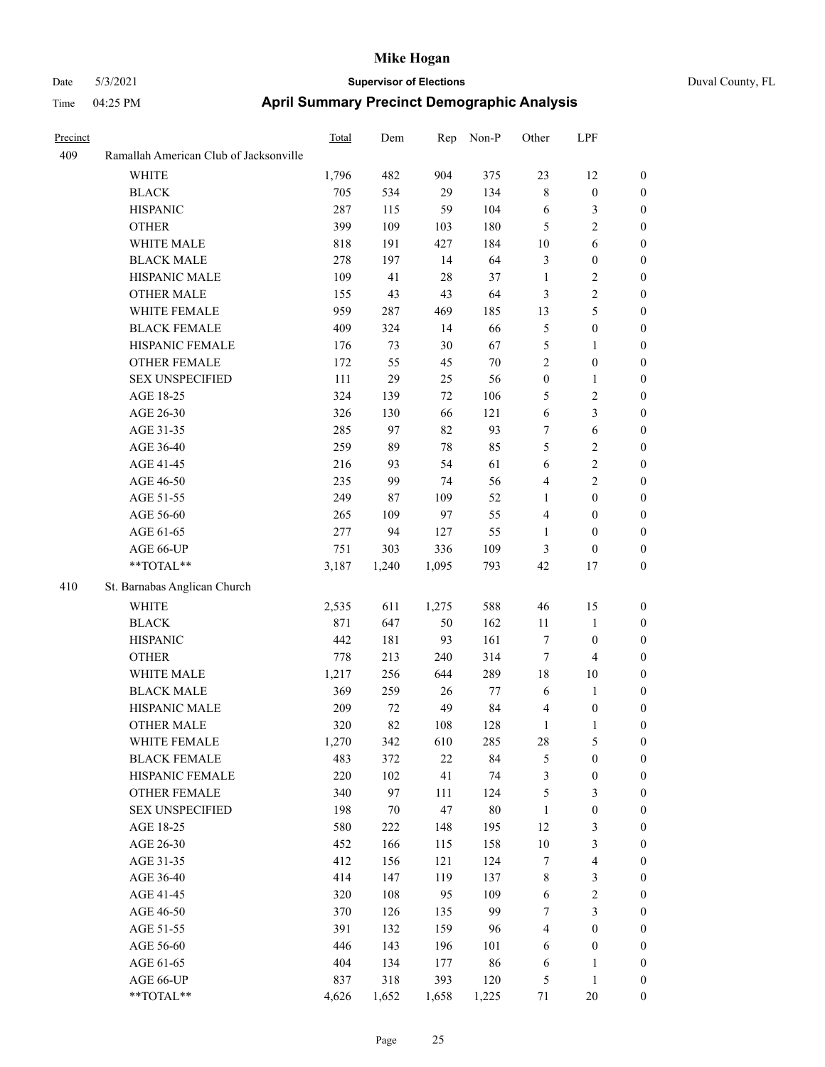| Precinct | | Total | Dem | Rep | Non-P | Other | LPF | |
|---|---|---|---|---|---|---|---|---|
| 409 | Ramallah American Club of Jacksonville | | | | | | | |
| | WHITE | 1,796 | 482 | 904 | 375 | 23 | 12 | 0 |
| | BLACK | 705 | 534 | 29 | 134 | 8 | 0 | 0 |
| | HISPANIC | 287 | 115 | 59 | 104 | 6 | 3 | 0 |
| | OTHER | 399 | 109 | 103 | 180 | 5 | 2 | 0 |
| | WHITE MALE | 818 | 191 | 427 | 184 | 10 | 6 | 0 |
| | BLACK MALE | 278 | 197 | 14 | 64 | 3 | 0 | 0 |
| | HISPANIC MALE | 109 | 41 | 28 | 37 | 1 | 2 | 0 |
| | OTHER MALE | 155 | 43 | 43 | 64 | 3 | 2 | 0 |
| | WHITE FEMALE | 959 | 287 | 469 | 185 | 13 | 5 | 0 |
| | BLACK FEMALE | 409 | 324 | 14 | 66 | 5 | 0 | 0 |
| | HISPANIC FEMALE | 176 | 73 | 30 | 67 | 5 | 1 | 0 |
| | OTHER FEMALE | 172 | 55 | 45 | 70 | 2 | 0 | 0 |
| | SEX UNSPECIFIED | 111 | 29 | 25 | 56 | 0 | 1 | 0 |
| | AGE 18-25 | 324 | 139 | 72 | 106 | 5 | 2 | 0 |
| | AGE 26-30 | 326 | 130 | 66 | 121 | 6 | 3 | 0 |
| | AGE 31-35 | 285 | 97 | 82 | 93 | 7 | 6 | 0 |
| | AGE 36-40 | 259 | 89 | 78 | 85 | 5 | 2 | 0 |
| | AGE 41-45 | 216 | 93 | 54 | 61 | 6 | 2 | 0 |
| | AGE 46-50 | 235 | 99 | 74 | 56 | 4 | 2 | 0 |
| | AGE 51-55 | 249 | 87 | 109 | 52 | 1 | 0 | 0 |
| | AGE 56-60 | 265 | 109 | 97 | 55 | 4 | 0 | 0 |
| | AGE 61-65 | 277 | 94 | 127 | 55 | 1 | 0 | 0 |
| | AGE 66-UP | 751 | 303 | 336 | 109 | 3 | 0 | 0 |
| | **TOTAL** | 3,187 | 1,240 | 1,095 | 793 | 42 | 17 | 0 |
| 410 | St. Barnabas Anglican Church | | | | | | | |
| | WHITE | 2,535 | 611 | 1,275 | 588 | 46 | 15 | 0 |
| | BLACK | 871 | 647 | 50 | 162 | 11 | 1 | 0 |
| | HISPANIC | 442 | 181 | 93 | 161 | 7 | 0 | 0 |
| | OTHER | 778 | 213 | 240 | 314 | 7 | 4 | 0 |
| | WHITE MALE | 1,217 | 256 | 644 | 289 | 18 | 10 | 0 |
| | BLACK MALE | 369 | 259 | 26 | 77 | 6 | 1 | 0 |
| | HISPANIC MALE | 209 | 72 | 49 | 84 | 4 | 0 | 0 |
| | OTHER MALE | 320 | 82 | 108 | 128 | 1 | 1 | 0 |
| | WHITE FEMALE | 1,270 | 342 | 610 | 285 | 28 | 5 | 0 |
| | BLACK FEMALE | 483 | 372 | 22 | 84 | 5 | 0 | 0 |
| | HISPANIC FEMALE | 220 | 102 | 41 | 74 | 3 | 0 | 0 |
| | OTHER FEMALE | 340 | 97 | 111 | 124 | 5 | 3 | 0 |
| | SEX UNSPECIFIED | 198 | 70 | 47 | 80 | 1 | 0 | 0 |
| | AGE 18-25 | 580 | 222 | 148 | 195 | 12 | 3 | 0 |
| | AGE 26-30 | 452 | 166 | 115 | 158 | 10 | 3 | 0 |
| | AGE 31-35 | 412 | 156 | 121 | 124 | 7 | 4 | 0 |
| | AGE 36-40 | 414 | 147 | 119 | 137 | 8 | 3 | 0 |
| | AGE 41-45 | 320 | 108 | 95 | 109 | 6 | 2 | 0 |
| | AGE 46-50 | 370 | 126 | 135 | 99 | 7 | 3 | 0 |
| | AGE 51-55 | 391 | 132 | 159 | 96 | 4 | 0 | 0 |
| | AGE 56-60 | 446 | 143 | 196 | 101 | 6 | 0 | 0 |
| | AGE 61-65 | 404 | 134 | 177 | 86 | 6 | 1 | 0 |
| | AGE 66-UP | 837 | 318 | 393 | 120 | 5 | 1 | 0 |
| | **TOTAL** | 4,626 | 1,652 | 1,658 | 1,225 | 71 | 20 | 0 |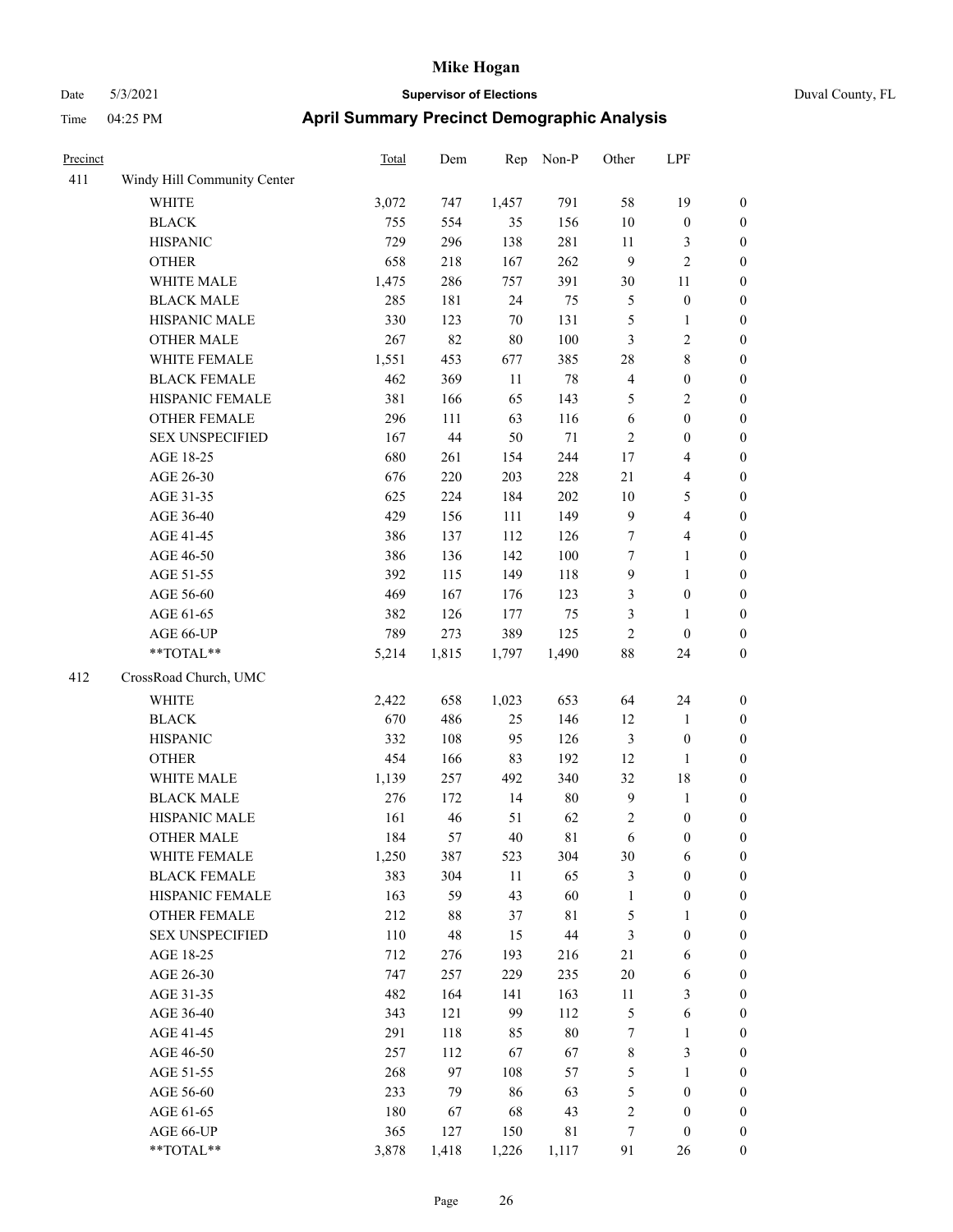| Precinct | | Total | Dem | Rep | Non-P | Other | LPF | |
|---|---|---|---|---|---|---|---|---|
| 411 | Windy Hill Community Center | | | | | | | |
| | WHITE | 3,072 | 747 | 1,457 | 791 | 58 | 19 | 0 |
| | BLACK | 755 | 554 | 35 | 156 | 10 | 0 | 0 |
| | HISPANIC | 729 | 296 | 138 | 281 | 11 | 3 | 0 |
| | OTHER | 658 | 218 | 167 | 262 | 9 | 2 | 0 |
| | WHITE MALE | 1,475 | 286 | 757 | 391 | 30 | 11 | 0 |
| | BLACK MALE | 285 | 181 | 24 | 75 | 5 | 0 | 0 |
| | HISPANIC MALE | 330 | 123 | 70 | 131 | 5 | 1 | 0 |
| | OTHER MALE | 267 | 82 | 80 | 100 | 3 | 2 | 0 |
| | WHITE FEMALE | 1,551 | 453 | 677 | 385 | 28 | 8 | 0 |
| | BLACK FEMALE | 462 | 369 | 11 | 78 | 4 | 0 | 0 |
| | HISPANIC FEMALE | 381 | 166 | 65 | 143 | 5 | 2 | 0 |
| | OTHER FEMALE | 296 | 111 | 63 | 116 | 6 | 0 | 0 |
| | SEX UNSPECIFIED | 167 | 44 | 50 | 71 | 2 | 0 | 0 |
| | AGE 18-25 | 680 | 261 | 154 | 244 | 17 | 4 | 0 |
| | AGE 26-30 | 676 | 220 | 203 | 228 | 21 | 4 | 0 |
| | AGE 31-35 | 625 | 224 | 184 | 202 | 10 | 5 | 0 |
| | AGE 36-40 | 429 | 156 | 111 | 149 | 9 | 4 | 0 |
| | AGE 41-45 | 386 | 137 | 112 | 126 | 7 | 4 | 0 |
| | AGE 46-50 | 386 | 136 | 142 | 100 | 7 | 1 | 0 |
| | AGE 51-55 | 392 | 115 | 149 | 118 | 9 | 1 | 0 |
| | AGE 56-60 | 469 | 167 | 176 | 123 | 3 | 0 | 0 |
| | AGE 61-65 | 382 | 126 | 177 | 75 | 3 | 1 | 0 |
| | AGE 66-UP | 789 | 273 | 389 | 125 | 2 | 0 | 0 |
| | **TOTAL** | 5,214 | 1,815 | 1,797 | 1,490 | 88 | 24 | 0 |
| 412 | CrossRoad Church, UMC | | | | | | | |
| | WHITE | 2,422 | 658 | 1,023 | 653 | 64 | 24 | 0 |
| | BLACK | 670 | 486 | 25 | 146 | 12 | 1 | 0 |
| | HISPANIC | 332 | 108 | 95 | 126 | 3 | 0 | 0 |
| | OTHER | 454 | 166 | 83 | 192 | 12 | 1 | 0 |
| | WHITE MALE | 1,139 | 257 | 492 | 340 | 32 | 18 | 0 |
| | BLACK MALE | 276 | 172 | 14 | 80 | 9 | 1 | 0 |
| | HISPANIC MALE | 161 | 46 | 51 | 62 | 2 | 0 | 0 |
| | OTHER MALE | 184 | 57 | 40 | 81 | 6 | 0 | 0 |
| | WHITE FEMALE | 1,250 | 387 | 523 | 304 | 30 | 6 | 0 |
| | BLACK FEMALE | 383 | 304 | 11 | 65 | 3 | 0 | 0 |
| | HISPANIC FEMALE | 163 | 59 | 43 | 60 | 1 | 0 | 0 |
| | OTHER FEMALE | 212 | 88 | 37 | 81 | 5 | 1 | 0 |
| | SEX UNSPECIFIED | 110 | 48 | 15 | 44 | 3 | 0 | 0 |
| | AGE 18-25 | 712 | 276 | 193 | 216 | 21 | 6 | 0 |
| | AGE 26-30 | 747 | 257 | 229 | 235 | 20 | 6 | 0 |
| | AGE 31-35 | 482 | 164 | 141 | 163 | 11 | 3 | 0 |
| | AGE 36-40 | 343 | 121 | 99 | 112 | 5 | 6 | 0 |
| | AGE 41-45 | 291 | 118 | 85 | 80 | 7 | 1 | 0 |
| | AGE 46-50 | 257 | 112 | 67 | 67 | 8 | 3 | 0 |
| | AGE 51-55 | 268 | 97 | 108 | 57 | 5 | 1 | 0 |
| | AGE 56-60 | 233 | 79 | 86 | 63 | 5 | 0 | 0 |
| | AGE 61-65 | 180 | 67 | 68 | 43 | 2 | 0 | 0 |
| | AGE 66-UP | 365 | 127 | 150 | 81 | 7 | 0 | 0 |
| | **TOTAL** | 3,878 | 1,418 | 1,226 | 1,117 | 91 | 26 | 0 |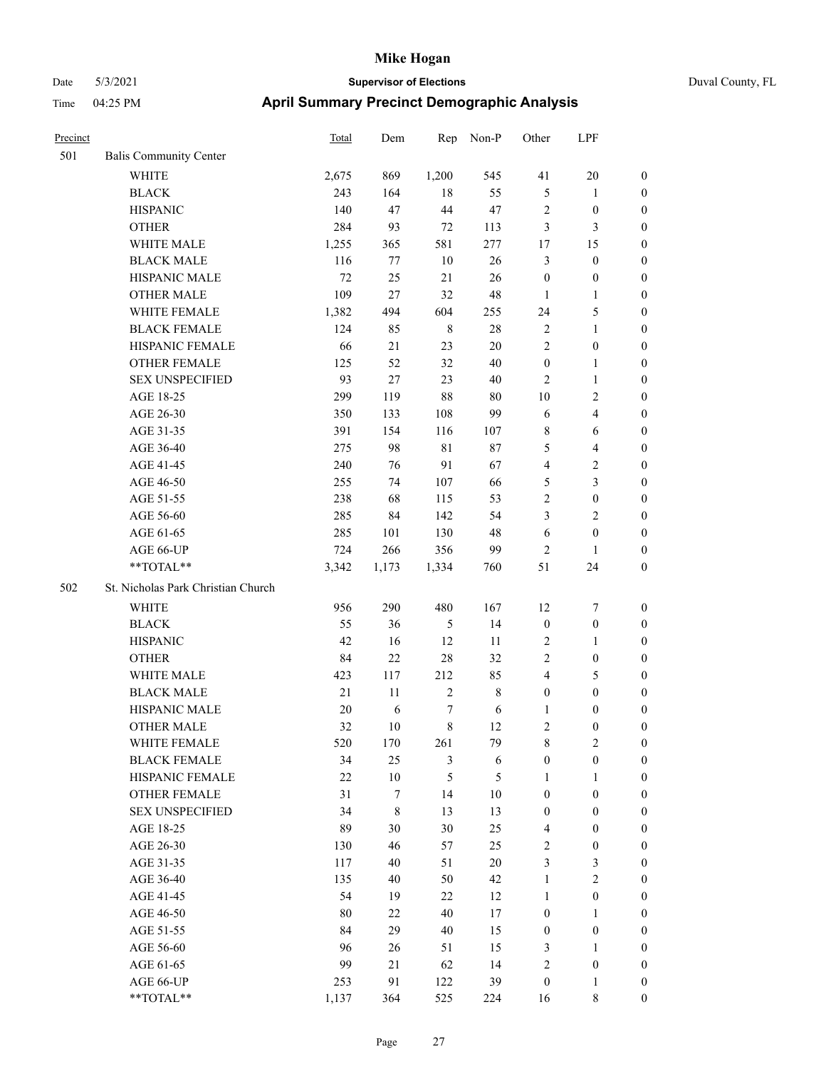# Mike Hogan

Date 5/3/2021 **Supervisor of Elections** Duval County, FL

Time 04:25 PM **April Summary Precinct Demographic Analysis**

| Precinct | | Total | Dem | Rep | Non-P | Other | LPF | |
|---|---|---|---|---|---|---|---|---|
| 501 | Balis Community Center | | | | | | | |
| | WHITE | 2,675 | 869 | 1,200 | 545 | 41 | 20 | 0 |
| | BLACK | 243 | 164 | 18 | 55 | 5 | 1 | 0 |
| | HISPANIC | 140 | 47 | 44 | 47 | 2 | 0 | 0 |
| | OTHER | 284 | 93 | 72 | 113 | 3 | 3 | 0 |
| | WHITE MALE | 1,255 | 365 | 581 | 277 | 17 | 15 | 0 |
| | BLACK MALE | 116 | 77 | 10 | 26 | 3 | 0 | 0 |
| | HISPANIC MALE | 72 | 25 | 21 | 26 | 0 | 0 | 0 |
| | OTHER MALE | 109 | 27 | 32 | 48 | 1 | 1 | 0 |
| | WHITE FEMALE | 1,382 | 494 | 604 | 255 | 24 | 5 | 0 |
| | BLACK FEMALE | 124 | 85 | 8 | 28 | 2 | 1 | 0 |
| | HISPANIC FEMALE | 66 | 21 | 23 | 20 | 2 | 0 | 0 |
| | OTHER FEMALE | 125 | 52 | 32 | 40 | 0 | 1 | 0 |
| | SEX UNSPECIFIED | 93 | 27 | 23 | 40 | 2 | 1 | 0 |
| | AGE 18-25 | 299 | 119 | 88 | 80 | 10 | 2 | 0 |
| | AGE 26-30 | 350 | 133 | 108 | 99 | 6 | 4 | 0 |
| | AGE 31-35 | 391 | 154 | 116 | 107 | 8 | 6 | 0 |
| | AGE 36-40 | 275 | 98 | 81 | 87 | 5 | 4 | 0 |
| | AGE 41-45 | 240 | 76 | 91 | 67 | 4 | 2 | 0 |
| | AGE 46-50 | 255 | 74 | 107 | 66 | 5 | 3 | 0 |
| | AGE 51-55 | 238 | 68 | 115 | 53 | 2 | 0 | 0 |
| | AGE 56-60 | 285 | 84 | 142 | 54 | 3 | 2 | 0 |
| | AGE 61-65 | 285 | 101 | 130 | 48 | 6 | 0 | 0 |
| | AGE 66-UP | 724 | 266 | 356 | 99 | 2 | 1 | 0 |
| | **TOTAL** | 3,342 | 1,173 | 1,334 | 760 | 51 | 24 | 0 |
| 502 | St. Nicholas Park Christian Church | | | | | | | |
| | WHITE | 956 | 290 | 480 | 167 | 12 | 7 | 0 |
| | BLACK | 55 | 36 | 5 | 14 | 0 | 0 | 0 |
| | HISPANIC | 42 | 16 | 12 | 11 | 2 | 1 | 0 |
| | OTHER | 84 | 22 | 28 | 32 | 2 | 0 | 0 |
| | WHITE MALE | 423 | 117 | 212 | 85 | 4 | 5 | 0 |
| | BLACK MALE | 21 | 11 | 2 | 8 | 0 | 0 | 0 |
| | HISPANIC MALE | 20 | 6 | 7 | 6 | 1 | 0 | 0 |
| | OTHER MALE | 32 | 10 | 8 | 12 | 2 | 0 | 0 |
| | WHITE FEMALE | 520 | 170 | 261 | 79 | 8 | 2 | 0 |
| | BLACK FEMALE | 34 | 25 | 3 | 6 | 0 | 0 | 0 |
| | HISPANIC FEMALE | 22 | 10 | 5 | 5 | 1 | 1 | 0 |
| | OTHER FEMALE | 31 | 7 | 14 | 10 | 0 | 0 | 0 |
| | SEX UNSPECIFIED | 34 | 8 | 13 | 13 | 0 | 0 | 0 |
| | AGE 18-25 | 89 | 30 | 30 | 25 | 4 | 0 | 0 |
| | AGE 26-30 | 130 | 46 | 57 | 25 | 2 | 0 | 0 |
| | AGE 31-35 | 117 | 40 | 51 | 20 | 3 | 3 | 0 |
| | AGE 36-40 | 135 | 40 | 50 | 42 | 1 | 2 | 0 |
| | AGE 41-45 | 54 | 19 | 22 | 12 | 1 | 0 | 0 |
| | AGE 46-50 | 80 | 22 | 40 | 17 | 0 | 1 | 0 |
| | AGE 51-55 | 84 | 29 | 40 | 15 | 0 | 0 | 0 |
| | AGE 56-60 | 96 | 26 | 51 | 15 | 3 | 1 | 0 |
| | AGE 61-65 | 99 | 21 | 62 | 14 | 2 | 0 | 0 |
| | AGE 66-UP | 253 | 91 | 122 | 39 | 0 | 1 | 0 |
| | **TOTAL** | 1,137 | 364 | 525 | 224 | 16 | 8 | 0 |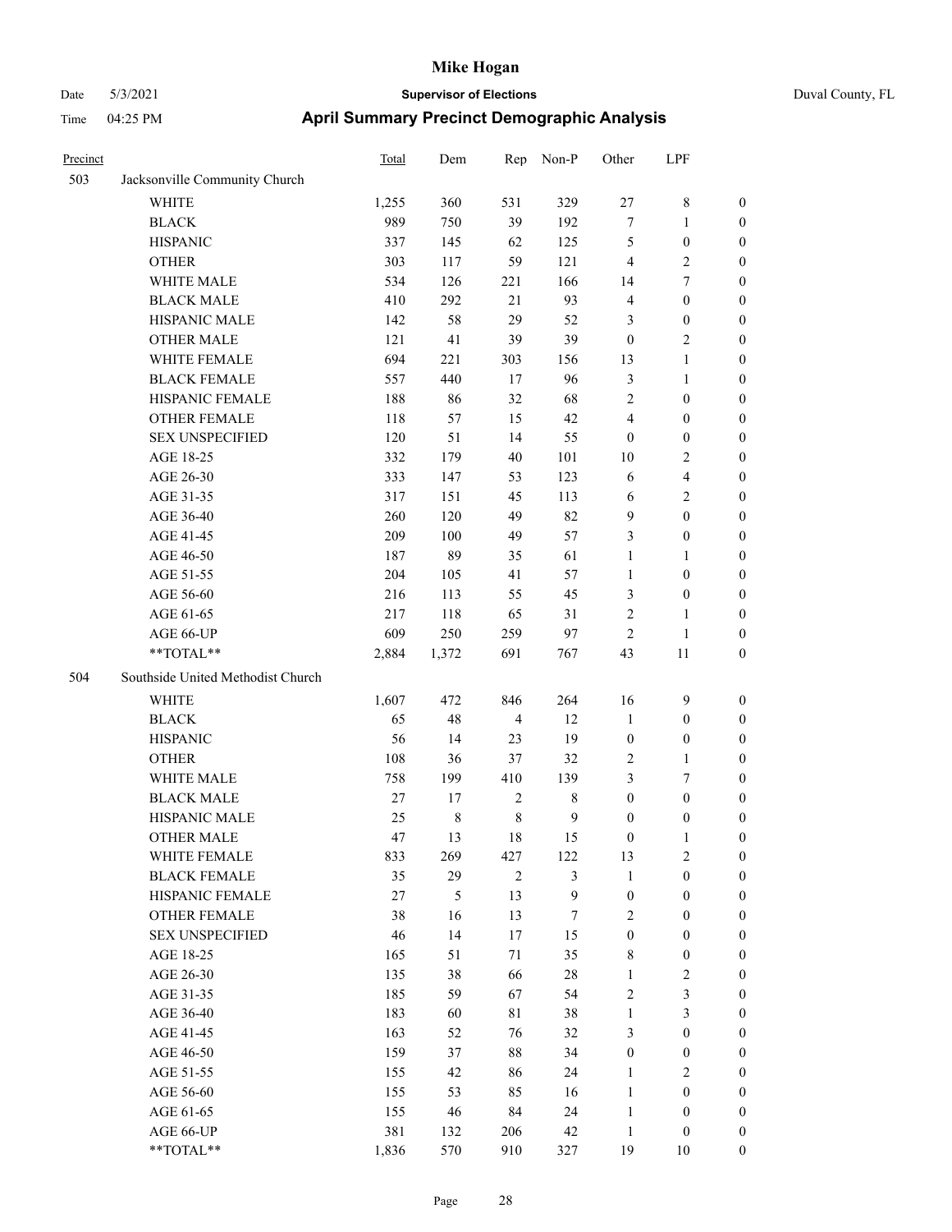# Mike Hogan

Date 5/3/2021 **Supervisor of Elections** Duval County, FL

Time 04:25 PM **April Summary Precinct Demographic Analysis**

| Precinct | | Total | Dem | Rep | Non-P | Other | LPF | |
|---|---|---|---|---|---|---|---|---|
| 503 | Jacksonville Community Church | | | | | | | |
| | WHITE | 1,255 | 360 | 531 | 329 | 27 | 8 | 0 |
| | BLACK | 989 | 750 | 39 | 192 | 7 | 1 | 0 |
| | HISPANIC | 337 | 145 | 62 | 125 | 5 | 0 | 0 |
| | OTHER | 303 | 117 | 59 | 121 | 4 | 2 | 0 |
| | WHITE MALE | 534 | 126 | 221 | 166 | 14 | 7 | 0 |
| | BLACK MALE | 410 | 292 | 21 | 93 | 4 | 0 | 0 |
| | HISPANIC MALE | 142 | 58 | 29 | 52 | 3 | 0 | 0 |
| | OTHER MALE | 121 | 41 | 39 | 39 | 0 | 2 | 0 |
| | WHITE FEMALE | 694 | 221 | 303 | 156 | 13 | 1 | 0 |
| | BLACK FEMALE | 557 | 440 | 17 | 96 | 3 | 1 | 0 |
| | HISPANIC FEMALE | 188 | 86 | 32 | 68 | 2 | 0 | 0 |
| | OTHER FEMALE | 118 | 57 | 15 | 42 | 4 | 0 | 0 |
| | SEX UNSPECIFIED | 120 | 51 | 14 | 55 | 0 | 0 | 0 |
| | AGE 18-25 | 332 | 179 | 40 | 101 | 10 | 2 | 0 |
| | AGE 26-30 | 333 | 147 | 53 | 123 | 6 | 4 | 0 |
| | AGE 31-35 | 317 | 151 | 45 | 113 | 6 | 2 | 0 |
| | AGE 36-40 | 260 | 120 | 49 | 82 | 9 | 0 | 0 |
| | AGE 41-45 | 209 | 100 | 49 | 57 | 3 | 0 | 0 |
| | AGE 46-50 | 187 | 89 | 35 | 61 | 1 | 1 | 0 |
| | AGE 51-55 | 204 | 105 | 41 | 57 | 1 | 0 | 0 |
| | AGE 56-60 | 216 | 113 | 55 | 45 | 3 | 0 | 0 |
| | AGE 61-65 | 217 | 118 | 65 | 31 | 2 | 1 | 0 |
| | AGE 66-UP | 609 | 250 | 259 | 97 | 2 | 1 | 0 |
| | **TOTAL** | 2,884 | 1,372 | 691 | 767 | 43 | 11 | 0 |
| 504 | Southside United Methodist Church | | | | | | | |
| | WHITE | 1,607 | 472 | 846 | 264 | 16 | 9 | 0 |
| | BLACK | 65 | 48 | 4 | 12 | 1 | 0 | 0 |
| | HISPANIC | 56 | 14 | 23 | 19 | 0 | 0 | 0 |
| | OTHER | 108 | 36 | 37 | 32 | 2 | 1 | 0 |
| | WHITE MALE | 758 | 199 | 410 | 139 | 3 | 7 | 0 |
| | BLACK MALE | 27 | 17 | 2 | 8 | 0 | 0 | 0 |
| | HISPANIC MALE | 25 | 8 | 8 | 9 | 0 | 0 | 0 |
| | OTHER MALE | 47 | 13 | 18 | 15 | 0 | 1 | 0 |
| | WHITE FEMALE | 833 | 269 | 427 | 122 | 13 | 2 | 0 |
| | BLACK FEMALE | 35 | 29 | 2 | 3 | 1 | 0 | 0 |
| | HISPANIC FEMALE | 27 | 5 | 13 | 9 | 0 | 0 | 0 |
| | OTHER FEMALE | 38 | 16 | 13 | 7 | 2 | 0 | 0 |
| | SEX UNSPECIFIED | 46 | 14 | 17 | 15 | 0 | 0 | 0 |
| | AGE 18-25 | 165 | 51 | 71 | 35 | 8 | 0 | 0 |
| | AGE 26-30 | 135 | 38 | 66 | 28 | 1 | 2 | 0 |
| | AGE 31-35 | 185 | 59 | 67 | 54 | 2 | 3 | 0 |
| | AGE 36-40 | 183 | 60 | 81 | 38 | 1 | 3 | 0 |
| | AGE 41-45 | 163 | 52 | 76 | 32 | 3 | 0 | 0 |
| | AGE 46-50 | 159 | 37 | 88 | 34 | 0 | 0 | 0 |
| | AGE 51-55 | 155 | 42 | 86 | 24 | 1 | 2 | 0 |
| | AGE 56-60 | 155 | 53 | 85 | 16 | 1 | 0 | 0 |
| | AGE 61-65 | 155 | 46 | 84 | 24 | 1 | 0 | 0 |
| | AGE 66-UP | 381 | 132 | 206 | 42 | 1 | 0 | 0 |
| | **TOTAL** | 1,836 | 570 | 910 | 327 | 19 | 10 | 0 |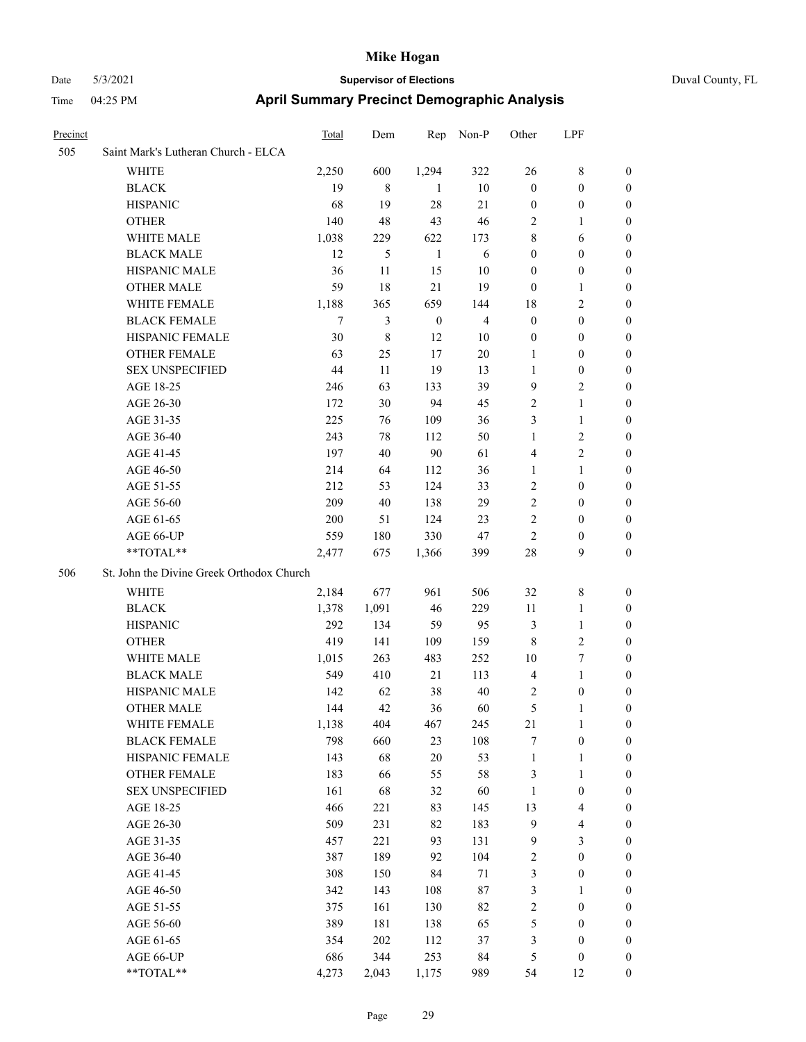# Mike Hogan

Date 5/3/2021 **Supervisor of Elections** Duval County, FL

Time 04:25 PM **April Summary Precinct Demographic Analysis**

| Precinct | | Total | Dem | Rep | Non-P | Other | LPF | |
|---|---|---|---|---|---|---|---|---|
| 505 | Saint Mark's Lutheran Church - ELCA | | | | | | | |
| | WHITE | 2,250 | 600 | 1,294 | 322 | 26 | 8 | 0 |
| | BLACK | 19 | 8 | 1 | 10 | 0 | 0 | 0 |
| | HISPANIC | 68 | 19 | 28 | 21 | 0 | 0 | 0 |
| | OTHER | 140 | 48 | 43 | 46 | 2 | 1 | 0 |
| | WHITE MALE | 1,038 | 229 | 622 | 173 | 8 | 6 | 0 |
| | BLACK MALE | 12 | 5 | 1 | 6 | 0 | 0 | 0 |
| | HISPANIC MALE | 36 | 11 | 15 | 10 | 0 | 0 | 0 |
| | OTHER MALE | 59 | 18 | 21 | 19 | 0 | 1 | 0 |
| | WHITE FEMALE | 1,188 | 365 | 659 | 144 | 18 | 2 | 0 |
| | BLACK FEMALE | 7 | 3 | 0 | 4 | 0 | 0 | 0 |
| | HISPANIC FEMALE | 30 | 8 | 12 | 10 | 0 | 0 | 0 |
| | OTHER FEMALE | 63 | 25 | 17 | 20 | 1 | 0 | 0 |
| | SEX UNSPECIFIED | 44 | 11 | 19 | 13 | 1 | 0 | 0 |
| | AGE 18-25 | 246 | 63 | 133 | 39 | 9 | 2 | 0 |
| | AGE 26-30 | 172 | 30 | 94 | 45 | 2 | 1 | 0 |
| | AGE 31-35 | 225 | 76 | 109 | 36 | 3 | 1 | 0 |
| | AGE 36-40 | 243 | 78 | 112 | 50 | 1 | 2 | 0 |
| | AGE 41-45 | 197 | 40 | 90 | 61 | 4 | 2 | 0 |
| | AGE 46-50 | 214 | 64 | 112 | 36 | 1 | 1 | 0 |
| | AGE 51-55 | 212 | 53 | 124 | 33 | 2 | 0 | 0 |
| | AGE 56-60 | 209 | 40 | 138 | 29 | 2 | 0 | 0 |
| | AGE 61-65 | 200 | 51 | 124 | 23 | 2 | 0 | 0 |
| | AGE 66-UP | 559 | 180 | 330 | 47 | 2 | 0 | 0 |
| | **TOTAL** | 2,477 | 675 | 1,366 | 399 | 28 | 9 | 0 |
| 506 | St. John the Divine Greek Orthodox Church | | | | | | | |
| | WHITE | 2,184 | 677 | 961 | 506 | 32 | 8 | 0 |
| | BLACK | 1,378 | 1,091 | 46 | 229 | 11 | 1 | 0 |
| | HISPANIC | 292 | 134 | 59 | 95 | 3 | 1 | 0 |
| | OTHER | 419 | 141 | 109 | 159 | 8 | 2 | 0 |
| | WHITE MALE | 1,015 | 263 | 483 | 252 | 10 | 7 | 0 |
| | BLACK MALE | 549 | 410 | 21 | 113 | 4 | 1 | 0 |
| | HISPANIC MALE | 142 | 62 | 38 | 40 | 2 | 0 | 0 |
| | OTHER MALE | 144 | 42 | 36 | 60 | 5 | 1 | 0 |
| | WHITE FEMALE | 1,138 | 404 | 467 | 245 | 21 | 1 | 0 |
| | BLACK FEMALE | 798 | 660 | 23 | 108 | 7 | 0 | 0 |
| | HISPANIC FEMALE | 143 | 68 | 20 | 53 | 1 | 1 | 0 |
| | OTHER FEMALE | 183 | 66 | 55 | 58 | 3 | 1 | 0 |
| | SEX UNSPECIFIED | 161 | 68 | 32 | 60 | 1 | 0 | 0 |
| | AGE 18-25 | 466 | 221 | 83 | 145 | 13 | 4 | 0 |
| | AGE 26-30 | 509 | 231 | 82 | 183 | 9 | 4 | 0 |
| | AGE 31-35 | 457 | 221 | 93 | 131 | 9 | 3 | 0 |
| | AGE 36-40 | 387 | 189 | 92 | 104 | 2 | 0 | 0 |
| | AGE 41-45 | 308 | 150 | 84 | 71 | 3 | 0 | 0 |
| | AGE 46-50 | 342 | 143 | 108 | 87 | 3 | 1 | 0 |
| | AGE 51-55 | 375 | 161 | 130 | 82 | 2 | 0 | 0 |
| | AGE 56-60 | 389 | 181 | 138 | 65 | 5 | 0 | 0 |
| | AGE 61-65 | 354 | 202 | 112 | 37 | 3 | 0 | 0 |
| | AGE 66-UP | 686 | 344 | 253 | 84 | 5 | 0 | 0 |
| | **TOTAL** | 4,273 | 2,043 | 1,175 | 989 | 54 | 12 | 0 |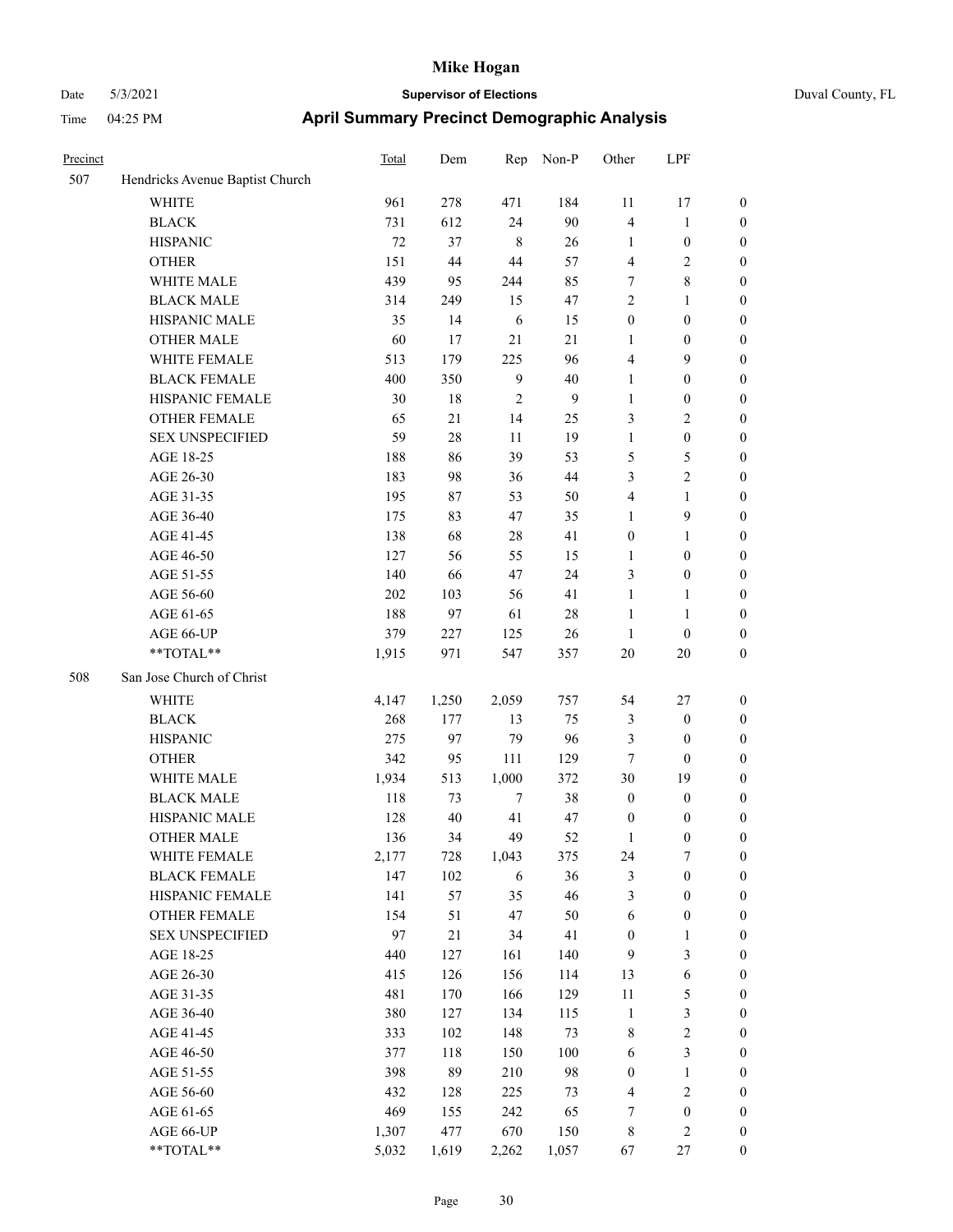# Mike Hogan

Date 5/3/2021 **Supervisor of Elections** Duval County, FL

Time 04:25 PM **April Summary Precinct Demographic Analysis**

| Precinct | | Total | Dem | Rep | Non-P | Other | LPF | |
|---|---|---|---|---|---|---|---|---|
| 507 | Hendricks Avenue Baptist Church | | | | | | | |
| | WHITE | 961 | 278 | 471 | 184 | 11 | 17 | 0 |
| | BLACK | 731 | 612 | 24 | 90 | 4 | 1 | 0 |
| | HISPANIC | 72 | 37 | 8 | 26 | 1 | 0 | 0 |
| | OTHER | 151 | 44 | 44 | 57 | 4 | 2 | 0 |
| | WHITE MALE | 439 | 95 | 244 | 85 | 7 | 8 | 0 |
| | BLACK MALE | 314 | 249 | 15 | 47 | 2 | 1 | 0 |
| | HISPANIC MALE | 35 | 14 | 6 | 15 | 0 | 0 | 0 |
| | OTHER MALE | 60 | 17 | 21 | 21 | 1 | 0 | 0 |
| | WHITE FEMALE | 513 | 179 | 225 | 96 | 4 | 9 | 0 |
| | BLACK FEMALE | 400 | 350 | 9 | 40 | 1 | 0 | 0 |
| | HISPANIC FEMALE | 30 | 18 | 2 | 9 | 1 | 0 | 0 |
| | OTHER FEMALE | 65 | 21 | 14 | 25 | 3 | 2 | 0 |
| | SEX UNSPECIFIED | 59 | 28 | 11 | 19 | 1 | 0 | 0 |
| | AGE 18-25 | 188 | 86 | 39 | 53 | 5 | 5 | 0 |
| | AGE 26-30 | 183 | 98 | 36 | 44 | 3 | 2 | 0 |
| | AGE 31-35 | 195 | 87 | 53 | 50 | 4 | 1 | 0 |
| | AGE 36-40 | 175 | 83 | 47 | 35 | 1 | 9 | 0 |
| | AGE 41-45 | 138 | 68 | 28 | 41 | 0 | 1 | 0 |
| | AGE 46-50 | 127 | 56 | 55 | 15 | 1 | 0 | 0 |
| | AGE 51-55 | 140 | 66 | 47 | 24 | 3 | 0 | 0 |
| | AGE 56-60 | 202 | 103 | 56 | 41 | 1 | 1 | 0 |
| | AGE 61-65 | 188 | 97 | 61 | 28 | 1 | 1 | 0 |
| | AGE 66-UP | 379 | 227 | 125 | 26 | 1 | 0 | 0 |
| | **TOTAL** | 1,915 | 971 | 547 | 357 | 20 | 20 | 0 |
| 508 | San Jose Church of Christ | | | | | | | |
| | WHITE | 4,147 | 1,250 | 2,059 | 757 | 54 | 27 | 0 |
| | BLACK | 268 | 177 | 13 | 75 | 3 | 0 | 0 |
| | HISPANIC | 275 | 97 | 79 | 96 | 3 | 0 | 0 |
| | OTHER | 342 | 95 | 111 | 129 | 7 | 0 | 0 |
| | WHITE MALE | 1,934 | 513 | 1,000 | 372 | 30 | 19 | 0 |
| | BLACK MALE | 118 | 73 | 7 | 38 | 0 | 0 | 0 |
| | HISPANIC MALE | 128 | 40 | 41 | 47 | 0 | 0 | 0 |
| | OTHER MALE | 136 | 34 | 49 | 52 | 1 | 0 | 0 |
| | WHITE FEMALE | 2,177 | 728 | 1,043 | 375 | 24 | 7 | 0 |
| | BLACK FEMALE | 147 | 102 | 6 | 36 | 3 | 0 | 0 |
| | HISPANIC FEMALE | 141 | 57 | 35 | 46 | 3 | 0 | 0 |
| | OTHER FEMALE | 154 | 51 | 47 | 50 | 6 | 0 | 0 |
| | SEX UNSPECIFIED | 97 | 21 | 34 | 41 | 0 | 1 | 0 |
| | AGE 18-25 | 440 | 127 | 161 | 140 | 9 | 3 | 0 |
| | AGE 26-30 | 415 | 126 | 156 | 114 | 13 | 6 | 0 |
| | AGE 31-35 | 481 | 170 | 166 | 129 | 11 | 5 | 0 |
| | AGE 36-40 | 380 | 127 | 134 | 115 | 1 | 3 | 0 |
| | AGE 41-45 | 333 | 102 | 148 | 73 | 8 | 2 | 0 |
| | AGE 46-50 | 377 | 118 | 150 | 100 | 6 | 3 | 0 |
| | AGE 51-55 | 398 | 89 | 210 | 98 | 0 | 1 | 0 |
| | AGE 56-60 | 432 | 128 | 225 | 73 | 4 | 2 | 0 |
| | AGE 61-65 | 469 | 155 | 242 | 65 | 7 | 0 | 0 |
| | AGE 66-UP | 1,307 | 477 | 670 | 150 | 8 | 2 | 0 |
| | **TOTAL** | 5,032 | 1,619 | 2,262 | 1,057 | 67 | 27 | 0 |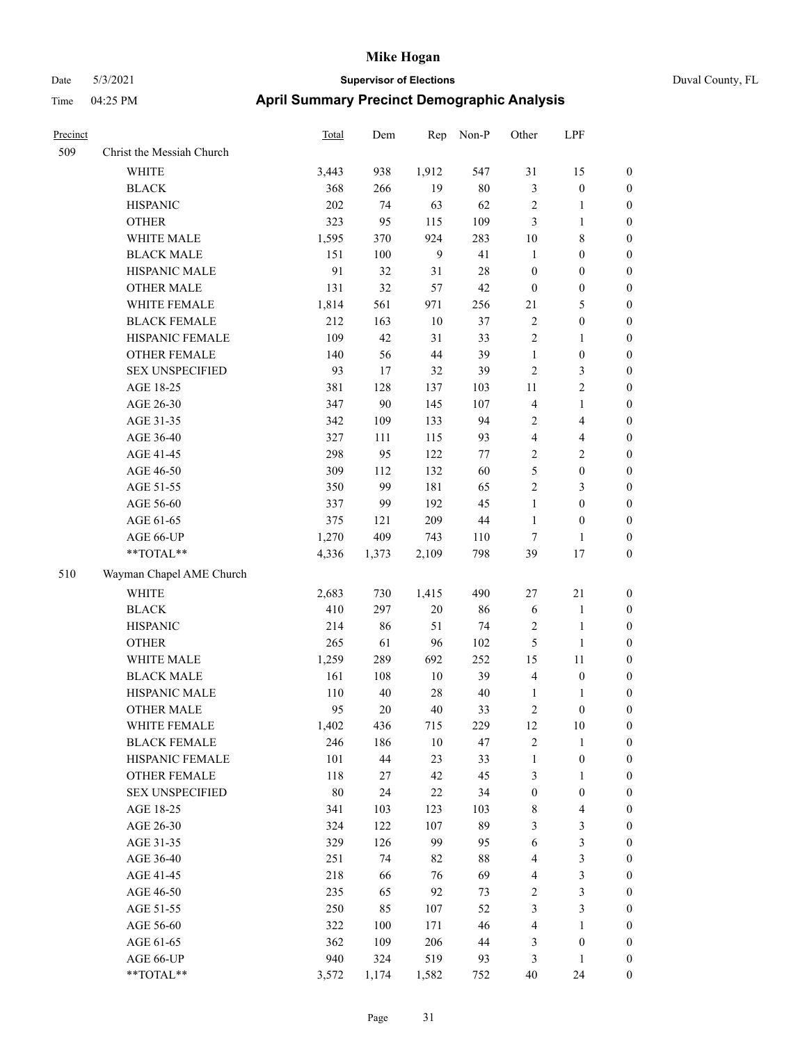| Precinct | | Total | Dem | Rep | Non-P | Other | LPF | |
|---|---|---|---|---|---|---|---|---|
| 509 | Christ the Messiah Church | | | | | | | |
| | WHITE | 3,443 | 938 | 1,912 | 547 | 31 | 15 | 0 |
| | BLACK | 368 | 266 | 19 | 80 | 3 | 0 | 0 |
| | HISPANIC | 202 | 74 | 63 | 62 | 2 | 1 | 0 |
| | OTHER | 323 | 95 | 115 | 109 | 3 | 1 | 0 |
| | WHITE MALE | 1,595 | 370 | 924 | 283 | 10 | 8 | 0 |
| | BLACK MALE | 151 | 100 | 9 | 41 | 1 | 0 | 0 |
| | HISPANIC MALE | 91 | 32 | 31 | 28 | 0 | 0 | 0 |
| | OTHER MALE | 131 | 32 | 57 | 42 | 0 | 0 | 0 |
| | WHITE FEMALE | 1,814 | 561 | 971 | 256 | 21 | 5 | 0 |
| | BLACK FEMALE | 212 | 163 | 10 | 37 | 2 | 0 | 0 |
| | HISPANIC FEMALE | 109 | 42 | 31 | 33 | 2 | 1 | 0 |
| | OTHER FEMALE | 140 | 56 | 44 | 39 | 1 | 0 | 0 |
| | SEX UNSPECIFIED | 93 | 17 | 32 | 39 | 2 | 3 | 0 |
| | AGE 18-25 | 381 | 128 | 137 | 103 | 11 | 2 | 0 |
| | AGE 26-30 | 347 | 90 | 145 | 107 | 4 | 1 | 0 |
| | AGE 31-35 | 342 | 109 | 133 | 94 | 2 | 4 | 0 |
| | AGE 36-40 | 327 | 111 | 115 | 93 | 4 | 4 | 0 |
| | AGE 41-45 | 298 | 95 | 122 | 77 | 2 | 2 | 0 |
| | AGE 46-50 | 309 | 112 | 132 | 60 | 5 | 0 | 0 |
| | AGE 51-55 | 350 | 99 | 181 | 65 | 2 | 3 | 0 |
| | AGE 56-60 | 337 | 99 | 192 | 45 | 1 | 0 | 0 |
| | AGE 61-65 | 375 | 121 | 209 | 44 | 1 | 0 | 0 |
| | AGE 66-UP | 1,270 | 409 | 743 | 110 | 7 | 1 | 0 |
| | **TOTAL** | 4,336 | 1,373 | 2,109 | 798 | 39 | 17 | 0 |
| 510 | Wayman Chapel AME Church | | | | | | | |
| | WHITE | 2,683 | 730 | 1,415 | 490 | 27 | 21 | 0 |
| | BLACK | 410 | 297 | 20 | 86 | 6 | 1 | 0 |
| | HISPANIC | 214 | 86 | 51 | 74 | 2 | 1 | 0 |
| | OTHER | 265 | 61 | 96 | 102 | 5 | 1 | 0 |
| | WHITE MALE | 1,259 | 289 | 692 | 252 | 15 | 11 | 0 |
| | BLACK MALE | 161 | 108 | 10 | 39 | 4 | 0 | 0 |
| | HISPANIC MALE | 110 | 40 | 28 | 40 | 1 | 1 | 0 |
| | OTHER MALE | 95 | 20 | 40 | 33 | 2 | 0 | 0 |
| | WHITE FEMALE | 1,402 | 436 | 715 | 229 | 12 | 10 | 0 |
| | BLACK FEMALE | 246 | 186 | 10 | 47 | 2 | 1 | 0 |
| | HISPANIC FEMALE | 101 | 44 | 23 | 33 | 1 | 0 | 0 |
| | OTHER FEMALE | 118 | 27 | 42 | 45 | 3 | 1 | 0 |
| | SEX UNSPECIFIED | 80 | 24 | 22 | 34 | 0 | 0 | 0 |
| | AGE 18-25 | 341 | 103 | 123 | 103 | 8 | 4 | 0 |
| | AGE 26-30 | 324 | 122 | 107 | 89 | 3 | 3 | 0 |
| | AGE 31-35 | 329 | 126 | 99 | 95 | 6 | 3 | 0 |
| | AGE 36-40 | 251 | 74 | 82 | 88 | 4 | 3 | 0 |
| | AGE 41-45 | 218 | 66 | 76 | 69 | 4 | 3 | 0 |
| | AGE 46-50 | 235 | 65 | 92 | 73 | 2 | 3 | 0 |
| | AGE 51-55 | 250 | 85 | 107 | 52 | 3 | 3 | 0 |
| | AGE 56-60 | 322 | 100 | 171 | 46 | 4 | 1 | 0 |
| | AGE 61-65 | 362 | 109 | 206 | 44 | 3 | 0 | 0 |
| | AGE 66-UP | 940 | 324 | 519 | 93 | 3 | 1 | 0 |
| | **TOTAL** | 3,572 | 1,174 | 1,582 | 752 | 40 | 24 | 0 |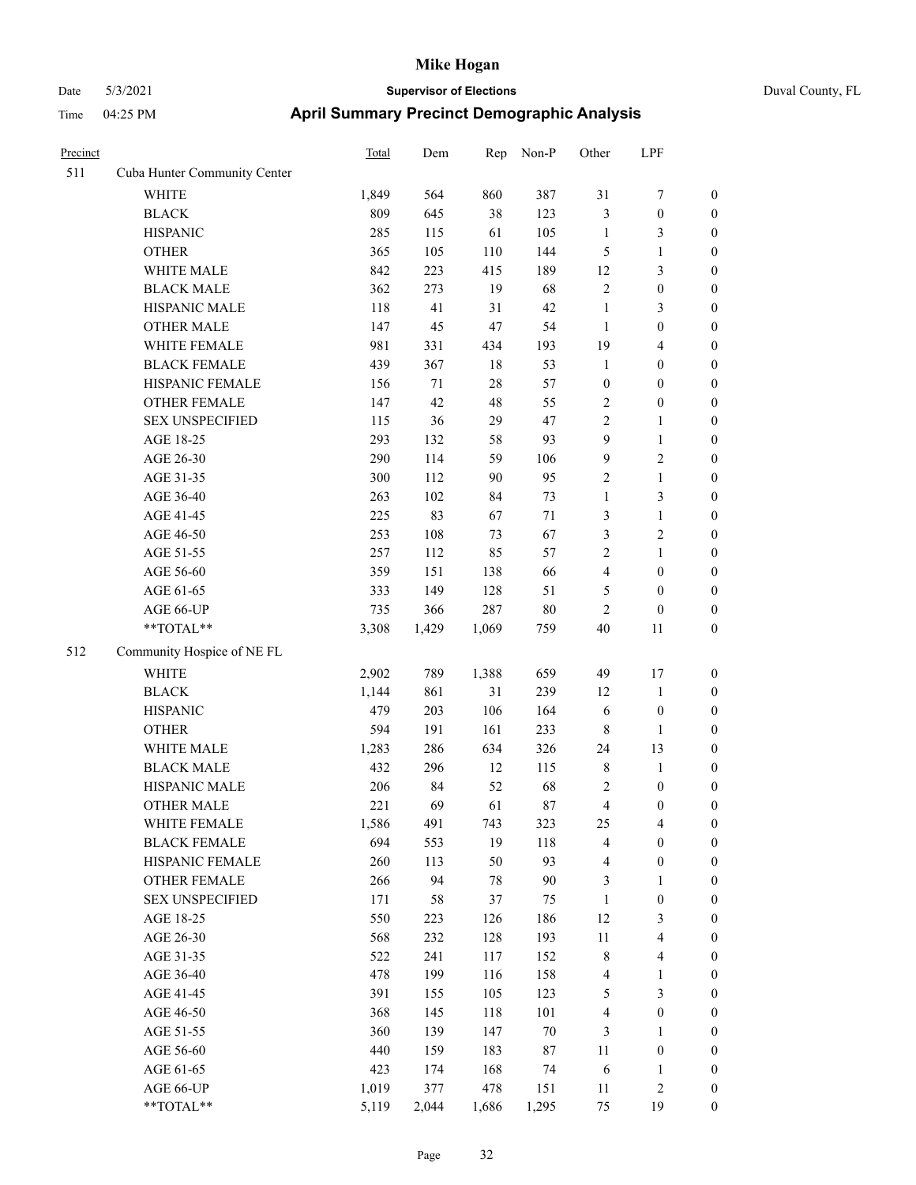# Mike Hogan

Date 5/3/2021 **Supervisor of Elections** Duval County, FL

Time 04:25 PM **April Summary Precinct Demographic Analysis**

| Precinct | | Total | Dem | Rep | Non-P | Other | LPF | |
|---|---|---|---|---|---|---|---|---|
| 511 | Cuba Hunter Community Center | | | | | | | |
| | WHITE | 1,849 | 564 | 860 | 387 | 31 | 7 | 0 |
| | BLACK | 809 | 645 | 38 | 123 | 3 | 0 | 0 |
| | HISPANIC | 285 | 115 | 61 | 105 | 1 | 3 | 0 |
| | OTHER | 365 | 105 | 110 | 144 | 5 | 1 | 0 |
| | WHITE MALE | 842 | 223 | 415 | 189 | 12 | 3 | 0 |
| | BLACK MALE | 362 | 273 | 19 | 68 | 2 | 0 | 0 |
| | HISPANIC MALE | 118 | 41 | 31 | 42 | 1 | 3 | 0 |
| | OTHER MALE | 147 | 45 | 47 | 54 | 1 | 0 | 0 |
| | WHITE FEMALE | 981 | 331 | 434 | 193 | 19 | 4 | 0 |
| | BLACK FEMALE | 439 | 367 | 18 | 53 | 1 | 0 | 0 |
| | HISPANIC FEMALE | 156 | 71 | 28 | 57 | 0 | 0 | 0 |
| | OTHER FEMALE | 147 | 42 | 48 | 55 | 2 | 0 | 0 |
| | SEX UNSPECIFIED | 115 | 36 | 29 | 47 | 2 | 1 | 0 |
| | AGE 18-25 | 293 | 132 | 58 | 93 | 9 | 1 | 0 |
| | AGE 26-30 | 290 | 114 | 59 | 106 | 9 | 2 | 0 |
| | AGE 31-35 | 300 | 112 | 90 | 95 | 2 | 1 | 0 |
| | AGE 36-40 | 263 | 102 | 84 | 73 | 1 | 3 | 0 |
| | AGE 41-45 | 225 | 83 | 67 | 71 | 3 | 1 | 0 |
| | AGE 46-50 | 253 | 108 | 73 | 67 | 3 | 2 | 0 |
| | AGE 51-55 | 257 | 112 | 85 | 57 | 2 | 1 | 0 |
| | AGE 56-60 | 359 | 151 | 138 | 66 | 4 | 0 | 0 |
| | AGE 61-65 | 333 | 149 | 128 | 51 | 5 | 0 | 0 |
| | AGE 66-UP | 735 | 366 | 287 | 80 | 2 | 0 | 0 |
| | **TOTAL** | 3,308 | 1,429 | 1,069 | 759 | 40 | 11 | 0 |
| 512 | Community Hospice of NE FL | | | | | | | |
| | WHITE | 2,902 | 789 | 1,388 | 659 | 49 | 17 | 0 |
| | BLACK | 1,144 | 861 | 31 | 239 | 12 | 1 | 0 |
| | HISPANIC | 479 | 203 | 106 | 164 | 6 | 0 | 0 |
| | OTHER | 594 | 191 | 161 | 233 | 8 | 1 | 0 |
| | WHITE MALE | 1,283 | 286 | 634 | 326 | 24 | 13 | 0 |
| | BLACK MALE | 432 | 296 | 12 | 115 | 8 | 1 | 0 |
| | HISPANIC MALE | 206 | 84 | 52 | 68 | 2 | 0 | 0 |
| | OTHER MALE | 221 | 69 | 61 | 87 | 4 | 0 | 0 |
| | WHITE FEMALE | 1,586 | 491 | 743 | 323 | 25 | 4 | 0 |
| | BLACK FEMALE | 694 | 553 | 19 | 118 | 4 | 0 | 0 |
| | HISPANIC FEMALE | 260 | 113 | 50 | 93 | 4 | 0 | 0 |
| | OTHER FEMALE | 266 | 94 | 78 | 90 | 3 | 1 | 0 |
| | SEX UNSPECIFIED | 171 | 58 | 37 | 75 | 1 | 0 | 0 |
| | AGE 18-25 | 550 | 223 | 126 | 186 | 12 | 3 | 0 |
| | AGE 26-30 | 568 | 232 | 128 | 193 | 11 | 4 | 0 |
| | AGE 31-35 | 522 | 241 | 117 | 152 | 8 | 4 | 0 |
| | AGE 36-40 | 478 | 199 | 116 | 158 | 4 | 1 | 0 |
| | AGE 41-45 | 391 | 155 | 105 | 123 | 5 | 3 | 0 |
| | AGE 46-50 | 368 | 145 | 118 | 101 | 4 | 0 | 0 |
| | AGE 51-55 | 360 | 139 | 147 | 70 | 3 | 1 | 0 |
| | AGE 56-60 | 440 | 159 | 183 | 87 | 11 | 0 | 0 |
| | AGE 61-65 | 423 | 174 | 168 | 74 | 6 | 1 | 0 |
| | AGE 66-UP | 1,019 | 377 | 478 | 151 | 11 | 2 | 0 |
| | **TOTAL** | 5,119 | 2,044 | 1,686 | 1,295 | 75 | 19 | 0 |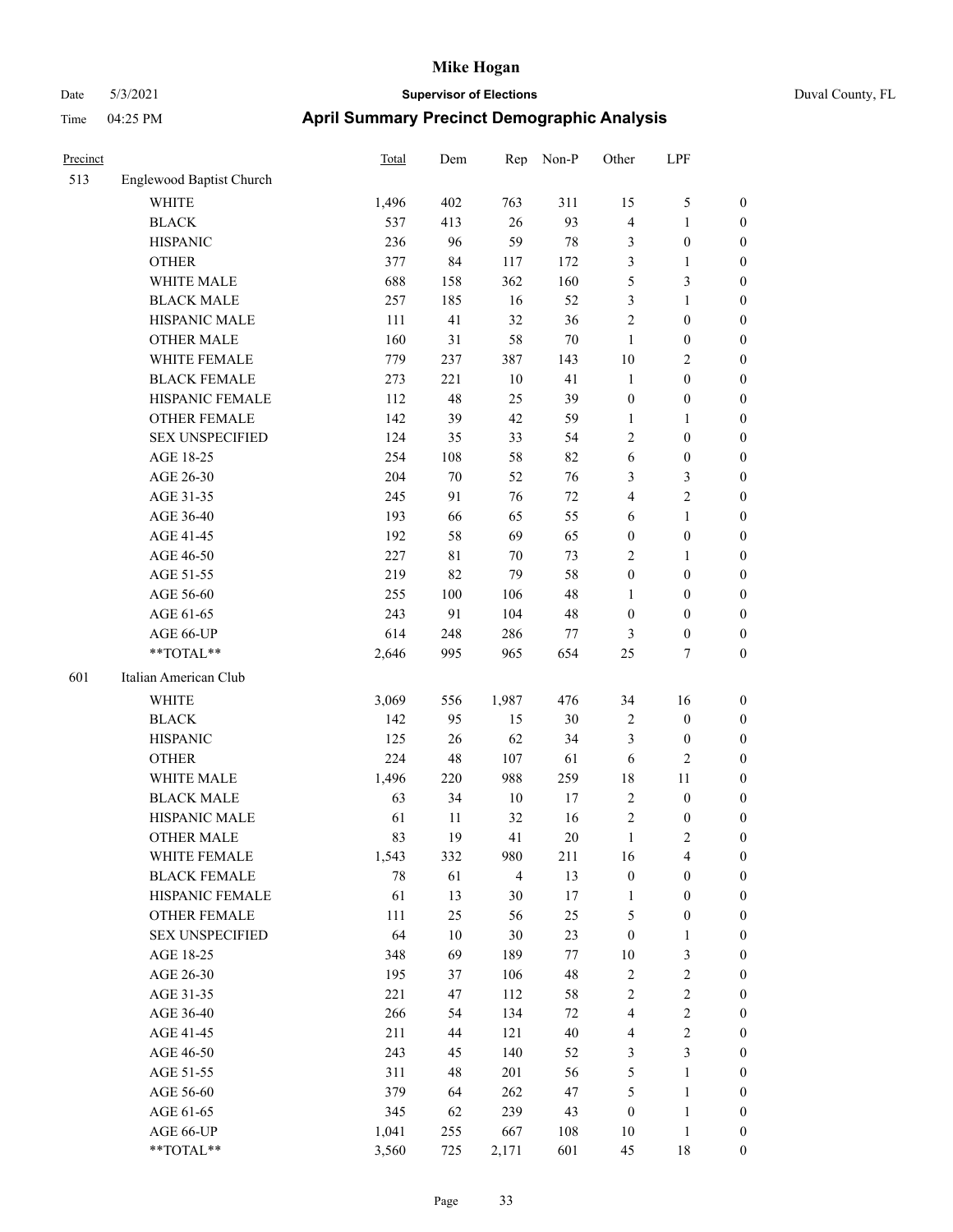# Mike Hogan

Date 5/3/2021 | **Supervisor of Elections** | Duval County, FL

Time 04:25 PM | **April Summary Precinct Demographic Analysis**

| Precinct | | Total | Dem | Rep | Non-P | Other | LPF | |
|---|---|---|---|---|---|---|---|---|
| 513 | Englewood Baptist Church | | | | | | | |
| | WHITE | 1,496 | 402 | 763 | 311 | 15 | 5 | 0 |
| | BLACK | 537 | 413 | 26 | 93 | 4 | 1 | 0 |
| | HISPANIC | 236 | 96 | 59 | 78 | 3 | 0 | 0 |
| | OTHER | 377 | 84 | 117 | 172 | 3 | 1 | 0 |
| | WHITE MALE | 688 | 158 | 362 | 160 | 5 | 3 | 0 |
| | BLACK MALE | 257 | 185 | 16 | 52 | 3 | 1 | 0 |
| | HISPANIC MALE | 111 | 41 | 32 | 36 | 2 | 0 | 0 |
| | OTHER MALE | 160 | 31 | 58 | 70 | 1 | 0 | 0 |
| | WHITE FEMALE | 779 | 237 | 387 | 143 | 10 | 2 | 0 |
| | BLACK FEMALE | 273 | 221 | 10 | 41 | 1 | 0 | 0 |
| | HISPANIC FEMALE | 112 | 48 | 25 | 39 | 0 | 0 | 0 |
| | OTHER FEMALE | 142 | 39 | 42 | 59 | 1 | 1 | 0 |
| | SEX UNSPECIFIED | 124 | 35 | 33 | 54 | 2 | 0 | 0 |
| | AGE 18-25 | 254 | 108 | 58 | 82 | 6 | 0 | 0 |
| | AGE 26-30 | 204 | 70 | 52 | 76 | 3 | 3 | 0 |
| | AGE 31-35 | 245 | 91 | 76 | 72 | 4 | 2 | 0 |
| | AGE 36-40 | 193 | 66 | 65 | 55 | 6 | 1 | 0 |
| | AGE 41-45 | 192 | 58 | 69 | 65 | 0 | 0 | 0 |
| | AGE 46-50 | 227 | 81 | 70 | 73 | 2 | 1 | 0 |
| | AGE 51-55 | 219 | 82 | 79 | 58 | 0 | 0 | 0 |
| | AGE 56-60 | 255 | 100 | 106 | 48 | 1 | 0 | 0 |
| | AGE 61-65 | 243 | 91 | 104 | 48 | 0 | 0 | 0 |
| | AGE 66-UP | 614 | 248 | 286 | 77 | 3 | 0 | 0 |
| | **TOTAL** | 2,646 | 995 | 965 | 654 | 25 | 7 | 0 |
| 601 | Italian American Club | | | | | | | |
| | WHITE | 3,069 | 556 | 1,987 | 476 | 34 | 16 | 0 |
| | BLACK | 142 | 95 | 15 | 30 | 2 | 0 | 0 |
| | HISPANIC | 125 | 26 | 62 | 34 | 3 | 0 | 0 |
| | OTHER | 224 | 48 | 107 | 61 | 6 | 2 | 0 |
| | WHITE MALE | 1,496 | 220 | 988 | 259 | 18 | 11 | 0 |
| | BLACK MALE | 63 | 34 | 10 | 17 | 2 | 0 | 0 |
| | HISPANIC MALE | 61 | 11 | 32 | 16 | 2 | 0 | 0 |
| | OTHER MALE | 83 | 19 | 41 | 20 | 1 | 2 | 0 |
| | WHITE FEMALE | 1,543 | 332 | 980 | 211 | 16 | 4 | 0 |
| | BLACK FEMALE | 78 | 61 | 4 | 13 | 0 | 0 | 0 |
| | HISPANIC FEMALE | 61 | 13 | 30 | 17 | 1 | 0 | 0 |
| | OTHER FEMALE | 111 | 25 | 56 | 25 | 5 | 0 | 0 |
| | SEX UNSPECIFIED | 64 | 10 | 30 | 23 | 0 | 1 | 0 |
| | AGE 18-25 | 348 | 69 | 189 | 77 | 10 | 3 | 0 |
| | AGE 26-30 | 195 | 37 | 106 | 48 | 2 | 2 | 0 |
| | AGE 31-35 | 221 | 47 | 112 | 58 | 2 | 2 | 0 |
| | AGE 36-40 | 266 | 54 | 134 | 72 | 4 | 2 | 0 |
| | AGE 41-45 | 211 | 44 | 121 | 40 | 4 | 2 | 0 |
| | AGE 46-50 | 243 | 45 | 140 | 52 | 3 | 3 | 0 |
| | AGE 51-55 | 311 | 48 | 201 | 56 | 5 | 1 | 0 |
| | AGE 56-60 | 379 | 64 | 262 | 47 | 5 | 1 | 0 |
| | AGE 61-65 | 345 | 62 | 239 | 43 | 0 | 1 | 0 |
| | AGE 66-UP | 1,041 | 255 | 667 | 108 | 10 | 1 | 0 |
| | **TOTAL** | 3,560 | 725 | 2,171 | 601 | 45 | 18 | 0 |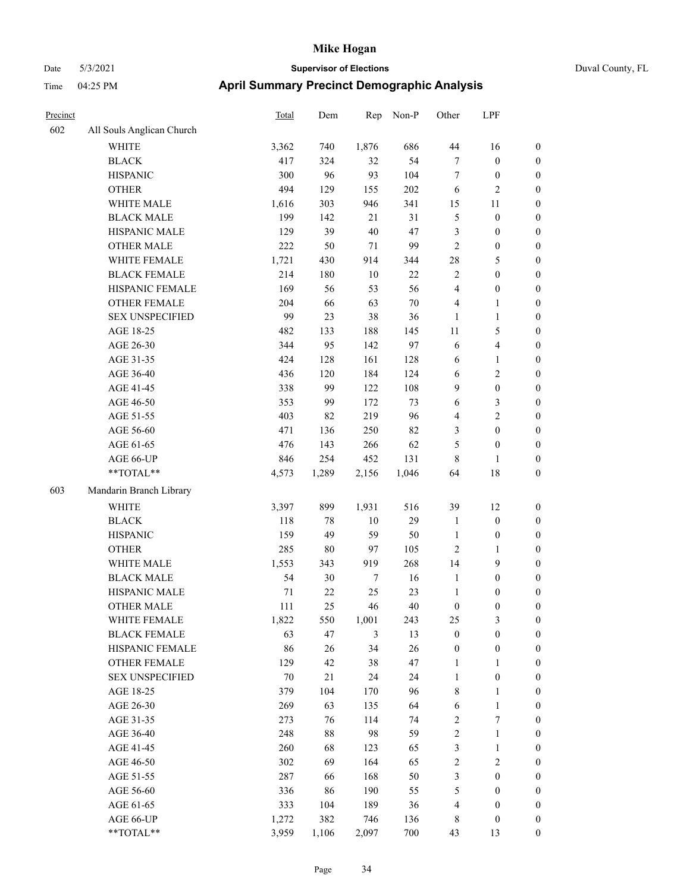# Mike Hogan

Date 5/3/2021 **Supervisor of Elections** Duval County, FL

Time 04:25 PM **April Summary Precinct Demographic Analysis**

| Precinct | | Total | Dem | Rep | Non-P | Other | LPF | |
|---|---|---|---|---|---|---|---|---|
| 602 | All Souls Anglican Church | | | | | | | |
| | WHITE | 3,362 | 740 | 1,876 | 686 | 44 | 16 | 0 |
| | BLACK | 417 | 324 | 32 | 54 | 7 | 0 | 0 |
| | HISPANIC | 300 | 96 | 93 | 104 | 7 | 0 | 0 |
| | OTHER | 494 | 129 | 155 | 202 | 6 | 2 | 0 |
| | WHITE MALE | 1,616 | 303 | 946 | 341 | 15 | 11 | 0 |
| | BLACK MALE | 199 | 142 | 21 | 31 | 5 | 0 | 0 |
| | HISPANIC MALE | 129 | 39 | 40 | 47 | 3 | 0 | 0 |
| | OTHER MALE | 222 | 50 | 71 | 99 | 2 | 0 | 0 |
| | WHITE FEMALE | 1,721 | 430 | 914 | 344 | 28 | 5 | 0 |
| | BLACK FEMALE | 214 | 180 | 10 | 22 | 2 | 0 | 0 |
| | HISPANIC FEMALE | 169 | 56 | 53 | 56 | 4 | 0 | 0 |
| | OTHER FEMALE | 204 | 66 | 63 | 70 | 4 | 1 | 0 |
| | SEX UNSPECIFIED | 99 | 23 | 38 | 36 | 1 | 1 | 0 |
| | AGE 18-25 | 482 | 133 | 188 | 145 | 11 | 5 | 0 |
| | AGE 26-30 | 344 | 95 | 142 | 97 | 6 | 4 | 0 |
| | AGE 31-35 | 424 | 128 | 161 | 128 | 6 | 1 | 0 |
| | AGE 36-40 | 436 | 120 | 184 | 124 | 6 | 2 | 0 |
| | AGE 41-45 | 338 | 99 | 122 | 108 | 9 | 0 | 0 |
| | AGE 46-50 | 353 | 99 | 172 | 73 | 6 | 3 | 0 |
| | AGE 51-55 | 403 | 82 | 219 | 96 | 4 | 2 | 0 |
| | AGE 56-60 | 471 | 136 | 250 | 82 | 3 | 0 | 0 |
| | AGE 61-65 | 476 | 143 | 266 | 62 | 5 | 0 | 0 |
| | AGE 66-UP | 846 | 254 | 452 | 131 | 8 | 1 | 0 |
| | **TOTAL** | 4,573 | 1,289 | 2,156 | 1,046 | 64 | 18 | 0 |
| 603 | Mandarin Branch Library | | | | | | | |
| | WHITE | 3,397 | 899 | 1,931 | 516 | 39 | 12 | 0 |
| | BLACK | 118 | 78 | 10 | 29 | 1 | 0 | 0 |
| | HISPANIC | 159 | 49 | 59 | 50 | 1 | 0 | 0 |
| | OTHER | 285 | 80 | 97 | 105 | 2 | 1 | 0 |
| | WHITE MALE | 1,553 | 343 | 919 | 268 | 14 | 9 | 0 |
| | BLACK MALE | 54 | 30 | 7 | 16 | 1 | 0 | 0 |
| | HISPANIC MALE | 71 | 22 | 25 | 23 | 1 | 0 | 0 |
| | OTHER MALE | 111 | 25 | 46 | 40 | 0 | 0 | 0 |
| | WHITE FEMALE | 1,822 | 550 | 1,001 | 243 | 25 | 3 | 0 |
| | BLACK FEMALE | 63 | 47 | 3 | 13 | 0 | 0 | 0 |
| | HISPANIC FEMALE | 86 | 26 | 34 | 26 | 0 | 0 | 0 |
| | OTHER FEMALE | 129 | 42 | 38 | 47 | 1 | 1 | 0 |
| | SEX UNSPECIFIED | 70 | 21 | 24 | 24 | 1 | 0 | 0 |
| | AGE 18-25 | 379 | 104 | 170 | 96 | 8 | 1 | 0 |
| | AGE 26-30 | 269 | 63 | 135 | 64 | 6 | 1 | 0 |
| | AGE 31-35 | 273 | 76 | 114 | 74 | 2 | 7 | 0 |
| | AGE 36-40 | 248 | 88 | 98 | 59 | 2 | 1 | 0 |
| | AGE 41-45 | 260 | 68 | 123 | 65 | 3 | 1 | 0 |
| | AGE 46-50 | 302 | 69 | 164 | 65 | 2 | 2 | 0 |
| | AGE 51-55 | 287 | 66 | 168 | 50 | 3 | 0 | 0 |
| | AGE 56-60 | 336 | 86 | 190 | 55 | 5 | 0 | 0 |
| | AGE 61-65 | 333 | 104 | 189 | 36 | 4 | 0 | 0 |
| | AGE 66-UP | 1,272 | 382 | 746 | 136 | 8 | 0 | 0 |
| | **TOTAL** | 3,959 | 1,106 | 2,097 | 700 | 43 | 13 | 0 |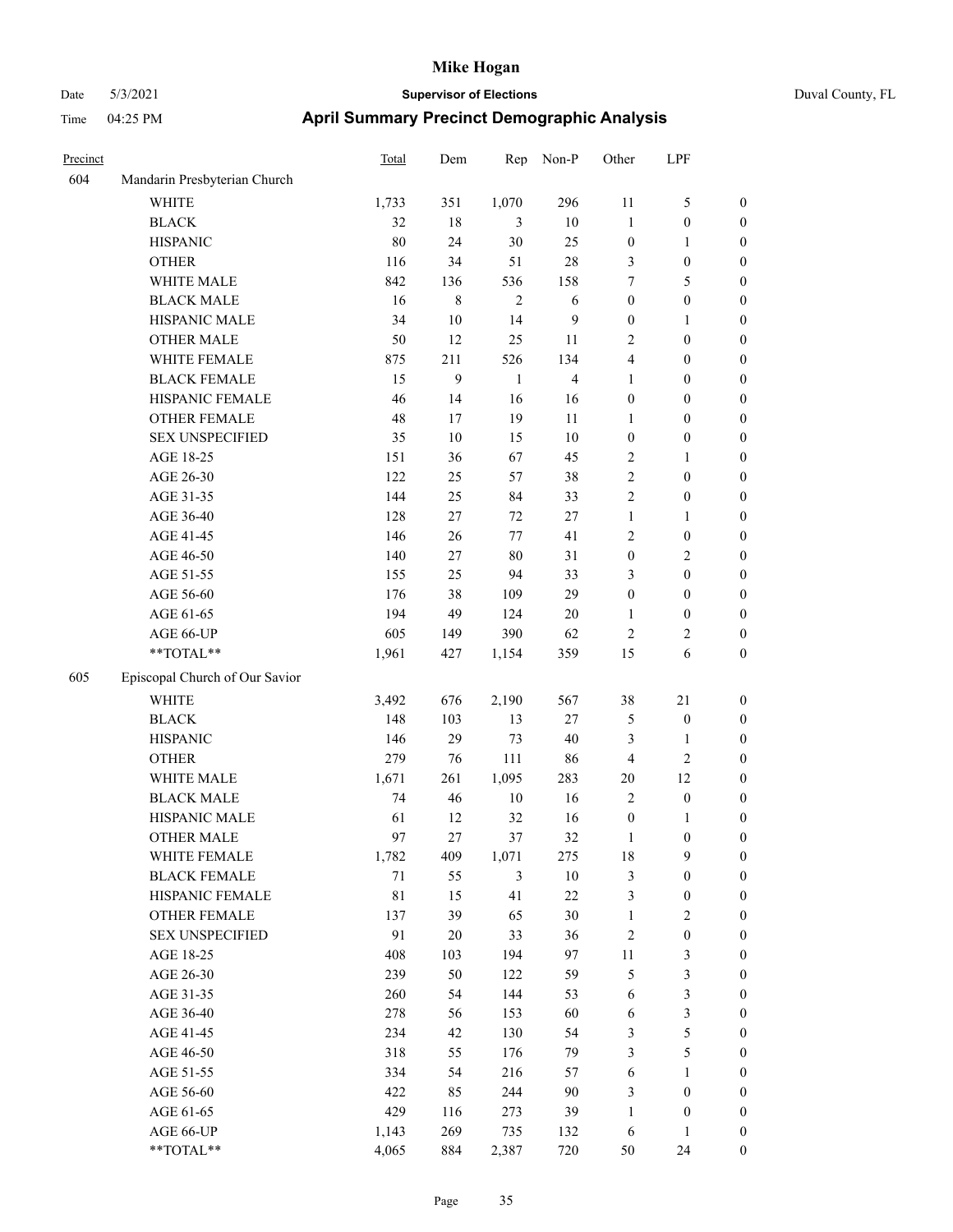# Mike Hogan

Date 5/3/2021 **Supervisor of Elections** Duval County, FL

Time 04:25 PM **April Summary Precinct Demographic Analysis**

| Precinct | | Total | Dem | Rep | Non-P | Other | LPF | |
|---|---|---|---|---|---|---|---|---|
| 604 | Mandarin Presbyterian Church | | | | | | | |
| | WHITE | 1,733 | 351 | 1,070 | 296 | 11 | 5 | 0 |
| | BLACK | 32 | 18 | 3 | 10 | 1 | 0 | 0 |
| | HISPANIC | 80 | 24 | 30 | 25 | 0 | 1 | 0 |
| | OTHER | 116 | 34 | 51 | 28 | 3 | 0 | 0 |
| | WHITE MALE | 842 | 136 | 536 | 158 | 7 | 5 | 0 |
| | BLACK MALE | 16 | 8 | 2 | 6 | 0 | 0 | 0 |
| | HISPANIC MALE | 34 | 10 | 14 | 9 | 0 | 1 | 0 |
| | OTHER MALE | 50 | 12 | 25 | 11 | 2 | 0 | 0 |
| | WHITE FEMALE | 875 | 211 | 526 | 134 | 4 | 0 | 0 |
| | BLACK FEMALE | 15 | 9 | 1 | 4 | 1 | 0 | 0 |
| | HISPANIC FEMALE | 46 | 14 | 16 | 16 | 0 | 0 | 0 |
| | OTHER FEMALE | 48 | 17 | 19 | 11 | 1 | 0 | 0 |
| | SEX UNSPECIFIED | 35 | 10 | 15 | 10 | 0 | 0 | 0 |
| | AGE 18-25 | 151 | 36 | 67 | 45 | 2 | 1 | 0 |
| | AGE 26-30 | 122 | 25 | 57 | 38 | 2 | 0 | 0 |
| | AGE 31-35 | 144 | 25 | 84 | 33 | 2 | 0 | 0 |
| | AGE 36-40 | 128 | 27 | 72 | 27 | 1 | 1 | 0 |
| | AGE 41-45 | 146 | 26 | 77 | 41 | 2 | 0 | 0 |
| | AGE 46-50 | 140 | 27 | 80 | 31 | 0 | 2 | 0 |
| | AGE 51-55 | 155 | 25 | 94 | 33 | 3 | 0 | 0 |
| | AGE 56-60 | 176 | 38 | 109 | 29 | 0 | 0 | 0 |
| | AGE 61-65 | 194 | 49 | 124 | 20 | 1 | 0 | 0 |
| | AGE 66-UP | 605 | 149 | 390 | 62 | 2 | 2 | 0 |
| | **TOTAL** | 1,961 | 427 | 1,154 | 359 | 15 | 6 | 0 |
| 605 | Episcopal Church of Our Savior | | | | | | | |
| | WHITE | 3,492 | 676 | 2,190 | 567 | 38 | 21 | 0 |
| | BLACK | 148 | 103 | 13 | 27 | 5 | 0 | 0 |
| | HISPANIC | 146 | 29 | 73 | 40 | 3 | 1 | 0 |
| | OTHER | 279 | 76 | 111 | 86 | 4 | 2 | 0 |
| | WHITE MALE | 1,671 | 261 | 1,095 | 283 | 20 | 12 | 0 |
| | BLACK MALE | 74 | 46 | 10 | 16 | 2 | 0 | 0 |
| | HISPANIC MALE | 61 | 12 | 32 | 16 | 0 | 1 | 0 |
| | OTHER MALE | 97 | 27 | 37 | 32 | 1 | 0 | 0 |
| | WHITE FEMALE | 1,782 | 409 | 1,071 | 275 | 18 | 9 | 0 |
| | BLACK FEMALE | 71 | 55 | 3 | 10 | 3 | 0 | 0 |
| | HISPANIC FEMALE | 81 | 15 | 41 | 22 | 3 | 0 | 0 |
| | OTHER FEMALE | 137 | 39 | 65 | 30 | 1 | 2 | 0 |
| | SEX UNSPECIFIED | 91 | 20 | 33 | 36 | 2 | 0 | 0 |
| | AGE 18-25 | 408 | 103 | 194 | 97 | 11 | 3 | 0 |
| | AGE 26-30 | 239 | 50 | 122 | 59 | 5 | 3 | 0 |
| | AGE 31-35 | 260 | 54 | 144 | 53 | 6 | 3 | 0 |
| | AGE 36-40 | 278 | 56 | 153 | 60 | 6 | 3 | 0 |
| | AGE 41-45 | 234 | 42 | 130 | 54 | 3 | 5 | 0 |
| | AGE 46-50 | 318 | 55 | 176 | 79 | 3 | 5 | 0 |
| | AGE 51-55 | 334 | 54 | 216 | 57 | 6 | 1 | 0 |
| | AGE 56-60 | 422 | 85 | 244 | 90 | 3 | 0 | 0 |
| | AGE 61-65 | 429 | 116 | 273 | 39 | 1 | 0 | 0 |
| | AGE 66-UP | 1,143 | 269 | 735 | 132 | 6 | 1 | 0 |
| | **TOTAL** | 4,065 | 884 | 2,387 | 720 | 50 | 24 | 0 |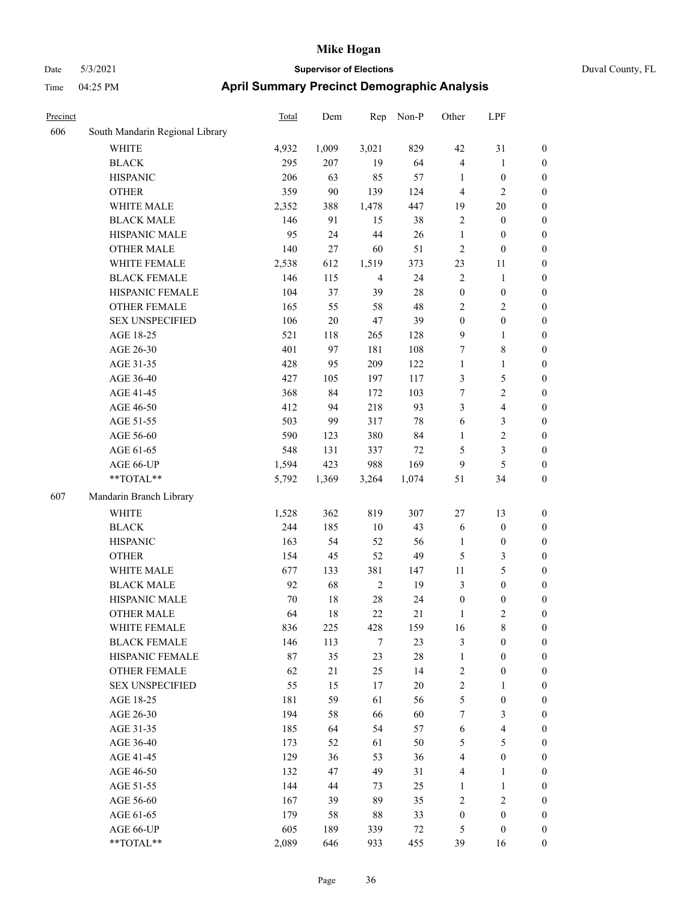# Mike Hogan

Date 5/3/2021 **Supervisor of Elections** Duval County, FL

Time 04:25 PM **April Summary Precinct Demographic Analysis**

| Precinct | | Total | Dem | Rep | Non-P | Other | LPF | |
|---|---|---|---|---|---|---|---|---|
| 606 | South Mandarin Regional Library | | | | | | | |
| | WHITE | 4,932 | 1,009 | 3,021 | 829 | 42 | 31 | 0 |
| | BLACK | 295 | 207 | 19 | 64 | 4 | 1 | 0 |
| | HISPANIC | 206 | 63 | 85 | 57 | 1 | 0 | 0 |
| | OTHER | 359 | 90 | 139 | 124 | 4 | 2 | 0 |
| | WHITE MALE | 2,352 | 388 | 1,478 | 447 | 19 | 20 | 0 |
| | BLACK MALE | 146 | 91 | 15 | 38 | 2 | 0 | 0 |
| | HISPANIC MALE | 95 | 24 | 44 | 26 | 1 | 0 | 0 |
| | OTHER MALE | 140 | 27 | 60 | 51 | 2 | 0 | 0 |
| | WHITE FEMALE | 2,538 | 612 | 1,519 | 373 | 23 | 11 | 0 |
| | BLACK FEMALE | 146 | 115 | 4 | 24 | 2 | 1 | 0 |
| | HISPANIC FEMALE | 104 | 37 | 39 | 28 | 0 | 0 | 0 |
| | OTHER FEMALE | 165 | 55 | 58 | 48 | 2 | 2 | 0 |
| | SEX UNSPECIFIED | 106 | 20 | 47 | 39 | 0 | 0 | 0 |
| | AGE 18-25 | 521 | 118 | 265 | 128 | 9 | 1 | 0 |
| | AGE 26-30 | 401 | 97 | 181 | 108 | 7 | 8 | 0 |
| | AGE 31-35 | 428 | 95 | 209 | 122 | 1 | 1 | 0 |
| | AGE 36-40 | 427 | 105 | 197 | 117 | 3 | 5 | 0 |
| | AGE 41-45 | 368 | 84 | 172 | 103 | 7 | 2 | 0 |
| | AGE 46-50 | 412 | 94 | 218 | 93 | 3 | 4 | 0 |
| | AGE 51-55 | 503 | 99 | 317 | 78 | 6 | 3 | 0 |
| | AGE 56-60 | 590 | 123 | 380 | 84 | 1 | 2 | 0 |
| | AGE 61-65 | 548 | 131 | 337 | 72 | 5 | 3 | 0 |
| | AGE 66-UP | 1,594 | 423 | 988 | 169 | 9 | 5 | 0 |
| | **TOTAL** | 5,792 | 1,369 | 3,264 | 1,074 | 51 | 34 | 0 |
| 607 | Mandarin Branch Library | | | | | | | |
| | WHITE | 1,528 | 362 | 819 | 307 | 27 | 13 | 0 |
| | BLACK | 244 | 185 | 10 | 43 | 6 | 0 | 0 |
| | HISPANIC | 163 | 54 | 52 | 56 | 1 | 0 | 0 |
| | OTHER | 154 | 45 | 52 | 49 | 5 | 3 | 0 |
| | WHITE MALE | 677 | 133 | 381 | 147 | 11 | 5 | 0 |
| | BLACK MALE | 92 | 68 | 2 | 19 | 3 | 0 | 0 |
| | HISPANIC MALE | 70 | 18 | 28 | 24 | 0 | 0 | 0 |
| | OTHER MALE | 64 | 18 | 22 | 21 | 1 | 2 | 0 |
| | WHITE FEMALE | 836 | 225 | 428 | 159 | 16 | 8 | 0 |
| | BLACK FEMALE | 146 | 113 | 7 | 23 | 3 | 0 | 0 |
| | HISPANIC FEMALE | 87 | 35 | 23 | 28 | 1 | 0 | 0 |
| | OTHER FEMALE | 62 | 21 | 25 | 14 | 2 | 0 | 0 |
| | SEX UNSPECIFIED | 55 | 15 | 17 | 20 | 2 | 1 | 0 |
| | AGE 18-25 | 181 | 59 | 61 | 56 | 5 | 0 | 0 |
| | AGE 26-30 | 194 | 58 | 66 | 60 | 7 | 3 | 0 |
| | AGE 31-35 | 185 | 64 | 54 | 57 | 6 | 4 | 0 |
| | AGE 36-40 | 173 | 52 | 61 | 50 | 5 | 5 | 0 |
| | AGE 41-45 | 129 | 36 | 53 | 36 | 4 | 0 | 0 |
| | AGE 46-50 | 132 | 47 | 49 | 31 | 4 | 1 | 0 |
| | AGE 51-55 | 144 | 44 | 73 | 25 | 1 | 1 | 0 |
| | AGE 56-60 | 167 | 39 | 89 | 35 | 2 | 2 | 0 |
| | AGE 61-65 | 179 | 58 | 88 | 33 | 0 | 0 | 0 |
| | AGE 66-UP | 605 | 189 | 339 | 72 | 5 | 0 | 0 |
| | **TOTAL** | 2,089 | 646 | 933 | 455 | 39 | 16 | 0 |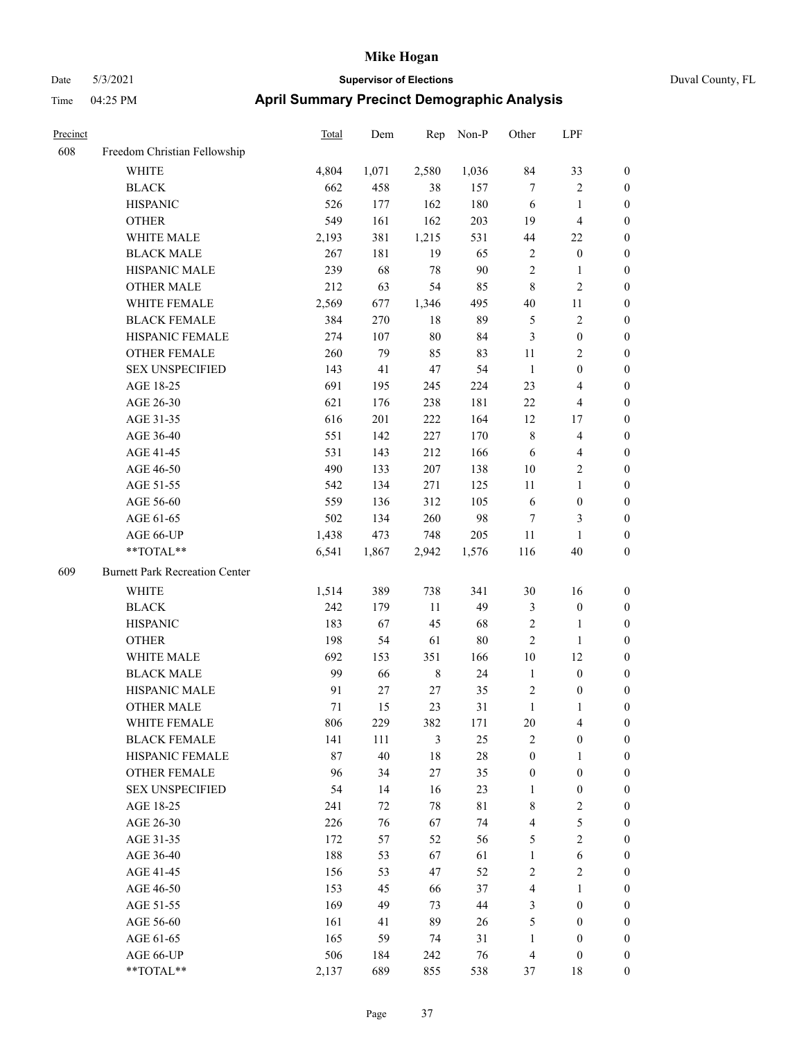# Mike Hogan

Date 5/3/2021 **Supervisor of Elections** Duval County, FL

Time 04:25 PM **April Summary Precinct Demographic Analysis**

| Precinct | | Total | Dem | Rep | Non-P | Other | LPF | |
|---|---|---|---|---|---|---|---|---|
| 608 | Freedom Christian Fellowship | | | | | | | |
| | WHITE | 4,804 | 1,071 | 2,580 | 1,036 | 84 | 33 | 0 |
| | BLACK | 662 | 458 | 38 | 157 | 7 | 2 | 0 |
| | HISPANIC | 526 | 177 | 162 | 180 | 6 | 1 | 0 |
| | OTHER | 549 | 161 | 162 | 203 | 19 | 4 | 0 |
| | WHITE MALE | 2,193 | 381 | 1,215 | 531 | 44 | 22 | 0 |
| | BLACK MALE | 267 | 181 | 19 | 65 | 2 | 0 | 0 |
| | HISPANIC MALE | 239 | 68 | 78 | 90 | 2 | 1 | 0 |
| | OTHER MALE | 212 | 63 | 54 | 85 | 8 | 2 | 0 |
| | WHITE FEMALE | 2,569 | 677 | 1,346 | 495 | 40 | 11 | 0 |
| | BLACK FEMALE | 384 | 270 | 18 | 89 | 5 | 2 | 0 |
| | HISPANIC FEMALE | 274 | 107 | 80 | 84 | 3 | 0 | 0 |
| | OTHER FEMALE | 260 | 79 | 85 | 83 | 11 | 2 | 0 |
| | SEX UNSPECIFIED | 143 | 41 | 47 | 54 | 1 | 0 | 0 |
| | AGE 18-25 | 691 | 195 | 245 | 224 | 23 | 4 | 0 |
| | AGE 26-30 | 621 | 176 | 238 | 181 | 22 | 4 | 0 |
| | AGE 31-35 | 616 | 201 | 222 | 164 | 12 | 17 | 0 |
| | AGE 36-40 | 551 | 142 | 227 | 170 | 8 | 4 | 0 |
| | AGE 41-45 | 531 | 143 | 212 | 166 | 6 | 4 | 0 |
| | AGE 46-50 | 490 | 133 | 207 | 138 | 10 | 2 | 0 |
| | AGE 51-55 | 542 | 134 | 271 | 125 | 11 | 1 | 0 |
| | AGE 56-60 | 559 | 136 | 312 | 105 | 6 | 0 | 0 |
| | AGE 61-65 | 502 | 134 | 260 | 98 | 7 | 3 | 0 |
| | AGE 66-UP | 1,438 | 473 | 748 | 205 | 11 | 1 | 0 |
| | **TOTAL** | 6,541 | 1,867 | 2,942 | 1,576 | 116 | 40 | 0 |
| 609 | Burnett Park Recreation Center | | | | | | | |
| | WHITE | 1,514 | 389 | 738 | 341 | 30 | 16 | 0 |
| | BLACK | 242 | 179 | 11 | 49 | 3 | 0 | 0 |
| | HISPANIC | 183 | 67 | 45 | 68 | 2 | 1 | 0 |
| | OTHER | 198 | 54 | 61 | 80 | 2 | 1 | 0 |
| | WHITE MALE | 692 | 153 | 351 | 166 | 10 | 12 | 0 |
| | BLACK MALE | 99 | 66 | 8 | 24 | 1 | 0 | 0 |
| | HISPANIC MALE | 91 | 27 | 27 | 35 | 2 | 0 | 0 |
| | OTHER MALE | 71 | 15 | 23 | 31 | 1 | 1 | 0 |
| | WHITE FEMALE | 806 | 229 | 382 | 171 | 20 | 4 | 0 |
| | BLACK FEMALE | 141 | 111 | 3 | 25 | 2 | 0 | 0 |
| | HISPANIC FEMALE | 87 | 40 | 18 | 28 | 0 | 1 | 0 |
| | OTHER FEMALE | 96 | 34 | 27 | 35 | 0 | 0 | 0 |
| | SEX UNSPECIFIED | 54 | 14 | 16 | 23 | 1 | 0 | 0 |
| | AGE 18-25 | 241 | 72 | 78 | 81 | 8 | 2 | 0 |
| | AGE 26-30 | 226 | 76 | 67 | 74 | 4 | 5 | 0 |
| | AGE 31-35 | 172 | 57 | 52 | 56 | 5 | 2 | 0 |
| | AGE 36-40 | 188 | 53 | 67 | 61 | 1 | 6 | 0 |
| | AGE 41-45 | 156 | 53 | 47 | 52 | 2 | 2 | 0 |
| | AGE 46-50 | 153 | 45 | 66 | 37 | 4 | 1 | 0 |
| | AGE 51-55 | 169 | 49 | 73 | 44 | 3 | 0 | 0 |
| | AGE 56-60 | 161 | 41 | 89 | 26 | 5 | 0 | 0 |
| | AGE 61-65 | 165 | 59 | 74 | 31 | 1 | 0 | 0 |
| | AGE 66-UP | 506 | 184 | 242 | 76 | 4 | 0 | 0 |
| | **TOTAL** | 2,137 | 689 | 855 | 538 | 37 | 18 | 0 |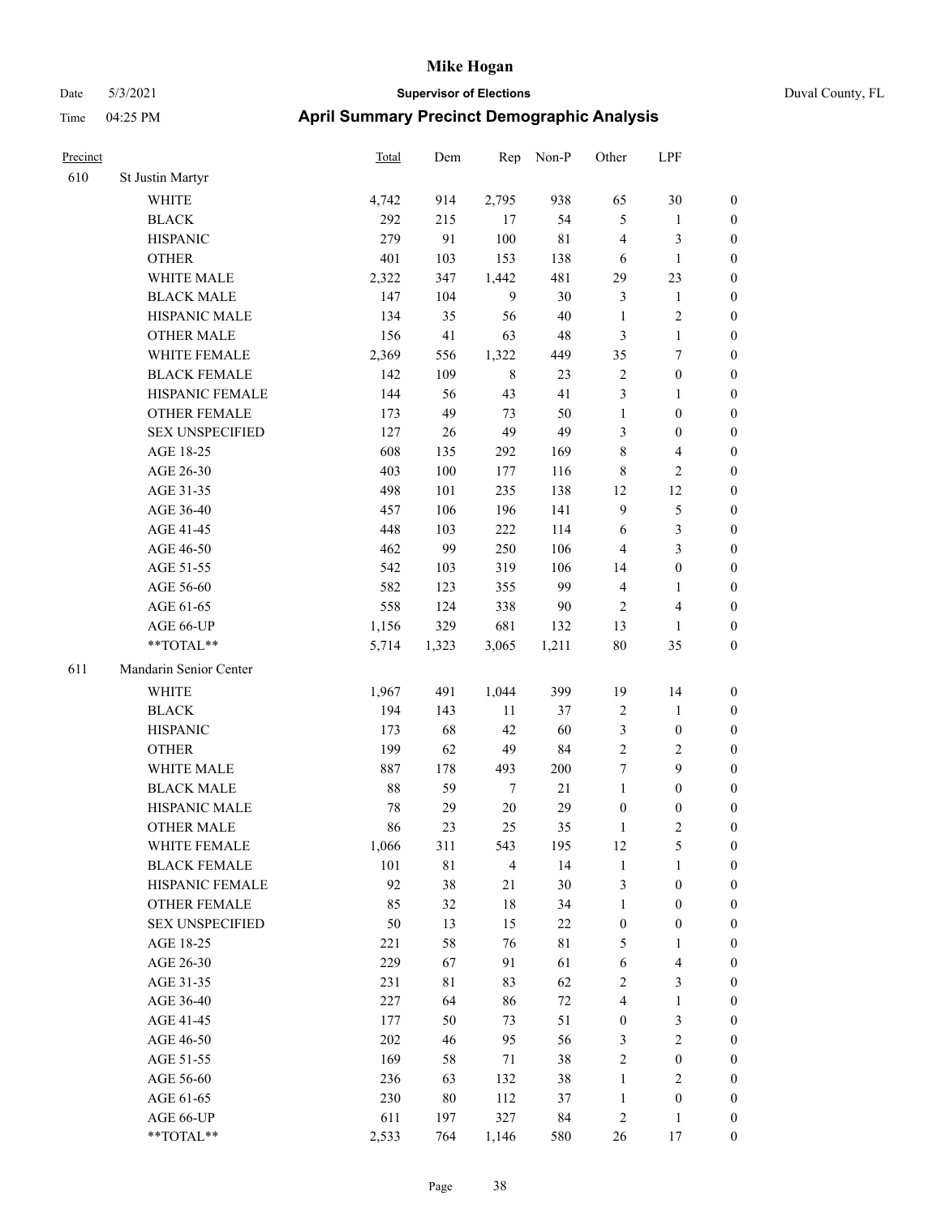# Mike Hogan

Date 5/3/2021 **Supervisor of Elections** Duval County, FL

Time 04:25 PM **April Summary Precinct Demographic Analysis**

| Precinct | | Total | Dem | Rep | Non-P | Other | LPF | |
|---|---|---|---|---|---|---|---|---|
| 610 | St Justin Martyr | | | | | | | |
| | WHITE | 4,742 | 914 | 2,795 | 938 | 65 | 30 | 0 |
| | BLACK | 292 | 215 | 17 | 54 | 5 | 1 | 0 |
| | HISPANIC | 279 | 91 | 100 | 81 | 4 | 3 | 0 |
| | OTHER | 401 | 103 | 153 | 138 | 6 | 1 | 0 |
| | WHITE MALE | 2,322 | 347 | 1,442 | 481 | 29 | 23 | 0 |
| | BLACK MALE | 147 | 104 | 9 | 30 | 3 | 1 | 0 |
| | HISPANIC MALE | 134 | 35 | 56 | 40 | 1 | 2 | 0 |
| | OTHER MALE | 156 | 41 | 63 | 48 | 3 | 1 | 0 |
| | WHITE FEMALE | 2,369 | 556 | 1,322 | 449 | 35 | 7 | 0 |
| | BLACK FEMALE | 142 | 109 | 8 | 23 | 2 | 0 | 0 |
| | HISPANIC FEMALE | 144 | 56 | 43 | 41 | 3 | 1 | 0 |
| | OTHER FEMALE | 173 | 49 | 73 | 50 | 1 | 0 | 0 |
| | SEX UNSPECIFIED | 127 | 26 | 49 | 49 | 3 | 0 | 0 |
| | AGE 18-25 | 608 | 135 | 292 | 169 | 8 | 4 | 0 |
| | AGE 26-30 | 403 | 100 | 177 | 116 | 8 | 2 | 0 |
| | AGE 31-35 | 498 | 101 | 235 | 138 | 12 | 12 | 0 |
| | AGE 36-40 | 457 | 106 | 196 | 141 | 9 | 5 | 0 |
| | AGE 41-45 | 448 | 103 | 222 | 114 | 6 | 3 | 0 |
| | AGE 46-50 | 462 | 99 | 250 | 106 | 4 | 3 | 0 |
| | AGE 51-55 | 542 | 103 | 319 | 106 | 14 | 0 | 0 |
| | AGE 56-60 | 582 | 123 | 355 | 99 | 4 | 1 | 0 |
| | AGE 61-65 | 558 | 124 | 338 | 90 | 2 | 4 | 0 |
| | AGE 66-UP | 1,156 | 329 | 681 | 132 | 13 | 1 | 0 |
| | **TOTAL** | 5,714 | 1,323 | 3,065 | 1,211 | 80 | 35 | 0 |
| 611 | Mandarin Senior Center | | | | | | | |
| | WHITE | 1,967 | 491 | 1,044 | 399 | 19 | 14 | 0 |
| | BLACK | 194 | 143 | 11 | 37 | 2 | 1 | 0 |
| | HISPANIC | 173 | 68 | 42 | 60 | 3 | 0 | 0 |
| | OTHER | 199 | 62 | 49 | 84 | 2 | 2 | 0 |
| | WHITE MALE | 887 | 178 | 493 | 200 | 7 | 9 | 0 |
| | BLACK MALE | 88 | 59 | 7 | 21 | 1 | 0 | 0 |
| | HISPANIC MALE | 78 | 29 | 20 | 29 | 0 | 0 | 0 |
| | OTHER MALE | 86 | 23 | 25 | 35 | 1 | 2 | 0 |
| | WHITE FEMALE | 1,066 | 311 | 543 | 195 | 12 | 5 | 0 |
| | BLACK FEMALE | 101 | 81 | 4 | 14 | 1 | 1 | 0 |
| | HISPANIC FEMALE | 92 | 38 | 21 | 30 | 3 | 0 | 0 |
| | OTHER FEMALE | 85 | 32 | 18 | 34 | 1 | 0 | 0 |
| | SEX UNSPECIFIED | 50 | 13 | 15 | 22 | 0 | 0 | 0 |
| | AGE 18-25 | 221 | 58 | 76 | 81 | 5 | 1 | 0 |
| | AGE 26-30 | 229 | 67 | 91 | 61 | 6 | 4 | 0 |
| | AGE 31-35 | 231 | 81 | 83 | 62 | 2 | 3 | 0 |
| | AGE 36-40 | 227 | 64 | 86 | 72 | 4 | 1 | 0 |
| | AGE 41-45 | 177 | 50 | 73 | 51 | 0 | 3 | 0 |
| | AGE 46-50 | 202 | 46 | 95 | 56 | 3 | 2 | 0 |
| | AGE 51-55 | 169 | 58 | 71 | 38 | 2 | 0 | 0 |
| | AGE 56-60 | 236 | 63 | 132 | 38 | 1 | 2 | 0 |
| | AGE 61-65 | 230 | 80 | 112 | 37 | 1 | 0 | 0 |
| | AGE 66-UP | 611 | 197 | 327 | 84 | 2 | 1 | 0 |
| | **TOTAL** | 2,533 | 764 | 1,146 | 580 | 26 | 17 | 0 |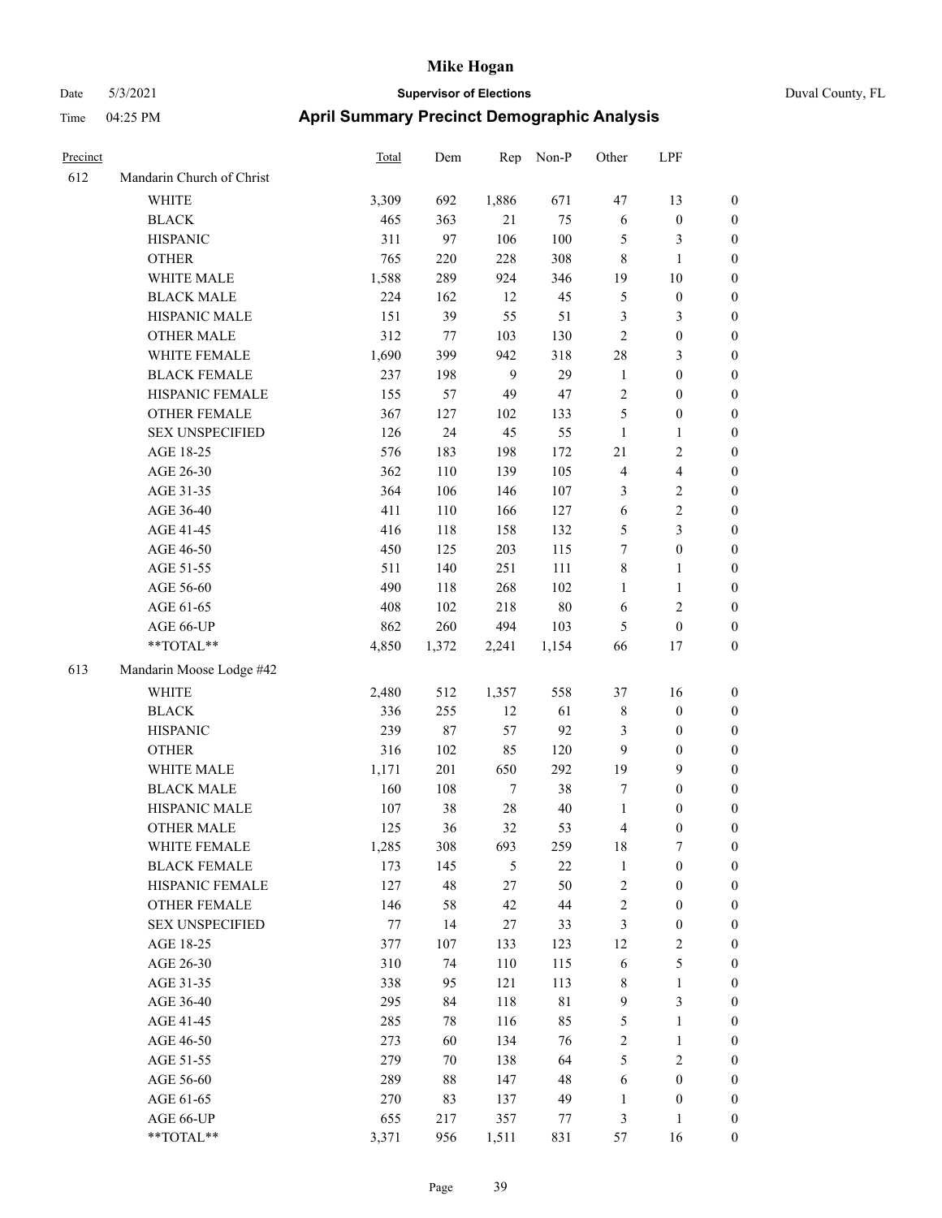# Mike Hogan

Date 5/3/2021 **Supervisor of Elections** Duval County, FL

Time 04:25 PM **April Summary Precinct Demographic Analysis**

| Precinct | | Total | Dem | Rep | Non-P | Other | LPF | |
|---|---|---|---|---|---|---|---|---|
| 612 | Mandarin Church of Christ | | | | | | | |
| | WHITE | 3,309 | 692 | 1,886 | 671 | 47 | 13 | 0 |
| | BLACK | 465 | 363 | 21 | 75 | 6 | 0 | 0 |
| | HISPANIC | 311 | 97 | 106 | 100 | 5 | 3 | 0 |
| | OTHER | 765 | 220 | 228 | 308 | 8 | 1 | 0 |
| | WHITE MALE | 1,588 | 289 | 924 | 346 | 19 | 10 | 0 |
| | BLACK MALE | 224 | 162 | 12 | 45 | 5 | 0 | 0 |
| | HISPANIC MALE | 151 | 39 | 55 | 51 | 3 | 3 | 0 |
| | OTHER MALE | 312 | 77 | 103 | 130 | 2 | 0 | 0 |
| | WHITE FEMALE | 1,690 | 399 | 942 | 318 | 28 | 3 | 0 |
| | BLACK FEMALE | 237 | 198 | 9 | 29 | 1 | 0 | 0 |
| | HISPANIC FEMALE | 155 | 57 | 49 | 47 | 2 | 0 | 0 |
| | OTHER FEMALE | 367 | 127 | 102 | 133 | 5 | 0 | 0 |
| | SEX UNSPECIFIED | 126 | 24 | 45 | 55 | 1 | 1 | 0 |
| | AGE 18-25 | 576 | 183 | 198 | 172 | 21 | 2 | 0 |
| | AGE 26-30 | 362 | 110 | 139 | 105 | 4 | 4 | 0 |
| | AGE 31-35 | 364 | 106 | 146 | 107 | 3 | 2 | 0 |
| | AGE 36-40 | 411 | 110 | 166 | 127 | 6 | 2 | 0 |
| | AGE 41-45 | 416 | 118 | 158 | 132 | 5 | 3 | 0 |
| | AGE 46-50 | 450 | 125 | 203 | 115 | 7 | 0 | 0 |
| | AGE 51-55 | 511 | 140 | 251 | 111 | 8 | 1 | 0 |
| | AGE 56-60 | 490 | 118 | 268 | 102 | 1 | 1 | 0 |
| | AGE 61-65 | 408 | 102 | 218 | 80 | 6 | 2 | 0 |
| | AGE 66-UP | 862 | 260 | 494 | 103 | 5 | 0 | 0 |
| | **TOTAL** | 4,850 | 1,372 | 2,241 | 1,154 | 66 | 17 | 0 |
| 613 | Mandarin Moose Lodge #42 | | | | | | | |
| | WHITE | 2,480 | 512 | 1,357 | 558 | 37 | 16 | 0 |
| | BLACK | 336 | 255 | 12 | 61 | 8 | 0 | 0 |
| | HISPANIC | 239 | 87 | 57 | 92 | 3 | 0 | 0 |
| | OTHER | 316 | 102 | 85 | 120 | 9 | 0 | 0 |
| | WHITE MALE | 1,171 | 201 | 650 | 292 | 19 | 9 | 0 |
| | BLACK MALE | 160 | 108 | 7 | 38 | 7 | 0 | 0 |
| | HISPANIC MALE | 107 | 38 | 28 | 40 | 1 | 0 | 0 |
| | OTHER MALE | 125 | 36 | 32 | 53 | 4 | 0 | 0 |
| | WHITE FEMALE | 1,285 | 308 | 693 | 259 | 18 | 7 | 0 |
| | BLACK FEMALE | 173 | 145 | 5 | 22 | 1 | 0 | 0 |
| | HISPANIC FEMALE | 127 | 48 | 27 | 50 | 2 | 0 | 0 |
| | OTHER FEMALE | 146 | 58 | 42 | 44 | 2 | 0 | 0 |
| | SEX UNSPECIFIED | 77 | 14 | 27 | 33 | 3 | 0 | 0 |
| | AGE 18-25 | 377 | 107 | 133 | 123 | 12 | 2 | 0 |
| | AGE 26-30 | 310 | 74 | 110 | 115 | 6 | 5 | 0 |
| | AGE 31-35 | 338 | 95 | 121 | 113 | 8 | 1 | 0 |
| | AGE 36-40 | 295 | 84 | 118 | 81 | 9 | 3 | 0 |
| | AGE 41-45 | 285 | 78 | 116 | 85 | 5 | 1 | 0 |
| | AGE 46-50 | 273 | 60 | 134 | 76 | 2 | 1 | 0 |
| | AGE 51-55 | 279 | 70 | 138 | 64 | 5 | 2 | 0 |
| | AGE 56-60 | 289 | 88 | 147 | 48 | 6 | 0 | 0 |
| | AGE 61-65 | 270 | 83 | 137 | 49 | 1 | 0 | 0 |
| | AGE 66-UP | 655 | 217 | 357 | 77 | 3 | 1 | 0 |
| | **TOTAL** | 3,371 | 956 | 1,511 | 831 | 57 | 16 | 0 |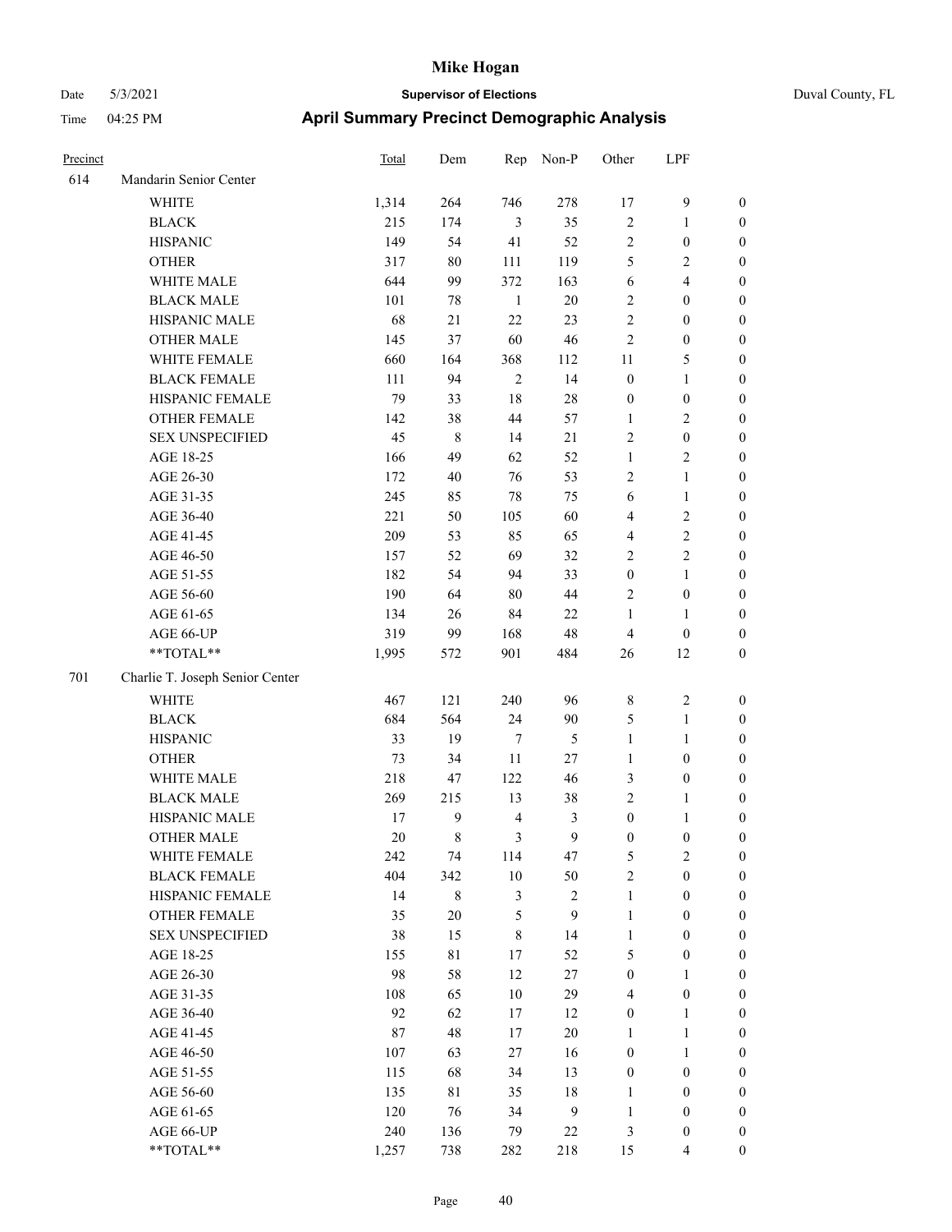# Mike Hogan

Date 5/3/2021 **Supervisor of Elections** Duval County, FL

Time 04:25 PM **April Summary Precinct Demographic Analysis**

| Precinct | | Total | Dem | Rep | Non-P | Other | LPF | |
|---|---|---|---|---|---|---|---|---|
| 614 | Mandarin Senior Center | | | | | | | |
| | WHITE | 1,314 | 264 | 746 | 278 | 17 | 9 | 0 |
| | BLACK | 215 | 174 | 3 | 35 | 2 | 1 | 0 |
| | HISPANIC | 149 | 54 | 41 | 52 | 2 | 0 | 0 |
| | OTHER | 317 | 80 | 111 | 119 | 5 | 2 | 0 |
| | WHITE MALE | 644 | 99 | 372 | 163 | 6 | 4 | 0 |
| | BLACK MALE | 101 | 78 | 1 | 20 | 2 | 0 | 0 |
| | HISPANIC MALE | 68 | 21 | 22 | 23 | 2 | 0 | 0 |
| | OTHER MALE | 145 | 37 | 60 | 46 | 2 | 0 | 0 |
| | WHITE FEMALE | 660 | 164 | 368 | 112 | 11 | 5 | 0 |
| | BLACK FEMALE | 111 | 94 | 2 | 14 | 0 | 1 | 0 |
| | HISPANIC FEMALE | 79 | 33 | 18 | 28 | 0 | 0 | 0 |
| | OTHER FEMALE | 142 | 38 | 44 | 57 | 1 | 2 | 0 |
| | SEX UNSPECIFIED | 45 | 8 | 14 | 21 | 2 | 0 | 0 |
| | AGE 18-25 | 166 | 49 | 62 | 52 | 1 | 2 | 0 |
| | AGE 26-30 | 172 | 40 | 76 | 53 | 2 | 1 | 0 |
| | AGE 31-35 | 245 | 85 | 78 | 75 | 6 | 1 | 0 |
| | AGE 36-40 | 221 | 50 | 105 | 60 | 4 | 2 | 0 |
| | AGE 41-45 | 209 | 53 | 85 | 65 | 4 | 2 | 0 |
| | AGE 46-50 | 157 | 52 | 69 | 32 | 2 | 2 | 0 |
| | AGE 51-55 | 182 | 54 | 94 | 33 | 0 | 1 | 0 |
| | AGE 56-60 | 190 | 64 | 80 | 44 | 2 | 0 | 0 |
| | AGE 61-65 | 134 | 26 | 84 | 22 | 1 | 1 | 0 |
| | AGE 66-UP | 319 | 99 | 168 | 48 | 4 | 0 | 0 |
| | **TOTAL** | 1,995 | 572 | 901 | 484 | 26 | 12 | 0 |
| 701 | Charlie T. Joseph Senior Center | | | | | | | |
| | WHITE | 467 | 121 | 240 | 96 | 8 | 2 | 0 |
| | BLACK | 684 | 564 | 24 | 90 | 5 | 1 | 0 |
| | HISPANIC | 33 | 19 | 7 | 5 | 1 | 1 | 0 |
| | OTHER | 73 | 34 | 11 | 27 | 1 | 0 | 0 |
| | WHITE MALE | 218 | 47 | 122 | 46 | 3 | 0 | 0 |
| | BLACK MALE | 269 | 215 | 13 | 38 | 2 | 1 | 0 |
| | HISPANIC MALE | 17 | 9 | 4 | 3 | 0 | 1 | 0 |
| | OTHER MALE | 20 | 8 | 3 | 9 | 0 | 0 | 0 |
| | WHITE FEMALE | 242 | 74 | 114 | 47 | 5 | 2 | 0 |
| | BLACK FEMALE | 404 | 342 | 10 | 50 | 2 | 0 | 0 |
| | HISPANIC FEMALE | 14 | 8 | 3 | 2 | 1 | 0 | 0 |
| | OTHER FEMALE | 35 | 20 | 5 | 9 | 1 | 0 | 0 |
| | SEX UNSPECIFIED | 38 | 15 | 8 | 14 | 1 | 0 | 0 |
| | AGE 18-25 | 155 | 81 | 17 | 52 | 5 | 0 | 0 |
| | AGE 26-30 | 98 | 58 | 12 | 27 | 0 | 1 | 0 |
| | AGE 31-35 | 108 | 65 | 10 | 29 | 4 | 0 | 0 |
| | AGE 36-40 | 92 | 62 | 17 | 12 | 0 | 1 | 0 |
| | AGE 41-45 | 87 | 48 | 17 | 20 | 1 | 1 | 0 |
| | AGE 46-50 | 107 | 63 | 27 | 16 | 0 | 1 | 0 |
| | AGE 51-55 | 115 | 68 | 34 | 13 | 0 | 0 | 0 |
| | AGE 56-60 | 135 | 81 | 35 | 18 | 1 | 0 | 0 |
| | AGE 61-65 | 120 | 76 | 34 | 9 | 1 | 0 | 0 |
| | AGE 66-UP | 240 | 136 | 79 | 22 | 3 | 0 | 0 |
| | **TOTAL** | 1,257 | 738 | 282 | 218 | 15 | 4 | 0 |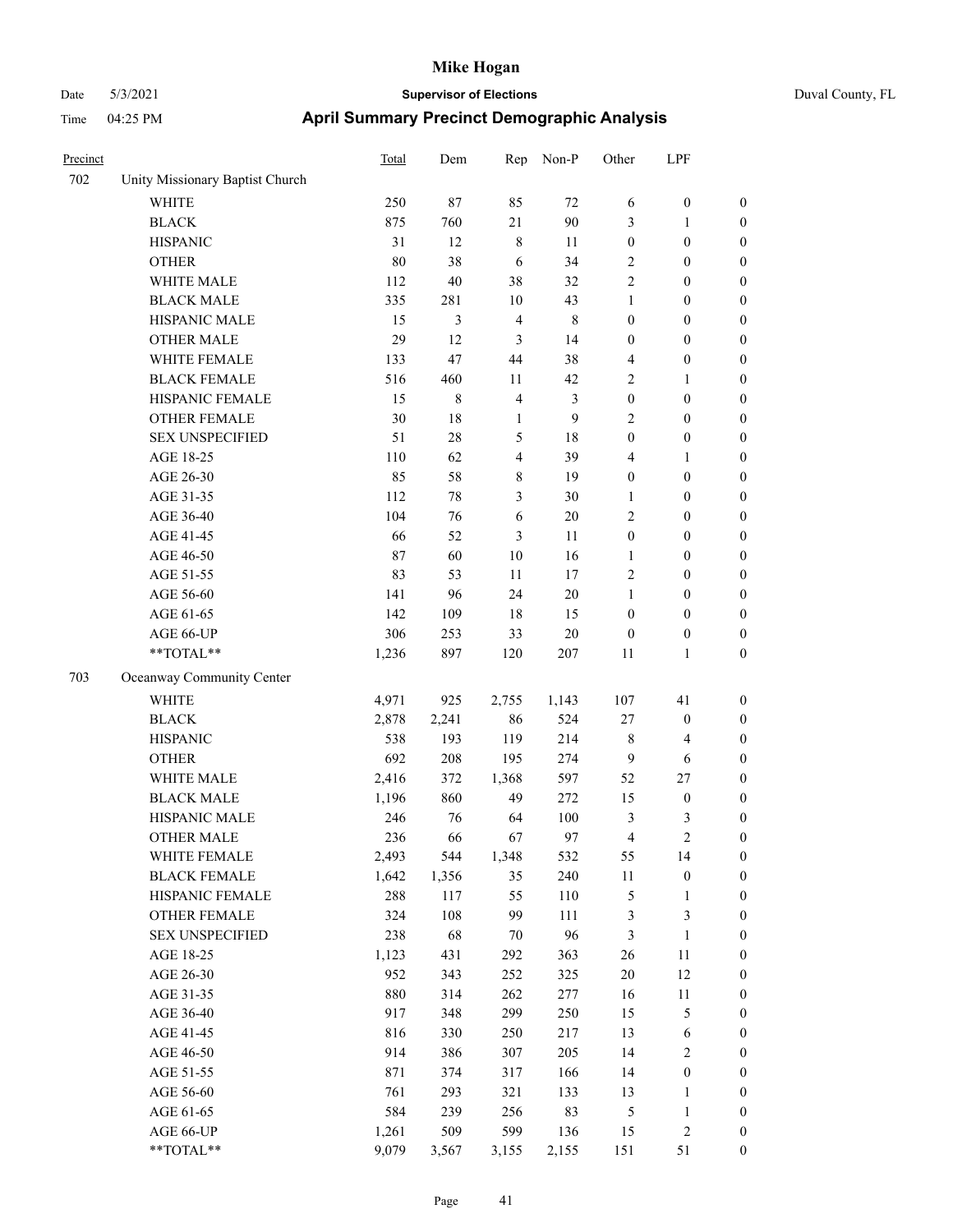# April Summary Precinct Demographic Analysis

| Precinct | | Total | Dem | Rep | Non-P | Other | LPF | |
|---|---|---|---|---|---|---|---|---|
| 702 | Unity Missionary Baptist Church | | | | | | | |
| | WHITE | 250 | 87 | 85 | 72 | 6 | 0 | 0 |
| | BLACK | 875 | 760 | 21 | 90 | 3 | 1 | 0 |
| | HISPANIC | 31 | 12 | 8 | 11 | 0 | 0 | 0 |
| | OTHER | 80 | 38 | 6 | 34 | 2 | 0 | 0 |
| | WHITE MALE | 112 | 40 | 38 | 32 | 2 | 0 | 0 |
| | BLACK MALE | 335 | 281 | 10 | 43 | 1 | 0 | 0 |
| | HISPANIC MALE | 15 | 3 | 4 | 8 | 0 | 0 | 0 |
| | OTHER MALE | 29 | 12 | 3 | 14 | 0 | 0 | 0 |
| | WHITE FEMALE | 133 | 47 | 44 | 38 | 4 | 0 | 0 |
| | BLACK FEMALE | 516 | 460 | 11 | 42 | 2 | 1 | 0 |
| | HISPANIC FEMALE | 15 | 8 | 4 | 3 | 0 | 0 | 0 |
| | OTHER FEMALE | 30 | 18 | 1 | 9 | 2 | 0 | 0 |
| | SEX UNSPECIFIED | 51 | 28 | 5 | 18 | 0 | 0 | 0 |
| | AGE 18-25 | 110 | 62 | 4 | 39 | 4 | 1 | 0 |
| | AGE 26-30 | 85 | 58 | 8 | 19 | 0 | 0 | 0 |
| | AGE 31-35 | 112 | 78 | 3 | 30 | 1 | 0 | 0 |
| | AGE 36-40 | 104 | 76 | 6 | 20 | 2 | 0 | 0 |
| | AGE 41-45 | 66 | 52 | 3 | 11 | 0 | 0 | 0 |
| | AGE 46-50 | 87 | 60 | 10 | 16 | 1 | 0 | 0 |
| | AGE 51-55 | 83 | 53 | 11 | 17 | 2 | 0 | 0 |
| | AGE 56-60 | 141 | 96 | 24 | 20 | 1 | 0 | 0 |
| | AGE 61-65 | 142 | 109 | 18 | 15 | 0 | 0 | 0 |
| | AGE 66-UP | 306 | 253 | 33 | 20 | 0 | 0 | 0 |
| | **TOTAL** | 1,236 | 897 | 120 | 207 | 11 | 1 | 0 |
| 703 | Oceanway Community Center | | | | | | | |
| | WHITE | 4,971 | 925 | 2,755 | 1,143 | 107 | 41 | 0 |
| | BLACK | 2,878 | 2,241 | 86 | 524 | 27 | 0 | 0 |
| | HISPANIC | 538 | 193 | 119 | 214 | 8 | 4 | 0 |
| | OTHER | 692 | 208 | 195 | 274 | 9 | 6 | 0 |
| | WHITE MALE | 2,416 | 372 | 1,368 | 597 | 52 | 27 | 0 |
| | BLACK MALE | 1,196 | 860 | 49 | 272 | 15 | 0 | 0 |
| | HISPANIC MALE | 246 | 76 | 64 | 100 | 3 | 3 | 0 |
| | OTHER MALE | 236 | 66 | 67 | 97 | 4 | 2 | 0 |
| | WHITE FEMALE | 2,493 | 544 | 1,348 | 532 | 55 | 14 | 0 |
| | BLACK FEMALE | 1,642 | 1,356 | 35 | 240 | 11 | 0 | 0 |
| | HISPANIC FEMALE | 288 | 117 | 55 | 110 | 5 | 1 | 0 |
| | OTHER FEMALE | 324 | 108 | 99 | 111 | 3 | 3 | 0 |
| | SEX UNSPECIFIED | 238 | 68 | 70 | 96 | 3 | 1 | 0 |
| | AGE 18-25 | 1,123 | 431 | 292 | 363 | 26 | 11 | 0 |
| | AGE 26-30 | 952 | 343 | 252 | 325 | 20 | 12 | 0 |
| | AGE 31-35 | 880 | 314 | 262 | 277 | 16 | 11 | 0 |
| | AGE 36-40 | 917 | 348 | 299 | 250 | 15 | 5 | 0 |
| | AGE 41-45 | 816 | 330 | 250 | 217 | 13 | 6 | 0 |
| | AGE 46-50 | 914 | 386 | 307 | 205 | 14 | 2 | 0 |
| | AGE 51-55 | 871 | 374 | 317 | 166 | 14 | 0 | 0 |
| | AGE 56-60 | 761 | 293 | 321 | 133 | 13 | 1 | 0 |
| | AGE 61-65 | 584 | 239 | 256 | 83 | 5 | 1 | 0 |
| | AGE 66-UP | 1,261 | 509 | 599 | 136 | 15 | 2 | 0 |
| | **TOTAL** | 9,079 | 3,567 | 3,155 | 2,155 | 151 | 51 | 0 |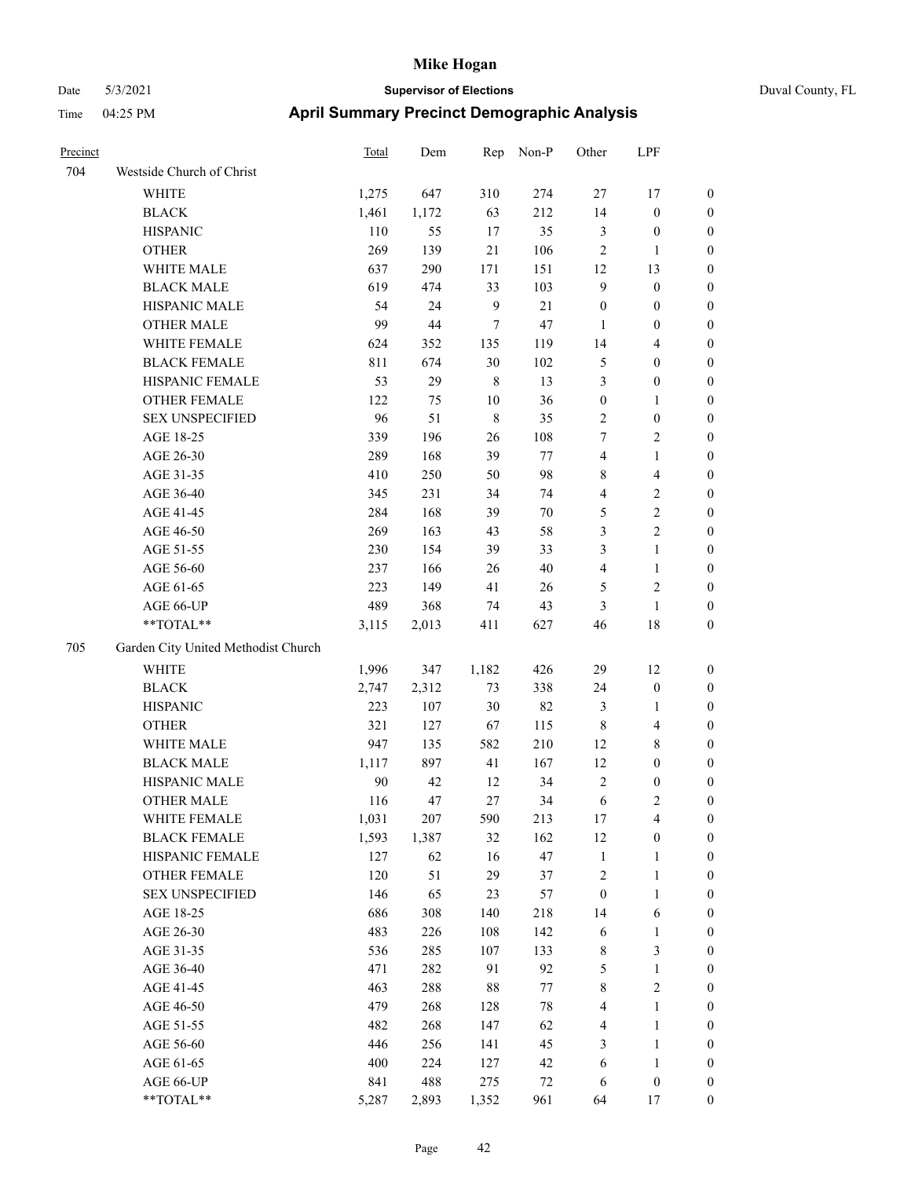| Precinct | | Total | Dem | Rep | Non-P | Other | LPF | |
|---|---|---|---|---|---|---|---|---|
| 704 | Westside Church of Christ | | | | | | | |
| | WHITE | 1,275 | 647 | 310 | 274 | 27 | 17 | 0 |
| | BLACK | 1,461 | 1,172 | 63 | 212 | 14 | 0 | 0 |
| | HISPANIC | 110 | 55 | 17 | 35 | 3 | 0 | 0 |
| | OTHER | 269 | 139 | 21 | 106 | 2 | 1 | 0 |
| | WHITE MALE | 637 | 290 | 171 | 151 | 12 | 13 | 0 |
| | BLACK MALE | 619 | 474 | 33 | 103 | 9 | 0 | 0 |
| | HISPANIC MALE | 54 | 24 | 9 | 21 | 0 | 0 | 0 |
| | OTHER MALE | 99 | 44 | 7 | 47 | 1 | 0 | 0 |
| | WHITE FEMALE | 624 | 352 | 135 | 119 | 14 | 4 | 0 |
| | BLACK FEMALE | 811 | 674 | 30 | 102 | 5 | 0 | 0 |
| | HISPANIC FEMALE | 53 | 29 | 8 | 13 | 3 | 0 | 0 |
| | OTHER FEMALE | 122 | 75 | 10 | 36 | 0 | 1 | 0 |
| | SEX UNSPECIFIED | 96 | 51 | 8 | 35 | 2 | 0 | 0 |
| | AGE 18-25 | 339 | 196 | 26 | 108 | 7 | 2 | 0 |
| | AGE 26-30 | 289 | 168 | 39 | 77 | 4 | 1 | 0 |
| | AGE 31-35 | 410 | 250 | 50 | 98 | 8 | 4 | 0 |
| | AGE 36-40 | 345 | 231 | 34 | 74 | 4 | 2 | 0 |
| | AGE 41-45 | 284 | 168 | 39 | 70 | 5 | 2 | 0 |
| | AGE 46-50 | 269 | 163 | 43 | 58 | 3 | 2 | 0 |
| | AGE 51-55 | 230 | 154 | 39 | 33 | 3 | 1 | 0 |
| | AGE 56-60 | 237 | 166 | 26 | 40 | 4 | 1 | 0 |
| | AGE 61-65 | 223 | 149 | 41 | 26 | 5 | 2 | 0 |
| | AGE 66-UP | 489 | 368 | 74 | 43 | 3 | 1 | 0 |
| | **TOTAL** | 3,115 | 2,013 | 411 | 627 | 46 | 18 | 0 |
| 705 | Garden City United Methodist Church | | | | | | | |
| | WHITE | 1,996 | 347 | 1,182 | 426 | 29 | 12 | 0 |
| | BLACK | 2,747 | 2,312 | 73 | 338 | 24 | 0 | 0 |
| | HISPANIC | 223 | 107 | 30 | 82 | 3 | 1 | 0 |
| | OTHER | 321 | 127 | 67 | 115 | 8 | 4 | 0 |
| | WHITE MALE | 947 | 135 | 582 | 210 | 12 | 8 | 0 |
| | BLACK MALE | 1,117 | 897 | 41 | 167 | 12 | 0 | 0 |
| | HISPANIC MALE | 90 | 42 | 12 | 34 | 2 | 0 | 0 |
| | OTHER MALE | 116 | 47 | 27 | 34 | 6 | 2 | 0 |
| | WHITE FEMALE | 1,031 | 207 | 590 | 213 | 17 | 4 | 0 |
| | BLACK FEMALE | 1,593 | 1,387 | 32 | 162 | 12 | 0 | 0 |
| | HISPANIC FEMALE | 127 | 62 | 16 | 47 | 1 | 1 | 0 |
| | OTHER FEMALE | 120 | 51 | 29 | 37 | 2 | 1 | 0 |
| | SEX UNSPECIFIED | 146 | 65 | 23 | 57 | 0 | 1 | 0 |
| | AGE 18-25 | 686 | 308 | 140 | 218 | 14 | 6 | 0 |
| | AGE 26-30 | 483 | 226 | 108 | 142 | 6 | 1 | 0 |
| | AGE 31-35 | 536 | 285 | 107 | 133 | 8 | 3 | 0 |
| | AGE 36-40 | 471 | 282 | 91 | 92 | 5 | 1 | 0 |
| | AGE 41-45 | 463 | 288 | 88 | 77 | 8 | 2 | 0 |
| | AGE 46-50 | 479 | 268 | 128 | 78 | 4 | 1 | 0 |
| | AGE 51-55 | 482 | 268 | 147 | 62 | 4 | 1 | 0 |
| | AGE 56-60 | 446 | 256 | 141 | 45 | 3 | 1 | 0 |
| | AGE 61-65 | 400 | 224 | 127 | 42 | 6 | 1 | 0 |
| | AGE 66-UP | 841 | 488 | 275 | 72 | 6 | 0 | 0 |
| | **TOTAL** | 5,287 | 2,893 | 1,352 | 961 | 64 | 17 | 0 |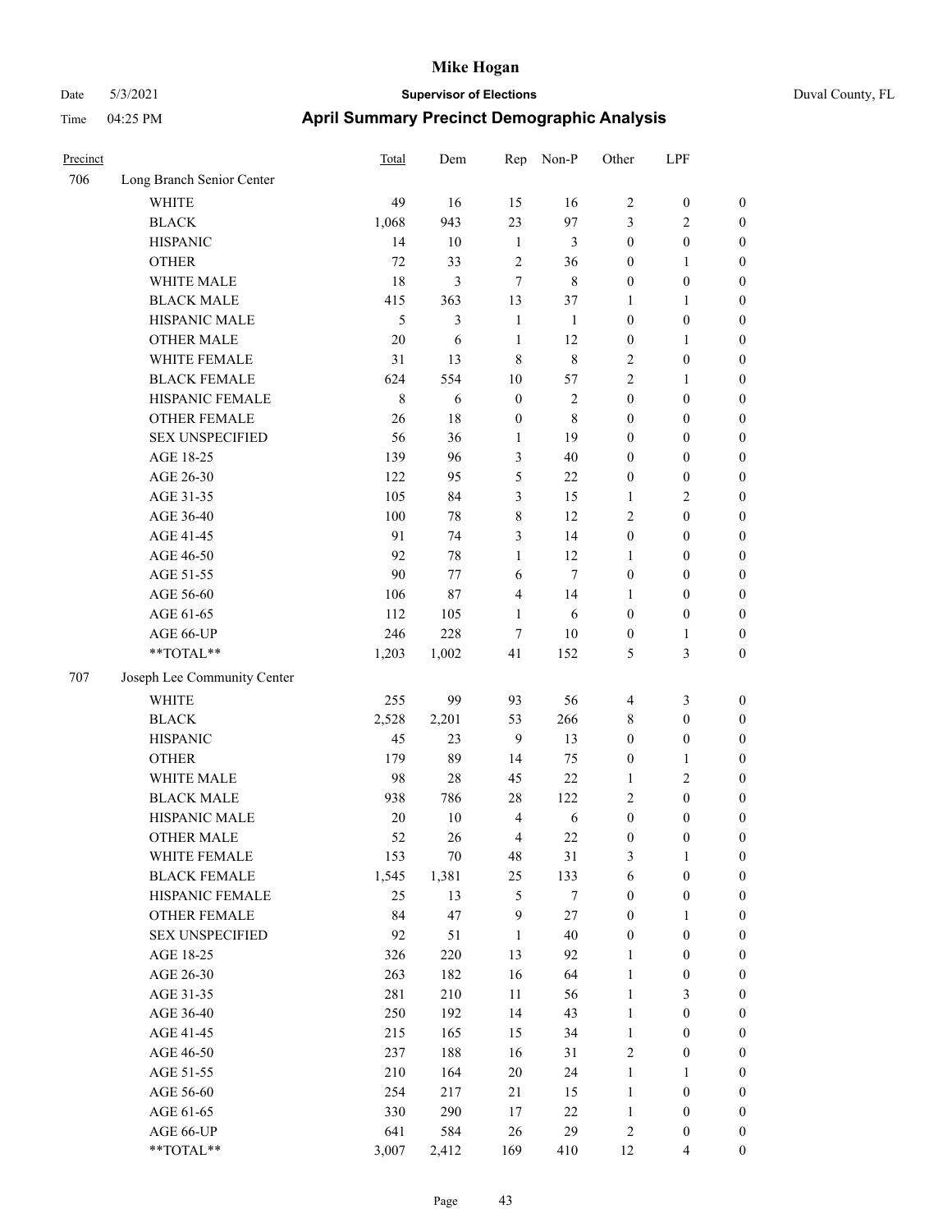# Mike Hogan

Date 5/3/2021 **Supervisor of Elections** Duval County, FL

Time 04:25 PM **April Summary Precinct Demographic Analysis**

| Precinct | | Total | Dem | Rep | Non-P | Other | LPF | |
|---|---|---|---|---|---|---|---|---|
| 706 | Long Branch Senior Center | | | | | | | |
| | WHITE | 49 | 16 | 15 | 16 | 2 | 0 | 0 |
| | BLACK | 1,068 | 943 | 23 | 97 | 3 | 2 | 0 |
| | HISPANIC | 14 | 10 | 1 | 3 | 0 | 0 | 0 |
| | OTHER | 72 | 33 | 2 | 36 | 0 | 1 | 0 |
| | WHITE MALE | 18 | 3 | 7 | 8 | 0 | 0 | 0 |
| | BLACK MALE | 415 | 363 | 13 | 37 | 1 | 1 | 0 |
| | HISPANIC MALE | 5 | 3 | 1 | 1 | 0 | 0 | 0 |
| | OTHER MALE | 20 | 6 | 1 | 12 | 0 | 1 | 0 |
| | WHITE FEMALE | 31 | 13 | 8 | 8 | 2 | 0 | 0 |
| | BLACK FEMALE | 624 | 554 | 10 | 57 | 2 | 1 | 0 |
| | HISPANIC FEMALE | 8 | 6 | 0 | 2 | 0 | 0 | 0 |
| | OTHER FEMALE | 26 | 18 | 0 | 8 | 0 | 0 | 0 |
| | SEX UNSPECIFIED | 56 | 36 | 1 | 19 | 0 | 0 | 0 |
| | AGE 18-25 | 139 | 96 | 3 | 40 | 0 | 0 | 0 |
| | AGE 26-30 | 122 | 95 | 5 | 22 | 0 | 0 | 0 |
| | AGE 31-35 | 105 | 84 | 3 | 15 | 1 | 2 | 0 |
| | AGE 36-40 | 100 | 78 | 8 | 12 | 2 | 0 | 0 |
| | AGE 41-45 | 91 | 74 | 3 | 14 | 0 | 0 | 0 |
| | AGE 46-50 | 92 | 78 | 1 | 12 | 1 | 0 | 0 |
| | AGE 51-55 | 90 | 77 | 6 | 7 | 0 | 0 | 0 |
| | AGE 56-60 | 106 | 87 | 4 | 14 | 1 | 0 | 0 |
| | AGE 61-65 | 112 | 105 | 1 | 6 | 0 | 0 | 0 |
| | AGE 66-UP | 246 | 228 | 7 | 10 | 0 | 1 | 0 |
| | **TOTAL** | 1,203 | 1,002 | 41 | 152 | 5 | 3 | 0 |
| 707 | Joseph Lee Community Center | | | | | | | |
| | WHITE | 255 | 99 | 93 | 56 | 4 | 3 | 0 |
| | BLACK | 2,528 | 2,201 | 53 | 266 | 8 | 0 | 0 |
| | HISPANIC | 45 | 23 | 9 | 13 | 0 | 0 | 0 |
| | OTHER | 179 | 89 | 14 | 75 | 0 | 1 | 0 |
| | WHITE MALE | 98 | 28 | 45 | 22 | 1 | 2 | 0 |
| | BLACK MALE | 938 | 786 | 28 | 122 | 2 | 0 | 0 |
| | HISPANIC MALE | 20 | 10 | 4 | 6 | 0 | 0 | 0 |
| | OTHER MALE | 52 | 26 | 4 | 22 | 0 | 0 | 0 |
| | WHITE FEMALE | 153 | 70 | 48 | 31 | 3 | 1 | 0 |
| | BLACK FEMALE | 1,545 | 1,381 | 25 | 133 | 6 | 0 | 0 |
| | HISPANIC FEMALE | 25 | 13 | 5 | 7 | 0 | 0 | 0 |
| | OTHER FEMALE | 84 | 47 | 9 | 27 | 0 | 1 | 0 |
| | SEX UNSPECIFIED | 92 | 51 | 1 | 40 | 0 | 0 | 0 |
| | AGE 18-25 | 326 | 220 | 13 | 92 | 1 | 0 | 0 |
| | AGE 26-30 | 263 | 182 | 16 | 64 | 1 | 0 | 0 |
| | AGE 31-35 | 281 | 210 | 11 | 56 | 1 | 3 | 0 |
| | AGE 36-40 | 250 | 192 | 14 | 43 | 1 | 0 | 0 |
| | AGE 41-45 | 215 | 165 | 15 | 34 | 1 | 0 | 0 |
| | AGE 46-50 | 237 | 188 | 16 | 31 | 2 | 0 | 0 |
| | AGE 51-55 | 210 | 164 | 20 | 24 | 1 | 1 | 0 |
| | AGE 56-60 | 254 | 217 | 21 | 15 | 1 | 0 | 0 |
| | AGE 61-65 | 330 | 290 | 17 | 22 | 1 | 0 | 0 |
| | AGE 66-UP | 641 | 584 | 26 | 29 | 2 | 0 | 0 |
| | **TOTAL** | 3,007 | 2,412 | 169 | 410 | 12 | 4 | 0 |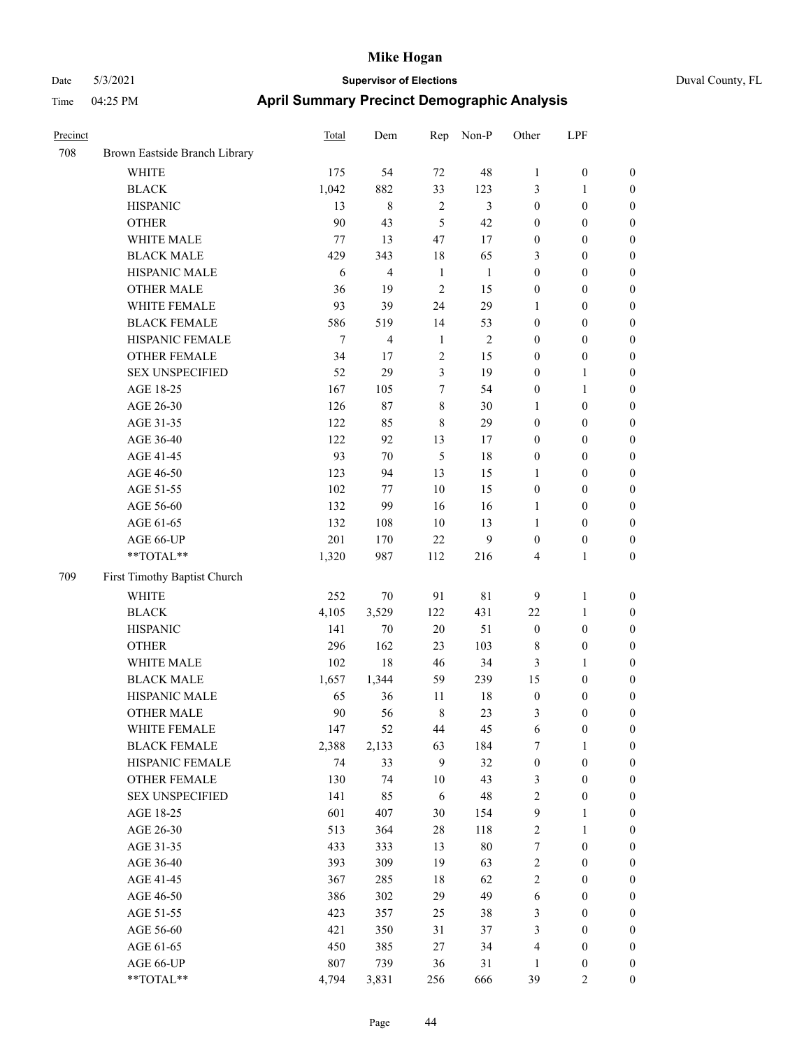# Mike Hogan

Date 5/3/2021 **Supervisor of Elections** Duval County, FL

Time 04:25 PM **April Summary Precinct Demographic Analysis**

| Precinct | | Total | Dem | Rep | Non-P | Other | LPF | |
|---|---|---|---|---|---|---|---|---|
| 708 | Brown Eastside Branch Library | | | | | | | |
| | WHITE | 175 | 54 | 72 | 48 | 1 | 0 | 0 |
| | BLACK | 1,042 | 882 | 33 | 123 | 3 | 1 | 0 |
| | HISPANIC | 13 | 8 | 2 | 3 | 0 | 0 | 0 |
| | OTHER | 90 | 43 | 5 | 42 | 0 | 0 | 0 |
| | WHITE MALE | 77 | 13 | 47 | 17 | 0 | 0 | 0 |
| | BLACK MALE | 429 | 343 | 18 | 65 | 3 | 0 | 0 |
| | HISPANIC MALE | 6 | 4 | 1 | 1 | 0 | 0 | 0 |
| | OTHER MALE | 36 | 19 | 2 | 15 | 0 | 0 | 0 |
| | WHITE FEMALE | 93 | 39 | 24 | 29 | 1 | 0 | 0 |
| | BLACK FEMALE | 586 | 519 | 14 | 53 | 0 | 0 | 0 |
| | HISPANIC FEMALE | 7 | 4 | 1 | 2 | 0 | 0 | 0 |
| | OTHER FEMALE | 34 | 17 | 2 | 15 | 0 | 0 | 0 |
| | SEX UNSPECIFIED | 52 | 29 | 3 | 19 | 0 | 1 | 0 |
| | AGE 18-25 | 167 | 105 | 7 | 54 | 0 | 1 | 0 |
| | AGE 26-30 | 126 | 87 | 8 | 30 | 1 | 0 | 0 |
| | AGE 31-35 | 122 | 85 | 8 | 29 | 0 | 0 | 0 |
| | AGE 36-40 | 122 | 92 | 13 | 17 | 0 | 0 | 0 |
| | AGE 41-45 | 93 | 70 | 5 | 18 | 0 | 0 | 0 |
| | AGE 46-50 | 123 | 94 | 13 | 15 | 1 | 0 | 0 |
| | AGE 51-55 | 102 | 77 | 10 | 15 | 0 | 0 | 0 |
| | AGE 56-60 | 132 | 99 | 16 | 16 | 1 | 0 | 0 |
| | AGE 61-65 | 132 | 108 | 10 | 13 | 1 | 0 | 0 |
| | AGE 66-UP | 201 | 170 | 22 | 9 | 0 | 0 | 0 |
| | **TOTAL** | 1,320 | 987 | 112 | 216 | 4 | 1 | 0 |
| 709 | First Timothy Baptist Church | | | | | | | |
| | WHITE | 252 | 70 | 91 | 81 | 9 | 1 | 0 |
| | BLACK | 4,105 | 3,529 | 122 | 431 | 22 | 1 | 0 |
| | HISPANIC | 141 | 70 | 20 | 51 | 0 | 0 | 0 |
| | OTHER | 296 | 162 | 23 | 103 | 8 | 0 | 0 |
| | WHITE MALE | 102 | 18 | 46 | 34 | 3 | 1 | 0 |
| | BLACK MALE | 1,657 | 1,344 | 59 | 239 | 15 | 0 | 0 |
| | HISPANIC MALE | 65 | 36 | 11 | 18 | 0 | 0 | 0 |
| | OTHER MALE | 90 | 56 | 8 | 23 | 3 | 0 | 0 |
| | WHITE FEMALE | 147 | 52 | 44 | 45 | 6 | 0 | 0 |
| | BLACK FEMALE | 2,388 | 2,133 | 63 | 184 | 7 | 1 | 0 |
| | HISPANIC FEMALE | 74 | 33 | 9 | 32 | 0 | 0 | 0 |
| | OTHER FEMALE | 130 | 74 | 10 | 43 | 3 | 0 | 0 |
| | SEX UNSPECIFIED | 141 | 85 | 6 | 48 | 2 | 0 | 0 |
| | AGE 18-25 | 601 | 407 | 30 | 154 | 9 | 1 | 0 |
| | AGE 26-30 | 513 | 364 | 28 | 118 | 2 | 1 | 0 |
| | AGE 31-35 | 433 | 333 | 13 | 80 | 7 | 0 | 0 |
| | AGE 36-40 | 393 | 309 | 19 | 63 | 2 | 0 | 0 |
| | AGE 41-45 | 367 | 285 | 18 | 62 | 2 | 0 | 0 |
| | AGE 46-50 | 386 | 302 | 29 | 49 | 6 | 0 | 0 |
| | AGE 51-55 | 423 | 357 | 25 | 38 | 3 | 0 | 0 |
| | AGE 56-60 | 421 | 350 | 31 | 37 | 3 | 0 | 0 |
| | AGE 61-65 | 450 | 385 | 27 | 34 | 4 | 0 | 0 |
| | AGE 66-UP | 807 | 739 | 36 | 31 | 1 | 0 | 0 |
| | **TOTAL** | 4,794 | 3,831 | 256 | 666 | 39 | 2 | 0 |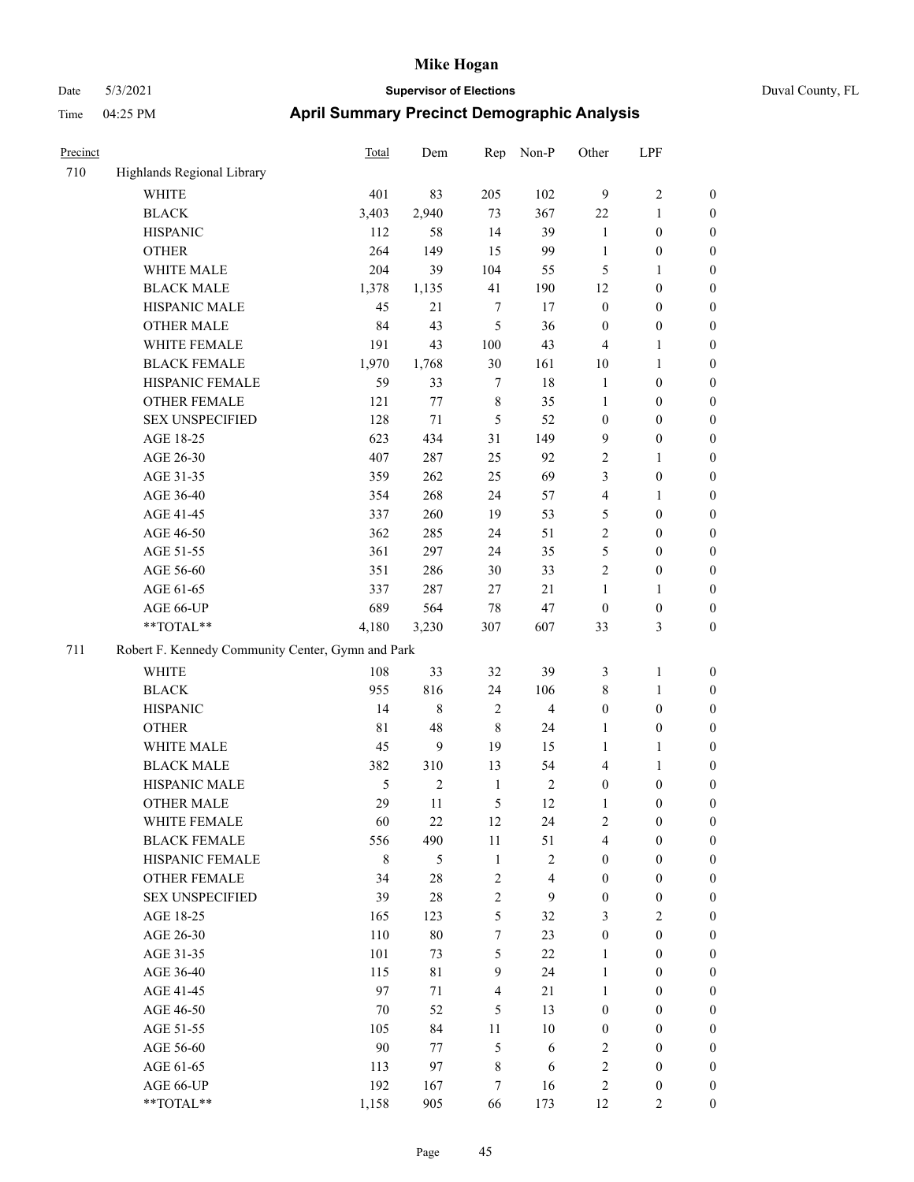# Mike Hogan

Date 5/3/2021 **Supervisor of Elections** Duval County, FL

Time 04:25 PM **April Summary Precinct Demographic Analysis**

| Precinct | | Total | Dem | Rep | Non-P | Other | LPF | |
|---|---|---|---|---|---|---|---|---|
| 710 | Highlands Regional Library | | | | | | | |
| | WHITE | 401 | 83 | 205 | 102 | 9 | 2 | 0 |
| | BLACK | 3,403 | 2,940 | 73 | 367 | 22 | 1 | 0 |
| | HISPANIC | 112 | 58 | 14 | 39 | 1 | 0 | 0 |
| | OTHER | 264 | 149 | 15 | 99 | 1 | 0 | 0 |
| | WHITE MALE | 204 | 39 | 104 | 55 | 5 | 1 | 0 |
| | BLACK MALE | 1,378 | 1,135 | 41 | 190 | 12 | 0 | 0 |
| | HISPANIC MALE | 45 | 21 | 7 | 17 | 0 | 0 | 0 |
| | OTHER MALE | 84 | 43 | 5 | 36 | 0 | 0 | 0 |
| | WHITE FEMALE | 191 | 43 | 100 | 43 | 4 | 1 | 0 |
| | BLACK FEMALE | 1,970 | 1,768 | 30 | 161 | 10 | 1 | 0 |
| | HISPANIC FEMALE | 59 | 33 | 7 | 18 | 1 | 0 | 0 |
| | OTHER FEMALE | 121 | 77 | 8 | 35 | 1 | 0 | 0 |
| | SEX UNSPECIFIED | 128 | 71 | 5 | 52 | 0 | 0 | 0 |
| | AGE 18-25 | 623 | 434 | 31 | 149 | 9 | 0 | 0 |
| | AGE 26-30 | 407 | 287 | 25 | 92 | 2 | 1 | 0 |
| | AGE 31-35 | 359 | 262 | 25 | 69 | 3 | 0 | 0 |
| | AGE 36-40 | 354 | 268 | 24 | 57 | 4 | 1 | 0 |
| | AGE 41-45 | 337 | 260 | 19 | 53 | 5 | 0 | 0 |
| | AGE 46-50 | 362 | 285 | 24 | 51 | 2 | 0 | 0 |
| | AGE 51-55 | 361 | 297 | 24 | 35 | 5 | 0 | 0 |
| | AGE 56-60 | 351 | 286 | 30 | 33 | 2 | 0 | 0 |
| | AGE 61-65 | 337 | 287 | 27 | 21 | 1 | 1 | 0 |
| | AGE 66-UP | 689 | 564 | 78 | 47 | 0 | 0 | 0 |
| | **TOTAL** | 4,180 | 3,230 | 307 | 607 | 33 | 3 | 0 |
| 711 | Robert F. Kennedy Community Center, Gymn and Park | | | | | | | |
| | WHITE | 108 | 33 | 32 | 39 | 3 | 1 | 0 |
| | BLACK | 955 | 816 | 24 | 106 | 8 | 1 | 0 |
| | HISPANIC | 14 | 8 | 2 | 4 | 0 | 0 | 0 |
| | OTHER | 81 | 48 | 8 | 24 | 1 | 0 | 0 |
| | WHITE MALE | 45 | 9 | 19 | 15 | 1 | 1 | 0 |
| | BLACK MALE | 382 | 310 | 13 | 54 | 4 | 1 | 0 |
| | HISPANIC MALE | 5 | 2 | 1 | 2 | 0 | 0 | 0 |
| | OTHER MALE | 29 | 11 | 5 | 12 | 1 | 0 | 0 |
| | WHITE FEMALE | 60 | 22 | 12 | 24 | 2 | 0 | 0 |
| | BLACK FEMALE | 556 | 490 | 11 | 51 | 4 | 0 | 0 |
| | HISPANIC FEMALE | 8 | 5 | 1 | 2 | 0 | 0 | 0 |
| | OTHER FEMALE | 34 | 28 | 2 | 4 | 0 | 0 | 0 |
| | SEX UNSPECIFIED | 39 | 28 | 2 | 9 | 0 | 0 | 0 |
| | AGE 18-25 | 165 | 123 | 5 | 32 | 3 | 2 | 0 |
| | AGE 26-30 | 110 | 80 | 7 | 23 | 0 | 0 | 0 |
| | AGE 31-35 | 101 | 73 | 5 | 22 | 1 | 0 | 0 |
| | AGE 36-40 | 115 | 81 | 9 | 24 | 1 | 0 | 0 |
| | AGE 41-45 | 97 | 71 | 4 | 21 | 1 | 0 | 0 |
| | AGE 46-50 | 70 | 52 | 5 | 13 | 0 | 0 | 0 |
| | AGE 51-55 | 105 | 84 | 11 | 10 | 0 | 0 | 0 |
| | AGE 56-60 | 90 | 77 | 5 | 6 | 2 | 0 | 0 |
| | AGE 61-65 | 113 | 97 | 8 | 6 | 2 | 0 | 0 |
| | AGE 66-UP | 192 | 167 | 7 | 16 | 2 | 0 | 0 |
| | **TOTAL** | 1,158 | 905 | 66 | 173 | 12 | 2 | 0 |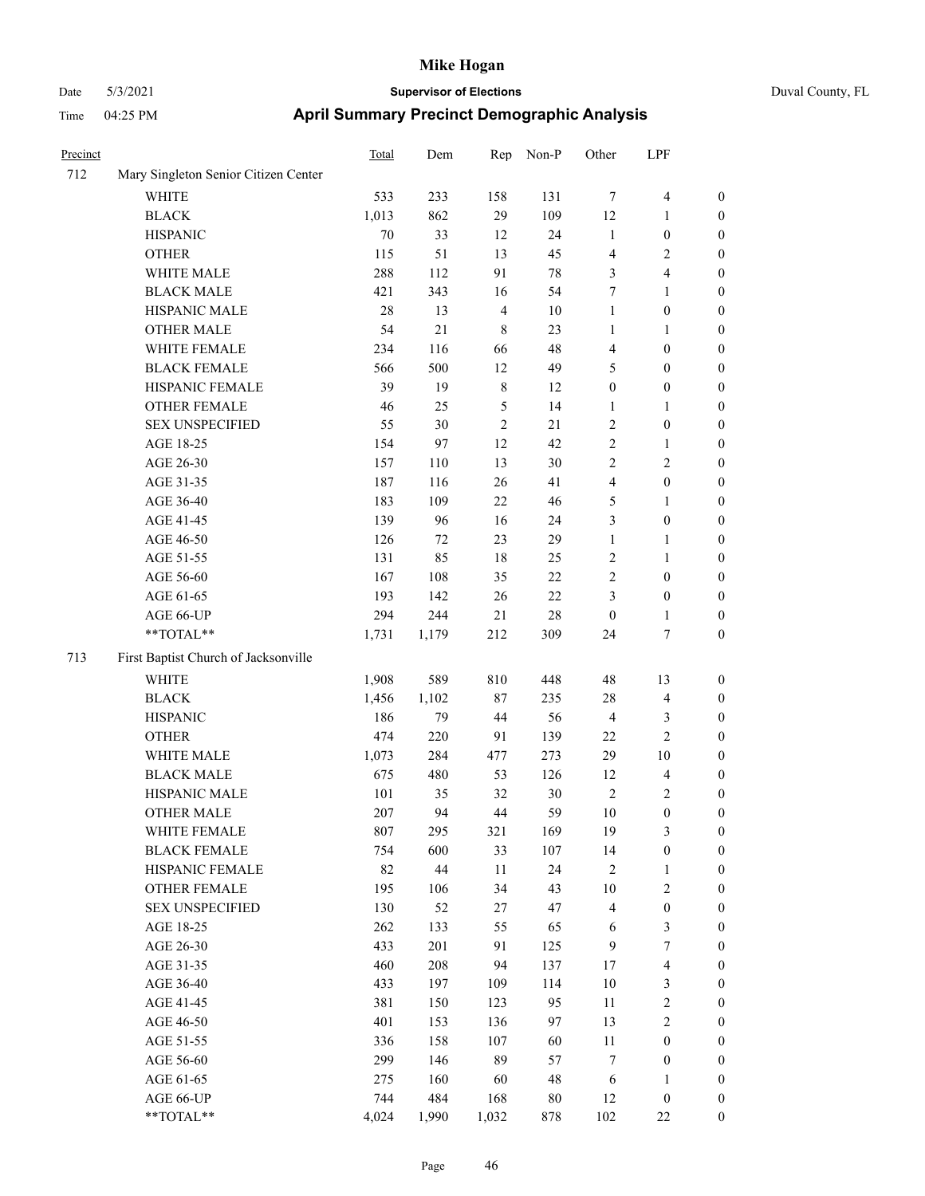# Mike Hogan

Date 5/3/2021 **Supervisor of Elections** Duval County, FL

Time 04:25 PM **April Summary Precinct Demographic Analysis**

| Precinct | | Total | Dem | Rep | Non-P | Other | LPF | |
|---|---|---|---|---|---|---|---|---|
| 712 | Mary Singleton Senior Citizen Center | | | | | | | |
| | WHITE | 533 | 233 | 158 | 131 | 7 | 4 | 0 |
| | BLACK | 1,013 | 862 | 29 | 109 | 12 | 1 | 0 |
| | HISPANIC | 70 | 33 | 12 | 24 | 1 | 0 | 0 |
| | OTHER | 115 | 51 | 13 | 45 | 4 | 2 | 0 |
| | WHITE MALE | 288 | 112 | 91 | 78 | 3 | 4 | 0 |
| | BLACK MALE | 421 | 343 | 16 | 54 | 7 | 1 | 0 |
| | HISPANIC MALE | 28 | 13 | 4 | 10 | 1 | 0 | 0 |
| | OTHER MALE | 54 | 21 | 8 | 23 | 1 | 1 | 0 |
| | WHITE FEMALE | 234 | 116 | 66 | 48 | 4 | 0 | 0 |
| | BLACK FEMALE | 566 | 500 | 12 | 49 | 5 | 0 | 0 |
| | HISPANIC FEMALE | 39 | 19 | 8 | 12 | 0 | 0 | 0 |
| | OTHER FEMALE | 46 | 25 | 5 | 14 | 1 | 1 | 0 |
| | SEX UNSPECIFIED | 55 | 30 | 2 | 21 | 2 | 0 | 0 |
| | AGE 18-25 | 154 | 97 | 12 | 42 | 2 | 1 | 0 |
| | AGE 26-30 | 157 | 110 | 13 | 30 | 2 | 2 | 0 |
| | AGE 31-35 | 187 | 116 | 26 | 41 | 4 | 0 | 0 |
| | AGE 36-40 | 183 | 109 | 22 | 46 | 5 | 1 | 0 |
| | AGE 41-45 | 139 | 96 | 16 | 24 | 3 | 0 | 0 |
| | AGE 46-50 | 126 | 72 | 23 | 29 | 1 | 1 | 0 |
| | AGE 51-55 | 131 | 85 | 18 | 25 | 2 | 1 | 0 |
| | AGE 56-60 | 167 | 108 | 35 | 22 | 2 | 0 | 0 |
| | AGE 61-65 | 193 | 142 | 26 | 22 | 3 | 0 | 0 |
| | AGE 66-UP | 294 | 244 | 21 | 28 | 0 | 1 | 0 |
| | **TOTAL** | 1,731 | 1,179 | 212 | 309 | 24 | 7 | 0 |
| 713 | First Baptist Church of Jacksonville | | | | | | | |
| | WHITE | 1,908 | 589 | 810 | 448 | 48 | 13 | 0 |
| | BLACK | 1,456 | 1,102 | 87 | 235 | 28 | 4 | 0 |
| | HISPANIC | 186 | 79 | 44 | 56 | 4 | 3 | 0 |
| | OTHER | 474 | 220 | 91 | 139 | 22 | 2 | 0 |
| | WHITE MALE | 1,073 | 284 | 477 | 273 | 29 | 10 | 0 |
| | BLACK MALE | 675 | 480 | 53 | 126 | 12 | 4 | 0 |
| | HISPANIC MALE | 101 | 35 | 32 | 30 | 2 | 2 | 0 |
| | OTHER MALE | 207 | 94 | 44 | 59 | 10 | 0 | 0 |
| | WHITE FEMALE | 807 | 295 | 321 | 169 | 19 | 3 | 0 |
| | BLACK FEMALE | 754 | 600 | 33 | 107 | 14 | 0 | 0 |
| | HISPANIC FEMALE | 82 | 44 | 11 | 24 | 2 | 1 | 0 |
| | OTHER FEMALE | 195 | 106 | 34 | 43 | 10 | 2 | 0 |
| | SEX UNSPECIFIED | 130 | 52 | 27 | 47 | 4 | 0 | 0 |
| | AGE 18-25 | 262 | 133 | 55 | 65 | 6 | 3 | 0 |
| | AGE 26-30 | 433 | 201 | 91 | 125 | 9 | 7 | 0 |
| | AGE 31-35 | 460 | 208 | 94 | 137 | 17 | 4 | 0 |
| | AGE 36-40 | 433 | 197 | 109 | 114 | 10 | 3 | 0 |
| | AGE 41-45 | 381 | 150 | 123 | 95 | 11 | 2 | 0 |
| | AGE 46-50 | 401 | 153 | 136 | 97 | 13 | 2 | 0 |
| | AGE 51-55 | 336 | 158 | 107 | 60 | 11 | 0 | 0 |
| | AGE 56-60 | 299 | 146 | 89 | 57 | 7 | 0 | 0 |
| | AGE 61-65 | 275 | 160 | 60 | 48 | 6 | 1 | 0 |
| | AGE 66-UP | 744 | 484 | 168 | 80 | 12 | 0 | 0 |
| | **TOTAL** | 4,024 | 1,990 | 1,032 | 878 | 102 | 22 | 0 |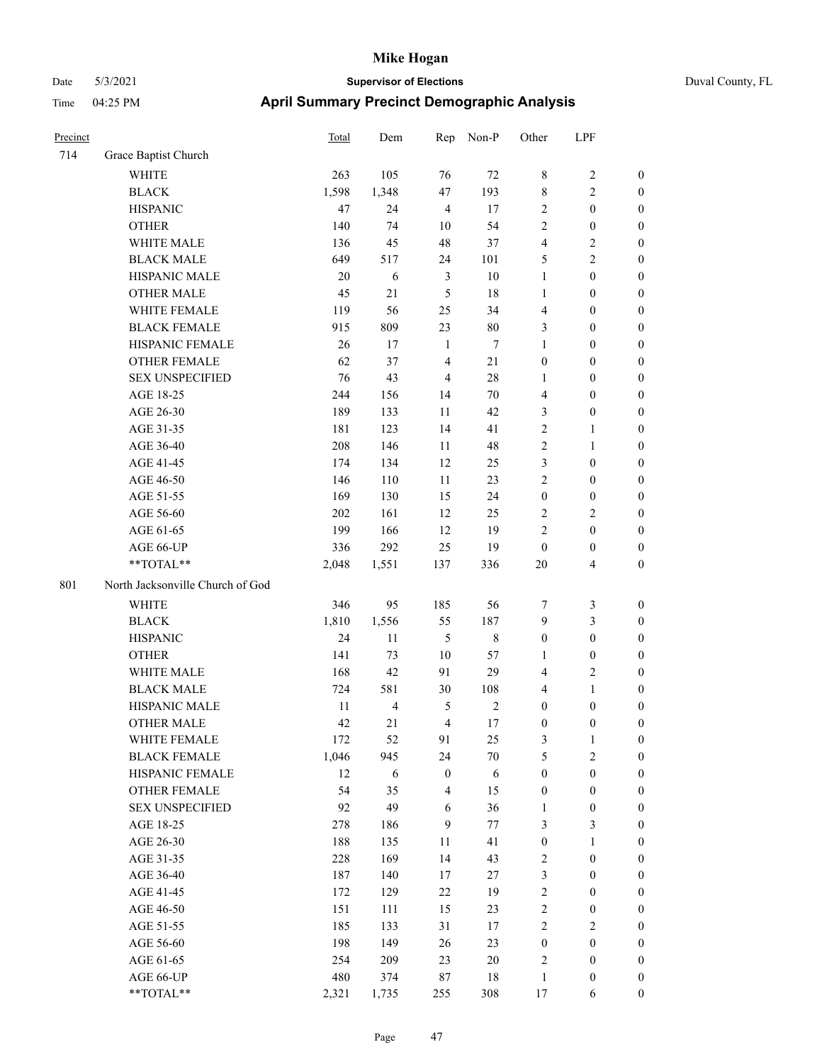# Mike Hogan

Date 5/3/2021 **Supervisor of Elections** Duval County, FL

Time 04:25 PM **April Summary Precinct Demographic Analysis**

| Precinct | | Total | Dem | Rep | Non-P | Other | LPF | |
|---|---|---|---|---|---|---|---|---|
| 714 | Grace Baptist Church | | | | | | | |
| | WHITE | 263 | 105 | 76 | 72 | 8 | 2 | 0 |
| | BLACK | 1,598 | 1,348 | 47 | 193 | 8 | 2 | 0 |
| | HISPANIC | 47 | 24 | 4 | 17 | 2 | 0 | 0 |
| | OTHER | 140 | 74 | 10 | 54 | 2 | 0 | 0 |
| | WHITE MALE | 136 | 45 | 48 | 37 | 4 | 2 | 0 |
| | BLACK MALE | 649 | 517 | 24 | 101 | 5 | 2 | 0 |
| | HISPANIC MALE | 20 | 6 | 3 | 10 | 1 | 0 | 0 |
| | OTHER MALE | 45 | 21 | 5 | 18 | 1 | 0 | 0 |
| | WHITE FEMALE | 119 | 56 | 25 | 34 | 4 | 0 | 0 |
| | BLACK FEMALE | 915 | 809 | 23 | 80 | 3 | 0 | 0 |
| | HISPANIC FEMALE | 26 | 17 | 1 | 7 | 1 | 0 | 0 |
| | OTHER FEMALE | 62 | 37 | 4 | 21 | 0 | 0 | 0 |
| | SEX UNSPECIFIED | 76 | 43 | 4 | 28 | 1 | 0 | 0 |
| | AGE 18-25 | 244 | 156 | 14 | 70 | 4 | 0 | 0 |
| | AGE 26-30 | 189 | 133 | 11 | 42 | 3 | 0 | 0 |
| | AGE 31-35 | 181 | 123 | 14 | 41 | 2 | 1 | 0 |
| | AGE 36-40 | 208 | 146 | 11 | 48 | 2 | 1 | 0 |
| | AGE 41-45 | 174 | 134 | 12 | 25 | 3 | 0 | 0 |
| | AGE 46-50 | 146 | 110 | 11 | 23 | 2 | 0 | 0 |
| | AGE 51-55 | 169 | 130 | 15 | 24 | 0 | 0 | 0 |
| | AGE 56-60 | 202 | 161 | 12 | 25 | 2 | 2 | 0 |
| | AGE 61-65 | 199 | 166 | 12 | 19 | 2 | 0 | 0 |
| | AGE 66-UP | 336 | 292 | 25 | 19 | 0 | 0 | 0 |
| | **TOTAL** | 2,048 | 1,551 | 137 | 336 | 20 | 4 | 0 |
| 801 | North Jacksonville Church of God | | | | | | | |
| | WHITE | 346 | 95 | 185 | 56 | 7 | 3 | 0 |
| | BLACK | 1,810 | 1,556 | 55 | 187 | 9 | 3 | 0 |
| | HISPANIC | 24 | 11 | 5 | 8 | 0 | 0 | 0 |
| | OTHER | 141 | 73 | 10 | 57 | 1 | 0 | 0 |
| | WHITE MALE | 168 | 42 | 91 | 29 | 4 | 2 | 0 |
| | BLACK MALE | 724 | 581 | 30 | 108 | 4 | 1 | 0 |
| | HISPANIC MALE | 11 | 4 | 5 | 2 | 0 | 0 | 0 |
| | OTHER MALE | 42 | 21 | 4 | 17 | 0 | 0 | 0 |
| | WHITE FEMALE | 172 | 52 | 91 | 25 | 3 | 1 | 0 |
| | BLACK FEMALE | 1,046 | 945 | 24 | 70 | 5 | 2 | 0 |
| | HISPANIC FEMALE | 12 | 6 | 0 | 6 | 0 | 0 | 0 |
| | OTHER FEMALE | 54 | 35 | 4 | 15 | 0 | 0 | 0 |
| | SEX UNSPECIFIED | 92 | 49 | 6 | 36 | 1 | 0 | 0 |
| | AGE 18-25 | 278 | 186 | 9 | 77 | 3 | 3 | 0 |
| | AGE 26-30 | 188 | 135 | 11 | 41 | 0 | 1 | 0 |
| | AGE 31-35 | 228 | 169 | 14 | 43 | 2 | 0 | 0 |
| | AGE 36-40 | 187 | 140 | 17 | 27 | 3 | 0 | 0 |
| | AGE 41-45 | 172 | 129 | 22 | 19 | 2 | 0 | 0 |
| | AGE 46-50 | 151 | 111 | 15 | 23 | 2 | 0 | 0 |
| | AGE 51-55 | 185 | 133 | 31 | 17 | 2 | 2 | 0 |
| | AGE 56-60 | 198 | 149 | 26 | 23 | 0 | 0 | 0 |
| | AGE 61-65 | 254 | 209 | 23 | 20 | 2 | 0 | 0 |
| | AGE 66-UP | 480 | 374 | 87 | 18 | 1 | 0 | 0 |
| | **TOTAL** | 2,321 | 1,735 | 255 | 308 | 17 | 6 | 0 |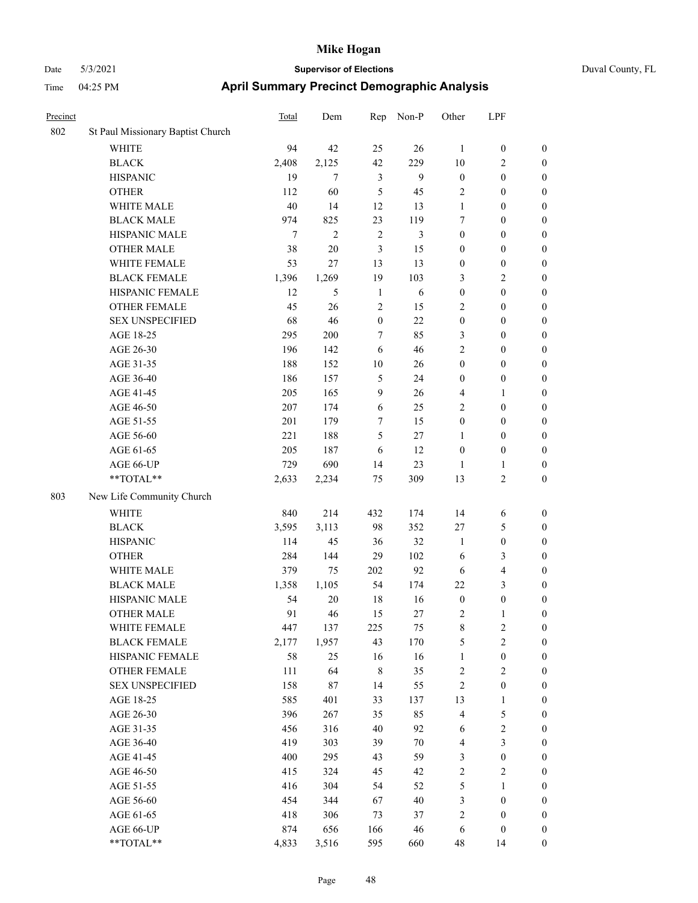# Mike Hogan

Date 5/3/2021 **Supervisor of Elections** Duval County, FL

Time 04:25 PM **April Summary Precinct Demographic Analysis**

| Precinct | | Total | Dem | Rep | Non-P | Other | LPF | |
|---|---|---|---|---|---|---|---|---|
| 802 | St Paul Missionary Baptist Church | | | | | | | |
| | WHITE | 94 | 42 | 25 | 26 | 1 | 0 | 0 |
| | BLACK | 2,408 | 2,125 | 42 | 229 | 10 | 2 | 0 |
| | HISPANIC | 19 | 7 | 3 | 9 | 0 | 0 | 0 |
| | OTHER | 112 | 60 | 5 | 45 | 2 | 0 | 0 |
| | WHITE MALE | 40 | 14 | 12 | 13 | 1 | 0 | 0 |
| | BLACK MALE | 974 | 825 | 23 | 119 | 7 | 0 | 0 |
| | HISPANIC MALE | 7 | 2 | 2 | 3 | 0 | 0 | 0 |
| | OTHER MALE | 38 | 20 | 3 | 15 | 0 | 0 | 0 |
| | WHITE FEMALE | 53 | 27 | 13 | 13 | 0 | 0 | 0 |
| | BLACK FEMALE | 1,396 | 1,269 | 19 | 103 | 3 | 2 | 0 |
| | HISPANIC FEMALE | 12 | 5 | 1 | 6 | 0 | 0 | 0 |
| | OTHER FEMALE | 45 | 26 | 2 | 15 | 2 | 0 | 0 |
| | SEX UNSPECIFIED | 68 | 46 | 0 | 22 | 0 | 0 | 0 |
| | AGE 18-25 | 295 | 200 | 7 | 85 | 3 | 0 | 0 |
| | AGE 26-30 | 196 | 142 | 6 | 46 | 2 | 0 | 0 |
| | AGE 31-35 | 188 | 152 | 10 | 26 | 0 | 0 | 0 |
| | AGE 36-40 | 186 | 157 | 5 | 24 | 0 | 0 | 0 |
| | AGE 41-45 | 205 | 165 | 9 | 26 | 4 | 1 | 0 |
| | AGE 46-50 | 207 | 174 | 6 | 25 | 2 | 0 | 0 |
| | AGE 51-55 | 201 | 179 | 7 | 15 | 0 | 0 | 0 |
| | AGE 56-60 | 221 | 188 | 5 | 27 | 1 | 0 | 0 |
| | AGE 61-65 | 205 | 187 | 6 | 12 | 0 | 0 | 0 |
| | AGE 66-UP | 729 | 690 | 14 | 23 | 1 | 1 | 0 |
| | **TOTAL** | 2,633 | 2,234 | 75 | 309 | 13 | 2 | 0 |
| 803 | New Life Community Church | | | | | | | |
| | WHITE | 840 | 214 | 432 | 174 | 14 | 6 | 0 |
| | BLACK | 3,595 | 3,113 | 98 | 352 | 27 | 5 | 0 |
| | HISPANIC | 114 | 45 | 36 | 32 | 1 | 0 | 0 |
| | OTHER | 284 | 144 | 29 | 102 | 6 | 3 | 0 |
| | WHITE MALE | 379 | 75 | 202 | 92 | 6 | 4 | 0 |
| | BLACK MALE | 1,358 | 1,105 | 54 | 174 | 22 | 3 | 0 |
| | HISPANIC MALE | 54 | 20 | 18 | 16 | 0 | 0 | 0 |
| | OTHER MALE | 91 | 46 | 15 | 27 | 2 | 1 | 0 |
| | WHITE FEMALE | 447 | 137 | 225 | 75 | 8 | 2 | 0 |
| | BLACK FEMALE | 2,177 | 1,957 | 43 | 170 | 5 | 2 | 0 |
| | HISPANIC FEMALE | 58 | 25 | 16 | 16 | 1 | 0 | 0 |
| | OTHER FEMALE | 111 | 64 | 8 | 35 | 2 | 2 | 0 |
| | SEX UNSPECIFIED | 158 | 87 | 14 | 55 | 2 | 0 | 0 |
| | AGE 18-25 | 585 | 401 | 33 | 137 | 13 | 1 | 0 |
| | AGE 26-30 | 396 | 267 | 35 | 85 | 4 | 5 | 0 |
| | AGE 31-35 | 456 | 316 | 40 | 92 | 6 | 2 | 0 |
| | AGE 36-40 | 419 | 303 | 39 | 70 | 4 | 3 | 0 |
| | AGE 41-45 | 400 | 295 | 43 | 59 | 3 | 0 | 0 |
| | AGE 46-50 | 415 | 324 | 45 | 42 | 2 | 2 | 0 |
| | AGE 51-55 | 416 | 304 | 54 | 52 | 5 | 1 | 0 |
| | AGE 56-60 | 454 | 344 | 67 | 40 | 3 | 0 | 0 |
| | AGE 61-65 | 418 | 306 | 73 | 37 | 2 | 0 | 0 |
| | AGE 66-UP | 874 | 656 | 166 | 46 | 6 | 0 | 0 |
| | **TOTAL** | 4,833 | 3,516 | 595 | 660 | 48 | 14 | 0 |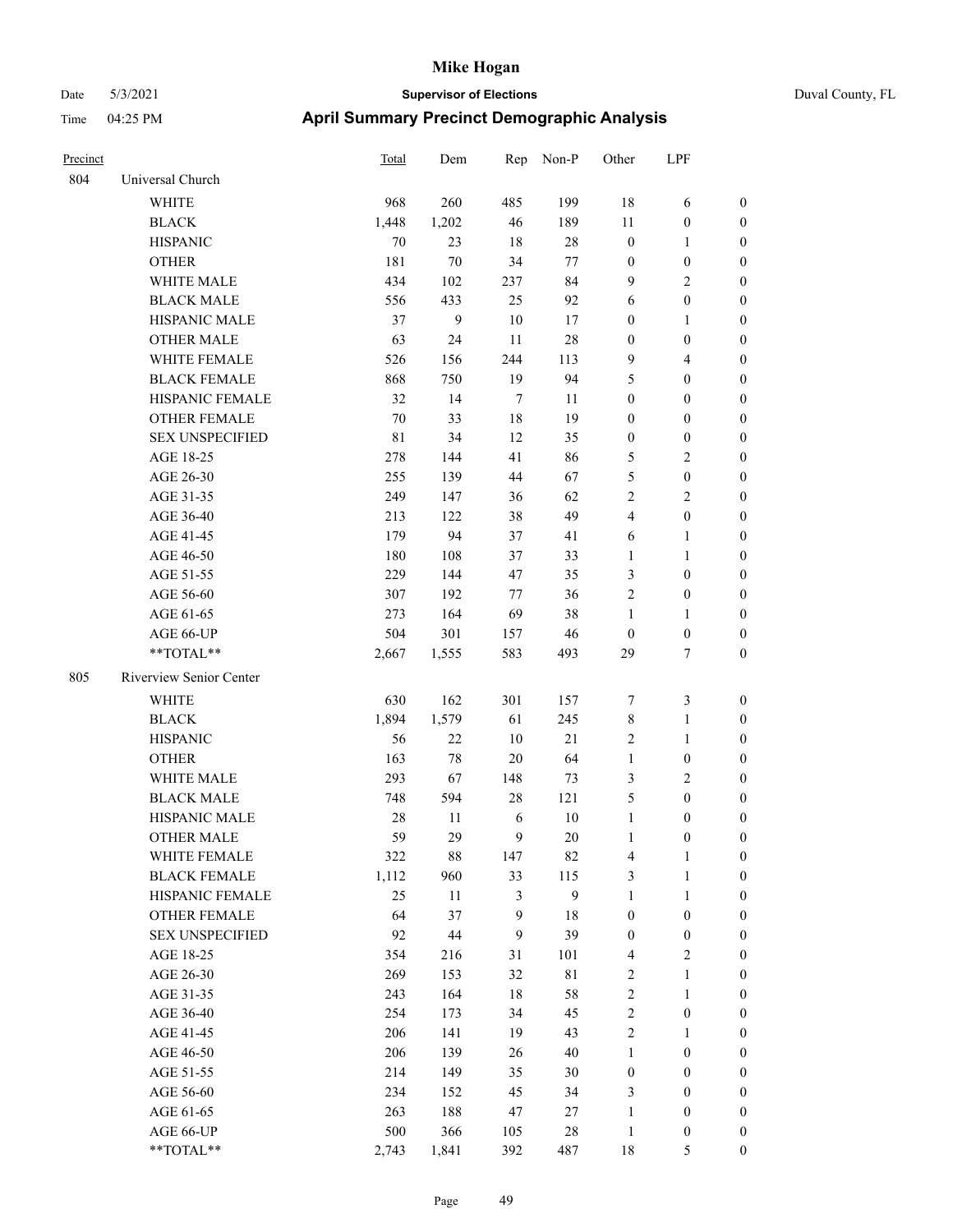# Mike Hogan

Date 5/3/2021 **Supervisor of Elections** Duval County, FL

Time 04:25 PM **April Summary Precinct Demographic Analysis**

| Precinct | | Total | Dem | Rep | Non-P | Other | LPF | |
|---|---|---|---|---|---|---|---|---|
| 804 | Universal Church | | | | | | | |
| | WHITE | 968 | 260 | 485 | 199 | 18 | 6 | 0 |
| | BLACK | 1,448 | 1,202 | 46 | 189 | 11 | 0 | 0 |
| | HISPANIC | 70 | 23 | 18 | 28 | 0 | 1 | 0 |
| | OTHER | 181 | 70 | 34 | 77 | 0 | 0 | 0 |
| | WHITE MALE | 434 | 102 | 237 | 84 | 9 | 2 | 0 |
| | BLACK MALE | 556 | 433 | 25 | 92 | 6 | 0 | 0 |
| | HISPANIC MALE | 37 | 9 | 10 | 17 | 0 | 1 | 0 |
| | OTHER MALE | 63 | 24 | 11 | 28 | 0 | 0 | 0 |
| | WHITE FEMALE | 526 | 156 | 244 | 113 | 9 | 4 | 0 |
| | BLACK FEMALE | 868 | 750 | 19 | 94 | 5 | 0 | 0 |
| | HISPANIC FEMALE | 32 | 14 | 7 | 11 | 0 | 0 | 0 |
| | OTHER FEMALE | 70 | 33 | 18 | 19 | 0 | 0 | 0 |
| | SEX UNSPECIFIED | 81 | 34 | 12 | 35 | 0 | 0 | 0 |
| | AGE 18-25 | 278 | 144 | 41 | 86 | 5 | 2 | 0 |
| | AGE 26-30 | 255 | 139 | 44 | 67 | 5 | 0 | 0 |
| | AGE 31-35 | 249 | 147 | 36 | 62 | 2 | 2 | 0 |
| | AGE 36-40 | 213 | 122 | 38 | 49 | 4 | 0 | 0 |
| | AGE 41-45 | 179 | 94 | 37 | 41 | 6 | 1 | 0 |
| | AGE 46-50 | 180 | 108 | 37 | 33 | 1 | 1 | 0 |
| | AGE 51-55 | 229 | 144 | 47 | 35 | 3 | 0 | 0 |
| | AGE 56-60 | 307 | 192 | 77 | 36 | 2 | 0 | 0 |
| | AGE 61-65 | 273 | 164 | 69 | 38 | 1 | 1 | 0 |
| | AGE 66-UP | 504 | 301 | 157 | 46 | 0 | 0 | 0 |
| | **TOTAL** | 2,667 | 1,555 | 583 | 493 | 29 | 7 | 0 |
| 805 | Riverview Senior Center | | | | | | | |
| | WHITE | 630 | 162 | 301 | 157 | 7 | 3 | 0 |
| | BLACK | 1,894 | 1,579 | 61 | 245 | 8 | 1 | 0 |
| | HISPANIC | 56 | 22 | 10 | 21 | 2 | 1 | 0 |
| | OTHER | 163 | 78 | 20 | 64 | 1 | 0 | 0 |
| | WHITE MALE | 293 | 67 | 148 | 73 | 3 | 2 | 0 |
| | BLACK MALE | 748 | 594 | 28 | 121 | 5 | 0 | 0 |
| | HISPANIC MALE | 28 | 11 | 6 | 10 | 1 | 0 | 0 |
| | OTHER MALE | 59 | 29 | 9 | 20 | 1 | 0 | 0 |
| | WHITE FEMALE | 322 | 88 | 147 | 82 | 4 | 1 | 0 |
| | BLACK FEMALE | 1,112 | 960 | 33 | 115 | 3 | 1 | 0 |
| | HISPANIC FEMALE | 25 | 11 | 3 | 9 | 1 | 1 | 0 |
| | OTHER FEMALE | 64 | 37 | 9 | 18 | 0 | 0 | 0 |
| | SEX UNSPECIFIED | 92 | 44 | 9 | 39 | 0 | 0 | 0 |
| | AGE 18-25 | 354 | 216 | 31 | 101 | 4 | 2 | 0 |
| | AGE 26-30 | 269 | 153 | 32 | 81 | 2 | 1 | 0 |
| | AGE 31-35 | 243 | 164 | 18 | 58 | 2 | 1 | 0 |
| | AGE 36-40 | 254 | 173 | 34 | 45 | 2 | 0 | 0 |
| | AGE 41-45 | 206 | 141 | 19 | 43 | 2 | 1 | 0 |
| | AGE 46-50 | 206 | 139 | 26 | 40 | 1 | 0 | 0 |
| | AGE 51-55 | 214 | 149 | 35 | 30 | 0 | 0 | 0 |
| | AGE 56-60 | 234 | 152 | 45 | 34 | 3 | 0 | 0 |
| | AGE 61-65 | 263 | 188 | 47 | 27 | 1 | 0 | 0 |
| | AGE 66-UP | 500 | 366 | 105 | 28 | 1 | 0 | 0 |
| | **TOTAL** | 2,743 | 1,841 | 392 | 487 | 18 | 5 | 0 |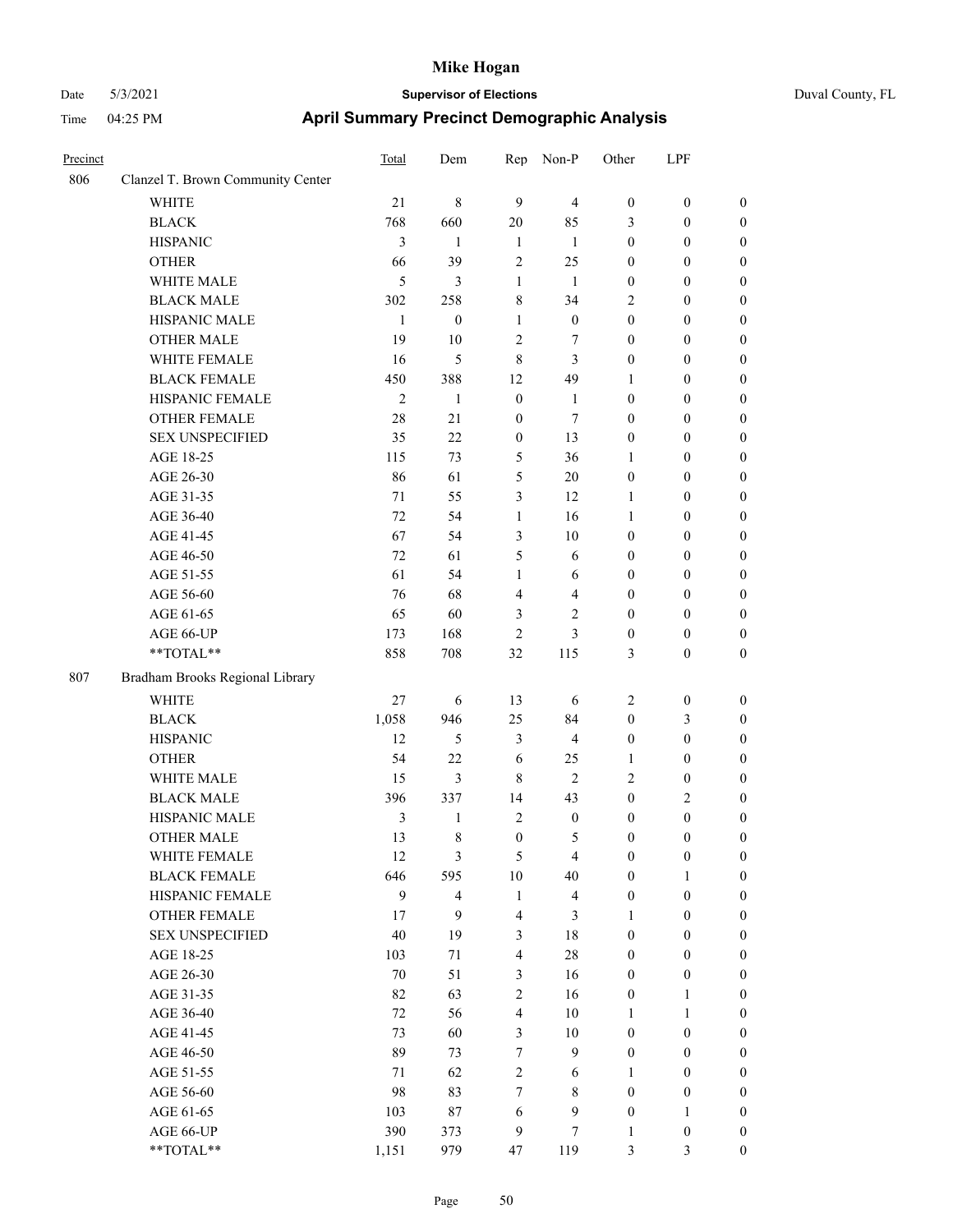# Mike Hogan

Date 5/3/2021 **Supervisor of Elections** Duval County, FL

Time 04:25 PM **April Summary Precinct Demographic Analysis**

| Precinct | | Total | Dem | Rep | Non-P | Other | LPF | |
|---|---|---|---|---|---|---|---|---|
| 806 | Clanzel T. Brown Community Center | | | | | | | |
| | WHITE | 21 | 8 | 9 | 4 | 0 | 0 | 0 |
| | BLACK | 768 | 660 | 20 | 85 | 3 | 0 | 0 |
| | HISPANIC | 3 | 1 | 1 | 1 | 0 | 0 | 0 |
| | OTHER | 66 | 39 | 2 | 25 | 0 | 0 | 0 |
| | WHITE MALE | 5 | 3 | 1 | 1 | 0 | 0 | 0 |
| | BLACK MALE | 302 | 258 | 8 | 34 | 2 | 0 | 0 |
| | HISPANIC MALE | 1 | 0 | 1 | 0 | 0 | 0 | 0 |
| | OTHER MALE | 19 | 10 | 2 | 7 | 0 | 0 | 0 |
| | WHITE FEMALE | 16 | 5 | 8 | 3 | 0 | 0 | 0 |
| | BLACK FEMALE | 450 | 388 | 12 | 49 | 1 | 0 | 0 |
| | HISPANIC FEMALE | 2 | 1 | 0 | 1 | 0 | 0 | 0 |
| | OTHER FEMALE | 28 | 21 | 0 | 7 | 0 | 0 | 0 |
| | SEX UNSPECIFIED | 35 | 22 | 0 | 13 | 0 | 0 | 0 |
| | AGE 18-25 | 115 | 73 | 5 | 36 | 1 | 0 | 0 |
| | AGE 26-30 | 86 | 61 | 5 | 20 | 0 | 0 | 0 |
| | AGE 31-35 | 71 | 55 | 3 | 12 | 1 | 0 | 0 |
| | AGE 36-40 | 72 | 54 | 1 | 16 | 1 | 0 | 0 |
| | AGE 41-45 | 67 | 54 | 3 | 10 | 0 | 0 | 0 |
| | AGE 46-50 | 72 | 61 | 5 | 6 | 0 | 0 | 0 |
| | AGE 51-55 | 61 | 54 | 1 | 6 | 0 | 0 | 0 |
| | AGE 56-60 | 76 | 68 | 4 | 4 | 0 | 0 | 0 |
| | AGE 61-65 | 65 | 60 | 3 | 2 | 0 | 0 | 0 |
| | AGE 66-UP | 173 | 168 | 2 | 3 | 0 | 0 | 0 |
| | **TOTAL** | 858 | 708 | 32 | 115 | 3 | 0 | 0 |
| 807 | Bradham Brooks Regional Library | | | | | | | |
| | WHITE | 27 | 6 | 13 | 6 | 2 | 0 | 0 |
| | BLACK | 1,058 | 946 | 25 | 84 | 0 | 3 | 0 |
| | HISPANIC | 12 | 5 | 3 | 4 | 0 | 0 | 0 |
| | OTHER | 54 | 22 | 6 | 25 | 1 | 0 | 0 |
| | WHITE MALE | 15 | 3 | 8 | 2 | 2 | 0 | 0 |
| | BLACK MALE | 396 | 337 | 14 | 43 | 0 | 2 | 0 |
| | HISPANIC MALE | 3 | 1 | 2 | 0 | 0 | 0 | 0 |
| | OTHER MALE | 13 | 8 | 0 | 5 | 0 | 0 | 0 |
| | WHITE FEMALE | 12 | 3 | 5 | 4 | 0 | 0 | 0 |
| | BLACK FEMALE | 646 | 595 | 10 | 40 | 0 | 1 | 0 |
| | HISPANIC FEMALE | 9 | 4 | 1 | 4 | 0 | 0 | 0 |
| | OTHER FEMALE | 17 | 9 | 4 | 3 | 1 | 0 | 0 |
| | SEX UNSPECIFIED | 40 | 19 | 3 | 18 | 0 | 0 | 0 |
| | AGE 18-25 | 103 | 71 | 4 | 28 | 0 | 0 | 0 |
| | AGE 26-30 | 70 | 51 | 3 | 16 | 0 | 0 | 0 |
| | AGE 31-35 | 82 | 63 | 2 | 16 | 0 | 1 | 0 |
| | AGE 36-40 | 72 | 56 | 4 | 10 | 1 | 1 | 0 |
| | AGE 41-45 | 73 | 60 | 3 | 10 | 0 | 0 | 0 |
| | AGE 46-50 | 89 | 73 | 7 | 9 | 0 | 0 | 0 |
| | AGE 51-55 | 71 | 62 | 2 | 6 | 1 | 0 | 0 |
| | AGE 56-60 | 98 | 83 | 7 | 8 | 0 | 0 | 0 |
| | AGE 61-65 | 103 | 87 | 6 | 9 | 0 | 1 | 0 |
| | AGE 66-UP | 390 | 373 | 9 | 7 | 1 | 0 | 0 |
| | **TOTAL** | 1,151 | 979 | 47 | 119 | 3 | 3 | 0 |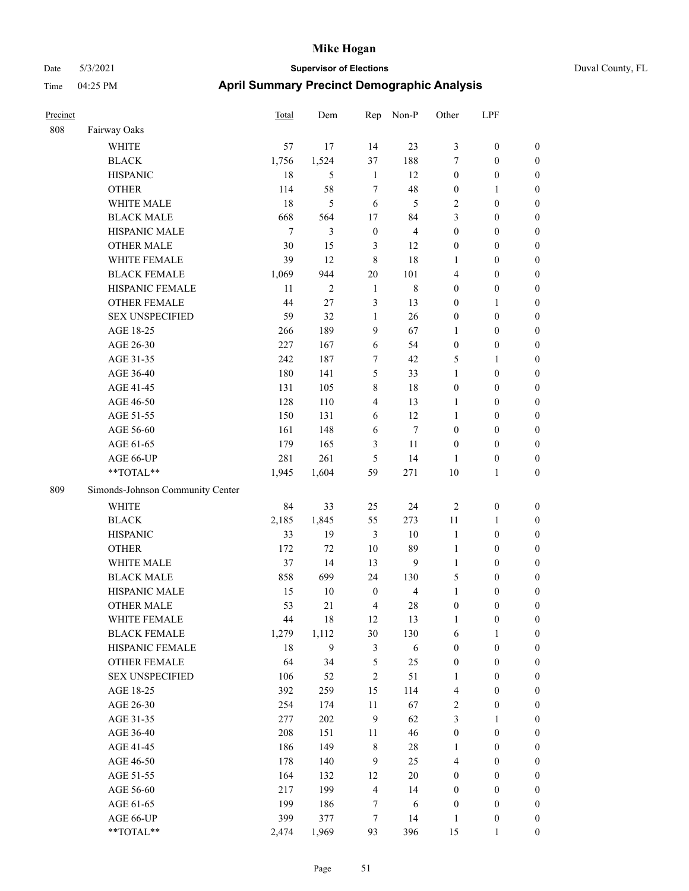# Mike Hogan

Date 5/3/2021 **Supervisor of Elections** Duval County, FL

Time 04:25 PM **April Summary Precinct Demographic Analysis**

| Precinct | | Total | Dem | Rep | Non-P | Other | LPF | |
|---|---|---|---|---|---|---|---|---|
| 808 | Fairway Oaks | | | | | | | |
| | WHITE | 57 | 17 | 14 | 23 | 3 | 0 | 0 |
| | BLACK | 1,756 | 1,524 | 37 | 188 | 7 | 0 | 0 |
| | HISPANIC | 18 | 5 | 1 | 12 | 0 | 0 | 0 |
| | OTHER | 114 | 58 | 7 | 48 | 0 | 1 | 0 |
| | WHITE MALE | 18 | 5 | 6 | 5 | 2 | 0 | 0 |
| | BLACK MALE | 668 | 564 | 17 | 84 | 3 | 0 | 0 |
| | HISPANIC MALE | 7 | 3 | 0 | 4 | 0 | 0 | 0 |
| | OTHER MALE | 30 | 15 | 3 | 12 | 0 | 0 | 0 |
| | WHITE FEMALE | 39 | 12 | 8 | 18 | 1 | 0 | 0 |
| | BLACK FEMALE | 1,069 | 944 | 20 | 101 | 4 | 0 | 0 |
| | HISPANIC FEMALE | 11 | 2 | 1 | 8 | 0 | 0 | 0 |
| | OTHER FEMALE | 44 | 27 | 3 | 13 | 0 | 1 | 0 |
| | SEX UNSPECIFIED | 59 | 32 | 1 | 26 | 0 | 0 | 0 |
| | AGE 18-25 | 266 | 189 | 9 | 67 | 1 | 0 | 0 |
| | AGE 26-30 | 227 | 167 | 6 | 54 | 0 | 0 | 0 |
| | AGE 31-35 | 242 | 187 | 7 | 42 | 5 | 1 | 0 |
| | AGE 36-40 | 180 | 141 | 5 | 33 | 1 | 0 | 0 |
| | AGE 41-45 | 131 | 105 | 8 | 18 | 0 | 0 | 0 |
| | AGE 46-50 | 128 | 110 | 4 | 13 | 1 | 0 | 0 |
| | AGE 51-55 | 150 | 131 | 6 | 12 | 1 | 0 | 0 |
| | AGE 56-60 | 161 | 148 | 6 | 7 | 0 | 0 | 0 |
| | AGE 61-65 | 179 | 165 | 3 | 11 | 0 | 0 | 0 |
| | AGE 66-UP | 281 | 261 | 5 | 14 | 1 | 0 | 0 |
| | **TOTAL** | 1,945 | 1,604 | 59 | 271 | 10 | 1 | 0 |
| 809 | Simonds-Johnson Community Center | | | | | | | |
| | WHITE | 84 | 33 | 25 | 24 | 2 | 0 | 0 |
| | BLACK | 2,185 | 1,845 | 55 | 273 | 11 | 1 | 0 |
| | HISPANIC | 33 | 19 | 3 | 10 | 1 | 0 | 0 |
| | OTHER | 172 | 72 | 10 | 89 | 1 | 0 | 0 |
| | WHITE MALE | 37 | 14 | 13 | 9 | 1 | 0 | 0 |
| | BLACK MALE | 858 | 699 | 24 | 130 | 5 | 0 | 0 |
| | HISPANIC MALE | 15 | 10 | 0 | 4 | 1 | 0 | 0 |
| | OTHER MALE | 53 | 21 | 4 | 28 | 0 | 0 | 0 |
| | WHITE FEMALE | 44 | 18 | 12 | 13 | 1 | 0 | 0 |
| | BLACK FEMALE | 1,279 | 1,112 | 30 | 130 | 6 | 1 | 0 |
| | HISPANIC FEMALE | 18 | 9 | 3 | 6 | 0 | 0 | 0 |
| | OTHER FEMALE | 64 | 34 | 5 | 25 | 0 | 0 | 0 |
| | SEX UNSPECIFIED | 106 | 52 | 2 | 51 | 1 | 0 | 0 |
| | AGE 18-25 | 392 | 259 | 15 | 114 | 4 | 0 | 0 |
| | AGE 26-30 | 254 | 174 | 11 | 67 | 2 | 0 | 0 |
| | AGE 31-35 | 277 | 202 | 9 | 62 | 3 | 1 | 0 |
| | AGE 36-40 | 208 | 151 | 11 | 46 | 0 | 0 | 0 |
| | AGE 41-45 | 186 | 149 | 8 | 28 | 1 | 0 | 0 |
| | AGE 46-50 | 178 | 140 | 9 | 25 | 4 | 0 | 0 |
| | AGE 51-55 | 164 | 132 | 12 | 20 | 0 | 0 | 0 |
| | AGE 56-60 | 217 | 199 | 4 | 14 | 0 | 0 | 0 |
| | AGE 61-65 | 199 | 186 | 7 | 6 | 0 | 0 | 0 |
| | AGE 66-UP | 399 | 377 | 7 | 14 | 1 | 0 | 0 |
| | **TOTAL** | 2,474 | 1,969 | 93 | 396 | 15 | 1 | 0 |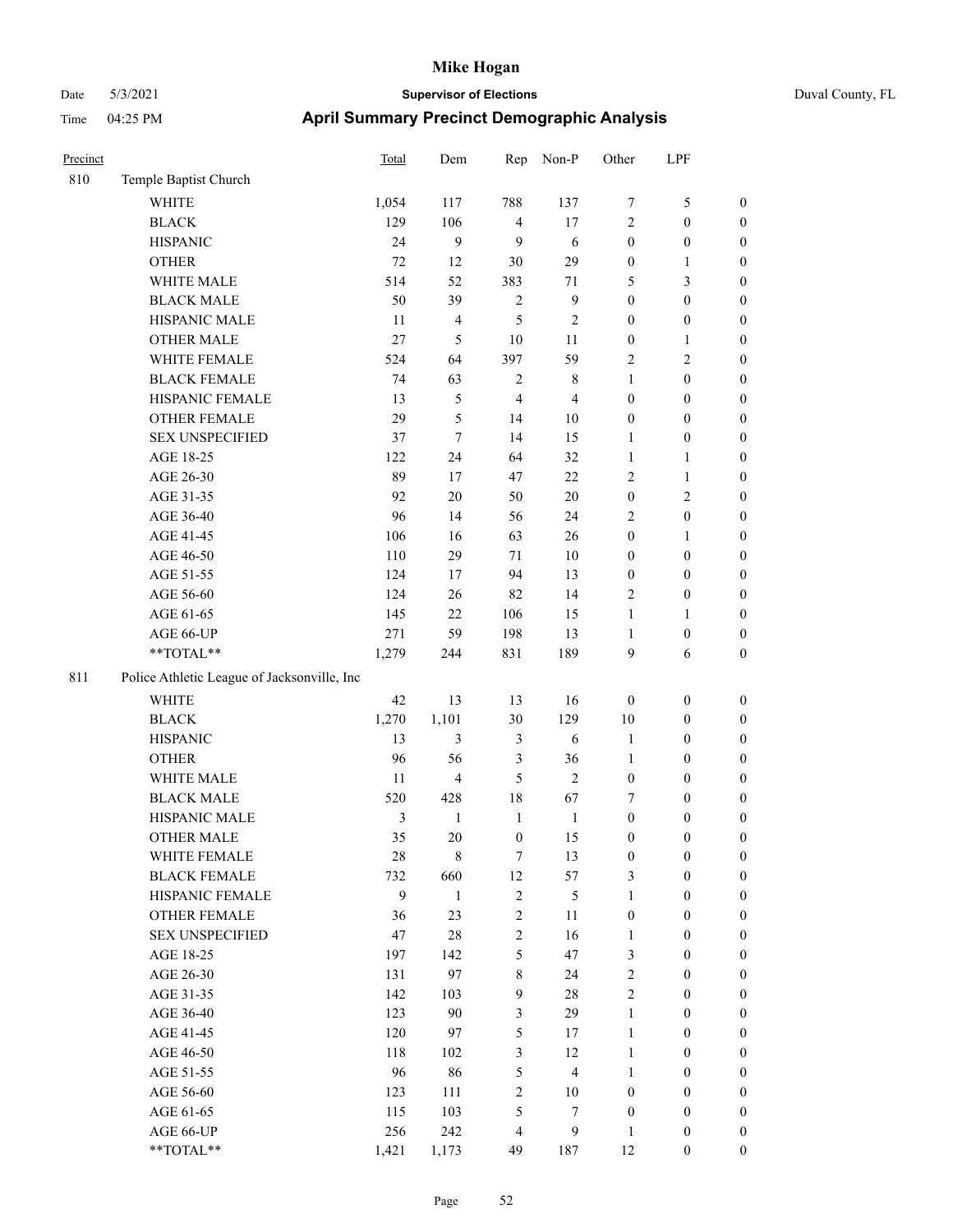# Mike Hogan

Date 5/3/2021 **Supervisor of Elections** Duval County, FL

Time 04:25 PM **April Summary Precinct Demographic Analysis**

| Precinct | | Total | Dem | Rep | Non-P | Other | LPF | |
|---|---|---|---|---|---|---|---|---|
| 810 | Temple Baptist Church | | | | | | | |
| | WHITE | 1,054 | 117 | 788 | 137 | 7 | 5 | 0 |
| | BLACK | 129 | 106 | 4 | 17 | 2 | 0 | 0 |
| | HISPANIC | 24 | 9 | 9 | 6 | 0 | 0 | 0 |
| | OTHER | 72 | 12 | 30 | 29 | 0 | 1 | 0 |
| | WHITE MALE | 514 | 52 | 383 | 71 | 5 | 3 | 0 |
| | BLACK MALE | 50 | 39 | 2 | 9 | 0 | 0 | 0 |
| | HISPANIC MALE | 11 | 4 | 5 | 2 | 0 | 0 | 0 |
| | OTHER MALE | 27 | 5 | 10 | 11 | 0 | 1 | 0 |
| | WHITE FEMALE | 524 | 64 | 397 | 59 | 2 | 2 | 0 |
| | BLACK FEMALE | 74 | 63 | 2 | 8 | 1 | 0 | 0 |
| | HISPANIC FEMALE | 13 | 5 | 4 | 4 | 0 | 0 | 0 |
| | OTHER FEMALE | 29 | 5 | 14 | 10 | 0 | 0 | 0 |
| | SEX UNSPECIFIED | 37 | 7 | 14 | 15 | 1 | 0 | 0 |
| | AGE 18-25 | 122 | 24 | 64 | 32 | 1 | 1 | 0 |
| | AGE 26-30 | 89 | 17 | 47 | 22 | 2 | 1 | 0 |
| | AGE 31-35 | 92 | 20 | 50 | 20 | 0 | 2 | 0 |
| | AGE 36-40 | 96 | 14 | 56 | 24 | 2 | 0 | 0 |
| | AGE 41-45 | 106 | 16 | 63 | 26 | 0 | 1 | 0 |
| | AGE 46-50 | 110 | 29 | 71 | 10 | 0 | 0 | 0 |
| | AGE 51-55 | 124 | 17 | 94 | 13 | 0 | 0 | 0 |
| | AGE 56-60 | 124 | 26 | 82 | 14 | 2 | 0 | 0 |
| | AGE 61-65 | 145 | 22 | 106 | 15 | 1 | 1 | 0 |
| | AGE 66-UP | 271 | 59 | 198 | 13 | 1 | 0 | 0 |
| | **TOTAL** | 1,279 | 244 | 831 | 189 | 9 | 6 | 0 |
| 811 | Police Athletic League of Jacksonville, Inc | | | | | | | |
| | WHITE | 42 | 13 | 13 | 16 | 0 | 0 | 0 |
| | BLACK | 1,270 | 1,101 | 30 | 129 | 10 | 0 | 0 |
| | HISPANIC | 13 | 3 | 3 | 6 | 1 | 0 | 0 |
| | OTHER | 96 | 56 | 3 | 36 | 1 | 0 | 0 |
| | WHITE MALE | 11 | 4 | 5 | 2 | 0 | 0 | 0 |
| | BLACK MALE | 520 | 428 | 18 | 67 | 7 | 0 | 0 |
| | HISPANIC MALE | 3 | 1 | 1 | 1 | 0 | 0 | 0 |
| | OTHER MALE | 35 | 20 | 0 | 15 | 0 | 0 | 0 |
| | WHITE FEMALE | 28 | 8 | 7 | 13 | 0 | 0 | 0 |
| | BLACK FEMALE | 732 | 660 | 12 | 57 | 3 | 0 | 0 |
| | HISPANIC FEMALE | 9 | 1 | 2 | 5 | 1 | 0 | 0 |
| | OTHER FEMALE | 36 | 23 | 2 | 11 | 0 | 0 | 0 |
| | SEX UNSPECIFIED | 47 | 28 | 2 | 16 | 1 | 0 | 0 |
| | AGE 18-25 | 197 | 142 | 5 | 47 | 3 | 0 | 0 |
| | AGE 26-30 | 131 | 97 | 8 | 24 | 2 | 0 | 0 |
| | AGE 31-35 | 142 | 103 | 9 | 28 | 2 | 0 | 0 |
| | AGE 36-40 | 123 | 90 | 3 | 29 | 1 | 0 | 0 |
| | AGE 41-45 | 120 | 97 | 5 | 17 | 1 | 0 | 0 |
| | AGE 46-50 | 118 | 102 | 3 | 12 | 1 | 0 | 0 |
| | AGE 51-55 | 96 | 86 | 5 | 4 | 1 | 0 | 0 |
| | AGE 56-60 | 123 | 111 | 2 | 10 | 0 | 0 | 0 |
| | AGE 61-65 | 115 | 103 | 5 | 7 | 0 | 0 | 0 |
| | AGE 66-UP | 256 | 242 | 4 | 9 | 1 | 0 | 0 |
| | **TOTAL** | 1,421 | 1,173 | 49 | 187 | 12 | 0 | 0 |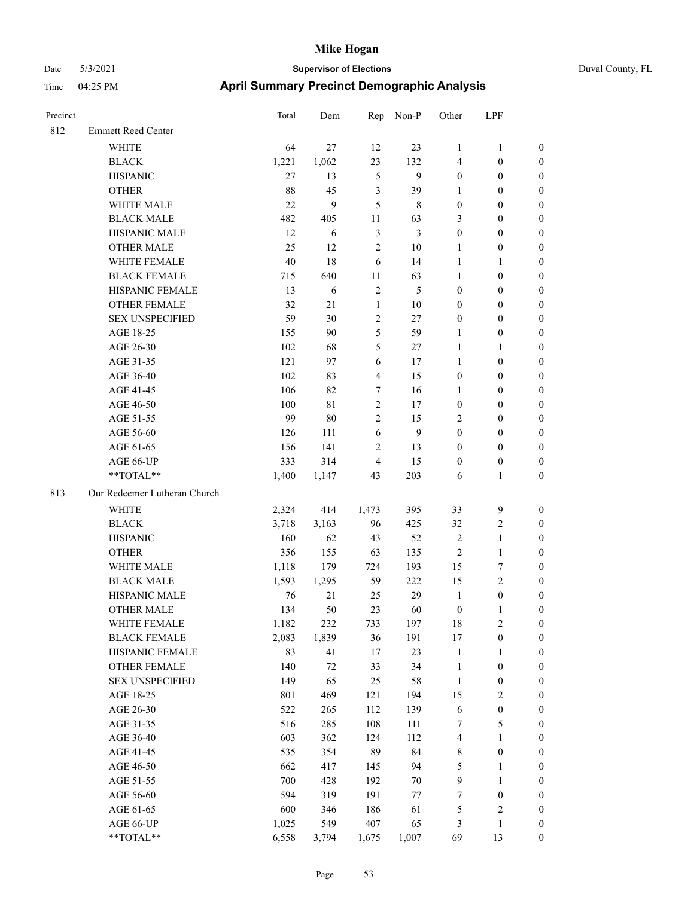# Mike Hogan

Date 5/3/2021 **Supervisor of Elections** Duval County, FL

Time 04:25 PM **April Summary Precinct Demographic Analysis**

| Precinct | | Total | Dem | Rep | Non-P | Other | LPF | |
|---|---|---|---|---|---|---|---|---|
| 812 | Emmett Reed Center | | | | | | | |
| | WHITE | 64 | 27 | 12 | 23 | 1 | 1 | 0 |
| | BLACK | 1,221 | 1,062 | 23 | 132 | 4 | 0 | 0 |
| | HISPANIC | 27 | 13 | 5 | 9 | 0 | 0 | 0 |
| | OTHER | 88 | 45 | 3 | 39 | 1 | 0 | 0 |
| | WHITE MALE | 22 | 9 | 5 | 8 | 0 | 0 | 0 |
| | BLACK MALE | 482 | 405 | 11 | 63 | 3 | 0 | 0 |
| | HISPANIC MALE | 12 | 6 | 3 | 3 | 0 | 0 | 0 |
| | OTHER MALE | 25 | 12 | 2 | 10 | 1 | 0 | 0 |
| | WHITE FEMALE | 40 | 18 | 6 | 14 | 1 | 1 | 0 |
| | BLACK FEMALE | 715 | 640 | 11 | 63 | 1 | 0 | 0 |
| | HISPANIC FEMALE | 13 | 6 | 2 | 5 | 0 | 0 | 0 |
| | OTHER FEMALE | 32 | 21 | 1 | 10 | 0 | 0 | 0 |
| | SEX UNSPECIFIED | 59 | 30 | 2 | 27 | 0 | 0 | 0 |
| | AGE 18-25 | 155 | 90 | 5 | 59 | 1 | 0 | 0 |
| | AGE 26-30 | 102 | 68 | 5 | 27 | 1 | 1 | 0 |
| | AGE 31-35 | 121 | 97 | 6 | 17 | 1 | 0 | 0 |
| | AGE 36-40 | 102 | 83 | 4 | 15 | 0 | 0 | 0 |
| | AGE 41-45 | 106 | 82 | 7 | 16 | 1 | 0 | 0 |
| | AGE 46-50 | 100 | 81 | 2 | 17 | 0 | 0 | 0 |
| | AGE 51-55 | 99 | 80 | 2 | 15 | 2 | 0 | 0 |
| | AGE 56-60 | 126 | 111 | 6 | 9 | 0 | 0 | 0 |
| | AGE 61-65 | 156 | 141 | 2 | 13 | 0 | 0 | 0 |
| | AGE 66-UP | 333 | 314 | 4 | 15 | 0 | 0 | 0 |
| | **TOTAL** | 1,400 | 1,147 | 43 | 203 | 6 | 1 | 0 |
| 813 | Our Redeemer Lutheran Church | | | | | | | |
| | WHITE | 2,324 | 414 | 1,473 | 395 | 33 | 9 | 0 |
| | BLACK | 3,718 | 3,163 | 96 | 425 | 32 | 2 | 0 |
| | HISPANIC | 160 | 62 | 43 | 52 | 2 | 1 | 0 |
| | OTHER | 356 | 155 | 63 | 135 | 2 | 1 | 0 |
| | WHITE MALE | 1,118 | 179 | 724 | 193 | 15 | 7 | 0 |
| | BLACK MALE | 1,593 | 1,295 | 59 | 222 | 15 | 2 | 0 |
| | HISPANIC MALE | 76 | 21 | 25 | 29 | 1 | 0 | 0 |
| | OTHER MALE | 134 | 50 | 23 | 60 | 0 | 1 | 0 |
| | WHITE FEMALE | 1,182 | 232 | 733 | 197 | 18 | 2 | 0 |
| | BLACK FEMALE | 2,083 | 1,839 | 36 | 191 | 17 | 0 | 0 |
| | HISPANIC FEMALE | 83 | 41 | 17 | 23 | 1 | 1 | 0 |
| | OTHER FEMALE | 140 | 72 | 33 | 34 | 1 | 0 | 0 |
| | SEX UNSPECIFIED | 149 | 65 | 25 | 58 | 1 | 0 | 0 |
| | AGE 18-25 | 801 | 469 | 121 | 194 | 15 | 2 | 0 |
| | AGE 26-30 | 522 | 265 | 112 | 139 | 6 | 0 | 0 |
| | AGE 31-35 | 516 | 285 | 108 | 111 | 7 | 5 | 0 |
| | AGE 36-40 | 603 | 362 | 124 | 112 | 4 | 1 | 0 |
| | AGE 41-45 | 535 | 354 | 89 | 84 | 8 | 0 | 0 |
| | AGE 46-50 | 662 | 417 | 145 | 94 | 5 | 1 | 0 |
| | AGE 51-55 | 700 | 428 | 192 | 70 | 9 | 1 | 0 |
| | AGE 56-60 | 594 | 319 | 191 | 77 | 7 | 0 | 0 |
| | AGE 61-65 | 600 | 346 | 186 | 61 | 5 | 2 | 0 |
| | AGE 66-UP | 1,025 | 549 | 407 | 65 | 3 | 1 | 0 |
| | **TOTAL** | 6,558 | 3,794 | 1,675 | 1,007 | 69 | 13 | 0 |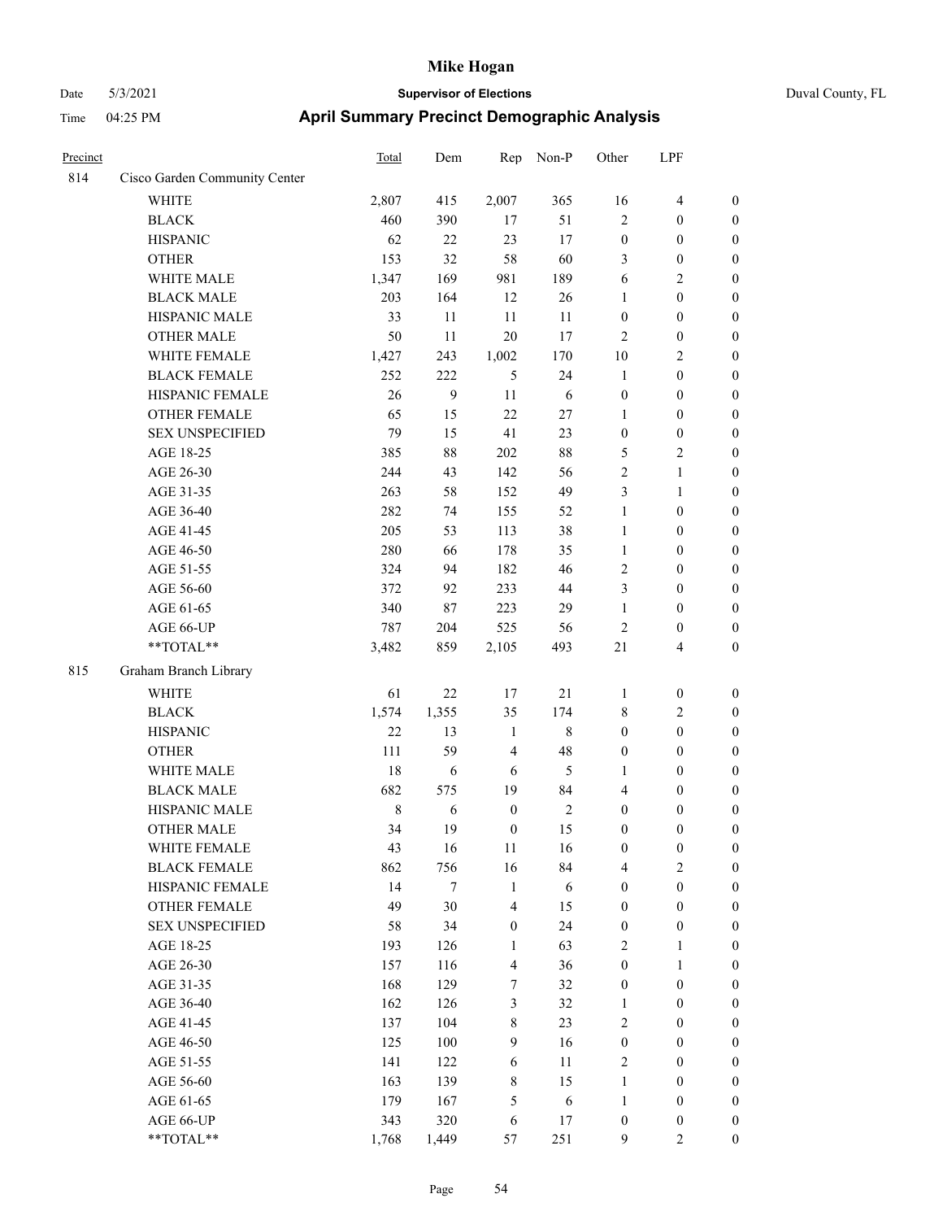# Mike Hogan

Date 5/3/2021 **Supervisor of Elections** Duval County, FL

Time 04:25 PM **April Summary Precinct Demographic Analysis**

| Precinct | | Total | Dem | Rep | Non-P | Other | LPF | |
|---|---|---|---|---|---|---|---|---|
| 814 | Cisco Garden Community Center | | | | | | | |
| | WHITE | 2,807 | 415 | 2,007 | 365 | 16 | 4 | 0 |
| | BLACK | 460 | 390 | 17 | 51 | 2 | 0 | 0 |
| | HISPANIC | 62 | 22 | 23 | 17 | 0 | 0 | 0 |
| | OTHER | 153 | 32 | 58 | 60 | 3 | 0 | 0 |
| | WHITE MALE | 1,347 | 169 | 981 | 189 | 6 | 2 | 0 |
| | BLACK MALE | 203 | 164 | 12 | 26 | 1 | 0 | 0 |
| | HISPANIC MALE | 33 | 11 | 11 | 11 | 0 | 0 | 0 |
| | OTHER MALE | 50 | 11 | 20 | 17 | 2 | 0 | 0 |
| | WHITE FEMALE | 1,427 | 243 | 1,002 | 170 | 10 | 2 | 0 |
| | BLACK FEMALE | 252 | 222 | 5 | 24 | 1 | 0 | 0 |
| | HISPANIC FEMALE | 26 | 9 | 11 | 6 | 0 | 0 | 0 |
| | OTHER FEMALE | 65 | 15 | 22 | 27 | 1 | 0 | 0 |
| | SEX UNSPECIFIED | 79 | 15 | 41 | 23 | 0 | 0 | 0 |
| | AGE 18-25 | 385 | 88 | 202 | 88 | 5 | 2 | 0 |
| | AGE 26-30 | 244 | 43 | 142 | 56 | 2 | 1 | 0 |
| | AGE 31-35 | 263 | 58 | 152 | 49 | 3 | 1 | 0 |
| | AGE 36-40 | 282 | 74 | 155 | 52 | 1 | 0 | 0 |
| | AGE 41-45 | 205 | 53 | 113 | 38 | 1 | 0 | 0 |
| | AGE 46-50 | 280 | 66 | 178 | 35 | 1 | 0 | 0 |
| | AGE 51-55 | 324 | 94 | 182 | 46 | 2 | 0 | 0 |
| | AGE 56-60 | 372 | 92 | 233 | 44 | 3 | 0 | 0 |
| | AGE 61-65 | 340 | 87 | 223 | 29 | 1 | 0 | 0 |
| | AGE 66-UP | 787 | 204 | 525 | 56 | 2 | 0 | 0 |
| | **TOTAL** | 3,482 | 859 | 2,105 | 493 | 21 | 4 | 0 |
| 815 | Graham Branch Library | | | | | | | |
| | WHITE | 61 | 22 | 17 | 21 | 1 | 0 | 0 |
| | BLACK | 1,574 | 1,355 | 35 | 174 | 8 | 2 | 0 |
| | HISPANIC | 22 | 13 | 1 | 8 | 0 | 0 | 0 |
| | OTHER | 111 | 59 | 4 | 48 | 0 | 0 | 0 |
| | WHITE MALE | 18 | 6 | 6 | 5 | 1 | 0 | 0 |
| | BLACK MALE | 682 | 575 | 19 | 84 | 4 | 0 | 0 |
| | HISPANIC MALE | 8 | 6 | 0 | 2 | 0 | 0 | 0 |
| | OTHER MALE | 34 | 19 | 0 | 15 | 0 | 0 | 0 |
| | WHITE FEMALE | 43 | 16 | 11 | 16 | 0 | 0 | 0 |
| | BLACK FEMALE | 862 | 756 | 16 | 84 | 4 | 2 | 0 |
| | HISPANIC FEMALE | 14 | 7 | 1 | 6 | 0 | 0 | 0 |
| | OTHER FEMALE | 49 | 30 | 4 | 15 | 0 | 0 | 0 |
| | SEX UNSPECIFIED | 58 | 34 | 0 | 24 | 0 | 0 | 0 |
| | AGE 18-25 | 193 | 126 | 1 | 63 | 2 | 1 | 0 |
| | AGE 26-30 | 157 | 116 | 4 | 36 | 0 | 1 | 0 |
| | AGE 31-35 | 168 | 129 | 7 | 32 | 0 | 0 | 0 |
| | AGE 36-40 | 162 | 126 | 3 | 32 | 1 | 0 | 0 |
| | AGE 41-45 | 137 | 104 | 8 | 23 | 2 | 0 | 0 |
| | AGE 46-50 | 125 | 100 | 9 | 16 | 0 | 0 | 0 |
| | AGE 51-55 | 141 | 122 | 6 | 11 | 2 | 0 | 0 |
| | AGE 56-60 | 163 | 139 | 8 | 15 | 1 | 0 | 0 |
| | AGE 61-65 | 179 | 167 | 5 | 6 | 1 | 0 | 0 |
| | AGE 66-UP | 343 | 320 | 6 | 17 | 0 | 0 | 0 |
| | **TOTAL** | 1,768 | 1,449 | 57 | 251 | 9 | 2 | 0 |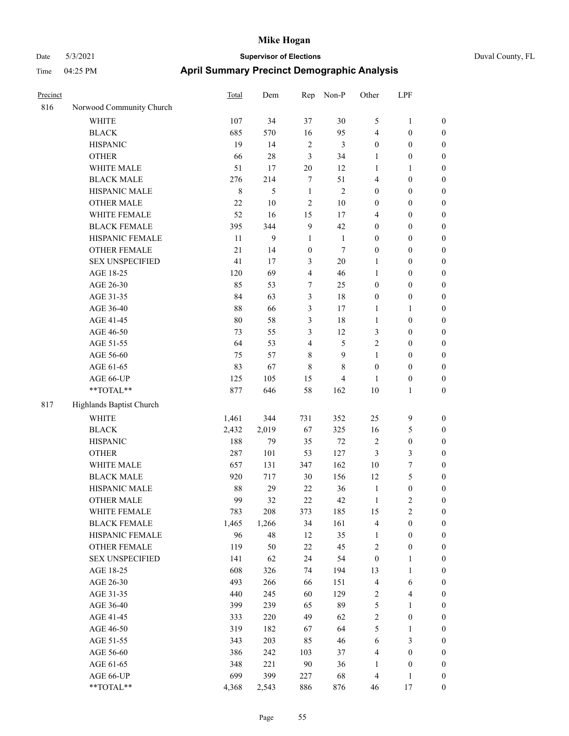# Mike Hogan

Date 5/3/2021 **Supervisor of Elections** Duval County, FL

Time 04:25 PM **April Summary Precinct Demographic Analysis**

| Precinct | | Total | Dem | Rep | Non-P | Other | LPF | |
|---|---|---|---|---|---|---|---|---|
| 816 | Norwood Community Church | | | | | | | |
| | WHITE | 107 | 34 | 37 | 30 | 5 | 1 | 0 |
| | BLACK | 685 | 570 | 16 | 95 | 4 | 0 | 0 |
| | HISPANIC | 19 | 14 | 2 | 3 | 0 | 0 | 0 |
| | OTHER | 66 | 28 | 3 | 34 | 1 | 0 | 0 |
| | WHITE MALE | 51 | 17 | 20 | 12 | 1 | 1 | 0 |
| | BLACK MALE | 276 | 214 | 7 | 51 | 4 | 0 | 0 |
| | HISPANIC MALE | 8 | 5 | 1 | 2 | 0 | 0 | 0 |
| | OTHER MALE | 22 | 10 | 2 | 10 | 0 | 0 | 0 |
| | WHITE FEMALE | 52 | 16 | 15 | 17 | 4 | 0 | 0 |
| | BLACK FEMALE | 395 | 344 | 9 | 42 | 0 | 0 | 0 |
| | HISPANIC FEMALE | 11 | 9 | 1 | 1 | 0 | 0 | 0 |
| | OTHER FEMALE | 21 | 14 | 0 | 7 | 0 | 0 | 0 |
| | SEX UNSPECIFIED | 41 | 17 | 3 | 20 | 1 | 0 | 0 |
| | AGE 18-25 | 120 | 69 | 4 | 46 | 1 | 0 | 0 |
| | AGE 26-30 | 85 | 53 | 7 | 25 | 0 | 0 | 0 |
| | AGE 31-35 | 84 | 63 | 3 | 18 | 0 | 0 | 0 |
| | AGE 36-40 | 88 | 66 | 3 | 17 | 1 | 1 | 0 |
| | AGE 41-45 | 80 | 58 | 3 | 18 | 1 | 0 | 0 |
| | AGE 46-50 | 73 | 55 | 3 | 12 | 3 | 0 | 0 |
| | AGE 51-55 | 64 | 53 | 4 | 5 | 2 | 0 | 0 |
| | AGE 56-60 | 75 | 57 | 8 | 9 | 1 | 0 | 0 |
| | AGE 61-65 | 83 | 67 | 8 | 8 | 0 | 0 | 0 |
| | AGE 66-UP | 125 | 105 | 15 | 4 | 1 | 0 | 0 |
| | **TOTAL** | 877 | 646 | 58 | 162 | 10 | 1 | 0 |
| 817 | Highlands Baptist Church | | | | | | | |
| | WHITE | 1,461 | 344 | 731 | 352 | 25 | 9 | 0 |
| | BLACK | 2,432 | 2,019 | 67 | 325 | 16 | 5 | 0 |
| | HISPANIC | 188 | 79 | 35 | 72 | 2 | 0 | 0 |
| | OTHER | 287 | 101 | 53 | 127 | 3 | 3 | 0 |
| | WHITE MALE | 657 | 131 | 347 | 162 | 10 | 7 | 0 |
| | BLACK MALE | 920 | 717 | 30 | 156 | 12 | 5 | 0 |
| | HISPANIC MALE | 88 | 29 | 22 | 36 | 1 | 0 | 0 |
| | OTHER MALE | 99 | 32 | 22 | 42 | 1 | 2 | 0 |
| | WHITE FEMALE | 783 | 208 | 373 | 185 | 15 | 2 | 0 |
| | BLACK FEMALE | 1,465 | 1,266 | 34 | 161 | 4 | 0 | 0 |
| | HISPANIC FEMALE | 96 | 48 | 12 | 35 | 1 | 0 | 0 |
| | OTHER FEMALE | 119 | 50 | 22 | 45 | 2 | 0 | 0 |
| | SEX UNSPECIFIED | 141 | 62 | 24 | 54 | 0 | 1 | 0 |
| | AGE 18-25 | 608 | 326 | 74 | 194 | 13 | 1 | 0 |
| | AGE 26-30 | 493 | 266 | 66 | 151 | 4 | 6 | 0 |
| | AGE 31-35 | 440 | 245 | 60 | 129 | 2 | 4 | 0 |
| | AGE 36-40 | 399 | 239 | 65 | 89 | 5 | 1 | 0 |
| | AGE 41-45 | 333 | 220 | 49 | 62 | 2 | 0 | 0 |
| | AGE 46-50 | 319 | 182 | 67 | 64 | 5 | 1 | 0 |
| | AGE 51-55 | 343 | 203 | 85 | 46 | 6 | 3 | 0 |
| | AGE 56-60 | 386 | 242 | 103 | 37 | 4 | 0 | 0 |
| | AGE 61-65 | 348 | 221 | 90 | 36 | 1 | 0 | 0 |
| | AGE 66-UP | 699 | 399 | 227 | 68 | 4 | 1 | 0 |
| | **TOTAL** | 4,368 | 2,543 | 886 | 876 | 46 | 17 | 0 |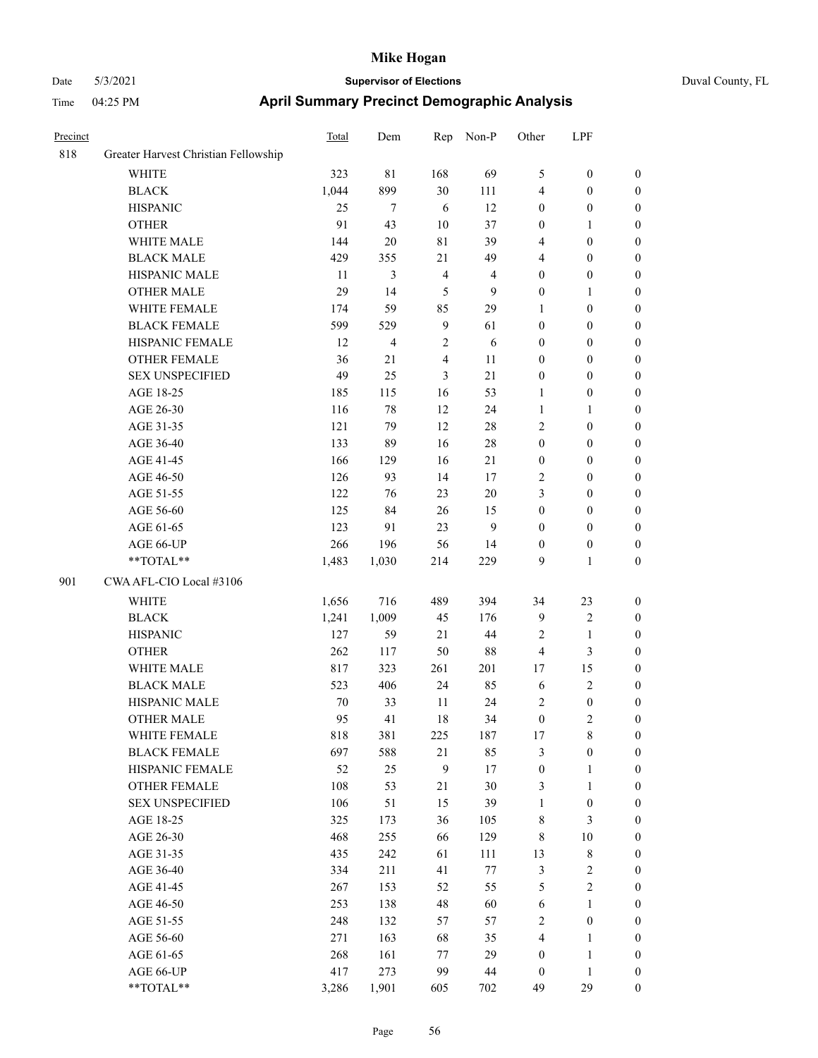# Mike Hogan

Date 5/3/2021 **Supervisor of Elections** Duval County, FL

Time 04:25 PM **April Summary Precinct Demographic Analysis**

| Precinct | | Total | Dem | Rep | Non-P | Other | LPF | |
|---|---|---|---|---|---|---|---|---|
| 818 | Greater Harvest Christian Fellowship | | | | | | | |
| | WHITE | 323 | 81 | 168 | 69 | 5 | 0 | 0 |
| | BLACK | 1,044 | 899 | 30 | 111 | 4 | 0 | 0 |
| | HISPANIC | 25 | 7 | 6 | 12 | 0 | 0 | 0 |
| | OTHER | 91 | 43 | 10 | 37 | 0 | 1 | 0 |
| | WHITE MALE | 144 | 20 | 81 | 39 | 4 | 0 | 0 |
| | BLACK MALE | 429 | 355 | 21 | 49 | 4 | 0 | 0 |
| | HISPANIC MALE | 11 | 3 | 4 | 4 | 0 | 0 | 0 |
| | OTHER MALE | 29 | 14 | 5 | 9 | 0 | 1 | 0 |
| | WHITE FEMALE | 174 | 59 | 85 | 29 | 1 | 0 | 0 |
| | BLACK FEMALE | 599 | 529 | 9 | 61 | 0 | 0 | 0 |
| | HISPANIC FEMALE | 12 | 4 | 2 | 6 | 0 | 0 | 0 |
| | OTHER FEMALE | 36 | 21 | 4 | 11 | 0 | 0 | 0 |
| | SEX UNSPECIFIED | 49 | 25 | 3 | 21 | 0 | 0 | 0 |
| | AGE 18-25 | 185 | 115 | 16 | 53 | 1 | 0 | 0 |
| | AGE 26-30 | 116 | 78 | 12 | 24 | 1 | 1 | 0 |
| | AGE 31-35 | 121 | 79 | 12 | 28 | 2 | 0 | 0 |
| | AGE 36-40 | 133 | 89 | 16 | 28 | 0 | 0 | 0 |
| | AGE 41-45 | 166 | 129 | 16 | 21 | 0 | 0 | 0 |
| | AGE 46-50 | 126 | 93 | 14 | 17 | 2 | 0 | 0 |
| | AGE 51-55 | 122 | 76 | 23 | 20 | 3 | 0 | 0 |
| | AGE 56-60 | 125 | 84 | 26 | 15 | 0 | 0 | 0 |
| | AGE 61-65 | 123 | 91 | 23 | 9 | 0 | 0 | 0 |
| | AGE 66-UP | 266 | 196 | 56 | 14 | 0 | 0 | 0 |
| | **TOTAL** | 1,483 | 1,030 | 214 | 229 | 9 | 1 | 0 |
| 901 | CWA AFL-CIO Local #3106 | | | | | | | |
| | WHITE | 1,656 | 716 | 489 | 394 | 34 | 23 | 0 |
| | BLACK | 1,241 | 1,009 | 45 | 176 | 9 | 2 | 0 |
| | HISPANIC | 127 | 59 | 21 | 44 | 2 | 1 | 0 |
| | OTHER | 262 | 117 | 50 | 88 | 4 | 3 | 0 |
| | WHITE MALE | 817 | 323 | 261 | 201 | 17 | 15 | 0 |
| | BLACK MALE | 523 | 406 | 24 | 85 | 6 | 2 | 0 |
| | HISPANIC MALE | 70 | 33 | 11 | 24 | 2 | 0 | 0 |
| | OTHER MALE | 95 | 41 | 18 | 34 | 0 | 2 | 0 |
| | WHITE FEMALE | 818 | 381 | 225 | 187 | 17 | 8 | 0 |
| | BLACK FEMALE | 697 | 588 | 21 | 85 | 3 | 0 | 0 |
| | HISPANIC FEMALE | 52 | 25 | 9 | 17 | 0 | 1 | 0 |
| | OTHER FEMALE | 108 | 53 | 21 | 30 | 3 | 1 | 0 |
| | SEX UNSPECIFIED | 106 | 51 | 15 | 39 | 1 | 0 | 0 |
| | AGE 18-25 | 325 | 173 | 36 | 105 | 8 | 3 | 0 |
| | AGE 26-30 | 468 | 255 | 66 | 129 | 8 | 10 | 0 |
| | AGE 31-35 | 435 | 242 | 61 | 111 | 13 | 8 | 0 |
| | AGE 36-40 | 334 | 211 | 41 | 77 | 3 | 2 | 0 |
| | AGE 41-45 | 267 | 153 | 52 | 55 | 5 | 2 | 0 |
| | AGE 46-50 | 253 | 138 | 48 | 60 | 6 | 1 | 0 |
| | AGE 51-55 | 248 | 132 | 57 | 57 | 2 | 0 | 0 |
| | AGE 56-60 | 271 | 163 | 68 | 35 | 4 | 1 | 0 |
| | AGE 61-65 | 268 | 161 | 77 | 29 | 0 | 1 | 0 |
| | AGE 66-UP | 417 | 273 | 99 | 44 | 0 | 1 | 0 |
| | **TOTAL** | 3,286 | 1,901 | 605 | 702 | 49 | 29 | 0 |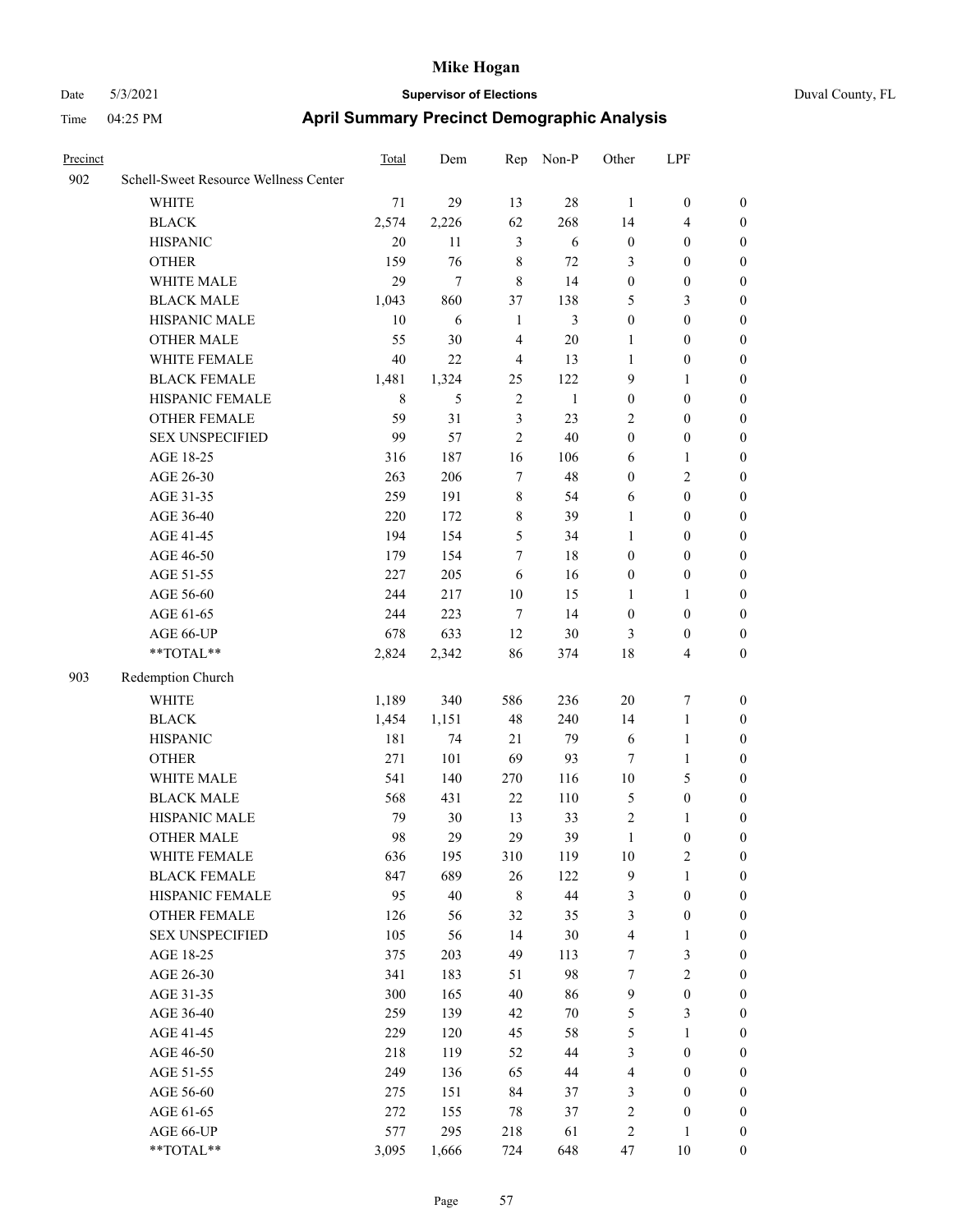# Mike Hogan

Date 5/3/2021 — **Supervisor of Elections** — Duval County, FL

Time 04:25 PM — **April Summary Precinct Demographic Analysis**

| Precinct | | Total | Dem | Rep | Non-P | Other | LPF | |
|---|---|---|---|---|---|---|---|---|
| 902 | Schell-Sweet Resource Wellness Center | | | | | | | |
| | WHITE | 71 | 29 | 13 | 28 | 1 | 0 | 0 |
| | BLACK | 2,574 | 2,226 | 62 | 268 | 14 | 4 | 0 |
| | HISPANIC | 20 | 11 | 3 | 6 | 0 | 0 | 0 |
| | OTHER | 159 | 76 | 8 | 72 | 3 | 0 | 0 |
| | WHITE MALE | 29 | 7 | 8 | 14 | 0 | 0 | 0 |
| | BLACK MALE | 1,043 | 860 | 37 | 138 | 5 | 3 | 0 |
| | HISPANIC MALE | 10 | 6 | 1 | 3 | 0 | 0 | 0 |
| | OTHER MALE | 55 | 30 | 4 | 20 | 1 | 0 | 0 |
| | WHITE FEMALE | 40 | 22 | 4 | 13 | 1 | 0 | 0 |
| | BLACK FEMALE | 1,481 | 1,324 | 25 | 122 | 9 | 1 | 0 |
| | HISPANIC FEMALE | 8 | 5 | 2 | 1 | 0 | 0 | 0 |
| | OTHER FEMALE | 59 | 31 | 3 | 23 | 2 | 0 | 0 |
| | SEX UNSPECIFIED | 99 | 57 | 2 | 40 | 0 | 0 | 0 |
| | AGE 18-25 | 316 | 187 | 16 | 106 | 6 | 1 | 0 |
| | AGE 26-30 | 263 | 206 | 7 | 48 | 0 | 2 | 0 |
| | AGE 31-35 | 259 | 191 | 8 | 54 | 6 | 0 | 0 |
| | AGE 36-40 | 220 | 172 | 8 | 39 | 1 | 0 | 0 |
| | AGE 41-45 | 194 | 154 | 5 | 34 | 1 | 0 | 0 |
| | AGE 46-50 | 179 | 154 | 7 | 18 | 0 | 0 | 0 |
| | AGE 51-55 | 227 | 205 | 6 | 16 | 0 | 0 | 0 |
| | AGE 56-60 | 244 | 217 | 10 | 15 | 1 | 1 | 0 |
| | AGE 61-65 | 244 | 223 | 7 | 14 | 0 | 0 | 0 |
| | AGE 66-UP | 678 | 633 | 12 | 30 | 3 | 0 | 0 |
| | **TOTAL** | 2,824 | 2,342 | 86 | 374 | 18 | 4 | 0 |
| 903 | Redemption Church | | | | | | | |
| | WHITE | 1,189 | 340 | 586 | 236 | 20 | 7 | 0 |
| | BLACK | 1,454 | 1,151 | 48 | 240 | 14 | 1 | 0 |
| | HISPANIC | 181 | 74 | 21 | 79 | 6 | 1 | 0 |
| | OTHER | 271 | 101 | 69 | 93 | 7 | 1 | 0 |
| | WHITE MALE | 541 | 140 | 270 | 116 | 10 | 5 | 0 |
| | BLACK MALE | 568 | 431 | 22 | 110 | 5 | 0 | 0 |
| | HISPANIC MALE | 79 | 30 | 13 | 33 | 2 | 1 | 0 |
| | OTHER MALE | 98 | 29 | 29 | 39 | 1 | 0 | 0 |
| | WHITE FEMALE | 636 | 195 | 310 | 119 | 10 | 2 | 0 |
| | BLACK FEMALE | 847 | 689 | 26 | 122 | 9 | 1 | 0 |
| | HISPANIC FEMALE | 95 | 40 | 8 | 44 | 3 | 0 | 0 |
| | OTHER FEMALE | 126 | 56 | 32 | 35 | 3 | 0 | 0 |
| | SEX UNSPECIFIED | 105 | 56 | 14 | 30 | 4 | 1 | 0 |
| | AGE 18-25 | 375 | 203 | 49 | 113 | 7 | 3 | 0 |
| | AGE 26-30 | 341 | 183 | 51 | 98 | 7 | 2 | 0 |
| | AGE 31-35 | 300 | 165 | 40 | 86 | 9 | 0 | 0 |
| | AGE 36-40 | 259 | 139 | 42 | 70 | 5 | 3 | 0 |
| | AGE 41-45 | 229 | 120 | 45 | 58 | 5 | 1 | 0 |
| | AGE 46-50 | 218 | 119 | 52 | 44 | 3 | 0 | 0 |
| | AGE 51-55 | 249 | 136 | 65 | 44 | 4 | 0 | 0 |
| | AGE 56-60 | 275 | 151 | 84 | 37 | 3 | 0 | 0 |
| | AGE 61-65 | 272 | 155 | 78 | 37 | 2 | 0 | 0 |
| | AGE 66-UP | 577 | 295 | 218 | 61 | 2 | 1 | 0 |
| | **TOTAL** | 3,095 | 1,666 | 724 | 648 | 47 | 10 | 0 |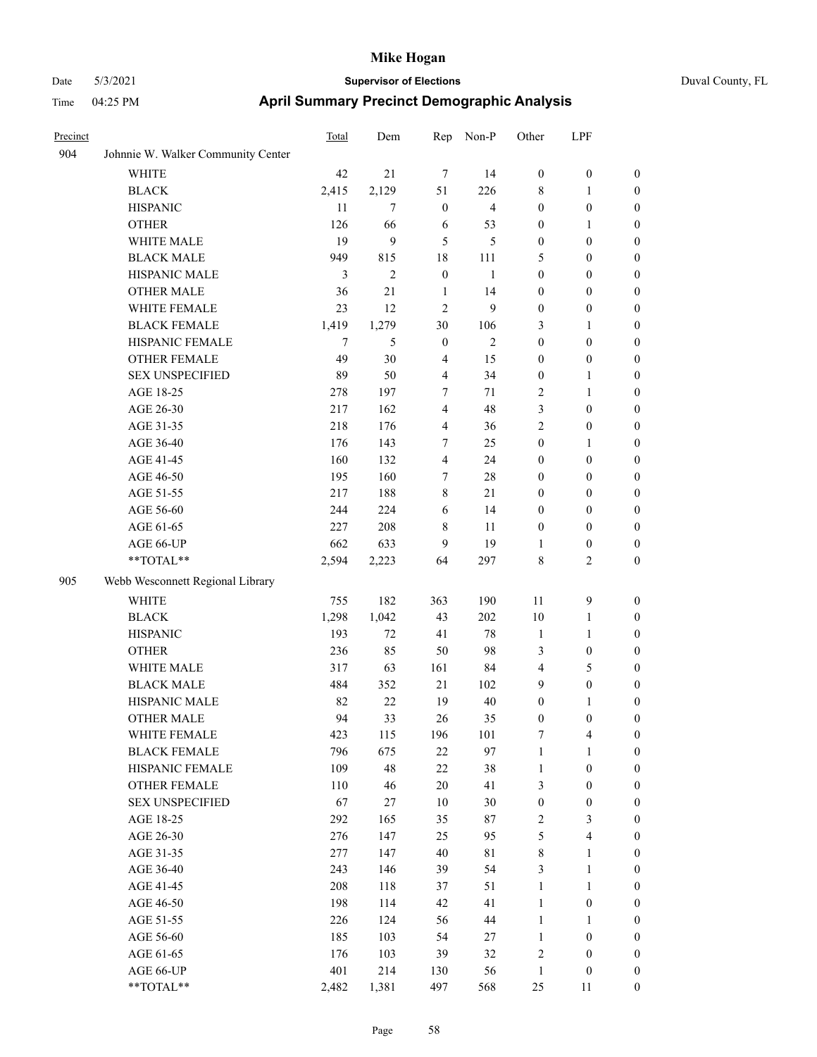# Mike Hogan

Date 5/3/2021 **Supervisor of Elections** Duval County, FL

Time 04:25 PM **April Summary Precinct Demographic Analysis**

| Precinct | | Total | Dem | Rep | Non-P | Other | LPF | |
|---|---|---|---|---|---|---|---|---|
| 904 | Johnnie W. Walker Community Center | | | | | | | |
| | WHITE | 42 | 21 | 7 | 14 | 0 | 0 | 0 |
| | BLACK | 2,415 | 2,129 | 51 | 226 | 8 | 1 | 0 |
| | HISPANIC | 11 | 7 | 0 | 4 | 0 | 0 | 0 |
| | OTHER | 126 | 66 | 6 | 53 | 0 | 1 | 0 |
| | WHITE MALE | 19 | 9 | 5 | 5 | 0 | 0 | 0 |
| | BLACK MALE | 949 | 815 | 18 | 111 | 5 | 0 | 0 |
| | HISPANIC MALE | 3 | 2 | 0 | 1 | 0 | 0 | 0 |
| | OTHER MALE | 36 | 21 | 1 | 14 | 0 | 0 | 0 |
| | WHITE FEMALE | 23 | 12 | 2 | 9 | 0 | 0 | 0 |
| | BLACK FEMALE | 1,419 | 1,279 | 30 | 106 | 3 | 1 | 0 |
| | HISPANIC FEMALE | 7 | 5 | 0 | 2 | 0 | 0 | 0 |
| | OTHER FEMALE | 49 | 30 | 4 | 15 | 0 | 0 | 0 |
| | SEX UNSPECIFIED | 89 | 50 | 4 | 34 | 0 | 1 | 0 |
| | AGE 18-25 | 278 | 197 | 7 | 71 | 2 | 1 | 0 |
| | AGE 26-30 | 217 | 162 | 4 | 48 | 3 | 0 | 0 |
| | AGE 31-35 | 218 | 176 | 4 | 36 | 2 | 0 | 0 |
| | AGE 36-40 | 176 | 143 | 7 | 25 | 0 | 1 | 0 |
| | AGE 41-45 | 160 | 132 | 4 | 24 | 0 | 0 | 0 |
| | AGE 46-50 | 195 | 160 | 7 | 28 | 0 | 0 | 0 |
| | AGE 51-55 | 217 | 188 | 8 | 21 | 0 | 0 | 0 |
| | AGE 56-60 | 244 | 224 | 6 | 14 | 0 | 0 | 0 |
| | AGE 61-65 | 227 | 208 | 8 | 11 | 0 | 0 | 0 |
| | AGE 66-UP | 662 | 633 | 9 | 19 | 1 | 0 | 0 |
| | **TOTAL** | 2,594 | 2,223 | 64 | 297 | 8 | 2 | 0 |
| 905 | Webb Wesconnett Regional Library | | | | | | | |
| | WHITE | 755 | 182 | 363 | 190 | 11 | 9 | 0 |
| | BLACK | 1,298 | 1,042 | 43 | 202 | 10 | 1 | 0 |
| | HISPANIC | 193 | 72 | 41 | 78 | 1 | 1 | 0 |
| | OTHER | 236 | 85 | 50 | 98 | 3 | 0 | 0 |
| | WHITE MALE | 317 | 63 | 161 | 84 | 4 | 5 | 0 |
| | BLACK MALE | 484 | 352 | 21 | 102 | 9 | 0 | 0 |
| | HISPANIC MALE | 82 | 22 | 19 | 40 | 0 | 1 | 0 |
| | OTHER MALE | 94 | 33 | 26 | 35 | 0 | 0 | 0 |
| | WHITE FEMALE | 423 | 115 | 196 | 101 | 7 | 4 | 0 |
| | BLACK FEMALE | 796 | 675 | 22 | 97 | 1 | 1 | 0 |
| | HISPANIC FEMALE | 109 | 48 | 22 | 38 | 1 | 0 | 0 |
| | OTHER FEMALE | 110 | 46 | 20 | 41 | 3 | 0 | 0 |
| | SEX UNSPECIFIED | 67 | 27 | 10 | 30 | 0 | 0 | 0 |
| | AGE 18-25 | 292 | 165 | 35 | 87 | 2 | 3 | 0 |
| | AGE 26-30 | 276 | 147 | 25 | 95 | 5 | 4 | 0 |
| | AGE 31-35 | 277 | 147 | 40 | 81 | 8 | 1 | 0 |
| | AGE 36-40 | 243 | 146 | 39 | 54 | 3 | 1 | 0 |
| | AGE 41-45 | 208 | 118 | 37 | 51 | 1 | 1 | 0 |
| | AGE 46-50 | 198 | 114 | 42 | 41 | 1 | 0 | 0 |
| | AGE 51-55 | 226 | 124 | 56 | 44 | 1 | 1 | 0 |
| | AGE 56-60 | 185 | 103 | 54 | 27 | 1 | 0 | 0 |
| | AGE 61-65 | 176 | 103 | 39 | 32 | 2 | 0 | 0 |
| | AGE 66-UP | 401 | 214 | 130 | 56 | 1 | 0 | 0 |
| | **TOTAL** | 2,482 | 1,381 | 497 | 568 | 25 | 11 | 0 |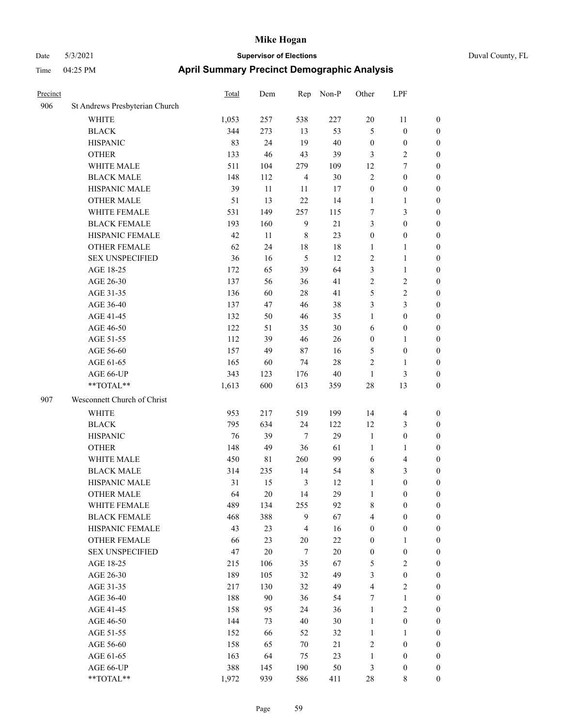# Mike Hogan

Date 5/3/2021 **Supervisor of Elections** Duval County, FL

Time 04:25 PM **April Summary Precinct Demographic Analysis**

| Precinct | | Total | Dem | Rep | Non-P | Other | LPF | |
|---|---|---|---|---|---|---|---|---|
| 906 | St Andrews Presbyterian Church | | | | | | | |
| | WHITE | 1,053 | 257 | 538 | 227 | 20 | 11 | 0 |
| | BLACK | 344 | 273 | 13 | 53 | 5 | 0 | 0 |
| | HISPANIC | 83 | 24 | 19 | 40 | 0 | 0 | 0 |
| | OTHER | 133 | 46 | 43 | 39 | 3 | 2 | 0 |
| | WHITE MALE | 511 | 104 | 279 | 109 | 12 | 7 | 0 |
| | BLACK MALE | 148 | 112 | 4 | 30 | 2 | 0 | 0 |
| | HISPANIC MALE | 39 | 11 | 11 | 17 | 0 | 0 | 0 |
| | OTHER MALE | 51 | 13 | 22 | 14 | 1 | 1 | 0 |
| | WHITE FEMALE | 531 | 149 | 257 | 115 | 7 | 3 | 0 |
| | BLACK FEMALE | 193 | 160 | 9 | 21 | 3 | 0 | 0 |
| | HISPANIC FEMALE | 42 | 11 | 8 | 23 | 0 | 0 | 0 |
| | OTHER FEMALE | 62 | 24 | 18 | 18 | 1 | 1 | 0 |
| | SEX UNSPECIFIED | 36 | 16 | 5 | 12 | 2 | 1 | 0 |
| | AGE 18-25 | 172 | 65 | 39 | 64 | 3 | 1 | 0 |
| | AGE 26-30 | 137 | 56 | 36 | 41 | 2 | 2 | 0 |
| | AGE 31-35 | 136 | 60 | 28 | 41 | 5 | 2 | 0 |
| | AGE 36-40 | 137 | 47 | 46 | 38 | 3 | 3 | 0 |
| | AGE 41-45 | 132 | 50 | 46 | 35 | 1 | 0 | 0 |
| | AGE 46-50 | 122 | 51 | 35 | 30 | 6 | 0 | 0 |
| | AGE 51-55 | 112 | 39 | 46 | 26 | 0 | 1 | 0 |
| | AGE 56-60 | 157 | 49 | 87 | 16 | 5 | 0 | 0 |
| | AGE 61-65 | 165 | 60 | 74 | 28 | 2 | 1 | 0 |
| | AGE 66-UP | 343 | 123 | 176 | 40 | 1 | 3 | 0 |
| | **TOTAL** | 1,613 | 600 | 613 | 359 | 28 | 13 | 0 |
| 907 | Wesconnett Church of Christ | | | | | | | |
| | WHITE | 953 | 217 | 519 | 199 | 14 | 4 | 0 |
| | BLACK | 795 | 634 | 24 | 122 | 12 | 3 | 0 |
| | HISPANIC | 76 | 39 | 7 | 29 | 1 | 0 | 0 |
| | OTHER | 148 | 49 | 36 | 61 | 1 | 1 | 0 |
| | WHITE MALE | 450 | 81 | 260 | 99 | 6 | 4 | 0 |
| | BLACK MALE | 314 | 235 | 14 | 54 | 8 | 3 | 0 |
| | HISPANIC MALE | 31 | 15 | 3 | 12 | 1 | 0 | 0 |
| | OTHER MALE | 64 | 20 | 14 | 29 | 1 | 0 | 0 |
| | WHITE FEMALE | 489 | 134 | 255 | 92 | 8 | 0 | 0 |
| | BLACK FEMALE | 468 | 388 | 9 | 67 | 4 | 0 | 0 |
| | HISPANIC FEMALE | 43 | 23 | 4 | 16 | 0 | 0 | 0 |
| | OTHER FEMALE | 66 | 23 | 20 | 22 | 0 | 1 | 0 |
| | SEX UNSPECIFIED | 47 | 20 | 7 | 20 | 0 | 0 | 0 |
| | AGE 18-25 | 215 | 106 | 35 | 67 | 5 | 2 | 0 |
| | AGE 26-30 | 189 | 105 | 32 | 49 | 3 | 0 | 0 |
| | AGE 31-35 | 217 | 130 | 32 | 49 | 4 | 2 | 0 |
| | AGE 36-40 | 188 | 90 | 36 | 54 | 7 | 1 | 0 |
| | AGE 41-45 | 158 | 95 | 24 | 36 | 1 | 2 | 0 |
| | AGE 46-50 | 144 | 73 | 40 | 30 | 1 | 0 | 0 |
| | AGE 51-55 | 152 | 66 | 52 | 32 | 1 | 1 | 0 |
| | AGE 56-60 | 158 | 65 | 70 | 21 | 2 | 0 | 0 |
| | AGE 61-65 | 163 | 64 | 75 | 23 | 1 | 0 | 0 |
| | AGE 66-UP | 388 | 145 | 190 | 50 | 3 | 0 | 0 |
| | **TOTAL** | 1,972 | 939 | 586 | 411 | 28 | 8 | 0 |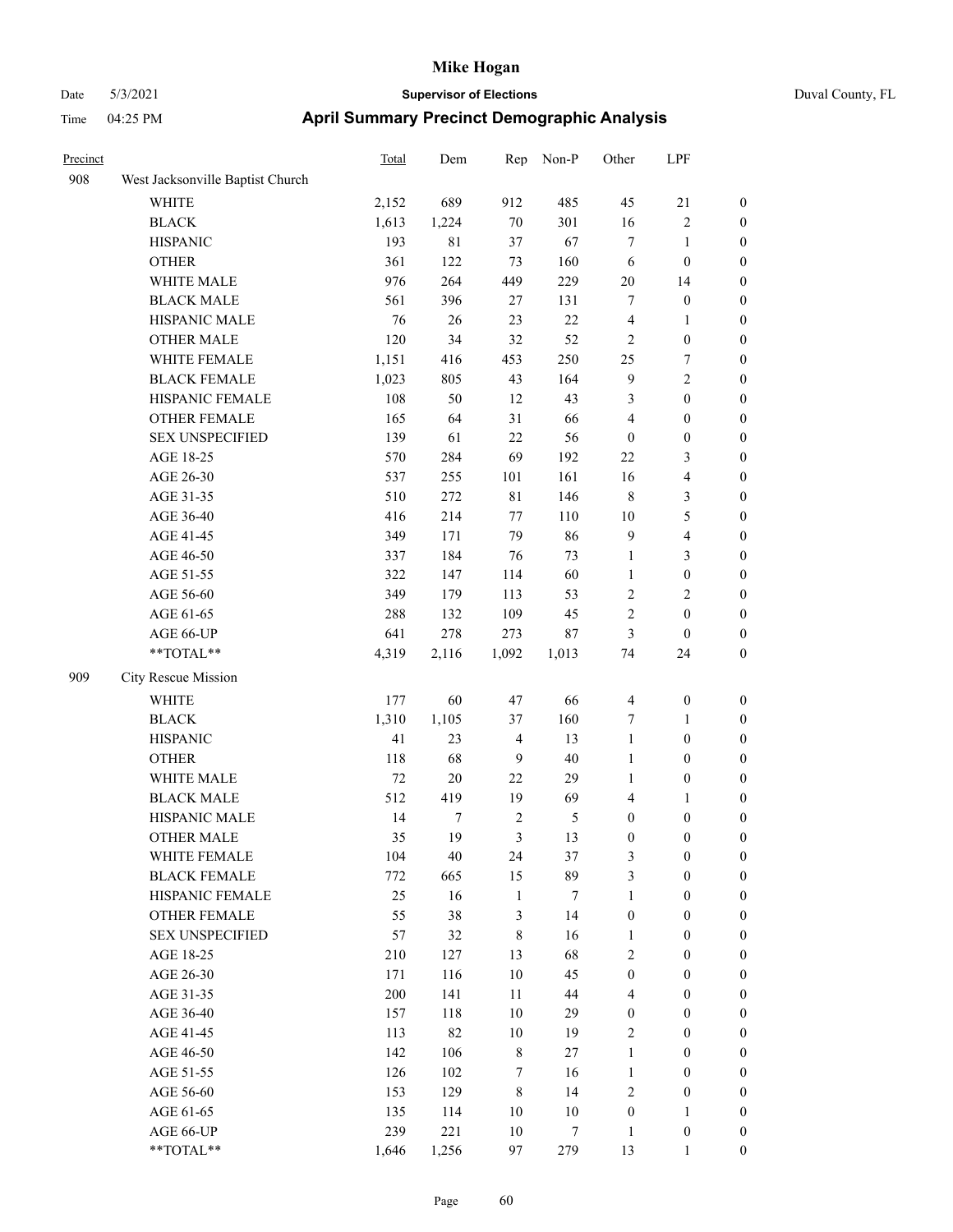# Mike Hogan

Date 5/3/2021 **Supervisor of Elections** Duval County, FL

Time 04:25 PM **April Summary Precinct Demographic Analysis**

| Precinct | | Total | Dem | Rep | Non-P | Other | LPF | |
|---|---|---|---|---|---|---|---|---|
| 908 | West Jacksonville Baptist Church | | | | | | | |
| | WHITE | 2,152 | 689 | 912 | 485 | 45 | 21 | 0 |
| | BLACK | 1,613 | 1,224 | 70 | 301 | 16 | 2 | 0 |
| | HISPANIC | 193 | 81 | 37 | 67 | 7 | 1 | 0 |
| | OTHER | 361 | 122 | 73 | 160 | 6 | 0 | 0 |
| | WHITE MALE | 976 | 264 | 449 | 229 | 20 | 14 | 0 |
| | BLACK MALE | 561 | 396 | 27 | 131 | 7 | 0 | 0 |
| | HISPANIC MALE | 76 | 26 | 23 | 22 | 4 | 1 | 0 |
| | OTHER MALE | 120 | 34 | 32 | 52 | 2 | 0 | 0 |
| | WHITE FEMALE | 1,151 | 416 | 453 | 250 | 25 | 7 | 0 |
| | BLACK FEMALE | 1,023 | 805 | 43 | 164 | 9 | 2 | 0 |
| | HISPANIC FEMALE | 108 | 50 | 12 | 43 | 3 | 0 | 0 |
| | OTHER FEMALE | 165 | 64 | 31 | 66 | 4 | 0 | 0 |
| | SEX UNSPECIFIED | 139 | 61 | 22 | 56 | 0 | 0 | 0 |
| | AGE 18-25 | 570 | 284 | 69 | 192 | 22 | 3 | 0 |
| | AGE 26-30 | 537 | 255 | 101 | 161 | 16 | 4 | 0 |
| | AGE 31-35 | 510 | 272 | 81 | 146 | 8 | 3 | 0 |
| | AGE 36-40 | 416 | 214 | 77 | 110 | 10 | 5 | 0 |
| | AGE 41-45 | 349 | 171 | 79 | 86 | 9 | 4 | 0 |
| | AGE 46-50 | 337 | 184 | 76 | 73 | 1 | 3 | 0 |
| | AGE 51-55 | 322 | 147 | 114 | 60 | 1 | 0 | 0 |
| | AGE 56-60 | 349 | 179 | 113 | 53 | 2 | 2 | 0 |
| | AGE 61-65 | 288 | 132 | 109 | 45 | 2 | 0 | 0 |
| | AGE 66-UP | 641 | 278 | 273 | 87 | 3 | 0 | 0 |
| | **TOTAL** | 4,319 | 2,116 | 1,092 | 1,013 | 74 | 24 | 0 |
| 909 | City Rescue Mission | | | | | | | |
| | WHITE | 177 | 60 | 47 | 66 | 4 | 0 | 0 |
| | BLACK | 1,310 | 1,105 | 37 | 160 | 7 | 1 | 0 |
| | HISPANIC | 41 | 23 | 4 | 13 | 1 | 0 | 0 |
| | OTHER | 118 | 68 | 9 | 40 | 1 | 0 | 0 |
| | WHITE MALE | 72 | 20 | 22 | 29 | 1 | 0 | 0 |
| | BLACK MALE | 512 | 419 | 19 | 69 | 4 | 1 | 0 |
| | HISPANIC MALE | 14 | 7 | 2 | 5 | 0 | 0 | 0 |
| | OTHER MALE | 35 | 19 | 3 | 13 | 0 | 0 | 0 |
| | WHITE FEMALE | 104 | 40 | 24 | 37 | 3 | 0 | 0 |
| | BLACK FEMALE | 772 | 665 | 15 | 89 | 3 | 0 | 0 |
| | HISPANIC FEMALE | 25 | 16 | 1 | 7 | 1 | 0 | 0 |
| | OTHER FEMALE | 55 | 38 | 3 | 14 | 0 | 0 | 0 |
| | SEX UNSPECIFIED | 57 | 32 | 8 | 16 | 1 | 0 | 0 |
| | AGE 18-25 | 210 | 127 | 13 | 68 | 2 | 0 | 0 |
| | AGE 26-30 | 171 | 116 | 10 | 45 | 0 | 0 | 0 |
| | AGE 31-35 | 200 | 141 | 11 | 44 | 4 | 0 | 0 |
| | AGE 36-40 | 157 | 118 | 10 | 29 | 0 | 0 | 0 |
| | AGE 41-45 | 113 | 82 | 10 | 19 | 2 | 0 | 0 |
| | AGE 46-50 | 142 | 106 | 8 | 27 | 1 | 0 | 0 |
| | AGE 51-55 | 126 | 102 | 7 | 16 | 1 | 0 | 0 |
| | AGE 56-60 | 153 | 129 | 8 | 14 | 2 | 0 | 0 |
| | AGE 61-65 | 135 | 114 | 10 | 10 | 0 | 1 | 0 |
| | AGE 66-UP | 239 | 221 | 10 | 7 | 1 | 0 | 0 |
| | **TOTAL** | 1,646 | 1,256 | 97 | 279 | 13 | 1 | 0 |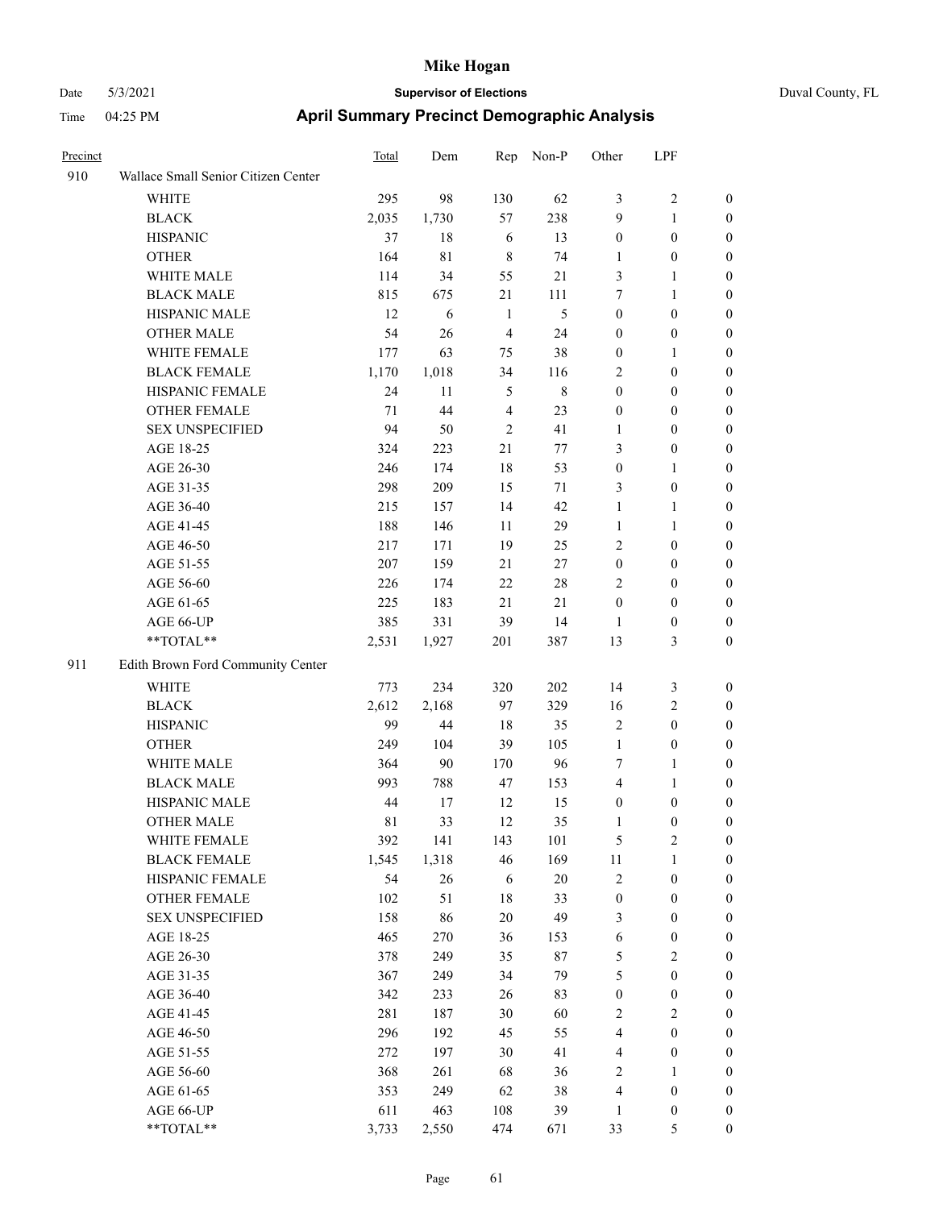# Mike Hogan

Date 5/3/2021 **Supervisor of Elections** Duval County, FL

Time 04:25 PM **April Summary Precinct Demographic Analysis**

| Precinct | | Total | Dem | Rep | Non-P | Other | LPF | |
|---|---|---|---|---|---|---|---|---|
| 910 | Wallace Small Senior Citizen Center | | | | | | | |
| | WHITE | 295 | 98 | 130 | 62 | 3 | 2 | 0 |
| | BLACK | 2,035 | 1,730 | 57 | 238 | 9 | 1 | 0 |
| | HISPANIC | 37 | 18 | 6 | 13 | 0 | 0 | 0 |
| | OTHER | 164 | 81 | 8 | 74 | 1 | 0 | 0 |
| | WHITE MALE | 114 | 34 | 55 | 21 | 3 | 1 | 0 |
| | BLACK MALE | 815 | 675 | 21 | 111 | 7 | 1 | 0 |
| | HISPANIC MALE | 12 | 6 | 1 | 5 | 0 | 0 | 0 |
| | OTHER MALE | 54 | 26 | 4 | 24 | 0 | 0 | 0 |
| | WHITE FEMALE | 177 | 63 | 75 | 38 | 0 | 1 | 0 |
| | BLACK FEMALE | 1,170 | 1,018 | 34 | 116 | 2 | 0 | 0 |
| | HISPANIC FEMALE | 24 | 11 | 5 | 8 | 0 | 0 | 0 |
| | OTHER FEMALE | 71 | 44 | 4 | 23 | 0 | 0 | 0 |
| | SEX UNSPECIFIED | 94 | 50 | 2 | 41 | 1 | 0 | 0 |
| | AGE 18-25 | 324 | 223 | 21 | 77 | 3 | 0 | 0 |
| | AGE 26-30 | 246 | 174 | 18 | 53 | 0 | 1 | 0 |
| | AGE 31-35 | 298 | 209 | 15 | 71 | 3 | 0 | 0 |
| | AGE 36-40 | 215 | 157 | 14 | 42 | 1 | 1 | 0 |
| | AGE 41-45 | 188 | 146 | 11 | 29 | 1 | 1 | 0 |
| | AGE 46-50 | 217 | 171 | 19 | 25 | 2 | 0 | 0 |
| | AGE 51-55 | 207 | 159 | 21 | 27 | 0 | 0 | 0 |
| | AGE 56-60 | 226 | 174 | 22 | 28 | 2 | 0 | 0 |
| | AGE 61-65 | 225 | 183 | 21 | 21 | 0 | 0 | 0 |
| | AGE 66-UP | 385 | 331 | 39 | 14 | 1 | 0 | 0 |
| | **TOTAL** | 2,531 | 1,927 | 201 | 387 | 13 | 3 | 0 |
| 911 | Edith Brown Ford Community Center | | | | | | | |
| | WHITE | 773 | 234 | 320 | 202 | 14 | 3 | 0 |
| | BLACK | 2,612 | 2,168 | 97 | 329 | 16 | 2 | 0 |
| | HISPANIC | 99 | 44 | 18 | 35 | 2 | 0 | 0 |
| | OTHER | 249 | 104 | 39 | 105 | 1 | 0 | 0 |
| | WHITE MALE | 364 | 90 | 170 | 96 | 7 | 1 | 0 |
| | BLACK MALE | 993 | 788 | 47 | 153 | 4 | 1 | 0 |
| | HISPANIC MALE | 44 | 17 | 12 | 15 | 0 | 0 | 0 |
| | OTHER MALE | 81 | 33 | 12 | 35 | 1 | 0 | 0 |
| | WHITE FEMALE | 392 | 141 | 143 | 101 | 5 | 2 | 0 |
| | BLACK FEMALE | 1,545 | 1,318 | 46 | 169 | 11 | 1 | 0 |
| | HISPANIC FEMALE | 54 | 26 | 6 | 20 | 2 | 0 | 0 |
| | OTHER FEMALE | 102 | 51 | 18 | 33 | 0 | 0 | 0 |
| | SEX UNSPECIFIED | 158 | 86 | 20 | 49 | 3 | 0 | 0 |
| | AGE 18-25 | 465 | 270 | 36 | 153 | 6 | 0 | 0 |
| | AGE 26-30 | 378 | 249 | 35 | 87 | 5 | 2 | 0 |
| | AGE 31-35 | 367 | 249 | 34 | 79 | 5 | 0 | 0 |
| | AGE 36-40 | 342 | 233 | 26 | 83 | 0 | 0 | 0 |
| | AGE 41-45 | 281 | 187 | 30 | 60 | 2 | 2 | 0 |
| | AGE 46-50 | 296 | 192 | 45 | 55 | 4 | 0 | 0 |
| | AGE 51-55 | 272 | 197 | 30 | 41 | 4 | 0 | 0 |
| | AGE 56-60 | 368 | 261 | 68 | 36 | 2 | 1 | 0 |
| | AGE 61-65 | 353 | 249 | 62 | 38 | 4 | 0 | 0 |
| | AGE 66-UP | 611 | 463 | 108 | 39 | 1 | 0 | 0 |
| | **TOTAL** | 3,733 | 2,550 | 474 | 671 | 33 | 5 | 0 |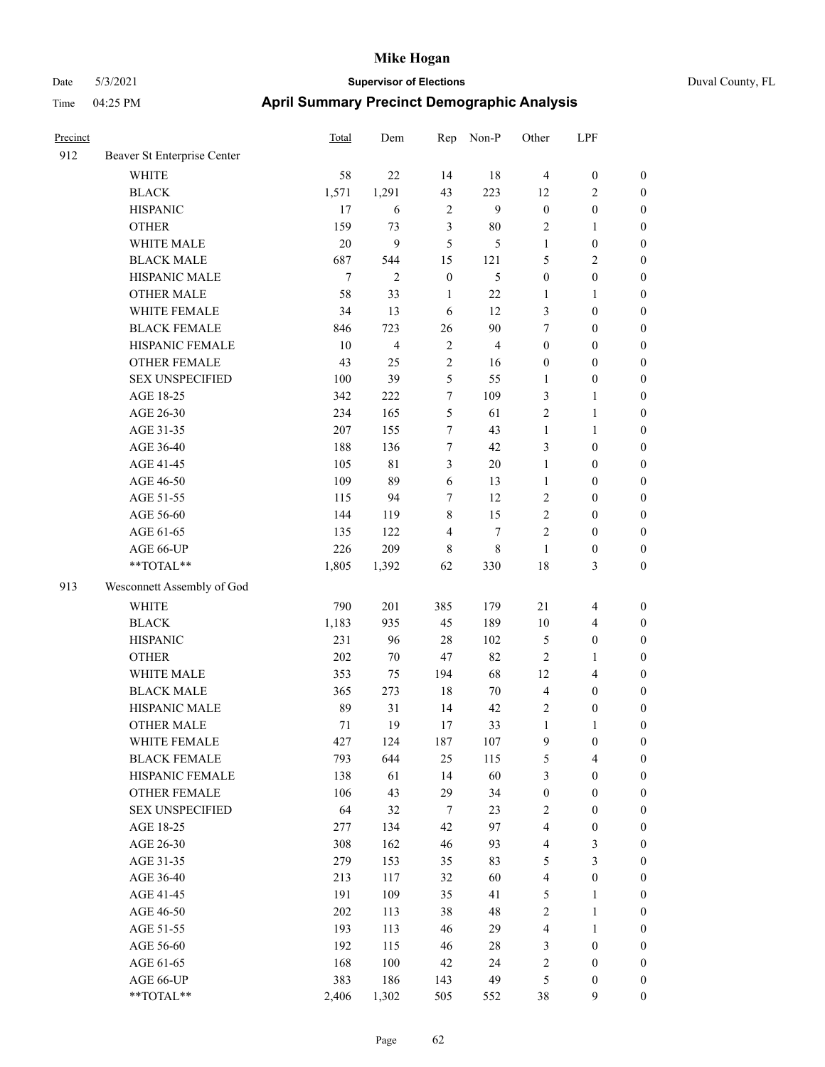# Mike Hogan

Date 5/3/2021 **Supervisor of Elections** Duval County, FL

Time 04:25 PM **April Summary Precinct Demographic Analysis**

| Precinct | | Total | Dem | Rep | Non-P | Other | LPF | |
|---|---|---|---|---|---|---|---|---|
| 912 | Beaver St Enterprise Center | | | | | | | |
| | WHITE | 58 | 22 | 14 | 18 | 4 | 0 | 0 |
| | BLACK | 1,571 | 1,291 | 43 | 223 | 12 | 2 | 0 |
| | HISPANIC | 17 | 6 | 2 | 9 | 0 | 0 | 0 |
| | OTHER | 159 | 73 | 3 | 80 | 2 | 1 | 0 |
| | WHITE MALE | 20 | 9 | 5 | 5 | 1 | 0 | 0 |
| | BLACK MALE | 687 | 544 | 15 | 121 | 5 | 2 | 0 |
| | HISPANIC MALE | 7 | 2 | 0 | 5 | 0 | 0 | 0 |
| | OTHER MALE | 58 | 33 | 1 | 22 | 1 | 1 | 0 |
| | WHITE FEMALE | 34 | 13 | 6 | 12 | 3 | 0 | 0 |
| | BLACK FEMALE | 846 | 723 | 26 | 90 | 7 | 0 | 0 |
| | HISPANIC FEMALE | 10 | 4 | 2 | 4 | 0 | 0 | 0 |
| | OTHER FEMALE | 43 | 25 | 2 | 16 | 0 | 0 | 0 |
| | SEX UNSPECIFIED | 100 | 39 | 5 | 55 | 1 | 0 | 0 |
| | AGE 18-25 | 342 | 222 | 7 | 109 | 3 | 1 | 0 |
| | AGE 26-30 | 234 | 165 | 5 | 61 | 2 | 1 | 0 |
| | AGE 31-35 | 207 | 155 | 7 | 43 | 1 | 1 | 0 |
| | AGE 36-40 | 188 | 136 | 7 | 42 | 3 | 0 | 0 |
| | AGE 41-45 | 105 | 81 | 3 | 20 | 1 | 0 | 0 |
| | AGE 46-50 | 109 | 89 | 6 | 13 | 1 | 0 | 0 |
| | AGE 51-55 | 115 | 94 | 7 | 12 | 2 | 0 | 0 |
| | AGE 56-60 | 144 | 119 | 8 | 15 | 2 | 0 | 0 |
| | AGE 61-65 | 135 | 122 | 4 | 7 | 2 | 0 | 0 |
| | AGE 66-UP | 226 | 209 | 8 | 8 | 1 | 0 | 0 |
| | **TOTAL** | 1,805 | 1,392 | 62 | 330 | 18 | 3 | 0 |
| 913 | Wesconnett Assembly of God | | | | | | | |
| | WHITE | 790 | 201 | 385 | 179 | 21 | 4 | 0 |
| | BLACK | 1,183 | 935 | 45 | 189 | 10 | 4 | 0 |
| | HISPANIC | 231 | 96 | 28 | 102 | 5 | 0 | 0 |
| | OTHER | 202 | 70 | 47 | 82 | 2 | 1 | 0 |
| | WHITE MALE | 353 | 75 | 194 | 68 | 12 | 4 | 0 |
| | BLACK MALE | 365 | 273 | 18 | 70 | 4 | 0 | 0 |
| | HISPANIC MALE | 89 | 31 | 14 | 42 | 2 | 0 | 0 |
| | OTHER MALE | 71 | 19 | 17 | 33 | 1 | 1 | 0 |
| | WHITE FEMALE | 427 | 124 | 187 | 107 | 9 | 0 | 0 |
| | BLACK FEMALE | 793 | 644 | 25 | 115 | 5 | 4 | 0 |
| | HISPANIC FEMALE | 138 | 61 | 14 | 60 | 3 | 0 | 0 |
| | OTHER FEMALE | 106 | 43 | 29 | 34 | 0 | 0 | 0 |
| | SEX UNSPECIFIED | 64 | 32 | 7 | 23 | 2 | 0 | 0 |
| | AGE 18-25 | 277 | 134 | 42 | 97 | 4 | 0 | 0 |
| | AGE 26-30 | 308 | 162 | 46 | 93 | 4 | 3 | 0 |
| | AGE 31-35 | 279 | 153 | 35 | 83 | 5 | 3 | 0 |
| | AGE 36-40 | 213 | 117 | 32 | 60 | 4 | 0 | 0 |
| | AGE 41-45 | 191 | 109 | 35 | 41 | 5 | 1 | 0 |
| | AGE 46-50 | 202 | 113 | 38 | 48 | 2 | 1 | 0 |
| | AGE 51-55 | 193 | 113 | 46 | 29 | 4 | 1 | 0 |
| | AGE 56-60 | 192 | 115 | 46 | 28 | 3 | 0 | 0 |
| | AGE 61-65 | 168 | 100 | 42 | 24 | 2 | 0 | 0 |
| | AGE 66-UP | 383 | 186 | 143 | 49 | 5 | 0 | 0 |
| | **TOTAL** | 2,406 | 1,302 | 505 | 552 | 38 | 9 | 0 |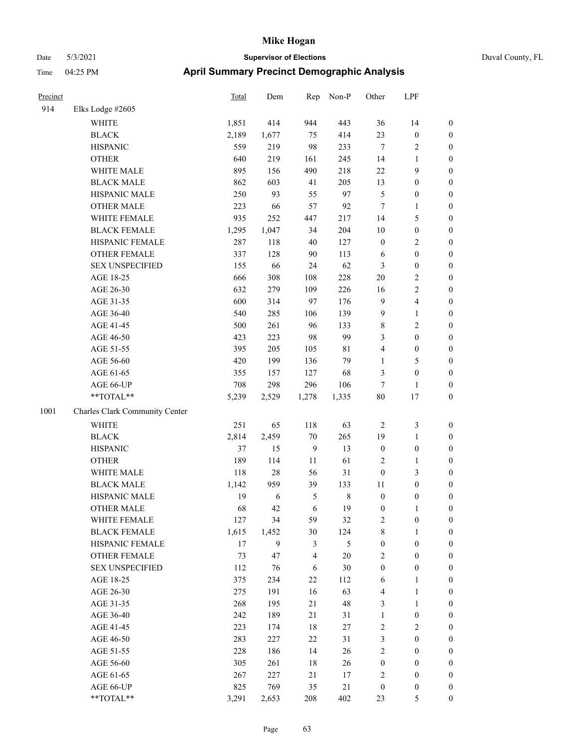# Mike Hogan

Date 5/3/2021 **Supervisor of Elections** Duval County, FL

Time 04:25 PM **April Summary Precinct Demographic Analysis**

| Precinct | | Total | Dem | Rep | Non-P | Other | LPF | |
|---|---|---|---|---|---|---|---|---|
| 914 | Elks Lodge #2605 | | | | | | | |
| | WHITE | 1,851 | 414 | 944 | 443 | 36 | 14 | 0 |
| | BLACK | 2,189 | 1,677 | 75 | 414 | 23 | 0 | 0 |
| | HISPANIC | 559 | 219 | 98 | 233 | 7 | 2 | 0 |
| | OTHER | 640 | 219 | 161 | 245 | 14 | 1 | 0 |
| | WHITE MALE | 895 | 156 | 490 | 218 | 22 | 9 | 0 |
| | BLACK MALE | 862 | 603 | 41 | 205 | 13 | 0 | 0 |
| | HISPANIC MALE | 250 | 93 | 55 | 97 | 5 | 0 | 0 |
| | OTHER MALE | 223 | 66 | 57 | 92 | 7 | 1 | 0 |
| | WHITE FEMALE | 935 | 252 | 447 | 217 | 14 | 5 | 0 |
| | BLACK FEMALE | 1,295 | 1,047 | 34 | 204 | 10 | 0 | 0 |
| | HISPANIC FEMALE | 287 | 118 | 40 | 127 | 0 | 2 | 0 |
| | OTHER FEMALE | 337 | 128 | 90 | 113 | 6 | 0 | 0 |
| | SEX UNSPECIFIED | 155 | 66 | 24 | 62 | 3 | 0 | 0 |
| | AGE 18-25 | 666 | 308 | 108 | 228 | 20 | 2 | 0 |
| | AGE 26-30 | 632 | 279 | 109 | 226 | 16 | 2 | 0 |
| | AGE 31-35 | 600 | 314 | 97 | 176 | 9 | 4 | 0 |
| | AGE 36-40 | 540 | 285 | 106 | 139 | 9 | 1 | 0 |
| | AGE 41-45 | 500 | 261 | 96 | 133 | 8 | 2 | 0 |
| | AGE 46-50 | 423 | 223 | 98 | 99 | 3 | 0 | 0 |
| | AGE 51-55 | 395 | 205 | 105 | 81 | 4 | 0 | 0 |
| | AGE 56-60 | 420 | 199 | 136 | 79 | 1 | 5 | 0 |
| | AGE 61-65 | 355 | 157 | 127 | 68 | 3 | 0 | 0 |
| | AGE 66-UP | 708 | 298 | 296 | 106 | 7 | 1 | 0 |
| | **TOTAL** | 5,239 | 2,529 | 1,278 | 1,335 | 80 | 17 | 0 |
| 1001 | Charles Clark Community Center | | | | | | | |
| | WHITE | 251 | 65 | 118 | 63 | 2 | 3 | 0 |
| | BLACK | 2,814 | 2,459 | 70 | 265 | 19 | 1 | 0 |
| | HISPANIC | 37 | 15 | 9 | 13 | 0 | 0 | 0 |
| | OTHER | 189 | 114 | 11 | 61 | 2 | 1 | 0 |
| | WHITE MALE | 118 | 28 | 56 | 31 | 0 | 3 | 0 |
| | BLACK MALE | 1,142 | 959 | 39 | 133 | 11 | 0 | 0 |
| | HISPANIC MALE | 19 | 6 | 5 | 8 | 0 | 0 | 0 |
| | OTHER MALE | 68 | 42 | 6 | 19 | 0 | 1 | 0 |
| | WHITE FEMALE | 127 | 34 | 59 | 32 | 2 | 0 | 0 |
| | BLACK FEMALE | 1,615 | 1,452 | 30 | 124 | 8 | 1 | 0 |
| | HISPANIC FEMALE | 17 | 9 | 3 | 5 | 0 | 0 | 0 |
| | OTHER FEMALE | 73 | 47 | 4 | 20 | 2 | 0 | 0 |
| | SEX UNSPECIFIED | 112 | 76 | 6 | 30 | 0 | 0 | 0 |
| | AGE 18-25 | 375 | 234 | 22 | 112 | 6 | 1 | 0 |
| | AGE 26-30 | 275 | 191 | 16 | 63 | 4 | 1 | 0 |
| | AGE 31-35 | 268 | 195 | 21 | 48 | 3 | 1 | 0 |
| | AGE 36-40 | 242 | 189 | 21 | 31 | 1 | 0 | 0 |
| | AGE 41-45 | 223 | 174 | 18 | 27 | 2 | 2 | 0 |
| | AGE 46-50 | 283 | 227 | 22 | 31 | 3 | 0 | 0 |
| | AGE 51-55 | 228 | 186 | 14 | 26 | 2 | 0 | 0 |
| | AGE 56-60 | 305 | 261 | 18 | 26 | 0 | 0 | 0 |
| | AGE 61-65 | 267 | 227 | 21 | 17 | 2 | 0 | 0 |
| | AGE 66-UP | 825 | 769 | 35 | 21 | 0 | 0 | 0 |
| | **TOTAL** | 3,291 | 2,653 | 208 | 402 | 23 | 5 | 0 |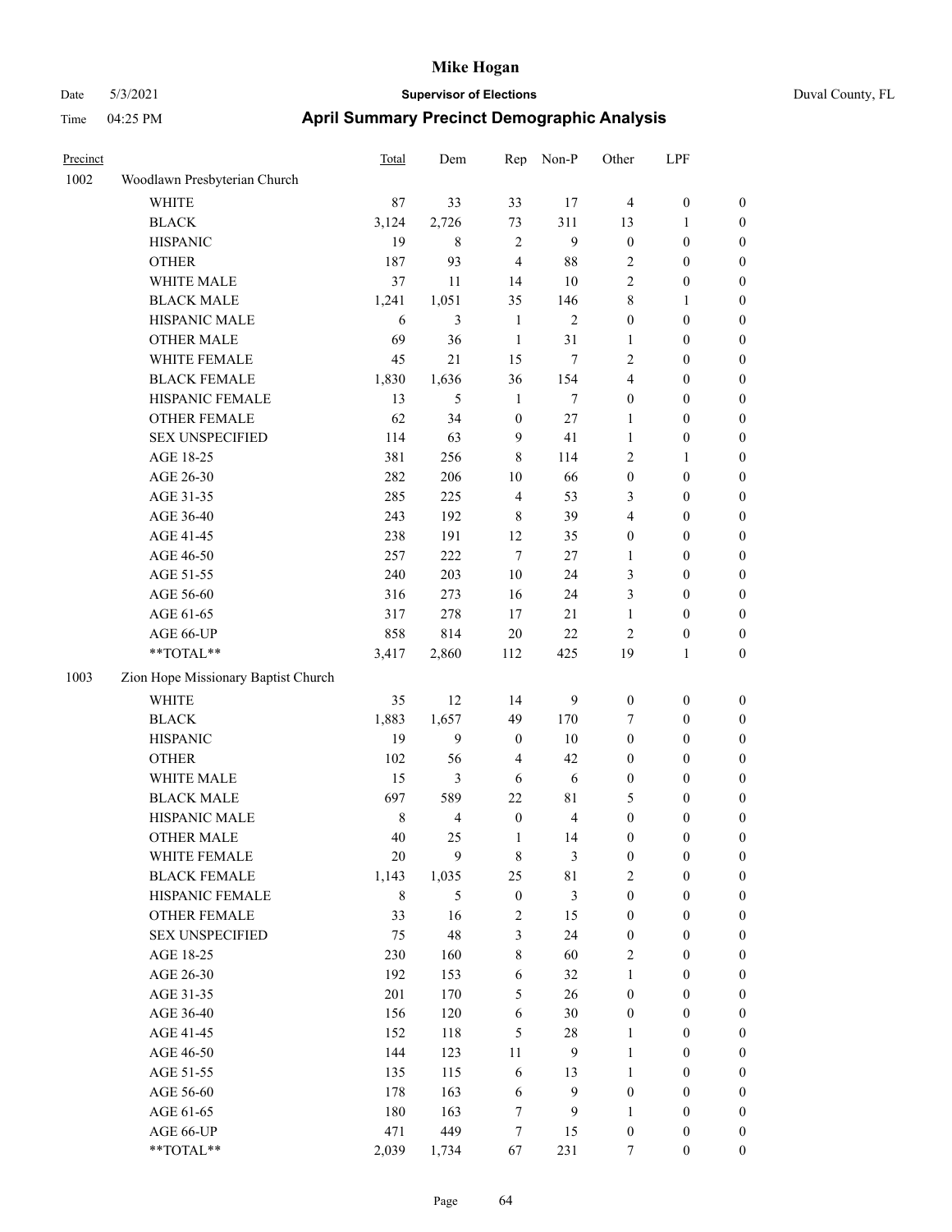# Mike Hogan

Date 5/3/2021 **Supervisor of Elections** Duval County, FL

Time 04:25 PM **April Summary Precinct Demographic Analysis**

| Precinct | | Total | Dem | Rep | Non-P | Other | LPF | |
|---|---|---|---|---|---|---|---|---|
| 1002 | Woodlawn Presbyterian Church | | | | | | | |
| | WHITE | 87 | 33 | 33 | 17 | 4 | 0 | 0 |
| | BLACK | 3,124 | 2,726 | 73 | 311 | 13 | 1 | 0 |
| | HISPANIC | 19 | 8 | 2 | 9 | 0 | 0 | 0 |
| | OTHER | 187 | 93 | 4 | 88 | 2 | 0 | 0 |
| | WHITE MALE | 37 | 11 | 14 | 10 | 2 | 0 | 0 |
| | BLACK MALE | 1,241 | 1,051 | 35 | 146 | 8 | 1 | 0 |
| | HISPANIC MALE | 6 | 3 | 1 | 2 | 0 | 0 | 0 |
| | OTHER MALE | 69 | 36 | 1 | 31 | 1 | 0 | 0 |
| | WHITE FEMALE | 45 | 21 | 15 | 7 | 2 | 0 | 0 |
| | BLACK FEMALE | 1,830 | 1,636 | 36 | 154 | 4 | 0 | 0 |
| | HISPANIC FEMALE | 13 | 5 | 1 | 7 | 0 | 0 | 0 |
| | OTHER FEMALE | 62 | 34 | 0 | 27 | 1 | 0 | 0 |
| | SEX UNSPECIFIED | 114 | 63 | 9 | 41 | 1 | 0 | 0 |
| | AGE 18-25 | 381 | 256 | 8 | 114 | 2 | 1 | 0 |
| | AGE 26-30 | 282 | 206 | 10 | 66 | 0 | 0 | 0 |
| | AGE 31-35 | 285 | 225 | 4 | 53 | 3 | 0 | 0 |
| | AGE 36-40 | 243 | 192 | 8 | 39 | 4 | 0 | 0 |
| | AGE 41-45 | 238 | 191 | 12 | 35 | 0 | 0 | 0 |
| | AGE 46-50 | 257 | 222 | 7 | 27 | 1 | 0 | 0 |
| | AGE 51-55 | 240 | 203 | 10 | 24 | 3 | 0 | 0 |
| | AGE 56-60 | 316 | 273 | 16 | 24 | 3 | 0 | 0 |
| | AGE 61-65 | 317 | 278 | 17 | 21 | 1 | 0 | 0 |
| | AGE 66-UP | 858 | 814 | 20 | 22 | 2 | 0 | 0 |
| | **TOTAL** | 3,417 | 2,860 | 112 | 425 | 19 | 1 | 0 |
| 1003 | Zion Hope Missionary Baptist Church | | | | | | | |
| | WHITE | 35 | 12 | 14 | 9 | 0 | 0 | 0 |
| | BLACK | 1,883 | 1,657 | 49 | 170 | 7 | 0 | 0 |
| | HISPANIC | 19 | 9 | 0 | 10 | 0 | 0 | 0 |
| | OTHER | 102 | 56 | 4 | 42 | 0 | 0 | 0 |
| | WHITE MALE | 15 | 3 | 6 | 6 | 0 | 0 | 0 |
| | BLACK MALE | 697 | 589 | 22 | 81 | 5 | 0 | 0 |
| | HISPANIC MALE | 8 | 4 | 0 | 4 | 0 | 0 | 0 |
| | OTHER MALE | 40 | 25 | 1 | 14 | 0 | 0 | 0 |
| | WHITE FEMALE | 20 | 9 | 8 | 3 | 0 | 0 | 0 |
| | BLACK FEMALE | 1,143 | 1,035 | 25 | 81 | 2 | 0 | 0 |
| | HISPANIC FEMALE | 8 | 5 | 0 | 3 | 0 | 0 | 0 |
| | OTHER FEMALE | 33 | 16 | 2 | 15 | 0 | 0 | 0 |
| | SEX UNSPECIFIED | 75 | 48 | 3 | 24 | 0 | 0 | 0 |
| | AGE 18-25 | 230 | 160 | 8 | 60 | 2 | 0 | 0 |
| | AGE 26-30 | 192 | 153 | 6 | 32 | 1 | 0 | 0 |
| | AGE 31-35 | 201 | 170 | 5 | 26 | 0 | 0 | 0 |
| | AGE 36-40 | 156 | 120 | 6 | 30 | 0 | 0 | 0 |
| | AGE 41-45 | 152 | 118 | 5 | 28 | 1 | 0 | 0 |
| | AGE 46-50 | 144 | 123 | 11 | 9 | 1 | 0 | 0 |
| | AGE 51-55 | 135 | 115 | 6 | 13 | 1 | 0 | 0 |
| | AGE 56-60 | 178 | 163 | 6 | 9 | 0 | 0 | 0 |
| | AGE 61-65 | 180 | 163 | 7 | 9 | 1 | 0 | 0 |
| | AGE 66-UP | 471 | 449 | 7 | 15 | 0 | 0 | 0 |
| | **TOTAL** | 2,039 | 1,734 | 67 | 231 | 7 | 0 | 0 |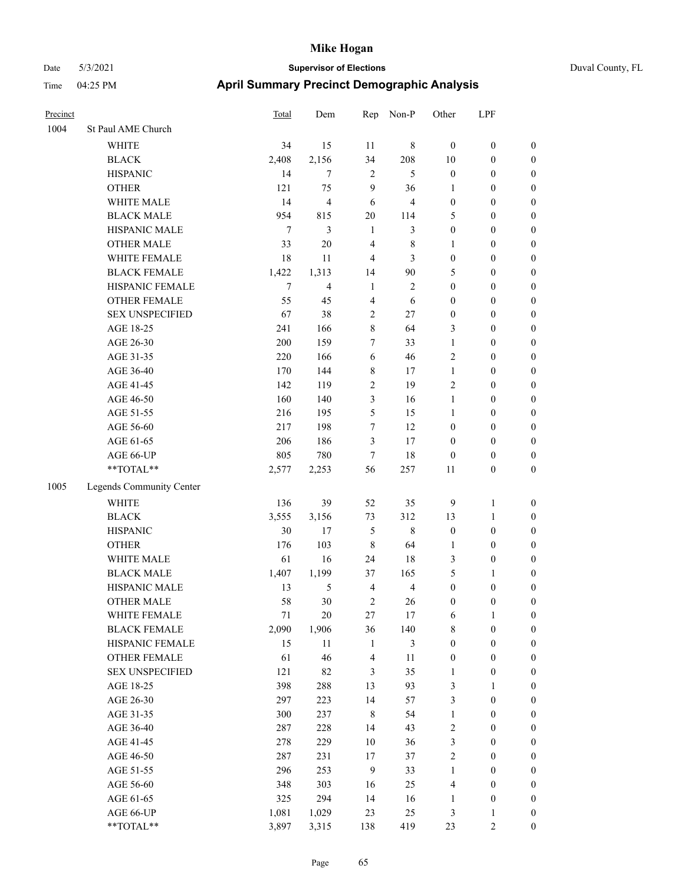# Mike Hogan

Date 5/3/2021 **Supervisor of Elections** Duval County, FL

Time 04:25 PM **April Summary Precinct Demographic Analysis**

| Precinct | | Total | Dem | Rep | Non-P | Other | LPF | |
|---|---|---|---|---|---|---|---|---|
| 1004 | St Paul AME Church | | | | | | | |
| | WHITE | 34 | 15 | 11 | 8 | 0 | 0 | 0 |
| | BLACK | 2,408 | 2,156 | 34 | 208 | 10 | 0 | 0 |
| | HISPANIC | 14 | 7 | 2 | 5 | 0 | 0 | 0 |
| | OTHER | 121 | 75 | 9 | 36 | 1 | 0 | 0 |
| | WHITE MALE | 14 | 4 | 6 | 4 | 0 | 0 | 0 |
| | BLACK MALE | 954 | 815 | 20 | 114 | 5 | 0 | 0 |
| | HISPANIC MALE | 7 | 3 | 1 | 3 | 0 | 0 | 0 |
| | OTHER MALE | 33 | 20 | 4 | 8 | 1 | 0 | 0 |
| | WHITE FEMALE | 18 | 11 | 4 | 3 | 0 | 0 | 0 |
| | BLACK FEMALE | 1,422 | 1,313 | 14 | 90 | 5 | 0 | 0 |
| | HISPANIC FEMALE | 7 | 4 | 1 | 2 | 0 | 0 | 0 |
| | OTHER FEMALE | 55 | 45 | 4 | 6 | 0 | 0 | 0 |
| | SEX UNSPECIFIED | 67 | 38 | 2 | 27 | 0 | 0 | 0 |
| | AGE 18-25 | 241 | 166 | 8 | 64 | 3 | 0 | 0 |
| | AGE 26-30 | 200 | 159 | 7 | 33 | 1 | 0 | 0 |
| | AGE 31-35 | 220 | 166 | 6 | 46 | 2 | 0 | 0 |
| | AGE 36-40 | 170 | 144 | 8 | 17 | 1 | 0 | 0 |
| | AGE 41-45 | 142 | 119 | 2 | 19 | 2 | 0 | 0 |
| | AGE 46-50 | 160 | 140 | 3 | 16 | 1 | 0 | 0 |
| | AGE 51-55 | 216 | 195 | 5 | 15 | 1 | 0 | 0 |
| | AGE 56-60 | 217 | 198 | 7 | 12 | 0 | 0 | 0 |
| | AGE 61-65 | 206 | 186 | 3 | 17 | 0 | 0 | 0 |
| | AGE 66-UP | 805 | 780 | 7 | 18 | 0 | 0 | 0 |
| | **TOTAL** | 2,577 | 2,253 | 56 | 257 | 11 | 0 | 0 |
| 1005 | Legends Community Center | | | | | | | |
| | WHITE | 136 | 39 | 52 | 35 | 9 | 1 | 0 |
| | BLACK | 3,555 | 3,156 | 73 | 312 | 13 | 1 | 0 |
| | HISPANIC | 30 | 17 | 5 | 8 | 0 | 0 | 0 |
| | OTHER | 176 | 103 | 8 | 64 | 1 | 0 | 0 |
| | WHITE MALE | 61 | 16 | 24 | 18 | 3 | 0 | 0 |
| | BLACK MALE | 1,407 | 1,199 | 37 | 165 | 5 | 1 | 0 |
| | HISPANIC MALE | 13 | 5 | 4 | 4 | 0 | 0 | 0 |
| | OTHER MALE | 58 | 30 | 2 | 26 | 0 | 0 | 0 |
| | WHITE FEMALE | 71 | 20 | 27 | 17 | 6 | 1 | 0 |
| | BLACK FEMALE | 2,090 | 1,906 | 36 | 140 | 8 | 0 | 0 |
| | HISPANIC FEMALE | 15 | 11 | 1 | 3 | 0 | 0 | 0 |
| | OTHER FEMALE | 61 | 46 | 4 | 11 | 0 | 0 | 0 |
| | SEX UNSPECIFIED | 121 | 82 | 3 | 35 | 1 | 0 | 0 |
| | AGE 18-25 | 398 | 288 | 13 | 93 | 3 | 1 | 0 |
| | AGE 26-30 | 297 | 223 | 14 | 57 | 3 | 0 | 0 |
| | AGE 31-35 | 300 | 237 | 8 | 54 | 1 | 0 | 0 |
| | AGE 36-40 | 287 | 228 | 14 | 43 | 2 | 0 | 0 |
| | AGE 41-45 | 278 | 229 | 10 | 36 | 3 | 0 | 0 |
| | AGE 46-50 | 287 | 231 | 17 | 37 | 2 | 0 | 0 |
| | AGE 51-55 | 296 | 253 | 9 | 33 | 1 | 0 | 0 |
| | AGE 56-60 | 348 | 303 | 16 | 25 | 4 | 0 | 0 |
| | AGE 61-65 | 325 | 294 | 14 | 16 | 1 | 0 | 0 |
| | AGE 66-UP | 1,081 | 1,029 | 23 | 25 | 3 | 1 | 0 |
| | **TOTAL** | 3,897 | 3,315 | 138 | 419 | 23 | 2 | 0 |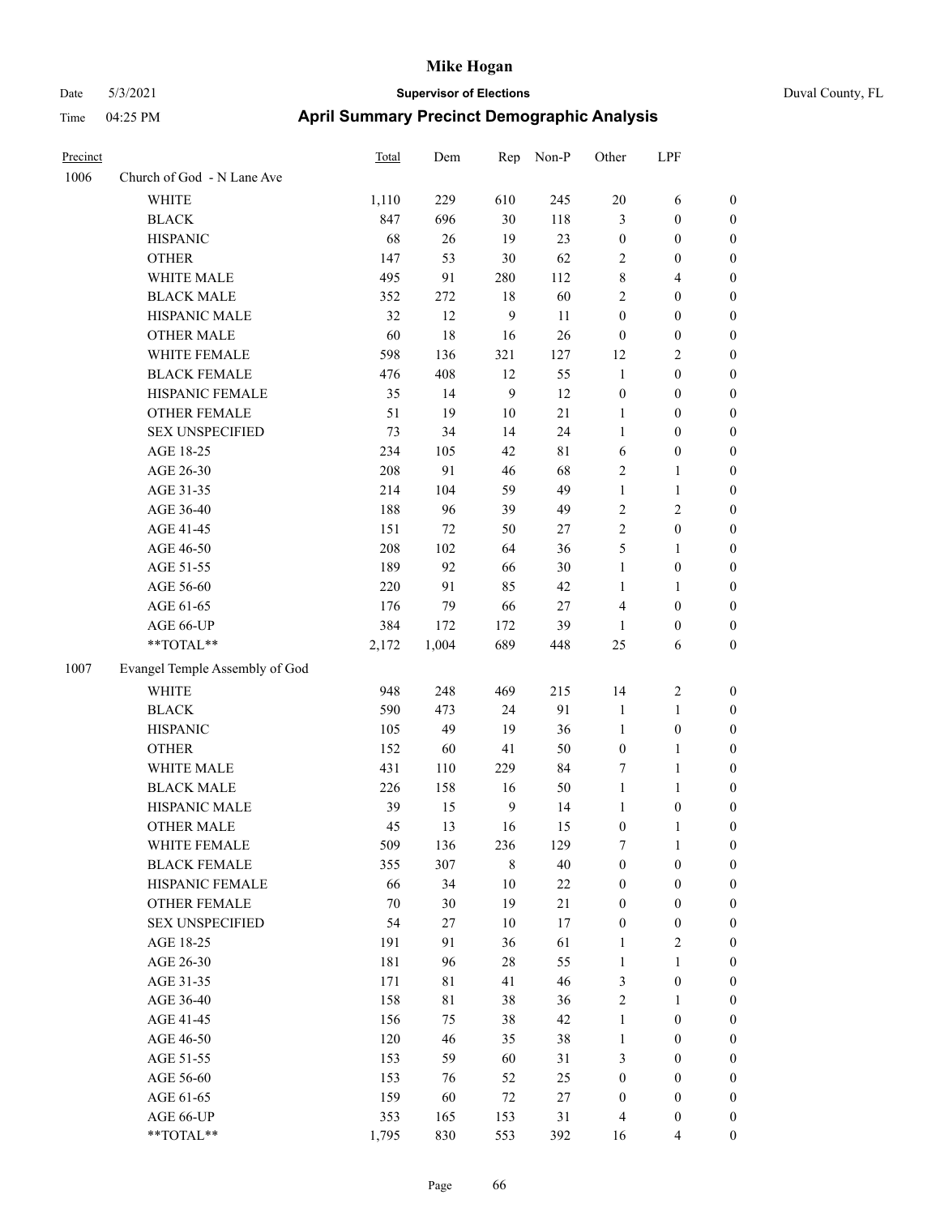# Mike Hogan

Date 5/3/2021 **Supervisor of Elections** Duval County, FL

Time 04:25 PM **April Summary Precinct Demographic Analysis**

| Precinct | | Total | Dem | Rep | Non-P | Other | LPF | |
|---|---|---|---|---|---|---|---|---|
| 1006 | Church of God - N Lane Ave | | | | | | | |
| | WHITE | 1,110 | 229 | 610 | 245 | 20 | 6 | 0 |
| | BLACK | 847 | 696 | 30 | 118 | 3 | 0 | 0 |
| | HISPANIC | 68 | 26 | 19 | 23 | 0 | 0 | 0 |
| | OTHER | 147 | 53 | 30 | 62 | 2 | 0 | 0 |
| | WHITE MALE | 495 | 91 | 280 | 112 | 8 | 4 | 0 |
| | BLACK MALE | 352 | 272 | 18 | 60 | 2 | 0 | 0 |
| | HISPANIC MALE | 32 | 12 | 9 | 11 | 0 | 0 | 0 |
| | OTHER MALE | 60 | 18 | 16 | 26 | 0 | 0 | 0 |
| | WHITE FEMALE | 598 | 136 | 321 | 127 | 12 | 2 | 0 |
| | BLACK FEMALE | 476 | 408 | 12 | 55 | 1 | 0 | 0 |
| | HISPANIC FEMALE | 35 | 14 | 9 | 12 | 0 | 0 | 0 |
| | OTHER FEMALE | 51 | 19 | 10 | 21 | 1 | 0 | 0 |
| | SEX UNSPECIFIED | 73 | 34 | 14 | 24 | 1 | 0 | 0 |
| | AGE 18-25 | 234 | 105 | 42 | 81 | 6 | 0 | 0 |
| | AGE 26-30 | 208 | 91 | 46 | 68 | 2 | 1 | 0 |
| | AGE 31-35 | 214 | 104 | 59 | 49 | 1 | 1 | 0 |
| | AGE 36-40 | 188 | 96 | 39 | 49 | 2 | 2 | 0 |
| | AGE 41-45 | 151 | 72 | 50 | 27 | 2 | 0 | 0 |
| | AGE 46-50 | 208 | 102 | 64 | 36 | 5 | 1 | 0 |
| | AGE 51-55 | 189 | 92 | 66 | 30 | 1 | 0 | 0 |
| | AGE 56-60 | 220 | 91 | 85 | 42 | 1 | 1 | 0 |
| | AGE 61-65 | 176 | 79 | 66 | 27 | 4 | 0 | 0 |
| | AGE 66-UP | 384 | 172 | 172 | 39 | 1 | 0 | 0 |
| | **TOTAL** | 2,172 | 1,004 | 689 | 448 | 25 | 6 | 0 |
| 1007 | Evangel Temple Assembly of God | | | | | | | |
| | WHITE | 948 | 248 | 469 | 215 | 14 | 2 | 0 |
| | BLACK | 590 | 473 | 24 | 91 | 1 | 1 | 0 |
| | HISPANIC | 105 | 49 | 19 | 36 | 1 | 0 | 0 |
| | OTHER | 152 | 60 | 41 | 50 | 0 | 1 | 0 |
| | WHITE MALE | 431 | 110 | 229 | 84 | 7 | 1 | 0 |
| | BLACK MALE | 226 | 158 | 16 | 50 | 1 | 1 | 0 |
| | HISPANIC MALE | 39 | 15 | 9 | 14 | 1 | 0 | 0 |
| | OTHER MALE | 45 | 13 | 16 | 15 | 0 | 1 | 0 |
| | WHITE FEMALE | 509 | 136 | 236 | 129 | 7 | 1 | 0 |
| | BLACK FEMALE | 355 | 307 | 8 | 40 | 0 | 0 | 0 |
| | HISPANIC FEMALE | 66 | 34 | 10 | 22 | 0 | 0 | 0 |
| | OTHER FEMALE | 70 | 30 | 19 | 21 | 0 | 0 | 0 |
| | SEX UNSPECIFIED | 54 | 27 | 10 | 17 | 0 | 0 | 0 |
| | AGE 18-25 | 191 | 91 | 36 | 61 | 1 | 2 | 0 |
| | AGE 26-30 | 181 | 96 | 28 | 55 | 1 | 1 | 0 |
| | AGE 31-35 | 171 | 81 | 41 | 46 | 3 | 0 | 0 |
| | AGE 36-40 | 158 | 81 | 38 | 36 | 2 | 1 | 0 |
| | AGE 41-45 | 156 | 75 | 38 | 42 | 1 | 0 | 0 |
| | AGE 46-50 | 120 | 46 | 35 | 38 | 1 | 0 | 0 |
| | AGE 51-55 | 153 | 59 | 60 | 31 | 3 | 0 | 0 |
| | AGE 56-60 | 153 | 76 | 52 | 25 | 0 | 0 | 0 |
| | AGE 61-65 | 159 | 60 | 72 | 27 | 0 | 0 | 0 |
| | AGE 66-UP | 353 | 165 | 153 | 31 | 4 | 0 | 0 |
| | **TOTAL** | 1,795 | 830 | 553 | 392 | 16 | 4 | 0 |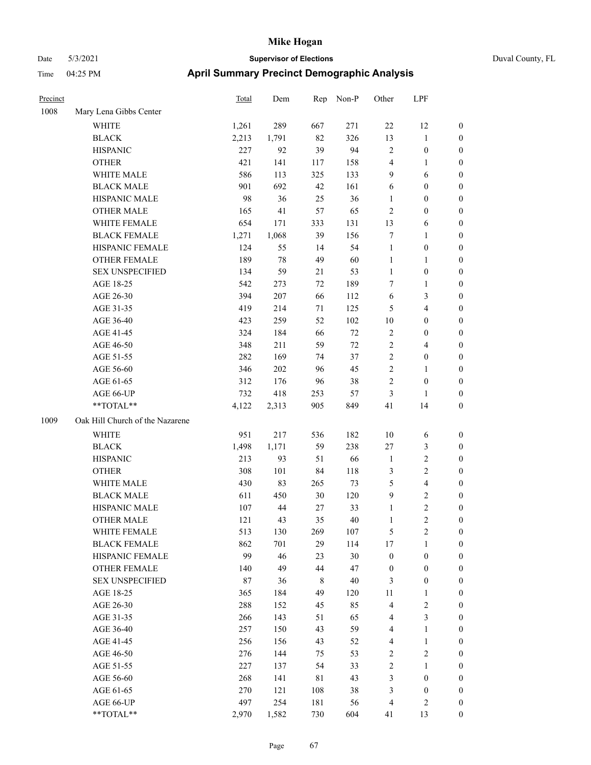# Mike Hogan

Date 5/3/2021 **Supervisor of Elections** Duval County, FL

Time 04:25 PM **April Summary Precinct Demographic Analysis**

| Precinct | | Total | Dem | Rep | Non-P | Other | LPF | |
|---|---|---|---|---|---|---|---|---|
| 1008 | Mary Lena Gibbs Center | | | | | | | |
| | WHITE | 1,261 | 289 | 667 | 271 | 22 | 12 | 0 |
| | BLACK | 2,213 | 1,791 | 82 | 326 | 13 | 1 | 0 |
| | HISPANIC | 227 | 92 | 39 | 94 | 2 | 0 | 0 |
| | OTHER | 421 | 141 | 117 | 158 | 4 | 1 | 0 |
| | WHITE MALE | 586 | 113 | 325 | 133 | 9 | 6 | 0 |
| | BLACK MALE | 901 | 692 | 42 | 161 | 6 | 0 | 0 |
| | HISPANIC MALE | 98 | 36 | 25 | 36 | 1 | 0 | 0 |
| | OTHER MALE | 165 | 41 | 57 | 65 | 2 | 0 | 0 |
| | WHITE FEMALE | 654 | 171 | 333 | 131 | 13 | 6 | 0 |
| | BLACK FEMALE | 1,271 | 1,068 | 39 | 156 | 7 | 1 | 0 |
| | HISPANIC FEMALE | 124 | 55 | 14 | 54 | 1 | 0 | 0 |
| | OTHER FEMALE | 189 | 78 | 49 | 60 | 1 | 1 | 0 |
| | SEX UNSPECIFIED | 134 | 59 | 21 | 53 | 1 | 0 | 0 |
| | AGE 18-25 | 542 | 273 | 72 | 189 | 7 | 1 | 0 |
| | AGE 26-30 | 394 | 207 | 66 | 112 | 6 | 3 | 0 |
| | AGE 31-35 | 419 | 214 | 71 | 125 | 5 | 4 | 0 |
| | AGE 36-40 | 423 | 259 | 52 | 102 | 10 | 0 | 0 |
| | AGE 41-45 | 324 | 184 | 66 | 72 | 2 | 0 | 0 |
| | AGE 46-50 | 348 | 211 | 59 | 72 | 2 | 4 | 0 |
| | AGE 51-55 | 282 | 169 | 74 | 37 | 2 | 0 | 0 |
| | AGE 56-60 | 346 | 202 | 96 | 45 | 2 | 1 | 0 |
| | AGE 61-65 | 312 | 176 | 96 | 38 | 2 | 0 | 0 |
| | AGE 66-UP | 732 | 418 | 253 | 57 | 3 | 1 | 0 |
| | **TOTAL** | 4,122 | 2,313 | 905 | 849 | 41 | 14 | 0 |
| 1009 | Oak Hill Church of the Nazarene | | | | | | | |
| | WHITE | 951 | 217 | 536 | 182 | 10 | 6 | 0 |
| | BLACK | 1,498 | 1,171 | 59 | 238 | 27 | 3 | 0 |
| | HISPANIC | 213 | 93 | 51 | 66 | 1 | 2 | 0 |
| | OTHER | 308 | 101 | 84 | 118 | 3 | 2 | 0 |
| | WHITE MALE | 430 | 83 | 265 | 73 | 5 | 4 | 0 |
| | BLACK MALE | 611 | 450 | 30 | 120 | 9 | 2 | 0 |
| | HISPANIC MALE | 107 | 44 | 27 | 33 | 1 | 2 | 0 |
| | OTHER MALE | 121 | 43 | 35 | 40 | 1 | 2 | 0 |
| | WHITE FEMALE | 513 | 130 | 269 | 107 | 5 | 2 | 0 |
| | BLACK FEMALE | 862 | 701 | 29 | 114 | 17 | 1 | 0 |
| | HISPANIC FEMALE | 99 | 46 | 23 | 30 | 0 | 0 | 0 |
| | OTHER FEMALE | 140 | 49 | 44 | 47 | 0 | 0 | 0 |
| | SEX UNSPECIFIED | 87 | 36 | 8 | 40 | 3 | 0 | 0 |
| | AGE 18-25 | 365 | 184 | 49 | 120 | 11 | 1 | 0 |
| | AGE 26-30 | 288 | 152 | 45 | 85 | 4 | 2 | 0 |
| | AGE 31-35 | 266 | 143 | 51 | 65 | 4 | 3 | 0 |
| | AGE 36-40 | 257 | 150 | 43 | 59 | 4 | 1 | 0 |
| | AGE 41-45 | 256 | 156 | 43 | 52 | 4 | 1 | 0 |
| | AGE 46-50 | 276 | 144 | 75 | 53 | 2 | 2 | 0 |
| | AGE 51-55 | 227 | 137 | 54 | 33 | 2 | 1 | 0 |
| | AGE 56-60 | 268 | 141 | 81 | 43 | 3 | 0 | 0 |
| | AGE 61-65 | 270 | 121 | 108 | 38 | 3 | 0 | 0 |
| | AGE 66-UP | 497 | 254 | 181 | 56 | 4 | 2 | 0 |
| | **TOTAL** | 2,970 | 1,582 | 730 | 604 | 41 | 13 | 0 |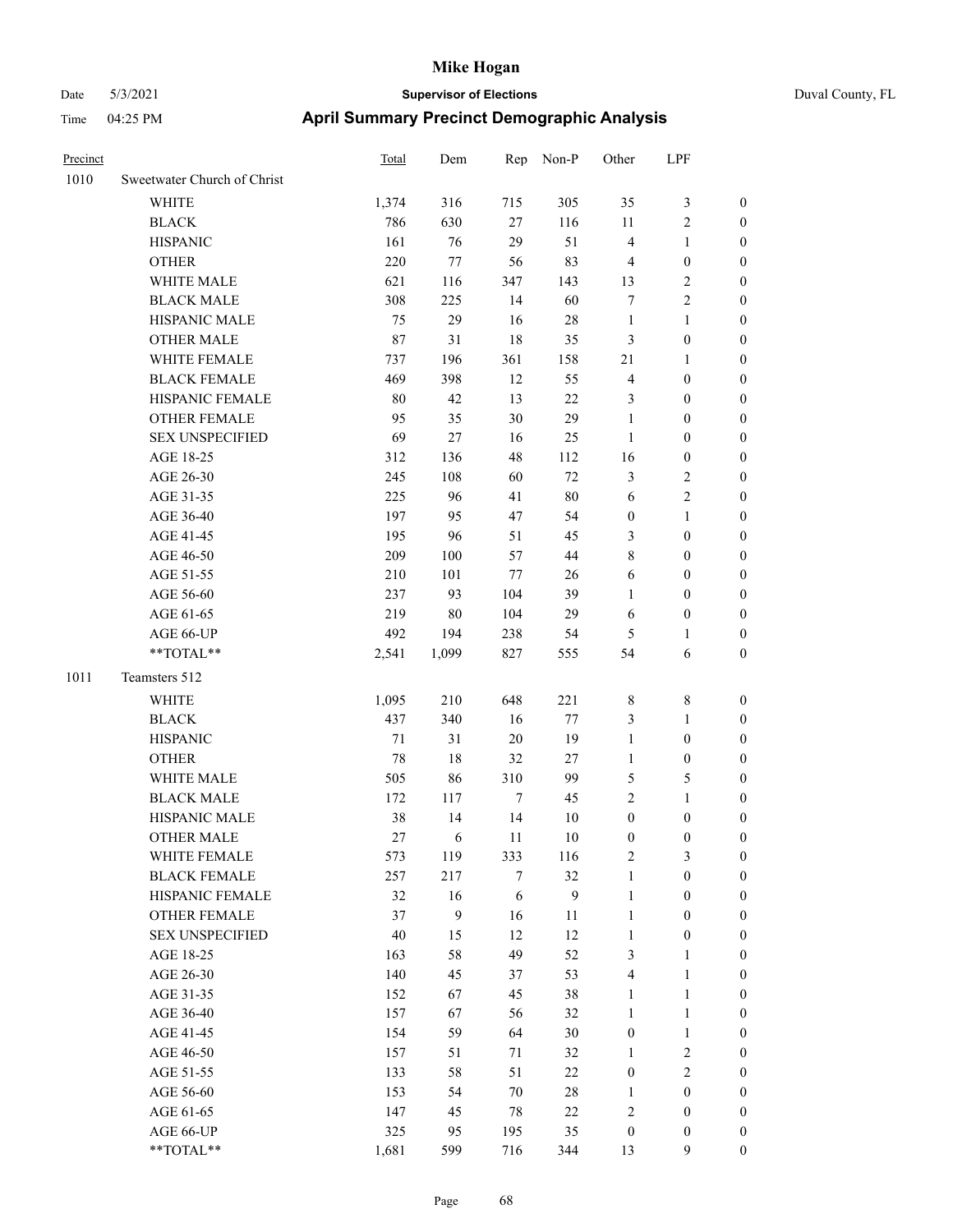# Mike Hogan

Date 5/3/2021 **Supervisor of Elections** Duval County, FL

Time 04:25 PM **April Summary Precinct Demographic Analysis**

| Precinct | | Total | Dem | Rep | Non-P | Other | LPF | |
|---|---|---|---|---|---|---|---|---|
| 1010 | Sweetwater Church of Christ | | | | | | | |
| | WHITE | 1,374 | 316 | 715 | 305 | 35 | 3 | 0 |
| | BLACK | 786 | 630 | 27 | 116 | 11 | 2 | 0 |
| | HISPANIC | 161 | 76 | 29 | 51 | 4 | 1 | 0 |
| | OTHER | 220 | 77 | 56 | 83 | 4 | 0 | 0 |
| | WHITE MALE | 621 | 116 | 347 | 143 | 13 | 2 | 0 |
| | BLACK MALE | 308 | 225 | 14 | 60 | 7 | 2 | 0 |
| | HISPANIC MALE | 75 | 29 | 16 | 28 | 1 | 1 | 0 |
| | OTHER MALE | 87 | 31 | 18 | 35 | 3 | 0 | 0 |
| | WHITE FEMALE | 737 | 196 | 361 | 158 | 21 | 1 | 0 |
| | BLACK FEMALE | 469 | 398 | 12 | 55 | 4 | 0 | 0 |
| | HISPANIC FEMALE | 80 | 42 | 13 | 22 | 3 | 0 | 0 |
| | OTHER FEMALE | 95 | 35 | 30 | 29 | 1 | 0 | 0 |
| | SEX UNSPECIFIED | 69 | 27 | 16 | 25 | 1 | 0 | 0 |
| | AGE 18-25 | 312 | 136 | 48 | 112 | 16 | 0 | 0 |
| | AGE 26-30 | 245 | 108 | 60 | 72 | 3 | 2 | 0 |
| | AGE 31-35 | 225 | 96 | 41 | 80 | 6 | 2 | 0 |
| | AGE 36-40 | 197 | 95 | 47 | 54 | 0 | 1 | 0 |
| | AGE 41-45 | 195 | 96 | 51 | 45 | 3 | 0 | 0 |
| | AGE 46-50 | 209 | 100 | 57 | 44 | 8 | 0 | 0 |
| | AGE 51-55 | 210 | 101 | 77 | 26 | 6 | 0 | 0 |
| | AGE 56-60 | 237 | 93 | 104 | 39 | 1 | 0 | 0 |
| | AGE 61-65 | 219 | 80 | 104 | 29 | 6 | 0 | 0 |
| | AGE 66-UP | 492 | 194 | 238 | 54 | 5 | 1 | 0 |
| | **TOTAL** | 2,541 | 1,099 | 827 | 555 | 54 | 6 | 0 |
| 1011 | Teamsters 512 | | | | | | | |
| | WHITE | 1,095 | 210 | 648 | 221 | 8 | 8 | 0 |
| | BLACK | 437 | 340 | 16 | 77 | 3 | 1 | 0 |
| | HISPANIC | 71 | 31 | 20 | 19 | 1 | 0 | 0 |
| | OTHER | 78 | 18 | 32 | 27 | 1 | 0 | 0 |
| | WHITE MALE | 505 | 86 | 310 | 99 | 5 | 5 | 0 |
| | BLACK MALE | 172 | 117 | 7 | 45 | 2 | 1 | 0 |
| | HISPANIC MALE | 38 | 14 | 14 | 10 | 0 | 0 | 0 |
| | OTHER MALE | 27 | 6 | 11 | 10 | 0 | 0 | 0 |
| | WHITE FEMALE | 573 | 119 | 333 | 116 | 2 | 3 | 0 |
| | BLACK FEMALE | 257 | 217 | 7 | 32 | 1 | 0 | 0 |
| | HISPANIC FEMALE | 32 | 16 | 6 | 9 | 1 | 0 | 0 |
| | OTHER FEMALE | 37 | 9 | 16 | 11 | 1 | 0 | 0 |
| | SEX UNSPECIFIED | 40 | 15 | 12 | 12 | 1 | 0 | 0 |
| | AGE 18-25 | 163 | 58 | 49 | 52 | 3 | 1 | 0 |
| | AGE 26-30 | 140 | 45 | 37 | 53 | 4 | 1 | 0 |
| | AGE 31-35 | 152 | 67 | 45 | 38 | 1 | 1 | 0 |
| | AGE 36-40 | 157 | 67 | 56 | 32 | 1 | 1 | 0 |
| | AGE 41-45 | 154 | 59 | 64 | 30 | 0 | 1 | 0 |
| | AGE 46-50 | 157 | 51 | 71 | 32 | 1 | 2 | 0 |
| | AGE 51-55 | 133 | 58 | 51 | 22 | 0 | 2 | 0 |
| | AGE 56-60 | 153 | 54 | 70 | 28 | 1 | 0 | 0 |
| | AGE 61-65 | 147 | 45 | 78 | 22 | 2 | 0 | 0 |
| | AGE 66-UP | 325 | 95 | 195 | 35 | 0 | 0 | 0 |
| | **TOTAL** | 1,681 | 599 | 716 | 344 | 13 | 9 | 0 |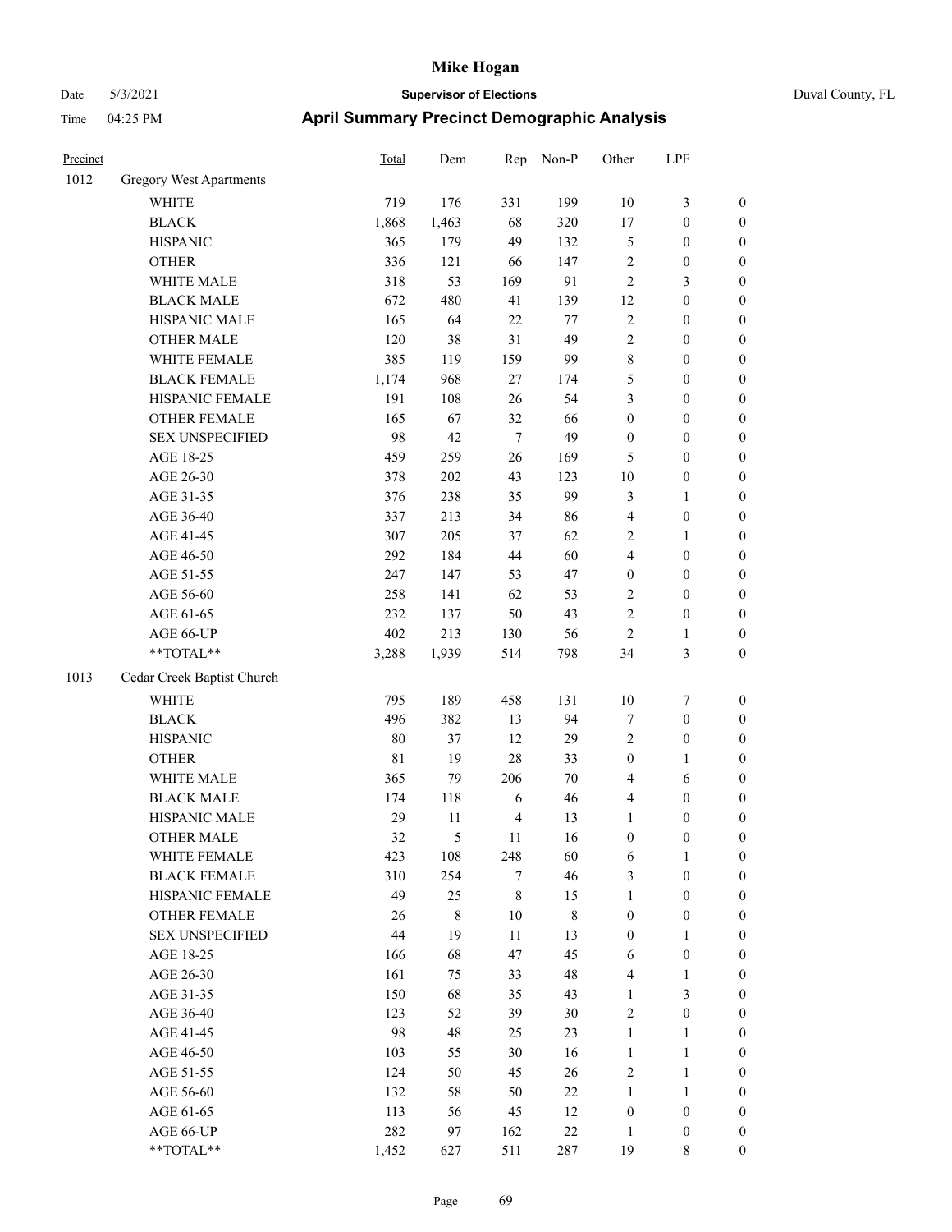# Mike Hogan

Date 5/3/2021 | **Supervisor of Elections** | Duval County, FL

Time 04:25 PM | **April Summary Precinct Demographic Analysis**

| Precinct | | Total | Dem | Rep | Non-P | Other | LPF | |
|---|---|---|---|---|---|---|---|---|
| 1012 | Gregory West Apartments | | | | | | | |
| | WHITE | 719 | 176 | 331 | 199 | 10 | 3 | 0 |
| | BLACK | 1,868 | 1,463 | 68 | 320 | 17 | 0 | 0 |
| | HISPANIC | 365 | 179 | 49 | 132 | 5 | 0 | 0 |
| | OTHER | 336 | 121 | 66 | 147 | 2 | 0 | 0 |
| | WHITE MALE | 318 | 53 | 169 | 91 | 2 | 3 | 0 |
| | BLACK MALE | 672 | 480 | 41 | 139 | 12 | 0 | 0 |
| | HISPANIC MALE | 165 | 64 | 22 | 77 | 2 | 0 | 0 |
| | OTHER MALE | 120 | 38 | 31 | 49 | 2 | 0 | 0 |
| | WHITE FEMALE | 385 | 119 | 159 | 99 | 8 | 0 | 0 |
| | BLACK FEMALE | 1,174 | 968 | 27 | 174 | 5 | 0 | 0 |
| | HISPANIC FEMALE | 191 | 108 | 26 | 54 | 3 | 0 | 0 |
| | OTHER FEMALE | 165 | 67 | 32 | 66 | 0 | 0 | 0 |
| | SEX UNSPECIFIED | 98 | 42 | 7 | 49 | 0 | 0 | 0 |
| | AGE 18-25 | 459 | 259 | 26 | 169 | 5 | 0 | 0 |
| | AGE 26-30 | 378 | 202 | 43 | 123 | 10 | 0 | 0 |
| | AGE 31-35 | 376 | 238 | 35 | 99 | 3 | 1 | 0 |
| | AGE 36-40 | 337 | 213 | 34 | 86 | 4 | 0 | 0 |
| | AGE 41-45 | 307 | 205 | 37 | 62 | 2 | 1 | 0 |
| | AGE 46-50 | 292 | 184 | 44 | 60 | 4 | 0 | 0 |
| | AGE 51-55 | 247 | 147 | 53 | 47 | 0 | 0 | 0 |
| | AGE 56-60 | 258 | 141 | 62 | 53 | 2 | 0 | 0 |
| | AGE 61-65 | 232 | 137 | 50 | 43 | 2 | 0 | 0 |
| | AGE 66-UP | 402 | 213 | 130 | 56 | 2 | 1 | 0 |
| | **TOTAL** | 3,288 | 1,939 | 514 | 798 | 34 | 3 | 0 |
| 1013 | Cedar Creek Baptist Church | | | | | | | |
| | WHITE | 795 | 189 | 458 | 131 | 10 | 7 | 0 |
| | BLACK | 496 | 382 | 13 | 94 | 7 | 0 | 0 |
| | HISPANIC | 80 | 37 | 12 | 29 | 2 | 0 | 0 |
| | OTHER | 81 | 19 | 28 | 33 | 0 | 1 | 0 |
| | WHITE MALE | 365 | 79 | 206 | 70 | 4 | 6 | 0 |
| | BLACK MALE | 174 | 118 | 6 | 46 | 4 | 0 | 0 |
| | HISPANIC MALE | 29 | 11 | 4 | 13 | 1 | 0 | 0 |
| | OTHER MALE | 32 | 5 | 11 | 16 | 0 | 0 | 0 |
| | WHITE FEMALE | 423 | 108 | 248 | 60 | 6 | 1 | 0 |
| | BLACK FEMALE | 310 | 254 | 7 | 46 | 3 | 0 | 0 |
| | HISPANIC FEMALE | 49 | 25 | 8 | 15 | 1 | 0 | 0 |
| | OTHER FEMALE | 26 | 8 | 10 | 8 | 0 | 0 | 0 |
| | SEX UNSPECIFIED | 44 | 19 | 11 | 13 | 0 | 1 | 0 |
| | AGE 18-25 | 166 | 68 | 47 | 45 | 6 | 0 | 0 |
| | AGE 26-30 | 161 | 75 | 33 | 48 | 4 | 1 | 0 |
| | AGE 31-35 | 150 | 68 | 35 | 43 | 1 | 3 | 0 |
| | AGE 36-40 | 123 | 52 | 39 | 30 | 2 | 0 | 0 |
| | AGE 41-45 | 98 | 48 | 25 | 23 | 1 | 1 | 0 |
| | AGE 46-50 | 103 | 55 | 30 | 16 | 1 | 1 | 0 |
| | AGE 51-55 | 124 | 50 | 45 | 26 | 2 | 1 | 0 |
| | AGE 56-60 | 132 | 58 | 50 | 22 | 1 | 1 | 0 |
| | AGE 61-65 | 113 | 56 | 45 | 12 | 0 | 0 | 0 |
| | AGE 66-UP | 282 | 97 | 162 | 22 | 1 | 0 | 0 |
| | **TOTAL** | 1,452 | 627 | 511 | 287 | 19 | 8 | 0 |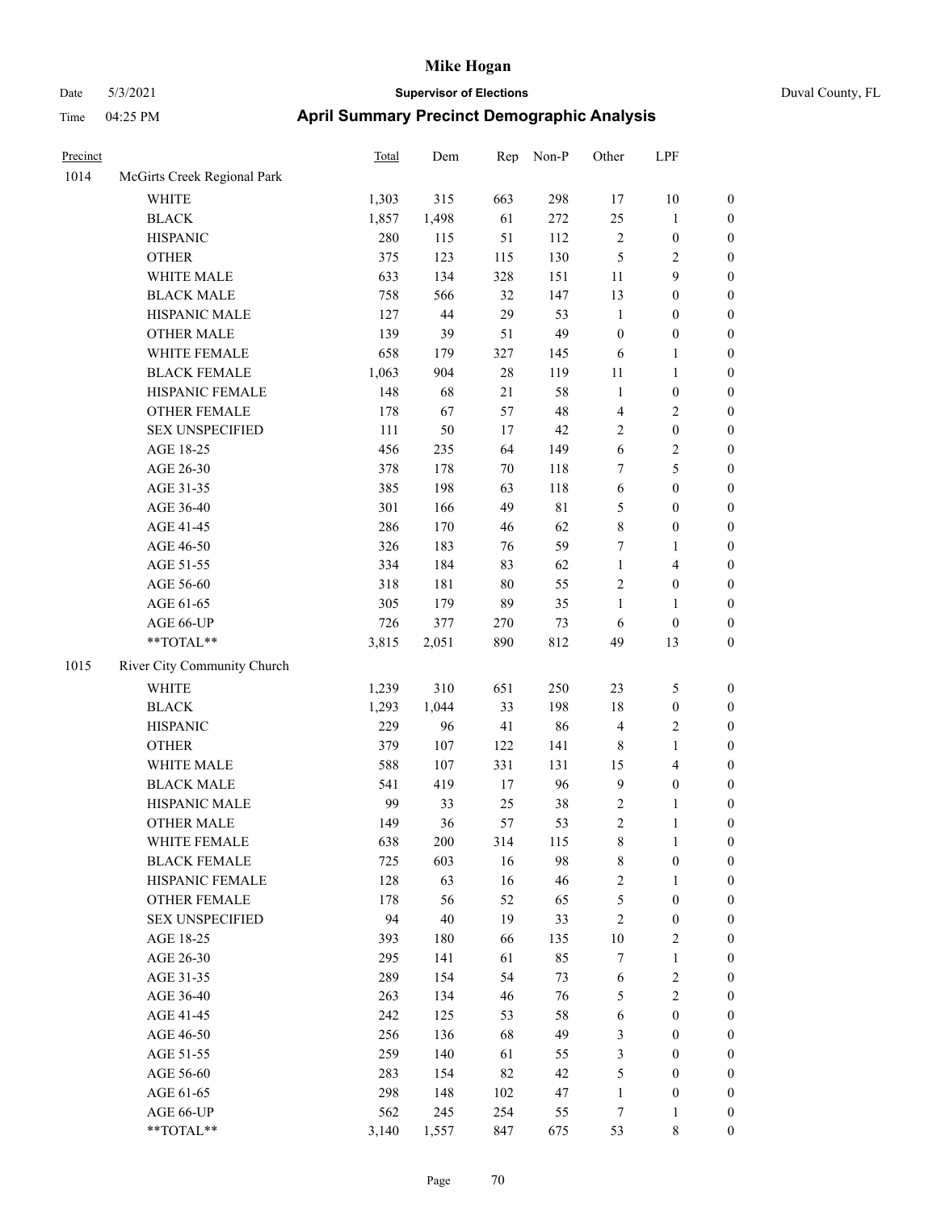# Mike Hogan

Date 5/3/2021 **Supervisor of Elections** Duval County, FL

Time 04:25 PM **April Summary Precinct Demographic Analysis**

| Precinct | | Total | Dem | Rep | Non-P | Other | LPF | |
|---|---|---|---|---|---|---|---|---|
| 1014 | McGirts Creek Regional Park | | | | | | | |
| | WHITE | 1,303 | 315 | 663 | 298 | 17 | 10 | 0 |
| | BLACK | 1,857 | 1,498 | 61 | 272 | 25 | 1 | 0 |
| | HISPANIC | 280 | 115 | 51 | 112 | 2 | 0 | 0 |
| | OTHER | 375 | 123 | 115 | 130 | 5 | 2 | 0 |
| | WHITE MALE | 633 | 134 | 328 | 151 | 11 | 9 | 0 |
| | BLACK MALE | 758 | 566 | 32 | 147 | 13 | 0 | 0 |
| | HISPANIC MALE | 127 | 44 | 29 | 53 | 1 | 0 | 0 |
| | OTHER MALE | 139 | 39 | 51 | 49 | 0 | 0 | 0 |
| | WHITE FEMALE | 658 | 179 | 327 | 145 | 6 | 1 | 0 |
| | BLACK FEMALE | 1,063 | 904 | 28 | 119 | 11 | 1 | 0 |
| | HISPANIC FEMALE | 148 | 68 | 21 | 58 | 1 | 0 | 0 |
| | OTHER FEMALE | 178 | 67 | 57 | 48 | 4 | 2 | 0 |
| | SEX UNSPECIFIED | 111 | 50 | 17 | 42 | 2 | 0 | 0 |
| | AGE 18-25 | 456 | 235 | 64 | 149 | 6 | 2 | 0 |
| | AGE 26-30 | 378 | 178 | 70 | 118 | 7 | 5 | 0 |
| | AGE 31-35 | 385 | 198 | 63 | 118 | 6 | 0 | 0 |
| | AGE 36-40 | 301 | 166 | 49 | 81 | 5 | 0 | 0 |
| | AGE 41-45 | 286 | 170 | 46 | 62 | 8 | 0 | 0 |
| | AGE 46-50 | 326 | 183 | 76 | 59 | 7 | 1 | 0 |
| | AGE 51-55 | 334 | 184 | 83 | 62 | 1 | 4 | 0 |
| | AGE 56-60 | 318 | 181 | 80 | 55 | 2 | 0 | 0 |
| | AGE 61-65 | 305 | 179 | 89 | 35 | 1 | 1 | 0 |
| | AGE 66-UP | 726 | 377 | 270 | 73 | 6 | 0 | 0 |
| | **TOTAL** | 3,815 | 2,051 | 890 | 812 | 49 | 13 | 0 |
| 1015 | River City Community Church | | | | | | | |
| | WHITE | 1,239 | 310 | 651 | 250 | 23 | 5 | 0 |
| | BLACK | 1,293 | 1,044 | 33 | 198 | 18 | 0 | 0 |
| | HISPANIC | 229 | 96 | 41 | 86 | 4 | 2 | 0 |
| | OTHER | 379 | 107 | 122 | 141 | 8 | 1 | 0 |
| | WHITE MALE | 588 | 107 | 331 | 131 | 15 | 4 | 0 |
| | BLACK MALE | 541 | 419 | 17 | 96 | 9 | 0 | 0 |
| | HISPANIC MALE | 99 | 33 | 25 | 38 | 2 | 1 | 0 |
| | OTHER MALE | 149 | 36 | 57 | 53 | 2 | 1 | 0 |
| | WHITE FEMALE | 638 | 200 | 314 | 115 | 8 | 1 | 0 |
| | BLACK FEMALE | 725 | 603 | 16 | 98 | 8 | 0 | 0 |
| | HISPANIC FEMALE | 128 | 63 | 16 | 46 | 2 | 1 | 0 |
| | OTHER FEMALE | 178 | 56 | 52 | 65 | 5 | 0 | 0 |
| | SEX UNSPECIFIED | 94 | 40 | 19 | 33 | 2 | 0 | 0 |
| | AGE 18-25 | 393 | 180 | 66 | 135 | 10 | 2 | 0 |
| | AGE 26-30 | 295 | 141 | 61 | 85 | 7 | 1 | 0 |
| | AGE 31-35 | 289 | 154 | 54 | 73 | 6 | 2 | 0 |
| | AGE 36-40 | 263 | 134 | 46 | 76 | 5 | 2 | 0 |
| | AGE 41-45 | 242 | 125 | 53 | 58 | 6 | 0 | 0 |
| | AGE 46-50 | 256 | 136 | 68 | 49 | 3 | 0 | 0 |
| | AGE 51-55 | 259 | 140 | 61 | 55 | 3 | 0 | 0 |
| | AGE 56-60 | 283 | 154 | 82 | 42 | 5 | 0 | 0 |
| | AGE 61-65 | 298 | 148 | 102 | 47 | 1 | 0 | 0 |
| | AGE 66-UP | 562 | 245 | 254 | 55 | 7 | 1 | 0 |
| | **TOTAL** | 3,140 | 1,557 | 847 | 675 | 53 | 8 | 0 |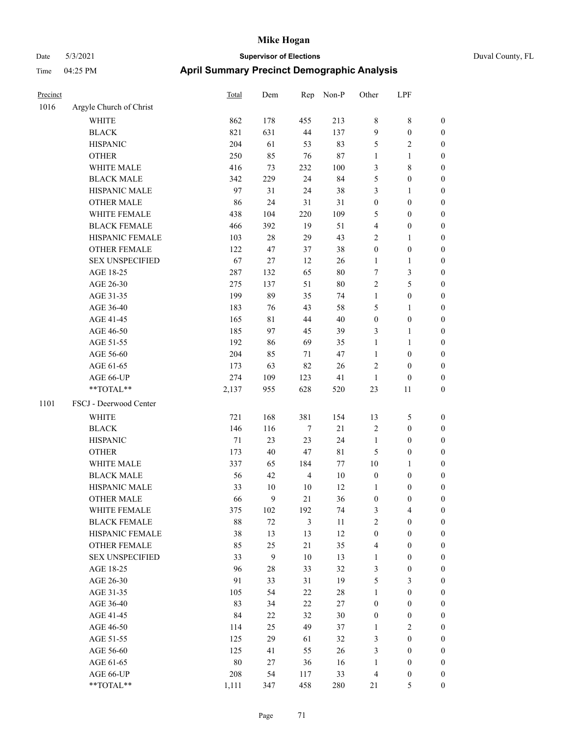# Mike Hogan

Date 5/3/2021 **Supervisor of Elections** Duval County, FL

Time 04:25 PM **April Summary Precinct Demographic Analysis**

| Precinct | | Total | Dem | Rep | Non-P | Other | LPF | |
|---|---|---|---|---|---|---|---|---|
| 1016 | Argyle Church of Christ | | | | | | | |
| | WHITE | 862 | 178 | 455 | 213 | 8 | 8 | 0 |
| | BLACK | 821 | 631 | 44 | 137 | 9 | 0 | 0 |
| | HISPANIC | 204 | 61 | 53 | 83 | 5 | 2 | 0 |
| | OTHER | 250 | 85 | 76 | 87 | 1 | 1 | 0 |
| | WHITE MALE | 416 | 73 | 232 | 100 | 3 | 8 | 0 |
| | BLACK MALE | 342 | 229 | 24 | 84 | 5 | 0 | 0 |
| | HISPANIC MALE | 97 | 31 | 24 | 38 | 3 | 1 | 0 |
| | OTHER MALE | 86 | 24 | 31 | 31 | 0 | 0 | 0 |
| | WHITE FEMALE | 438 | 104 | 220 | 109 | 5 | 0 | 0 |
| | BLACK FEMALE | 466 | 392 | 19 | 51 | 4 | 0 | 0 |
| | HISPANIC FEMALE | 103 | 28 | 29 | 43 | 2 | 1 | 0 |
| | OTHER FEMALE | 122 | 47 | 37 | 38 | 0 | 0 | 0 |
| | SEX UNSPECIFIED | 67 | 27 | 12 | 26 | 1 | 1 | 0 |
| | AGE 18-25 | 287 | 132 | 65 | 80 | 7 | 3 | 0 |
| | AGE 26-30 | 275 | 137 | 51 | 80 | 2 | 5 | 0 |
| | AGE 31-35 | 199 | 89 | 35 | 74 | 1 | 0 | 0 |
| | AGE 36-40 | 183 | 76 | 43 | 58 | 5 | 1 | 0 |
| | AGE 41-45 | 165 | 81 | 44 | 40 | 0 | 0 | 0 |
| | AGE 46-50 | 185 | 97 | 45 | 39 | 3 | 1 | 0 |
| | AGE 51-55 | 192 | 86 | 69 | 35 | 1 | 1 | 0 |
| | AGE 56-60 | 204 | 85 | 71 | 47 | 1 | 0 | 0 |
| | AGE 61-65 | 173 | 63 | 82 | 26 | 2 | 0 | 0 |
| | AGE 66-UP | 274 | 109 | 123 | 41 | 1 | 0 | 0 |
| | **TOTAL** | 2,137 | 955 | 628 | 520 | 23 | 11 | 0 |
| 1101 | FSCJ - Deerwood Center | | | | | | | |
| | WHITE | 721 | 168 | 381 | 154 | 13 | 5 | 0 |
| | BLACK | 146 | 116 | 7 | 21 | 2 | 0 | 0 |
| | HISPANIC | 71 | 23 | 23 | 24 | 1 | 0 | 0 |
| | OTHER | 173 | 40 | 47 | 81 | 5 | 0 | 0 |
| | WHITE MALE | 337 | 65 | 184 | 77 | 10 | 1 | 0 |
| | BLACK MALE | 56 | 42 | 4 | 10 | 0 | 0 | 0 |
| | HISPANIC MALE | 33 | 10 | 10 | 12 | 1 | 0 | 0 |
| | OTHER MALE | 66 | 9 | 21 | 36 | 0 | 0 | 0 |
| | WHITE FEMALE | 375 | 102 | 192 | 74 | 3 | 4 | 0 |
| | BLACK FEMALE | 88 | 72 | 3 | 11 | 2 | 0 | 0 |
| | HISPANIC FEMALE | 38 | 13 | 13 | 12 | 0 | 0 | 0 |
| | OTHER FEMALE | 85 | 25 | 21 | 35 | 4 | 0 | 0 |
| | SEX UNSPECIFIED | 33 | 9 | 10 | 13 | 1 | 0 | 0 |
| | AGE 18-25 | 96 | 28 | 33 | 32 | 3 | 0 | 0 |
| | AGE 26-30 | 91 | 33 | 31 | 19 | 5 | 3 | 0 |
| | AGE 31-35 | 105 | 54 | 22 | 28 | 1 | 0 | 0 |
| | AGE 36-40 | 83 | 34 | 22 | 27 | 0 | 0 | 0 |
| | AGE 41-45 | 84 | 22 | 32 | 30 | 0 | 0 | 0 |
| | AGE 46-50 | 114 | 25 | 49 | 37 | 1 | 2 | 0 |
| | AGE 51-55 | 125 | 29 | 61 | 32 | 3 | 0 | 0 |
| | AGE 56-60 | 125 | 41 | 55 | 26 | 3 | 0 | 0 |
| | AGE 61-65 | 80 | 27 | 36 | 16 | 1 | 0 | 0 |
| | AGE 66-UP | 208 | 54 | 117 | 33 | 4 | 0 | 0 |
| | **TOTAL** | 1,111 | 347 | 458 | 280 | 21 | 5 | 0 |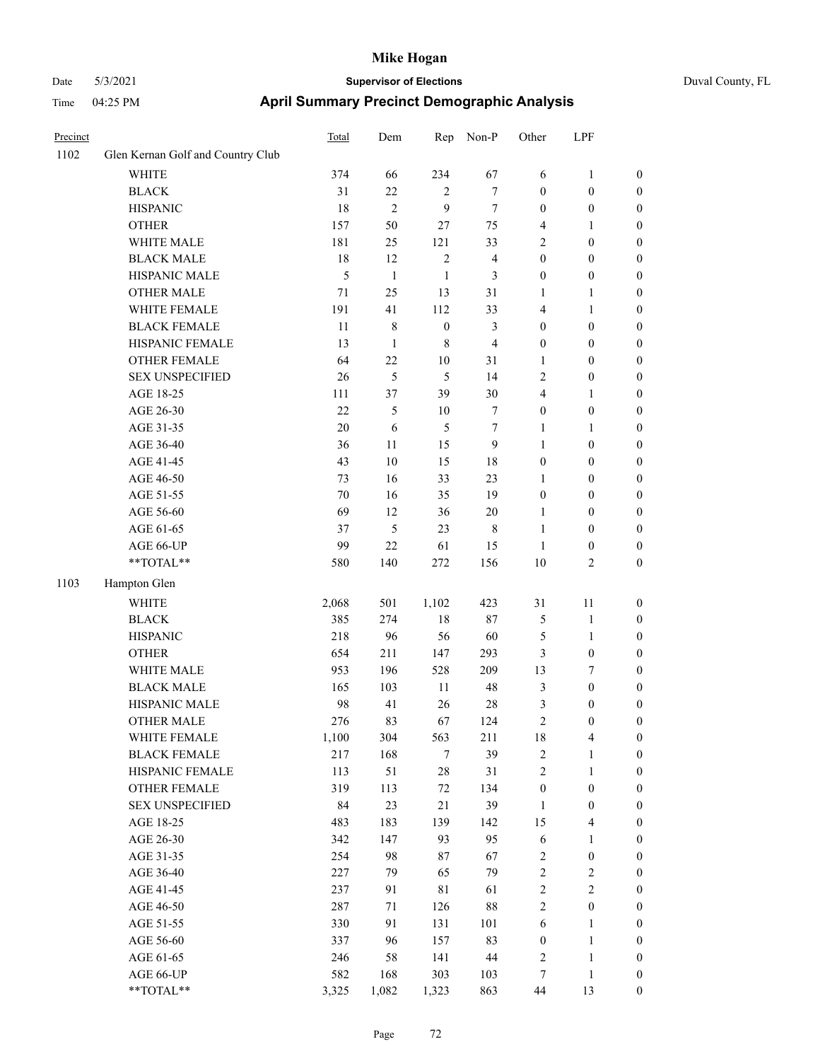| Precinct | | Total | Dem | Rep | Non-P | Other | LPF | |
|---|---|---|---|---|---|---|---|---|
| 1102 | Glen Kernan Golf and Country Club | | | | | | | |
| | WHITE | 374 | 66 | 234 | 67 | 6 | 1 | 0 |
| | BLACK | 31 | 22 | 2 | 7 | 0 | 0 | 0 |
| | HISPANIC | 18 | 2 | 9 | 7 | 0 | 0 | 0 |
| | OTHER | 157 | 50 | 27 | 75 | 4 | 1 | 0 |
| | WHITE MALE | 181 | 25 | 121 | 33 | 2 | 0 | 0 |
| | BLACK MALE | 18 | 12 | 2 | 4 | 0 | 0 | 0 |
| | HISPANIC MALE | 5 | 1 | 1 | 3 | 0 | 0 | 0 |
| | OTHER MALE | 71 | 25 | 13 | 31 | 1 | 1 | 0 |
| | WHITE FEMALE | 191 | 41 | 112 | 33 | 4 | 1 | 0 |
| | BLACK FEMALE | 11 | 8 | 0 | 3 | 0 | 0 | 0 |
| | HISPANIC FEMALE | 13 | 1 | 8 | 4 | 0 | 0 | 0 |
| | OTHER FEMALE | 64 | 22 | 10 | 31 | 1 | 0 | 0 |
| | SEX UNSPECIFIED | 26 | 5 | 5 | 14 | 2 | 0 | 0 |
| | AGE 18-25 | 111 | 37 | 39 | 30 | 4 | 1 | 0 |
| | AGE 26-30 | 22 | 5 | 10 | 7 | 0 | 0 | 0 |
| | AGE 31-35 | 20 | 6 | 5 | 7 | 1 | 1 | 0 |
| | AGE 36-40 | 36 | 11 | 15 | 9 | 1 | 0 | 0 |
| | AGE 41-45 | 43 | 10 | 15 | 18 | 0 | 0 | 0 |
| | AGE 46-50 | 73 | 16 | 33 | 23 | 1 | 0 | 0 |
| | AGE 51-55 | 70 | 16 | 35 | 19 | 0 | 0 | 0 |
| | AGE 56-60 | 69 | 12 | 36 | 20 | 1 | 0 | 0 |
| | AGE 61-65 | 37 | 5 | 23 | 8 | 1 | 0 | 0 |
| | AGE 66-UP | 99 | 22 | 61 | 15 | 1 | 0 | 0 |
| | **TOTAL** | 580 | 140 | 272 | 156 | 10 | 2 | 0 |
| 1103 | Hampton Glen | | | | | | | |
| | WHITE | 2,068 | 501 | 1,102 | 423 | 31 | 11 | 0 |
| | BLACK | 385 | 274 | 18 | 87 | 5 | 1 | 0 |
| | HISPANIC | 218 | 96 | 56 | 60 | 5 | 1 | 0 |
| | OTHER | 654 | 211 | 147 | 293 | 3 | 0 | 0 |
| | WHITE MALE | 953 | 196 | 528 | 209 | 13 | 7 | 0 |
| | BLACK MALE | 165 | 103 | 11 | 48 | 3 | 0 | 0 |
| | HISPANIC MALE | 98 | 41 | 26 | 28 | 3 | 0 | 0 |
| | OTHER MALE | 276 | 83 | 67 | 124 | 2 | 0 | 0 |
| | WHITE FEMALE | 1,100 | 304 | 563 | 211 | 18 | 4 | 0 |
| | BLACK FEMALE | 217 | 168 | 7 | 39 | 2 | 1 | 0 |
| | HISPANIC FEMALE | 113 | 51 | 28 | 31 | 2 | 1 | 0 |
| | OTHER FEMALE | 319 | 113 | 72 | 134 | 0 | 0 | 0 |
| | SEX UNSPECIFIED | 84 | 23 | 21 | 39 | 1 | 0 | 0 |
| | AGE 18-25 | 483 | 183 | 139 | 142 | 15 | 4 | 0 |
| | AGE 26-30 | 342 | 147 | 93 | 95 | 6 | 1 | 0 |
| | AGE 31-35 | 254 | 98 | 87 | 67 | 2 | 0 | 0 |
| | AGE 36-40 | 227 | 79 | 65 | 79 | 2 | 2 | 0 |
| | AGE 41-45 | 237 | 91 | 81 | 61 | 2 | 2 | 0 |
| | AGE 46-50 | 287 | 71 | 126 | 88 | 2 | 0 | 0 |
| | AGE 51-55 | 330 | 91 | 131 | 101 | 6 | 1 | 0 |
| | AGE 56-60 | 337 | 96 | 157 | 83 | 0 | 1 | 0 |
| | AGE 61-65 | 246 | 58 | 141 | 44 | 2 | 1 | 0 |
| | AGE 66-UP | 582 | 168 | 303 | 103 | 7 | 1 | 0 |
| | **TOTAL** | 3,325 | 1,082 | 1,323 | 863 | 44 | 13 | 0 |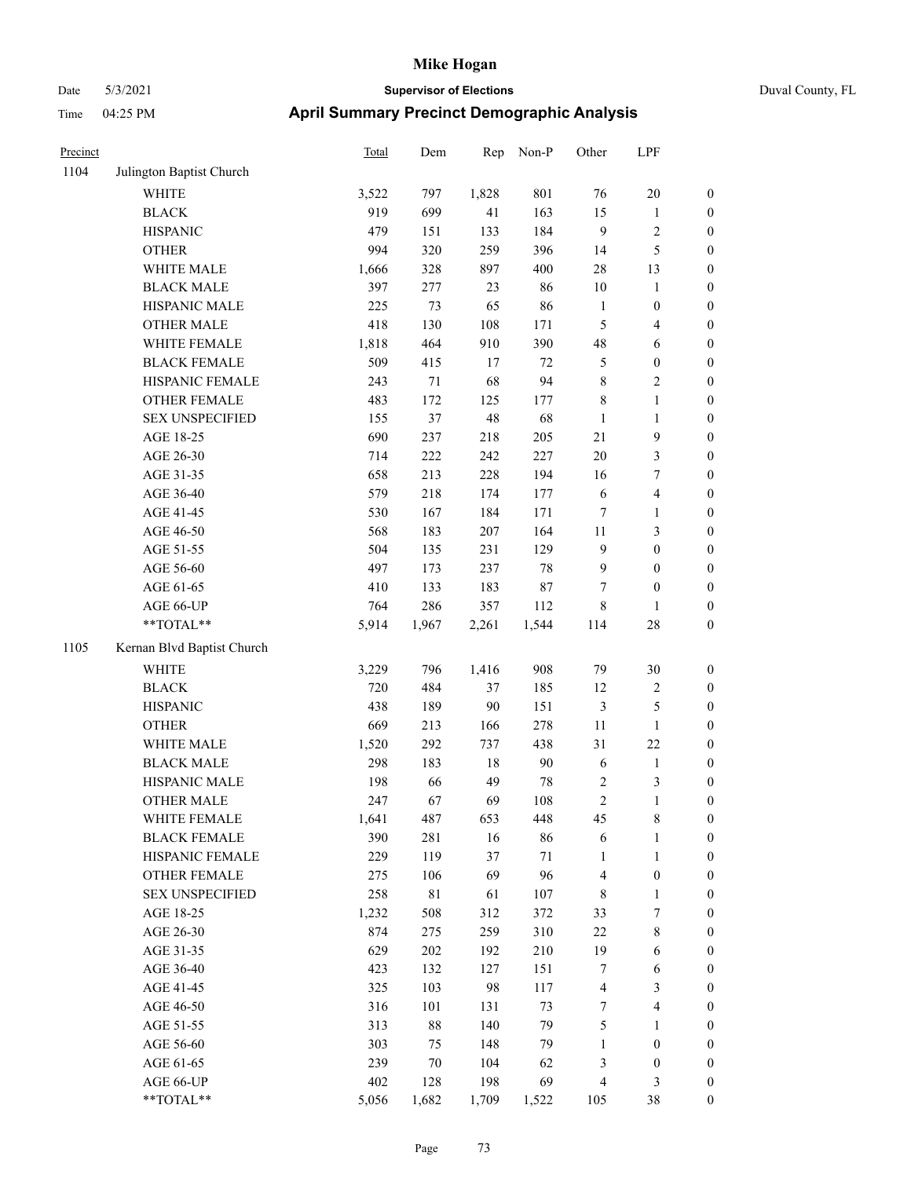# Mike Hogan

Date 5/3/2021 **Supervisor of Elections** Duval County, FL

Time 04:25 PM **April Summary Precinct Demographic Analysis**

| Precinct | | Total | Dem | Rep | Non-P | Other | LPF | |
|---|---|---|---|---|---|---|---|---|
| 1104 | Julington Baptist Church | | | | | | | |
| | WHITE | 3,522 | 797 | 1,828 | 801 | 76 | 20 | 0 |
| | BLACK | 919 | 699 | 41 | 163 | 15 | 1 | 0 |
| | HISPANIC | 479 | 151 | 133 | 184 | 9 | 2 | 0 |
| | OTHER | 994 | 320 | 259 | 396 | 14 | 5 | 0 |
| | WHITE MALE | 1,666 | 328 | 897 | 400 | 28 | 13 | 0 |
| | BLACK MALE | 397 | 277 | 23 | 86 | 10 | 1 | 0 |
| | HISPANIC MALE | 225 | 73 | 65 | 86 | 1 | 0 | 0 |
| | OTHER MALE | 418 | 130 | 108 | 171 | 5 | 4 | 0 |
| | WHITE FEMALE | 1,818 | 464 | 910 | 390 | 48 | 6 | 0 |
| | BLACK FEMALE | 509 | 415 | 17 | 72 | 5 | 0 | 0 |
| | HISPANIC FEMALE | 243 | 71 | 68 | 94 | 8 | 2 | 0 |
| | OTHER FEMALE | 483 | 172 | 125 | 177 | 8 | 1 | 0 |
| | SEX UNSPECIFIED | 155 | 37 | 48 | 68 | 1 | 1 | 0 |
| | AGE 18-25 | 690 | 237 | 218 | 205 | 21 | 9 | 0 |
| | AGE 26-30 | 714 | 222 | 242 | 227 | 20 | 3 | 0 |
| | AGE 31-35 | 658 | 213 | 228 | 194 | 16 | 7 | 0 |
| | AGE 36-40 | 579 | 218 | 174 | 177 | 6 | 4 | 0 |
| | AGE 41-45 | 530 | 167 | 184 | 171 | 7 | 1 | 0 |
| | AGE 46-50 | 568 | 183 | 207 | 164 | 11 | 3 | 0 |
| | AGE 51-55 | 504 | 135 | 231 | 129 | 9 | 0 | 0 |
| | AGE 56-60 | 497 | 173 | 237 | 78 | 9 | 0 | 0 |
| | AGE 61-65 | 410 | 133 | 183 | 87 | 7 | 0 | 0 |
| | AGE 66-UP | 764 | 286 | 357 | 112 | 8 | 1 | 0 |
| | **TOTAL** | 5,914 | 1,967 | 2,261 | 1,544 | 114 | 28 | 0 |
| 1105 | Kernan Blvd Baptist Church | | | | | | | |
| | WHITE | 3,229 | 796 | 1,416 | 908 | 79 | 30 | 0 |
| | BLACK | 720 | 484 | 37 | 185 | 12 | 2 | 0 |
| | HISPANIC | 438 | 189 | 90 | 151 | 3 | 5 | 0 |
| | OTHER | 669 | 213 | 166 | 278 | 11 | 1 | 0 |
| | WHITE MALE | 1,520 | 292 | 737 | 438 | 31 | 22 | 0 |
| | BLACK MALE | 298 | 183 | 18 | 90 | 6 | 1 | 0 |
| | HISPANIC MALE | 198 | 66 | 49 | 78 | 2 | 3 | 0 |
| | OTHER MALE | 247 | 67 | 69 | 108 | 2 | 1 | 0 |
| | WHITE FEMALE | 1,641 | 487 | 653 | 448 | 45 | 8 | 0 |
| | BLACK FEMALE | 390 | 281 | 16 | 86 | 6 | 1 | 0 |
| | HISPANIC FEMALE | 229 | 119 | 37 | 71 | 1 | 1 | 0 |
| | OTHER FEMALE | 275 | 106 | 69 | 96 | 4 | 0 | 0 |
| | SEX UNSPECIFIED | 258 | 81 | 61 | 107 | 8 | 1 | 0 |
| | AGE 18-25 | 1,232 | 508 | 312 | 372 | 33 | 7 | 0 |
| | AGE 26-30 | 874 | 275 | 259 | 310 | 22 | 8 | 0 |
| | AGE 31-35 | 629 | 202 | 192 | 210 | 19 | 6 | 0 |
| | AGE 36-40 | 423 | 132 | 127 | 151 | 7 | 6 | 0 |
| | AGE 41-45 | 325 | 103 | 98 | 117 | 4 | 3 | 0 |
| | AGE 46-50 | 316 | 101 | 131 | 73 | 7 | 4 | 0 |
| | AGE 51-55 | 313 | 88 | 140 | 79 | 5 | 1 | 0 |
| | AGE 56-60 | 303 | 75 | 148 | 79 | 1 | 0 | 0 |
| | AGE 61-65 | 239 | 70 | 104 | 62 | 3 | 0 | 0 |
| | AGE 66-UP | 402 | 128 | 198 | 69 | 4 | 3 | 0 |
| | **TOTAL** | 5,056 | 1,682 | 1,709 | 1,522 | 105 | 38 | 0 |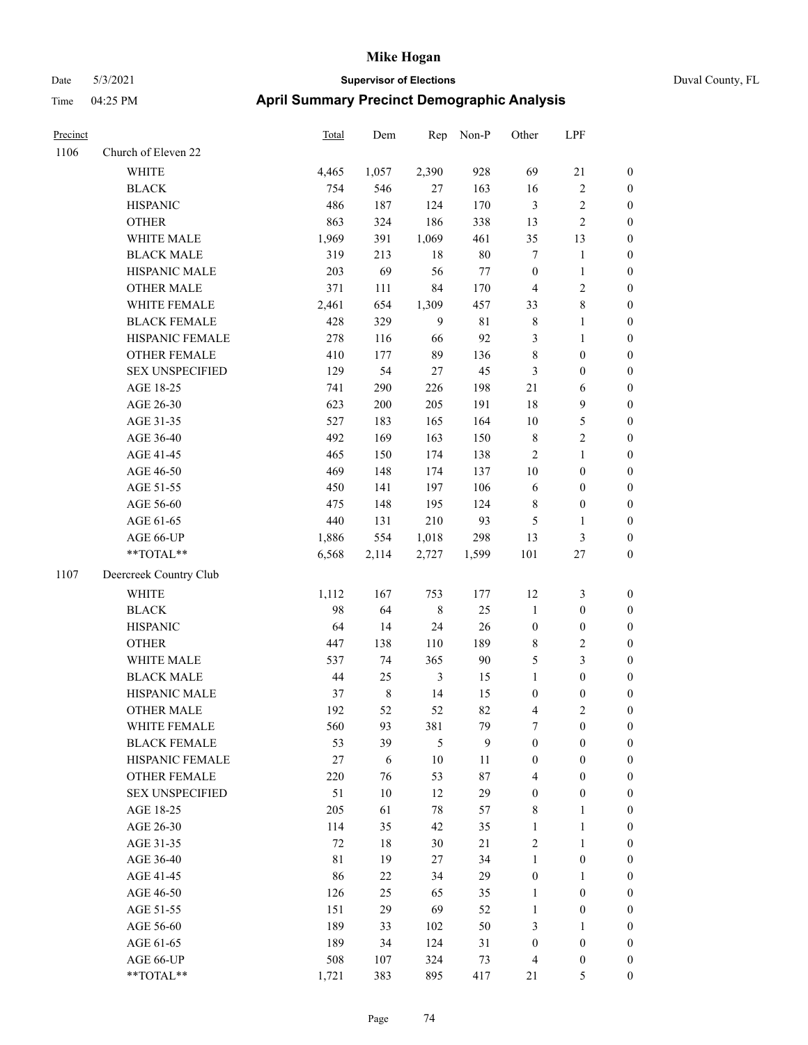# Mike Hogan

Date 5/3/2021 **Supervisor of Elections** Duval County, FL

Time 04:25 PM **April Summary Precinct Demographic Analysis**

| Precinct | | Total | Dem | Rep | Non-P | Other | LPF | |
|---|---|---|---|---|---|---|---|---|
| 1106 | Church of Eleven 22 | | | | | | | |
| | WHITE | 4,465 | 1,057 | 2,390 | 928 | 69 | 21 | 0 |
| | BLACK | 754 | 546 | 27 | 163 | 16 | 2 | 0 |
| | HISPANIC | 486 | 187 | 124 | 170 | 3 | 2 | 0 |
| | OTHER | 863 | 324 | 186 | 338 | 13 | 2 | 0 |
| | WHITE MALE | 1,969 | 391 | 1,069 | 461 | 35 | 13 | 0 |
| | BLACK MALE | 319 | 213 | 18 | 80 | 7 | 1 | 0 |
| | HISPANIC MALE | 203 | 69 | 56 | 77 | 0 | 1 | 0 |
| | OTHER MALE | 371 | 111 | 84 | 170 | 4 | 2 | 0 |
| | WHITE FEMALE | 2,461 | 654 | 1,309 | 457 | 33 | 8 | 0 |
| | BLACK FEMALE | 428 | 329 | 9 | 81 | 8 | 1 | 0 |
| | HISPANIC FEMALE | 278 | 116 | 66 | 92 | 3 | 1 | 0 |
| | OTHER FEMALE | 410 | 177 | 89 | 136 | 8 | 0 | 0 |
| | SEX UNSPECIFIED | 129 | 54 | 27 | 45 | 3 | 0 | 0 |
| | AGE 18-25 | 741 | 290 | 226 | 198 | 21 | 6 | 0 |
| | AGE 26-30 | 623 | 200 | 205 | 191 | 18 | 9 | 0 |
| | AGE 31-35 | 527 | 183 | 165 | 164 | 10 | 5 | 0 |
| | AGE 36-40 | 492 | 169 | 163 | 150 | 8 | 2 | 0 |
| | AGE 41-45 | 465 | 150 | 174 | 138 | 2 | 1 | 0 |
| | AGE 46-50 | 469 | 148 | 174 | 137 | 10 | 0 | 0 |
| | AGE 51-55 | 450 | 141 | 197 | 106 | 6 | 0 | 0 |
| | AGE 56-60 | 475 | 148 | 195 | 124 | 8 | 0 | 0 |
| | AGE 61-65 | 440 | 131 | 210 | 93 | 5 | 1 | 0 |
| | AGE 66-UP | 1,886 | 554 | 1,018 | 298 | 13 | 3 | 0 |
| | **TOTAL** | 6,568 | 2,114 | 2,727 | 1,599 | 101 | 27 | 0 |
| 1107 | Deercreek Country Club | | | | | | | |
| | WHITE | 1,112 | 167 | 753 | 177 | 12 | 3 | 0 |
| | BLACK | 98 | 64 | 8 | 25 | 1 | 0 | 0 |
| | HISPANIC | 64 | 14 | 24 | 26 | 0 | 0 | 0 |
| | OTHER | 447 | 138 | 110 | 189 | 8 | 2 | 0 |
| | WHITE MALE | 537 | 74 | 365 | 90 | 5 | 3 | 0 |
| | BLACK MALE | 44 | 25 | 3 | 15 | 1 | 0 | 0 |
| | HISPANIC MALE | 37 | 8 | 14 | 15 | 0 | 0 | 0 |
| | OTHER MALE | 192 | 52 | 52 | 82 | 4 | 2 | 0 |
| | WHITE FEMALE | 560 | 93 | 381 | 79 | 7 | 0 | 0 |
| | BLACK FEMALE | 53 | 39 | 5 | 9 | 0 | 0 | 0 |
| | HISPANIC FEMALE | 27 | 6 | 10 | 11 | 0 | 0 | 0 |
| | OTHER FEMALE | 220 | 76 | 53 | 87 | 4 | 0 | 0 |
| | SEX UNSPECIFIED | 51 | 10 | 12 | 29 | 0 | 0 | 0 |
| | AGE 18-25 | 205 | 61 | 78 | 57 | 8 | 1 | 0 |
| | AGE 26-30 | 114 | 35 | 42 | 35 | 1 | 1 | 0 |
| | AGE 31-35 | 72 | 18 | 30 | 21 | 2 | 1 | 0 |
| | AGE 36-40 | 81 | 19 | 27 | 34 | 1 | 0 | 0 |
| | AGE 41-45 | 86 | 22 | 34 | 29 | 0 | 1 | 0 |
| | AGE 46-50 | 126 | 25 | 65 | 35 | 1 | 0 | 0 |
| | AGE 51-55 | 151 | 29 | 69 | 52 | 1 | 0 | 0 |
| | AGE 56-60 | 189 | 33 | 102 | 50 | 3 | 1 | 0 |
| | AGE 61-65 | 189 | 34 | 124 | 31 | 0 | 0 | 0 |
| | AGE 66-UP | 508 | 107 | 324 | 73 | 4 | 0 | 0 |
| | **TOTAL** | 1,721 | 383 | 895 | 417 | 21 | 5 | 0 |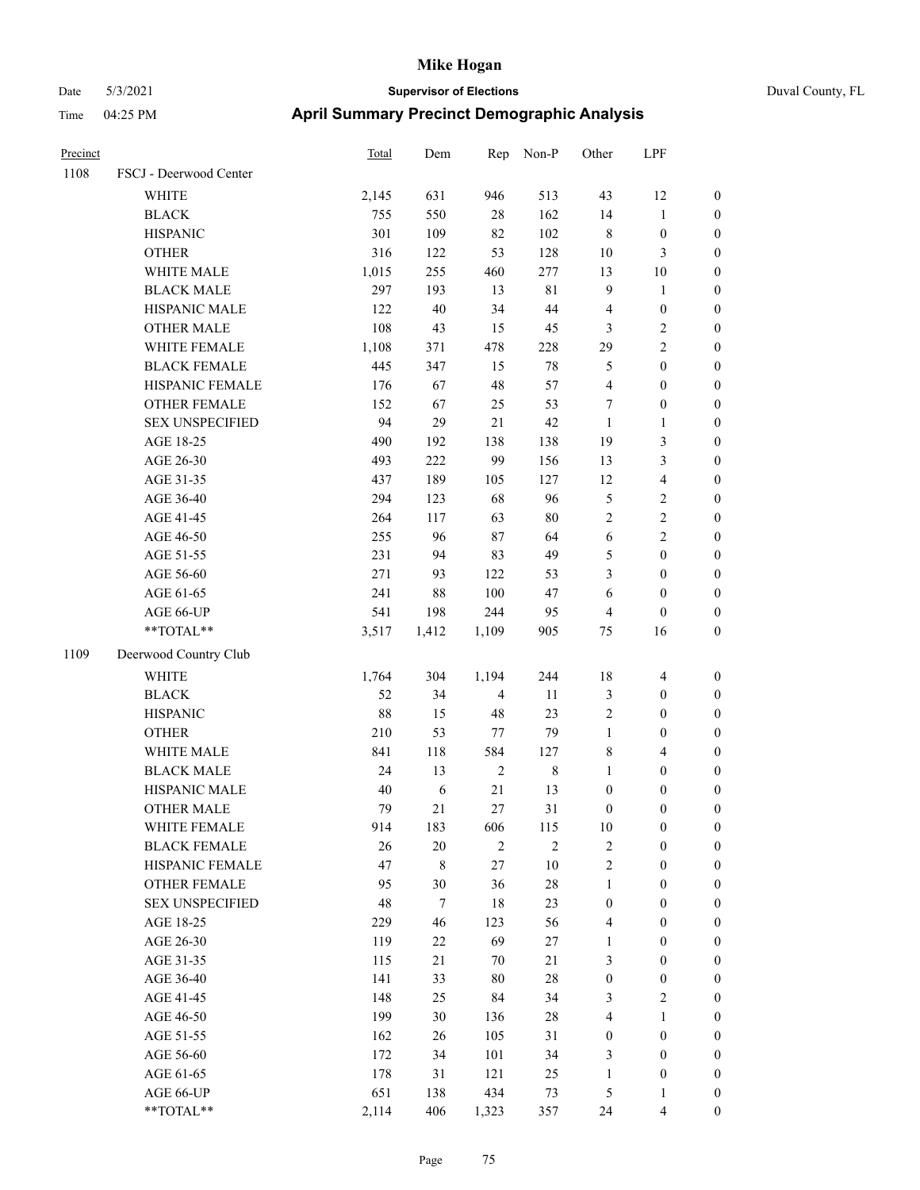# Mike Hogan

Date 5/3/2021 **Supervisor of Elections** Duval County, FL

Time 04:25 PM **April Summary Precinct Demographic Analysis**

| Precinct | | Total | Dem | Rep | Non-P | Other | LPF | |
|---|---|---|---|---|---|---|---|---|
| 1108 | FSCJ - Deerwood Center | | | | | | | |
| | WHITE | 2,145 | 631 | 946 | 513 | 43 | 12 | 0 |
| | BLACK | 755 | 550 | 28 | 162 | 14 | 1 | 0 |
| | HISPANIC | 301 | 109 | 82 | 102 | 8 | 0 | 0 |
| | OTHER | 316 | 122 | 53 | 128 | 10 | 3 | 0 |
| | WHITE MALE | 1,015 | 255 | 460 | 277 | 13 | 10 | 0 |
| | BLACK MALE | 297 | 193 | 13 | 81 | 9 | 1 | 0 |
| | HISPANIC MALE | 122 | 40 | 34 | 44 | 4 | 0 | 0 |
| | OTHER MALE | 108 | 43 | 15 | 45 | 3 | 2 | 0 |
| | WHITE FEMALE | 1,108 | 371 | 478 | 228 | 29 | 2 | 0 |
| | BLACK FEMALE | 445 | 347 | 15 | 78 | 5 | 0 | 0 |
| | HISPANIC FEMALE | 176 | 67 | 48 | 57 | 4 | 0 | 0 |
| | OTHER FEMALE | 152 | 67 | 25 | 53 | 7 | 0 | 0 |
| | SEX UNSPECIFIED | 94 | 29 | 21 | 42 | 1 | 1 | 0 |
| | AGE 18-25 | 490 | 192 | 138 | 138 | 19 | 3 | 0 |
| | AGE 26-30 | 493 | 222 | 99 | 156 | 13 | 3 | 0 |
| | AGE 31-35 | 437 | 189 | 105 | 127 | 12 | 4 | 0 |
| | AGE 36-40 | 294 | 123 | 68 | 96 | 5 | 2 | 0 |
| | AGE 41-45 | 264 | 117 | 63 | 80 | 2 | 2 | 0 |
| | AGE 46-50 | 255 | 96 | 87 | 64 | 6 | 2 | 0 |
| | AGE 51-55 | 231 | 94 | 83 | 49 | 5 | 0 | 0 |
| | AGE 56-60 | 271 | 93 | 122 | 53 | 3 | 0 | 0 |
| | AGE 61-65 | 241 | 88 | 100 | 47 | 6 | 0 | 0 |
| | AGE 66-UP | 541 | 198 | 244 | 95 | 4 | 0 | 0 |
| | **TOTAL** | 3,517 | 1,412 | 1,109 | 905 | 75 | 16 | 0 |
| 1109 | Deerwood Country Club | | | | | | | |
| | WHITE | 1,764 | 304 | 1,194 | 244 | 18 | 4 | 0 |
| | BLACK | 52 | 34 | 4 | 11 | 3 | 0 | 0 |
| | HISPANIC | 88 | 15 | 48 | 23 | 2 | 0 | 0 |
| | OTHER | 210 | 53 | 77 | 79 | 1 | 0 | 0 |
| | WHITE MALE | 841 | 118 | 584 | 127 | 8 | 4 | 0 |
| | BLACK MALE | 24 | 13 | 2 | 8 | 1 | 0 | 0 |
| | HISPANIC MALE | 40 | 6 | 21 | 13 | 0 | 0 | 0 |
| | OTHER MALE | 79 | 21 | 27 | 31 | 0 | 0 | 0 |
| | WHITE FEMALE | 914 | 183 | 606 | 115 | 10 | 0 | 0 |
| | BLACK FEMALE | 26 | 20 | 2 | 2 | 2 | 0 | 0 |
| | HISPANIC FEMALE | 47 | 8 | 27 | 10 | 2 | 0 | 0 |
| | OTHER FEMALE | 95 | 30 | 36 | 28 | 1 | 0 | 0 |
| | SEX UNSPECIFIED | 48 | 7 | 18 | 23 | 0 | 0 | 0 |
| | AGE 18-25 | 229 | 46 | 123 | 56 | 4 | 0 | 0 |
| | AGE 26-30 | 119 | 22 | 69 | 27 | 1 | 0 | 0 |
| | AGE 31-35 | 115 | 21 | 70 | 21 | 3 | 0 | 0 |
| | AGE 36-40 | 141 | 33 | 80 | 28 | 0 | 0 | 0 |
| | AGE 41-45 | 148 | 25 | 84 | 34 | 3 | 2 | 0 |
| | AGE 46-50 | 199 | 30 | 136 | 28 | 4 | 1 | 0 |
| | AGE 51-55 | 162 | 26 | 105 | 31 | 0 | 0 | 0 |
| | AGE 56-60 | 172 | 34 | 101 | 34 | 3 | 0 | 0 |
| | AGE 61-65 | 178 | 31 | 121 | 25 | 1 | 0 | 0 |
| | AGE 66-UP | 651 | 138 | 434 | 73 | 5 | 1 | 0 |
| | **TOTAL** | 2,114 | 406 | 1,323 | 357 | 24 | 4 | 0 |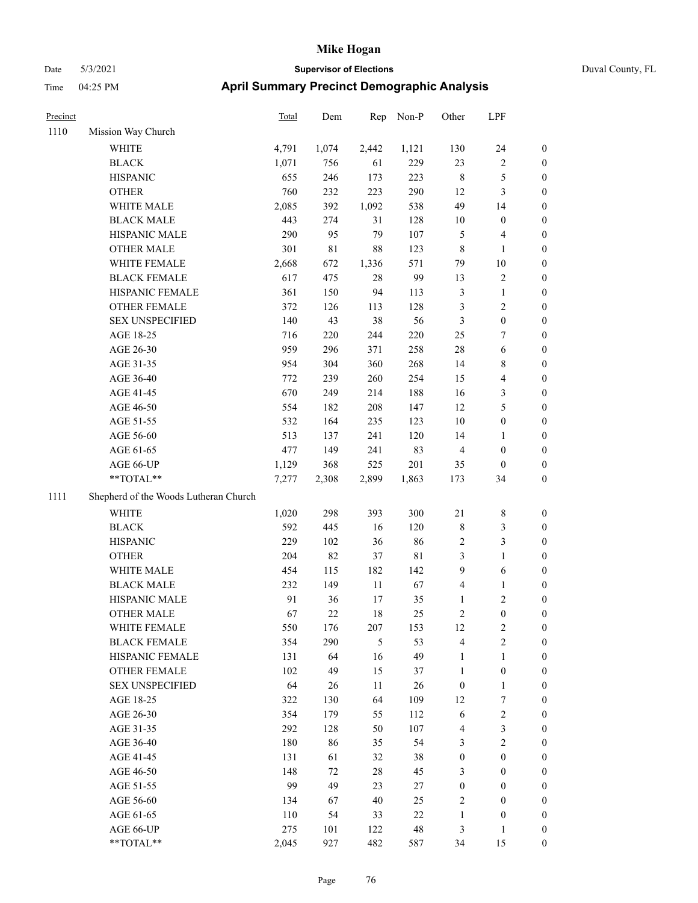# Mike Hogan

Date 5/3/2021 **Supervisor of Elections** Duval County, FL

Time 04:25 PM **April Summary Precinct Demographic Analysis**

| Precinct | | Total | Dem | Rep | Non-P | Other | LPF | |
|---|---|---|---|---|---|---|---|---|
| 1110 | Mission Way Church | | | | | | | |
| | WHITE | 4,791 | 1,074 | 2,442 | 1,121 | 130 | 24 | 0 |
| | BLACK | 1,071 | 756 | 61 | 229 | 23 | 2 | 0 |
| | HISPANIC | 655 | 246 | 173 | 223 | 8 | 5 | 0 |
| | OTHER | 760 | 232 | 223 | 290 | 12 | 3 | 0 |
| | WHITE MALE | 2,085 | 392 | 1,092 | 538 | 49 | 14 | 0 |
| | BLACK MALE | 443 | 274 | 31 | 128 | 10 | 0 | 0 |
| | HISPANIC MALE | 290 | 95 | 79 | 107 | 5 | 4 | 0 |
| | OTHER MALE | 301 | 81 | 88 | 123 | 8 | 1 | 0 |
| | WHITE FEMALE | 2,668 | 672 | 1,336 | 571 | 79 | 10 | 0 |
| | BLACK FEMALE | 617 | 475 | 28 | 99 | 13 | 2 | 0 |
| | HISPANIC FEMALE | 361 | 150 | 94 | 113 | 3 | 1 | 0 |
| | OTHER FEMALE | 372 | 126 | 113 | 128 | 3 | 2 | 0 |
| | SEX UNSPECIFIED | 140 | 43 | 38 | 56 | 3 | 0 | 0 |
| | AGE 18-25 | 716 | 220 | 244 | 220 | 25 | 7 | 0 |
| | AGE 26-30 | 959 | 296 | 371 | 258 | 28 | 6 | 0 |
| | AGE 31-35 | 954 | 304 | 360 | 268 | 14 | 8 | 0 |
| | AGE 36-40 | 772 | 239 | 260 | 254 | 15 | 4 | 0 |
| | AGE 41-45 | 670 | 249 | 214 | 188 | 16 | 3 | 0 |
| | AGE 46-50 | 554 | 182 | 208 | 147 | 12 | 5 | 0 |
| | AGE 51-55 | 532 | 164 | 235 | 123 | 10 | 0 | 0 |
| | AGE 56-60 | 513 | 137 | 241 | 120 | 14 | 1 | 0 |
| | AGE 61-65 | 477 | 149 | 241 | 83 | 4 | 0 | 0 |
| | AGE 66-UP | 1,129 | 368 | 525 | 201 | 35 | 0 | 0 |
| | **TOTAL** | 7,277 | 2,308 | 2,899 | 1,863 | 173 | 34 | 0 |
| 1111 | Shepherd of the Woods Lutheran Church | | | | | | | |
| | WHITE | 1,020 | 298 | 393 | 300 | 21 | 8 | 0 |
| | BLACK | 592 | 445 | 16 | 120 | 8 | 3 | 0 |
| | HISPANIC | 229 | 102 | 36 | 86 | 2 | 3 | 0 |
| | OTHER | 204 | 82 | 37 | 81 | 3 | 1 | 0 |
| | WHITE MALE | 454 | 115 | 182 | 142 | 9 | 6 | 0 |
| | BLACK MALE | 232 | 149 | 11 | 67 | 4 | 1 | 0 |
| | HISPANIC MALE | 91 | 36 | 17 | 35 | 1 | 2 | 0 |
| | OTHER MALE | 67 | 22 | 18 | 25 | 2 | 0 | 0 |
| | WHITE FEMALE | 550 | 176 | 207 | 153 | 12 | 2 | 0 |
| | BLACK FEMALE | 354 | 290 | 5 | 53 | 4 | 2 | 0 |
| | HISPANIC FEMALE | 131 | 64 | 16 | 49 | 1 | 1 | 0 |
| | OTHER FEMALE | 102 | 49 | 15 | 37 | 1 | 0 | 0 |
| | SEX UNSPECIFIED | 64 | 26 | 11 | 26 | 0 | 1 | 0 |
| | AGE 18-25 | 322 | 130 | 64 | 109 | 12 | 7 | 0 |
| | AGE 26-30 | 354 | 179 | 55 | 112 | 6 | 2 | 0 |
| | AGE 31-35 | 292 | 128 | 50 | 107 | 4 | 3 | 0 |
| | AGE 36-40 | 180 | 86 | 35 | 54 | 3 | 2 | 0 |
| | AGE 41-45 | 131 | 61 | 32 | 38 | 0 | 0 | 0 |
| | AGE 46-50 | 148 | 72 | 28 | 45 | 3 | 0 | 0 |
| | AGE 51-55 | 99 | 49 | 23 | 27 | 0 | 0 | 0 |
| | AGE 56-60 | 134 | 67 | 40 | 25 | 2 | 0 | 0 |
| | AGE 61-65 | 110 | 54 | 33 | 22 | 1 | 0 | 0 |
| | AGE 66-UP | 275 | 101 | 122 | 48 | 3 | 1 | 0 |
| | **TOTAL** | 2,045 | 927 | 482 | 587 | 34 | 15 | 0 |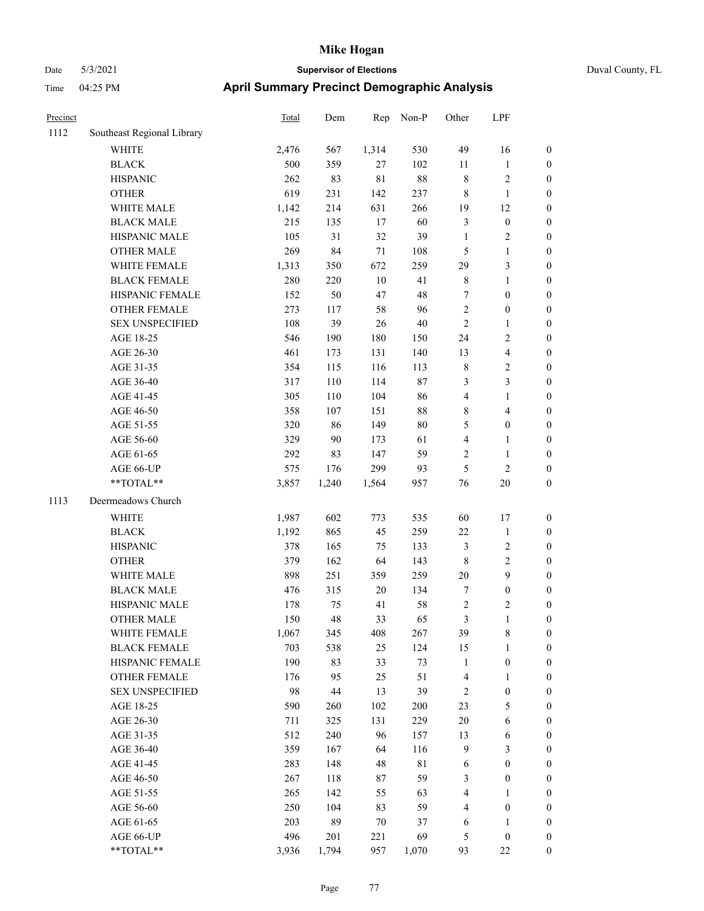# Mike Hogan

Date 5/3/2021 **Supervisor of Elections** Duval County, FL

Time 04:25 PM **April Summary Precinct Demographic Analysis**

| Precinct | | Total | Dem | Rep | Non-P | Other | LPF | |
|---|---|---|---|---|---|---|---|---|
| 1112 | Southeast Regional Library | | | | | | | |
| | WHITE | 2,476 | 567 | 1,314 | 530 | 49 | 16 | 0 |
| | BLACK | 500 | 359 | 27 | 102 | 11 | 1 | 0 |
| | HISPANIC | 262 | 83 | 81 | 88 | 8 | 2 | 0 |
| | OTHER | 619 | 231 | 142 | 237 | 8 | 1 | 0 |
| | WHITE MALE | 1,142 | 214 | 631 | 266 | 19 | 12 | 0 |
| | BLACK MALE | 215 | 135 | 17 | 60 | 3 | 0 | 0 |
| | HISPANIC MALE | 105 | 31 | 32 | 39 | 1 | 2 | 0 |
| | OTHER MALE | 269 | 84 | 71 | 108 | 5 | 1 | 0 |
| | WHITE FEMALE | 1,313 | 350 | 672 | 259 | 29 | 3 | 0 |
| | BLACK FEMALE | 280 | 220 | 10 | 41 | 8 | 1 | 0 |
| | HISPANIC FEMALE | 152 | 50 | 47 | 48 | 7 | 0 | 0 |
| | OTHER FEMALE | 273 | 117 | 58 | 96 | 2 | 0 | 0 |
| | SEX UNSPECIFIED | 108 | 39 | 26 | 40 | 2 | 1 | 0 |
| | AGE 18-25 | 546 | 190 | 180 | 150 | 24 | 2 | 0 |
| | AGE 26-30 | 461 | 173 | 131 | 140 | 13 | 4 | 0 |
| | AGE 31-35 | 354 | 115 | 116 | 113 | 8 | 2 | 0 |
| | AGE 36-40 | 317 | 110 | 114 | 87 | 3 | 3 | 0 |
| | AGE 41-45 | 305 | 110 | 104 | 86 | 4 | 1 | 0 |
| | AGE 46-50 | 358 | 107 | 151 | 88 | 8 | 4 | 0 |
| | AGE 51-55 | 320 | 86 | 149 | 80 | 5 | 0 | 0 |
| | AGE 56-60 | 329 | 90 | 173 | 61 | 4 | 1 | 0 |
| | AGE 61-65 | 292 | 83 | 147 | 59 | 2 | 1 | 0 |
| | AGE 66-UP | 575 | 176 | 299 | 93 | 5 | 2 | 0 |
| | **TOTAL** | 3,857 | 1,240 | 1,564 | 957 | 76 | 20 | 0 |
| 1113 | Deermeadows Church | | | | | | | |
| | WHITE | 1,987 | 602 | 773 | 535 | 60 | 17 | 0 |
| | BLACK | 1,192 | 865 | 45 | 259 | 22 | 1 | 0 |
| | HISPANIC | 378 | 165 | 75 | 133 | 3 | 2 | 0 |
| | OTHER | 379 | 162 | 64 | 143 | 8 | 2 | 0 |
| | WHITE MALE | 898 | 251 | 359 | 259 | 20 | 9 | 0 |
| | BLACK MALE | 476 | 315 | 20 | 134 | 7 | 0 | 0 |
| | HISPANIC MALE | 178 | 75 | 41 | 58 | 2 | 2 | 0 |
| | OTHER MALE | 150 | 48 | 33 | 65 | 3 | 1 | 0 |
| | WHITE FEMALE | 1,067 | 345 | 408 | 267 | 39 | 8 | 0 |
| | BLACK FEMALE | 703 | 538 | 25 | 124 | 15 | 1 | 0 |
| | HISPANIC FEMALE | 190 | 83 | 33 | 73 | 1 | 0 | 0 |
| | OTHER FEMALE | 176 | 95 | 25 | 51 | 4 | 1 | 0 |
| | SEX UNSPECIFIED | 98 | 44 | 13 | 39 | 2 | 0 | 0 |
| | AGE 18-25 | 590 | 260 | 102 | 200 | 23 | 5 | 0 |
| | AGE 26-30 | 711 | 325 | 131 | 229 | 20 | 6 | 0 |
| | AGE 31-35 | 512 | 240 | 96 | 157 | 13 | 6 | 0 |
| | AGE 36-40 | 359 | 167 | 64 | 116 | 9 | 3 | 0 |
| | AGE 41-45 | 283 | 148 | 48 | 81 | 6 | 0 | 0 |
| | AGE 46-50 | 267 | 118 | 87 | 59 | 3 | 0 | 0 |
| | AGE 51-55 | 265 | 142 | 55 | 63 | 4 | 1 | 0 |
| | AGE 56-60 | 250 | 104 | 83 | 59 | 4 | 0 | 0 |
| | AGE 61-65 | 203 | 89 | 70 | 37 | 6 | 1 | 0 |
| | AGE 66-UP | 496 | 201 | 221 | 69 | 5 | 0 | 0 |
| | **TOTAL** | 3,936 | 1,794 | 957 | 1,070 | 93 | 22 | 0 |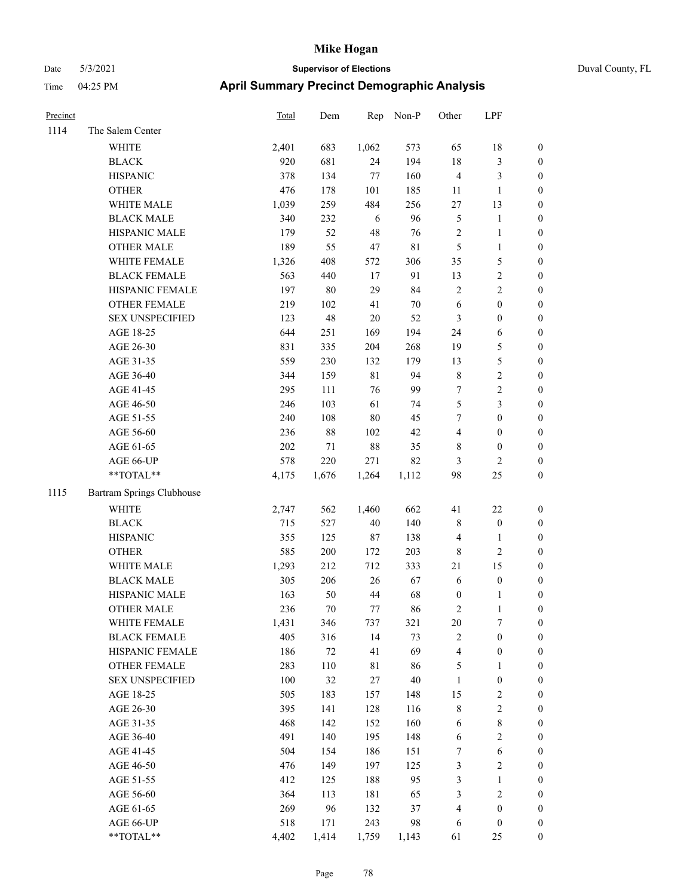# Mike Hogan

Date 5/3/2021 **Supervisor of Elections** Duval County, FL

Time 04:25 PM **April Summary Precinct Demographic Analysis**

| Precinct | | Total | Dem | Rep | Non-P | Other | LPF | |
|---|---|---|---|---|---|---|---|---|
| 1114 | The Salem Center | | | | | | | |
| | WHITE | 2,401 | 683 | 1,062 | 573 | 65 | 18 | 0 |
| | BLACK | 920 | 681 | 24 | 194 | 18 | 3 | 0 |
| | HISPANIC | 378 | 134 | 77 | 160 | 4 | 3 | 0 |
| | OTHER | 476 | 178 | 101 | 185 | 11 | 1 | 0 |
| | WHITE MALE | 1,039 | 259 | 484 | 256 | 27 | 13 | 0 |
| | BLACK MALE | 340 | 232 | 6 | 96 | 5 | 1 | 0 |
| | HISPANIC MALE | 179 | 52 | 48 | 76 | 2 | 1 | 0 |
| | OTHER MALE | 189 | 55 | 47 | 81 | 5 | 1 | 0 |
| | WHITE FEMALE | 1,326 | 408 | 572 | 306 | 35 | 5 | 0 |
| | BLACK FEMALE | 563 | 440 | 17 | 91 | 13 | 2 | 0 |
| | HISPANIC FEMALE | 197 | 80 | 29 | 84 | 2 | 2 | 0 |
| | OTHER FEMALE | 219 | 102 | 41 | 70 | 6 | 0 | 0 |
| | SEX UNSPECIFIED | 123 | 48 | 20 | 52 | 3 | 0 | 0 |
| | AGE 18-25 | 644 | 251 | 169 | 194 | 24 | 6 | 0 |
| | AGE 26-30 | 831 | 335 | 204 | 268 | 19 | 5 | 0 |
| | AGE 31-35 | 559 | 230 | 132 | 179 | 13 | 5 | 0 |
| | AGE 36-40 | 344 | 159 | 81 | 94 | 8 | 2 | 0 |
| | AGE 41-45 | 295 | 111 | 76 | 99 | 7 | 2 | 0 |
| | AGE 46-50 | 246 | 103 | 61 | 74 | 5 | 3 | 0 |
| | AGE 51-55 | 240 | 108 | 80 | 45 | 7 | 0 | 0 |
| | AGE 56-60 | 236 | 88 | 102 | 42 | 4 | 0 | 0 |
| | AGE 61-65 | 202 | 71 | 88 | 35 | 8 | 0 | 0 |
| | AGE 66-UP | 578 | 220 | 271 | 82 | 3 | 2 | 0 |
| | **TOTAL** | 4,175 | 1,676 | 1,264 | 1,112 | 98 | 25 | 0 |
| 1115 | Bartram Springs Clubhouse | | | | | | | |
| | WHITE | 2,747 | 562 | 1,460 | 662 | 41 | 22 | 0 |
| | BLACK | 715 | 527 | 40 | 140 | 8 | 0 | 0 |
| | HISPANIC | 355 | 125 | 87 | 138 | 4 | 1 | 0 |
| | OTHER | 585 | 200 | 172 | 203 | 8 | 2 | 0 |
| | WHITE MALE | 1,293 | 212 | 712 | 333 | 21 | 15 | 0 |
| | BLACK MALE | 305 | 206 | 26 | 67 | 6 | 0 | 0 |
| | HISPANIC MALE | 163 | 50 | 44 | 68 | 0 | 1 | 0 |
| | OTHER MALE | 236 | 70 | 77 | 86 | 2 | 1 | 0 |
| | WHITE FEMALE | 1,431 | 346 | 737 | 321 | 20 | 7 | 0 |
| | BLACK FEMALE | 405 | 316 | 14 | 73 | 2 | 0 | 0 |
| | HISPANIC FEMALE | 186 | 72 | 41 | 69 | 4 | 0 | 0 |
| | OTHER FEMALE | 283 | 110 | 81 | 86 | 5 | 1 | 0 |
| | SEX UNSPECIFIED | 100 | 32 | 27 | 40 | 1 | 0 | 0 |
| | AGE 18-25 | 505 | 183 | 157 | 148 | 15 | 2 | 0 |
| | AGE 26-30 | 395 | 141 | 128 | 116 | 8 | 2 | 0 |
| | AGE 31-35 | 468 | 142 | 152 | 160 | 6 | 8 | 0 |
| | AGE 36-40 | 491 | 140 | 195 | 148 | 6 | 2 | 0 |
| | AGE 41-45 | 504 | 154 | 186 | 151 | 7 | 6 | 0 |
| | AGE 46-50 | 476 | 149 | 197 | 125 | 3 | 2 | 0 |
| | AGE 51-55 | 412 | 125 | 188 | 95 | 3 | 1 | 0 |
| | AGE 56-60 | 364 | 113 | 181 | 65 | 3 | 2 | 0 |
| | AGE 61-65 | 269 | 96 | 132 | 37 | 4 | 0 | 0 |
| | AGE 66-UP | 518 | 171 | 243 | 98 | 6 | 0 | 0 |
| | **TOTAL** | 4,402 | 1,414 | 1,759 | 1,143 | 61 | 25 | 0 |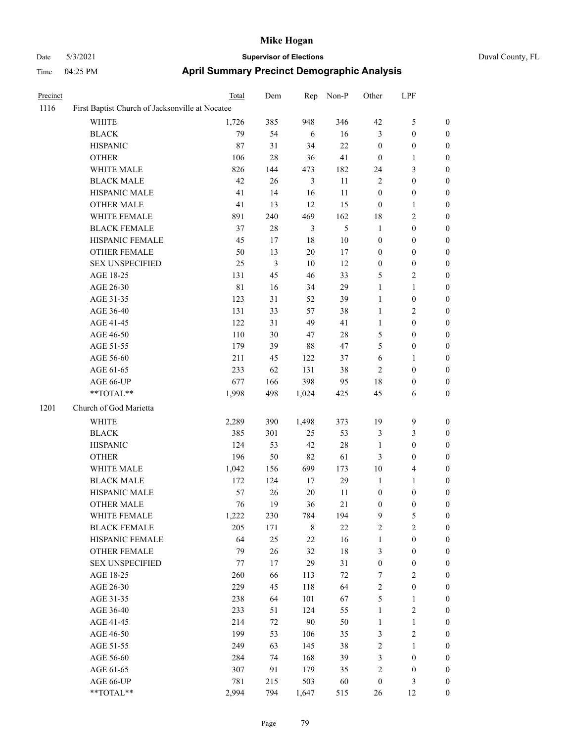# Mike Hogan

Date 5/3/2021 **Supervisor of Elections** Duval County, FL

Time 04:25 PM **April Summary Precinct Demographic Analysis**

| Precinct | | Total | Dem | Rep | Non-P | Other | LPF | |
|---|---|---|---|---|---|---|---|---|
| 1116 | First Baptist Church of Jacksonville at Nocatee | | | | | | | |
| | WHITE | 1,726 | 385 | 948 | 346 | 42 | 5 | 0 |
| | BLACK | 79 | 54 | 6 | 16 | 3 | 0 | 0 |
| | HISPANIC | 87 | 31 | 34 | 22 | 0 | 0 | 0 |
| | OTHER | 106 | 28 | 36 | 41 | 0 | 1 | 0 |
| | WHITE MALE | 826 | 144 | 473 | 182 | 24 | 3 | 0 |
| | BLACK MALE | 42 | 26 | 3 | 11 | 2 | 0 | 0 |
| | HISPANIC MALE | 41 | 14 | 16 | 11 | 0 | 0 | 0 |
| | OTHER MALE | 41 | 13 | 12 | 15 | 0 | 1 | 0 |
| | WHITE FEMALE | 891 | 240 | 469 | 162 | 18 | 2 | 0 |
| | BLACK FEMALE | 37 | 28 | 3 | 5 | 1 | 0 | 0 |
| | HISPANIC FEMALE | 45 | 17 | 18 | 10 | 0 | 0 | 0 |
| | OTHER FEMALE | 50 | 13 | 20 | 17 | 0 | 0 | 0 |
| | SEX UNSPECIFIED | 25 | 3 | 10 | 12 | 0 | 0 | 0 |
| | AGE 18-25 | 131 | 45 | 46 | 33 | 5 | 2 | 0 |
| | AGE 26-30 | 81 | 16 | 34 | 29 | 1 | 1 | 0 |
| | AGE 31-35 | 123 | 31 | 52 | 39 | 1 | 0 | 0 |
| | AGE 36-40 | 131 | 33 | 57 | 38 | 1 | 2 | 0 |
| | AGE 41-45 | 122 | 31 | 49 | 41 | 1 | 0 | 0 |
| | AGE 46-50 | 110 | 30 | 47 | 28 | 5 | 0 | 0 |
| | AGE 51-55 | 179 | 39 | 88 | 47 | 5 | 0 | 0 |
| | AGE 56-60 | 211 | 45 | 122 | 37 | 6 | 1 | 0 |
| | AGE 61-65 | 233 | 62 | 131 | 38 | 2 | 0 | 0 |
| | AGE 66-UP | 677 | 166 | 398 | 95 | 18 | 0 | 0 |
| | **TOTAL** | 1,998 | 498 | 1,024 | 425 | 45 | 6 | 0 |
| 1201 | Church of God Marietta | | | | | | | |
| | WHITE | 2,289 | 390 | 1,498 | 373 | 19 | 9 | 0 |
| | BLACK | 385 | 301 | 25 | 53 | 3 | 3 | 0 |
| | HISPANIC | 124 | 53 | 42 | 28 | 1 | 0 | 0 |
| | OTHER | 196 | 50 | 82 | 61 | 3 | 0 | 0 |
| | WHITE MALE | 1,042 | 156 | 699 | 173 | 10 | 4 | 0 |
| | BLACK MALE | 172 | 124 | 17 | 29 | 1 | 1 | 0 |
| | HISPANIC MALE | 57 | 26 | 20 | 11 | 0 | 0 | 0 |
| | OTHER MALE | 76 | 19 | 36 | 21 | 0 | 0 | 0 |
| | WHITE FEMALE | 1,222 | 230 | 784 | 194 | 9 | 5 | 0 |
| | BLACK FEMALE | 205 | 171 | 8 | 22 | 2 | 2 | 0 |
| | HISPANIC FEMALE | 64 | 25 | 22 | 16 | 1 | 0 | 0 |
| | OTHER FEMALE | 79 | 26 | 32 | 18 | 3 | 0 | 0 |
| | SEX UNSPECIFIED | 77 | 17 | 29 | 31 | 0 | 0 | 0 |
| | AGE 18-25 | 260 | 66 | 113 | 72 | 7 | 2 | 0 |
| | AGE 26-30 | 229 | 45 | 118 | 64 | 2 | 0 | 0 |
| | AGE 31-35 | 238 | 64 | 101 | 67 | 5 | 1 | 0 |
| | AGE 36-40 | 233 | 51 | 124 | 55 | 1 | 2 | 0 |
| | AGE 41-45 | 214 | 72 | 90 | 50 | 1 | 1 | 0 |
| | AGE 46-50 | 199 | 53 | 106 | 35 | 3 | 2 | 0 |
| | AGE 51-55 | 249 | 63 | 145 | 38 | 2 | 1 | 0 |
| | AGE 56-60 | 284 | 74 | 168 | 39 | 3 | 0 | 0 |
| | AGE 61-65 | 307 | 91 | 179 | 35 | 2 | 0 | 0 |
| | AGE 66-UP | 781 | 215 | 503 | 60 | 0 | 3 | 0 |
| | **TOTAL** | 2,994 | 794 | 1,647 | 515 | 26 | 12 | 0 |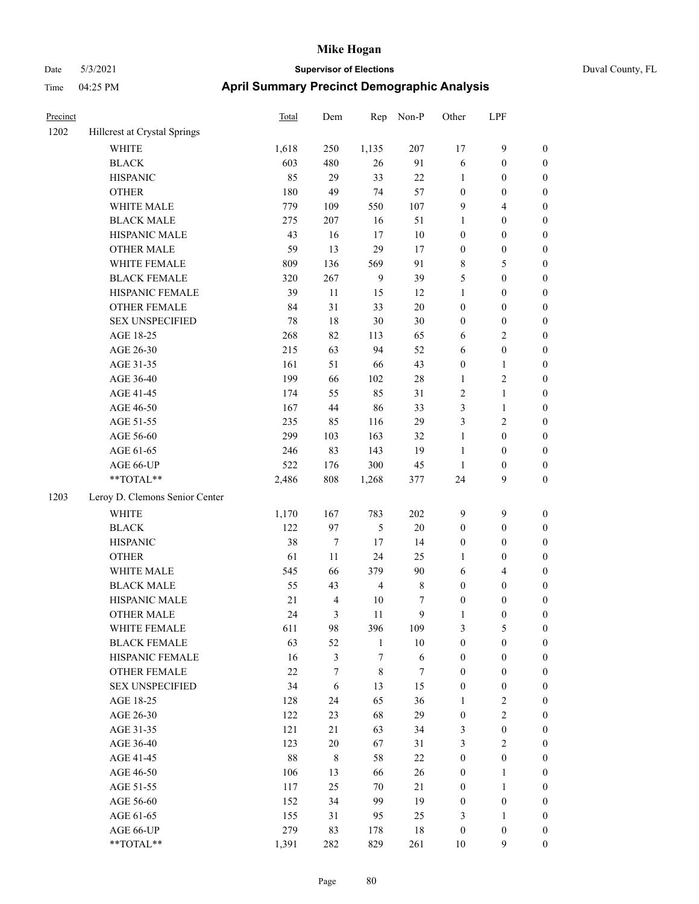# Mike Hogan

Date 5/3/2021 **Supervisor of Elections** Duval County, FL

Time 04:25 PM **April Summary Precinct Demographic Analysis**

| Precinct | | Total | Dem | Rep | Non-P | Other | LPF | |
|---|---|---|---|---|---|---|---|---|
| 1202 | Hillcrest at Crystal Springs | | | | | | | |
| | WHITE | 1,618 | 250 | 1,135 | 207 | 17 | 9 | 0 |
| | BLACK | 603 | 480 | 26 | 91 | 6 | 0 | 0 |
| | HISPANIC | 85 | 29 | 33 | 22 | 1 | 0 | 0 |
| | OTHER | 180 | 49 | 74 | 57 | 0 | 0 | 0 |
| | WHITE MALE | 779 | 109 | 550 | 107 | 9 | 4 | 0 |
| | BLACK MALE | 275 | 207 | 16 | 51 | 1 | 0 | 0 |
| | HISPANIC MALE | 43 | 16 | 17 | 10 | 0 | 0 | 0 |
| | OTHER MALE | 59 | 13 | 29 | 17 | 0 | 0 | 0 |
| | WHITE FEMALE | 809 | 136 | 569 | 91 | 8 | 5 | 0 |
| | BLACK FEMALE | 320 | 267 | 9 | 39 | 5 | 0 | 0 |
| | HISPANIC FEMALE | 39 | 11 | 15 | 12 | 1 | 0 | 0 |
| | OTHER FEMALE | 84 | 31 | 33 | 20 | 0 | 0 | 0 |
| | SEX UNSPECIFIED | 78 | 18 | 30 | 30 | 0 | 0 | 0 |
| | AGE 18-25 | 268 | 82 | 113 | 65 | 6 | 2 | 0 |
| | AGE 26-30 | 215 | 63 | 94 | 52 | 6 | 0 | 0 |
| | AGE 31-35 | 161 | 51 | 66 | 43 | 0 | 1 | 0 |
| | AGE 36-40 | 199 | 66 | 102 | 28 | 1 | 2 | 0 |
| | AGE 41-45 | 174 | 55 | 85 | 31 | 2 | 1 | 0 |
| | AGE 46-50 | 167 | 44 | 86 | 33 | 3 | 1 | 0 |
| | AGE 51-55 | 235 | 85 | 116 | 29 | 3 | 2 | 0 |
| | AGE 56-60 | 299 | 103 | 163 | 32 | 1 | 0 | 0 |
| | AGE 61-65 | 246 | 83 | 143 | 19 | 1 | 0 | 0 |
| | AGE 66-UP | 522 | 176 | 300 | 45 | 1 | 0 | 0 |
| | **TOTAL** | 2,486 | 808 | 1,268 | 377 | 24 | 9 | 0 |
| 1203 | Leroy D. Clemons Senior Center | | | | | | | |
| | WHITE | 1,170 | 167 | 783 | 202 | 9 | 9 | 0 |
| | BLACK | 122 | 97 | 5 | 20 | 0 | 0 | 0 |
| | HISPANIC | 38 | 7 | 17 | 14 | 0 | 0 | 0 |
| | OTHER | 61 | 11 | 24 | 25 | 1 | 0 | 0 |
| | WHITE MALE | 545 | 66 | 379 | 90 | 6 | 4 | 0 |
| | BLACK MALE | 55 | 43 | 4 | 8 | 0 | 0 | 0 |
| | HISPANIC MALE | 21 | 4 | 10 | 7 | 0 | 0 | 0 |
| | OTHER MALE | 24 | 3 | 11 | 9 | 1 | 0 | 0 |
| | WHITE FEMALE | 611 | 98 | 396 | 109 | 3 | 5 | 0 |
| | BLACK FEMALE | 63 | 52 | 1 | 10 | 0 | 0 | 0 |
| | HISPANIC FEMALE | 16 | 3 | 7 | 6 | 0 | 0 | 0 |
| | OTHER FEMALE | 22 | 7 | 8 | 7 | 0 | 0 | 0 |
| | SEX UNSPECIFIED | 34 | 6 | 13 | 15 | 0 | 0 | 0 |
| | AGE 18-25 | 128 | 24 | 65 | 36 | 1 | 2 | 0 |
| | AGE 26-30 | 122 | 23 | 68 | 29 | 0 | 2 | 0 |
| | AGE 31-35 | 121 | 21 | 63 | 34 | 3 | 0 | 0 |
| | AGE 36-40 | 123 | 20 | 67 | 31 | 3 | 2 | 0 |
| | AGE 41-45 | 88 | 8 | 58 | 22 | 0 | 0 | 0 |
| | AGE 46-50 | 106 | 13 | 66 | 26 | 0 | 1 | 0 |
| | AGE 51-55 | 117 | 25 | 70 | 21 | 0 | 1 | 0 |
| | AGE 56-60 | 152 | 34 | 99 | 19 | 0 | 0 | 0 |
| | AGE 61-65 | 155 | 31 | 95 | 25 | 3 | 1 | 0 |
| | AGE 66-UP | 279 | 83 | 178 | 18 | 0 | 0 | 0 |
| | **TOTAL** | 1,391 | 282 | 829 | 261 | 10 | 9 | 0 |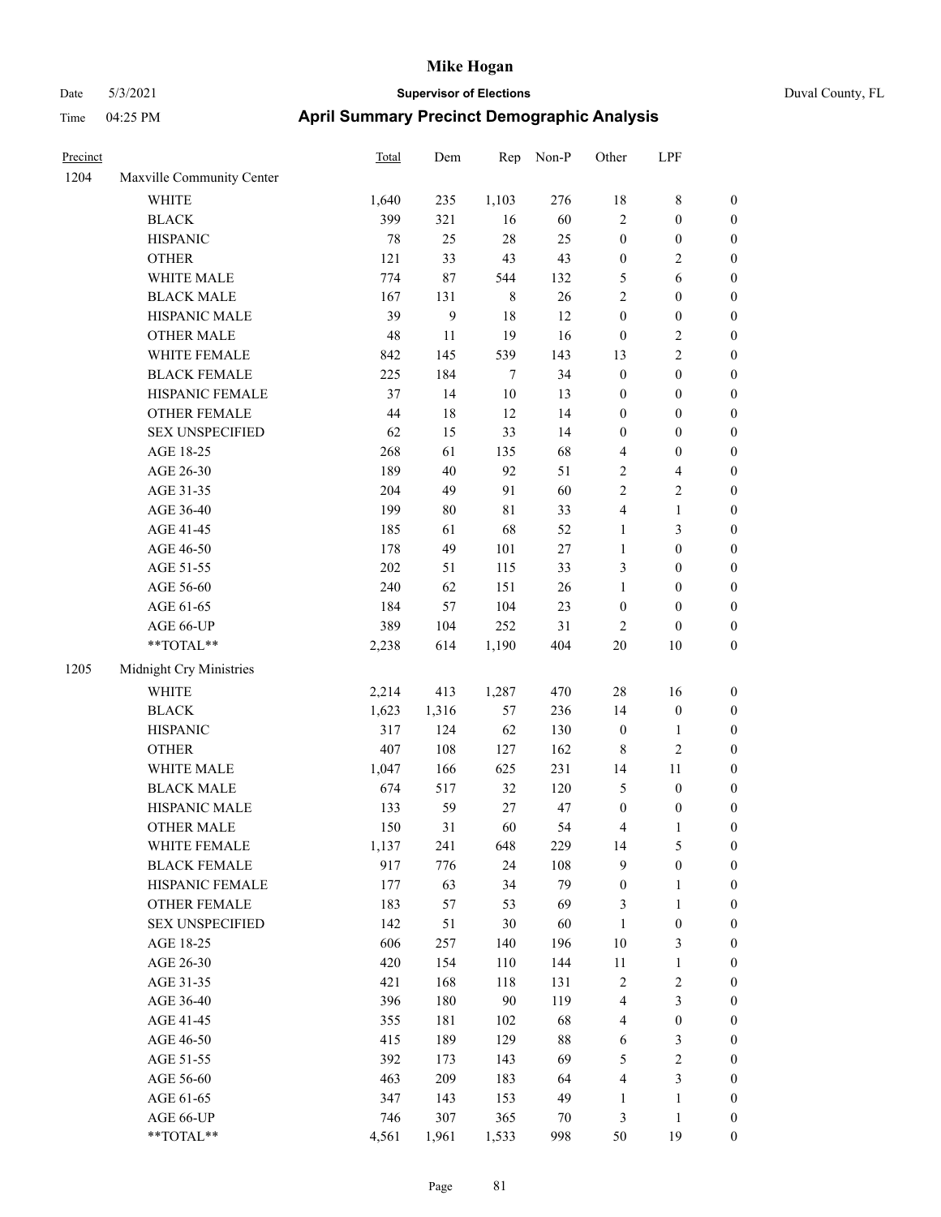# Mike Hogan

Date 5/3/2021 — **Supervisor of Elections** — Duval County, FL

Time 04:25 PM — **April Summary Precinct Demographic Analysis**

| Precinct | | Total | Dem | Rep | Non-P | Other | LPF | |
|---|---|---|---|---|---|---|---|---|
| 1204 | Maxville Community Center | | | | | | | |
| | WHITE | 1,640 | 235 | 1,103 | 276 | 18 | 8 | 0 |
| | BLACK | 399 | 321 | 16 | 60 | 2 | 0 | 0 |
| | HISPANIC | 78 | 25 | 28 | 25 | 0 | 0 | 0 |
| | OTHER | 121 | 33 | 43 | 43 | 0 | 2 | 0 |
| | WHITE MALE | 774 | 87 | 544 | 132 | 5 | 6 | 0 |
| | BLACK MALE | 167 | 131 | 8 | 26 | 2 | 0 | 0 |
| | HISPANIC MALE | 39 | 9 | 18 | 12 | 0 | 0 | 0 |
| | OTHER MALE | 48 | 11 | 19 | 16 | 0 | 2 | 0 |
| | WHITE FEMALE | 842 | 145 | 539 | 143 | 13 | 2 | 0 |
| | BLACK FEMALE | 225 | 184 | 7 | 34 | 0 | 0 | 0 |
| | HISPANIC FEMALE | 37 | 14 | 10 | 13 | 0 | 0 | 0 |
| | OTHER FEMALE | 44 | 18 | 12 | 14 | 0 | 0 | 0 |
| | SEX UNSPECIFIED | 62 | 15 | 33 | 14 | 0 | 0 | 0 |
| | AGE 18-25 | 268 | 61 | 135 | 68 | 4 | 0 | 0 |
| | AGE 26-30 | 189 | 40 | 92 | 51 | 2 | 4 | 0 |
| | AGE 31-35 | 204 | 49 | 91 | 60 | 2 | 2 | 0 |
| | AGE 36-40 | 199 | 80 | 81 | 33 | 4 | 1 | 0 |
| | AGE 41-45 | 185 | 61 | 68 | 52 | 1 | 3 | 0 |
| | AGE 46-50 | 178 | 49 | 101 | 27 | 1 | 0 | 0 |
| | AGE 51-55 | 202 | 51 | 115 | 33 | 3 | 0 | 0 |
| | AGE 56-60 | 240 | 62 | 151 | 26 | 1 | 0 | 0 |
| | AGE 61-65 | 184 | 57 | 104 | 23 | 0 | 0 | 0 |
| | AGE 66-UP | 389 | 104 | 252 | 31 | 2 | 0 | 0 |
| | **TOTAL** | 2,238 | 614 | 1,190 | 404 | 20 | 10 | 0 |
| 1205 | Midnight Cry Ministries | | | | | | | |
| | WHITE | 2,214 | 413 | 1,287 | 470 | 28 | 16 | 0 |
| | BLACK | 1,623 | 1,316 | 57 | 236 | 14 | 0 | 0 |
| | HISPANIC | 317 | 124 | 62 | 130 | 0 | 1 | 0 |
| | OTHER | 407 | 108 | 127 | 162 | 8 | 2 | 0 |
| | WHITE MALE | 1,047 | 166 | 625 | 231 | 14 | 11 | 0 |
| | BLACK MALE | 674 | 517 | 32 | 120 | 5 | 0 | 0 |
| | HISPANIC MALE | 133 | 59 | 27 | 47 | 0 | 0 | 0 |
| | OTHER MALE | 150 | 31 | 60 | 54 | 4 | 1 | 0 |
| | WHITE FEMALE | 1,137 | 241 | 648 | 229 | 14 | 5 | 0 |
| | BLACK FEMALE | 917 | 776 | 24 | 108 | 9 | 0 | 0 |
| | HISPANIC FEMALE | 177 | 63 | 34 | 79 | 0 | 1 | 0 |
| | OTHER FEMALE | 183 | 57 | 53 | 69 | 3 | 1 | 0 |
| | SEX UNSPECIFIED | 142 | 51 | 30 | 60 | 1 | 0 | 0 |
| | AGE 18-25 | 606 | 257 | 140 | 196 | 10 | 3 | 0 |
| | AGE 26-30 | 420 | 154 | 110 | 144 | 11 | 1 | 0 |
| | AGE 31-35 | 421 | 168 | 118 | 131 | 2 | 2 | 0 |
| | AGE 36-40 | 396 | 180 | 90 | 119 | 4 | 3 | 0 |
| | AGE 41-45 | 355 | 181 | 102 | 68 | 4 | 0 | 0 |
| | AGE 46-50 | 415 | 189 | 129 | 88 | 6 | 3 | 0 |
| | AGE 51-55 | 392 | 173 | 143 | 69 | 5 | 2 | 0 |
| | AGE 56-60 | 463 | 209 | 183 | 64 | 4 | 3 | 0 |
| | AGE 61-65 | 347 | 143 | 153 | 49 | 1 | 1 | 0 |
| | AGE 66-UP | 746 | 307 | 365 | 70 | 3 | 1 | 0 |
| | **TOTAL** | 4,561 | 1,961 | 1,533 | 998 | 50 | 19 | 0 |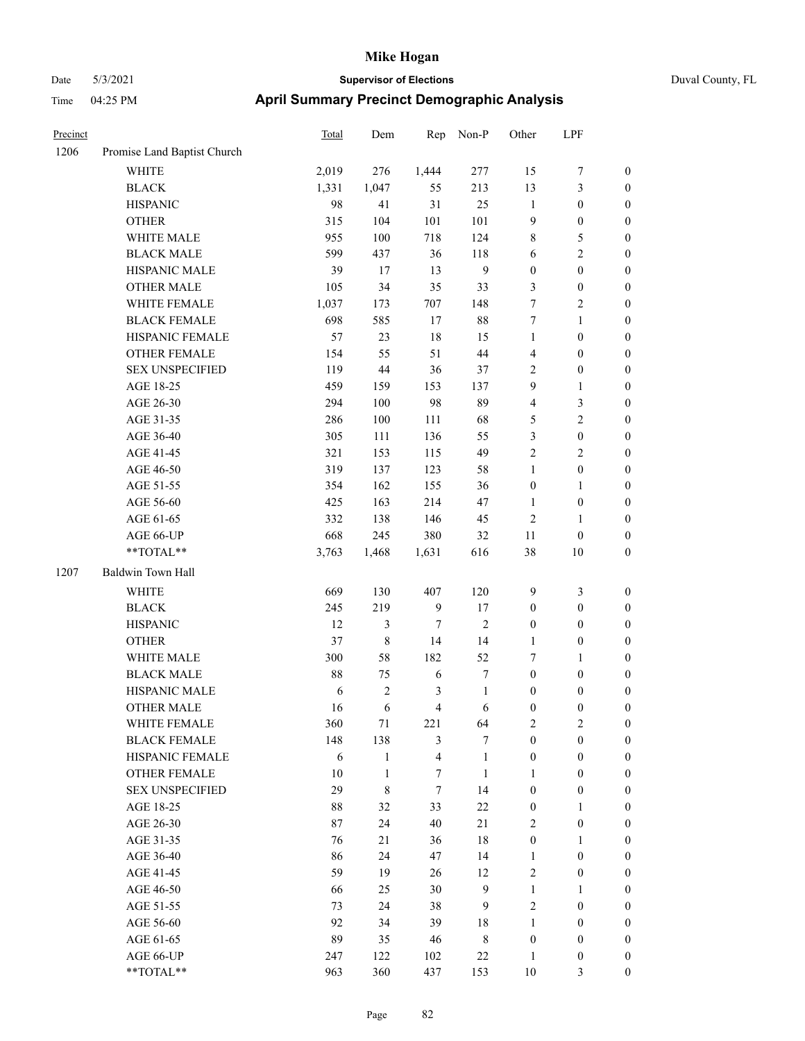# Mike Hogan

Date 5/3/2021 **Supervisor of Elections** Duval County, FL

Time 04:25 PM **April Summary Precinct Demographic Analysis**

| Precinct | | Total | Dem | Rep | Non-P | Other | LPF | |
|---|---|---|---|---|---|---|---|---|
| 1206 | Promise Land Baptist Church | | | | | | | |
| | WHITE | 2,019 | 276 | 1,444 | 277 | 15 | 7 | 0 |
| | BLACK | 1,331 | 1,047 | 55 | 213 | 13 | 3 | 0 |
| | HISPANIC | 98 | 41 | 31 | 25 | 1 | 0 | 0 |
| | OTHER | 315 | 104 | 101 | 101 | 9 | 0 | 0 |
| | WHITE MALE | 955 | 100 | 718 | 124 | 8 | 5 | 0 |
| | BLACK MALE | 599 | 437 | 36 | 118 | 6 | 2 | 0 |
| | HISPANIC MALE | 39 | 17 | 13 | 9 | 0 | 0 | 0 |
| | OTHER MALE | 105 | 34 | 35 | 33 | 3 | 0 | 0 |
| | WHITE FEMALE | 1,037 | 173 | 707 | 148 | 7 | 2 | 0 |
| | BLACK FEMALE | 698 | 585 | 17 | 88 | 7 | 1 | 0 |
| | HISPANIC FEMALE | 57 | 23 | 18 | 15 | 1 | 0 | 0 |
| | OTHER FEMALE | 154 | 55 | 51 | 44 | 4 | 0 | 0 |
| | SEX UNSPECIFIED | 119 | 44 | 36 | 37 | 2 | 0 | 0 |
| | AGE 18-25 | 459 | 159 | 153 | 137 | 9 | 1 | 0 |
| | AGE 26-30 | 294 | 100 | 98 | 89 | 4 | 3 | 0 |
| | AGE 31-35 | 286 | 100 | 111 | 68 | 5 | 2 | 0 |
| | AGE 36-40 | 305 | 111 | 136 | 55 | 3 | 0 | 0 |
| | AGE 41-45 | 321 | 153 | 115 | 49 | 2 | 2 | 0 |
| | AGE 46-50 | 319 | 137 | 123 | 58 | 1 | 0 | 0 |
| | AGE 51-55 | 354 | 162 | 155 | 36 | 0 | 1 | 0 |
| | AGE 56-60 | 425 | 163 | 214 | 47 | 1 | 0 | 0 |
| | AGE 61-65 | 332 | 138 | 146 | 45 | 2 | 1 | 0 |
| | AGE 66-UP | 668 | 245 | 380 | 32 | 11 | 0 | 0 |
| | **TOTAL** | 3,763 | 1,468 | 1,631 | 616 | 38 | 10 | 0 |
| 1207 | Baldwin Town Hall | | | | | | | |
| | WHITE | 669 | 130 | 407 | 120 | 9 | 3 | 0 |
| | BLACK | 245 | 219 | 9 | 17 | 0 | 0 | 0 |
| | HISPANIC | 12 | 3 | 7 | 2 | 0 | 0 | 0 |
| | OTHER | 37 | 8 | 14 | 14 | 1 | 0 | 0 |
| | WHITE MALE | 300 | 58 | 182 | 52 | 7 | 1 | 0 |
| | BLACK MALE | 88 | 75 | 6 | 7 | 0 | 0 | 0 |
| | HISPANIC MALE | 6 | 2 | 3 | 1 | 0 | 0 | 0 |
| | OTHER MALE | 16 | 6 | 4 | 6 | 0 | 0 | 0 |
| | WHITE FEMALE | 360 | 71 | 221 | 64 | 2 | 2 | 0 |
| | BLACK FEMALE | 148 | 138 | 3 | 7 | 0 | 0 | 0 |
| | HISPANIC FEMALE | 6 | 1 | 4 | 1 | 0 | 0 | 0 |
| | OTHER FEMALE | 10 | 1 | 7 | 1 | 1 | 0 | 0 |
| | SEX UNSPECIFIED | 29 | 8 | 7 | 14 | 0 | 0 | 0 |
| | AGE 18-25 | 88 | 32 | 33 | 22 | 0 | 1 | 0 |
| | AGE 26-30 | 87 | 24 | 40 | 21 | 2 | 0 | 0 |
| | AGE 31-35 | 76 | 21 | 36 | 18 | 0 | 1 | 0 |
| | AGE 36-40 | 86 | 24 | 47 | 14 | 1 | 0 | 0 |
| | AGE 41-45 | 59 | 19 | 26 | 12 | 2 | 0 | 0 |
| | AGE 46-50 | 66 | 25 | 30 | 9 | 1 | 1 | 0 |
| | AGE 51-55 | 73 | 24 | 38 | 9 | 2 | 0 | 0 |
| | AGE 56-60 | 92 | 34 | 39 | 18 | 1 | 0 | 0 |
| | AGE 61-65 | 89 | 35 | 46 | 8 | 0 | 0 | 0 |
| | AGE 66-UP | 247 | 122 | 102 | 22 | 1 | 0 | 0 |
| | **TOTAL** | 963 | 360 | 437 | 153 | 10 | 3 | 0 |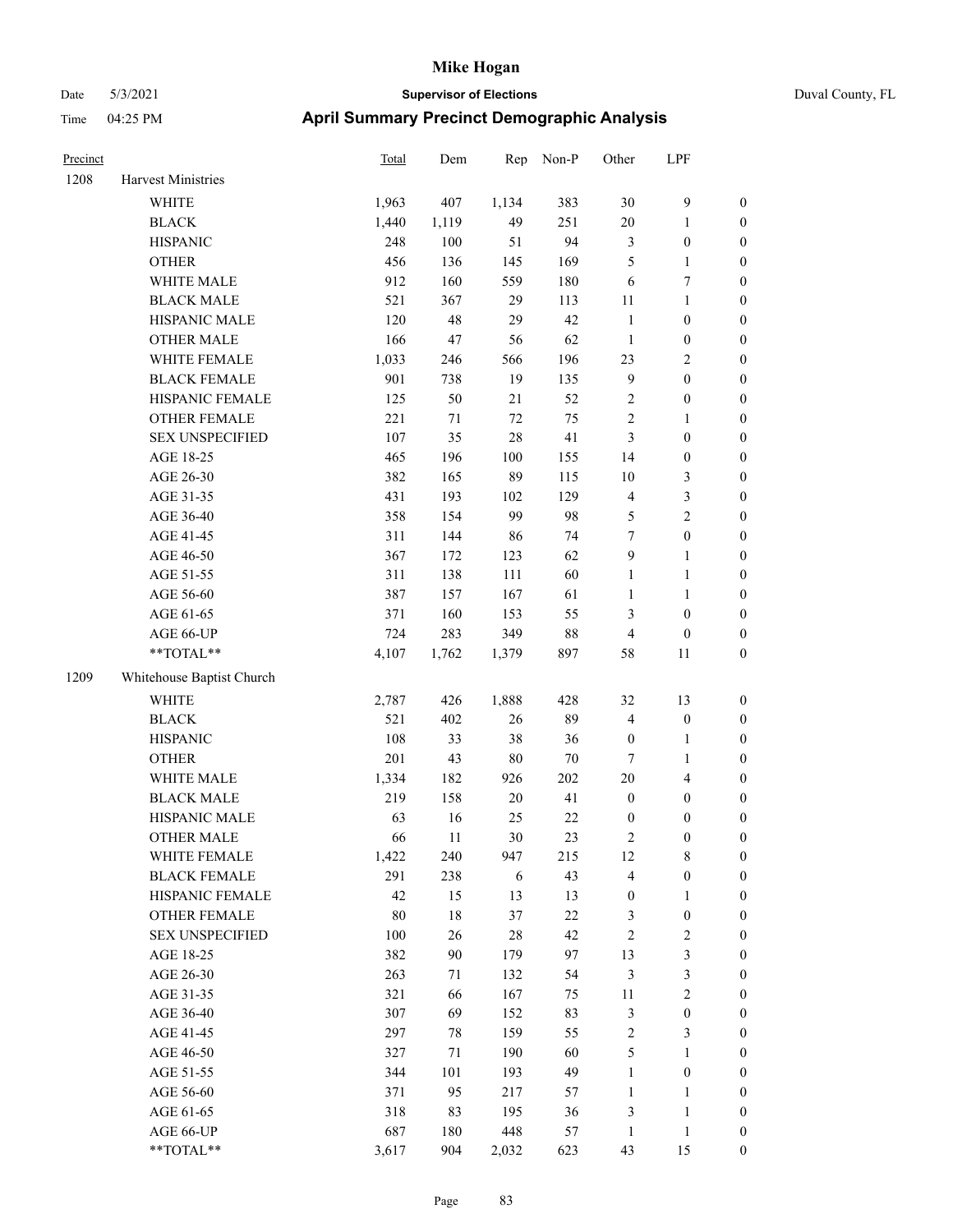# Mike Hogan

Date 5/3/2021 **Supervisor of Elections** Duval County, FL

Time 04:25 PM **April Summary Precinct Demographic Analysis**

| Precinct | | Total | Dem | Rep | Non-P | Other | LPF | |
|---|---|---|---|---|---|---|---|---|
| 1208 | Harvest Ministries | | | | | | | |
| | WHITE | 1,963 | 407 | 1,134 | 383 | 30 | 9 | 0 |
| | BLACK | 1,440 | 1,119 | 49 | 251 | 20 | 1 | 0 |
| | HISPANIC | 248 | 100 | 51 | 94 | 3 | 0 | 0 |
| | OTHER | 456 | 136 | 145 | 169 | 5 | 1 | 0 |
| | WHITE MALE | 912 | 160 | 559 | 180 | 6 | 7 | 0 |
| | BLACK MALE | 521 | 367 | 29 | 113 | 11 | 1 | 0 |
| | HISPANIC MALE | 120 | 48 | 29 | 42 | 1 | 0 | 0 |
| | OTHER MALE | 166 | 47 | 56 | 62 | 1 | 0 | 0 |
| | WHITE FEMALE | 1,033 | 246 | 566 | 196 | 23 | 2 | 0 |
| | BLACK FEMALE | 901 | 738 | 19 | 135 | 9 | 0 | 0 |
| | HISPANIC FEMALE | 125 | 50 | 21 | 52 | 2 | 0 | 0 |
| | OTHER FEMALE | 221 | 71 | 72 | 75 | 2 | 1 | 0 |
| | SEX UNSPECIFIED | 107 | 35 | 28 | 41 | 3 | 0 | 0 |
| | AGE 18-25 | 465 | 196 | 100 | 155 | 14 | 0 | 0 |
| | AGE 26-30 | 382 | 165 | 89 | 115 | 10 | 3 | 0 |
| | AGE 31-35 | 431 | 193 | 102 | 129 | 4 | 3 | 0 |
| | AGE 36-40 | 358 | 154 | 99 | 98 | 5 | 2 | 0 |
| | AGE 41-45 | 311 | 144 | 86 | 74 | 7 | 0 | 0 |
| | AGE 46-50 | 367 | 172 | 123 | 62 | 9 | 1 | 0 |
| | AGE 51-55 | 311 | 138 | 111 | 60 | 1 | 1 | 0 |
| | AGE 56-60 | 387 | 157 | 167 | 61 | 1 | 1 | 0 |
| | AGE 61-65 | 371 | 160 | 153 | 55 | 3 | 0 | 0 |
| | AGE 66-UP | 724 | 283 | 349 | 88 | 4 | 0 | 0 |
| | **TOTAL** | 4,107 | 1,762 | 1,379 | 897 | 58 | 11 | 0 |
| 1209 | Whitehouse Baptist Church | | | | | | | |
| | WHITE | 2,787 | 426 | 1,888 | 428 | 32 | 13 | 0 |
| | BLACK | 521 | 402 | 26 | 89 | 4 | 0 | 0 |
| | HISPANIC | 108 | 33 | 38 | 36 | 0 | 1 | 0 |
| | OTHER | 201 | 43 | 80 | 70 | 7 | 1 | 0 |
| | WHITE MALE | 1,334 | 182 | 926 | 202 | 20 | 4 | 0 |
| | BLACK MALE | 219 | 158 | 20 | 41 | 0 | 0 | 0 |
| | HISPANIC MALE | 63 | 16 | 25 | 22 | 0 | 0 | 0 |
| | OTHER MALE | 66 | 11 | 30 | 23 | 2 | 0 | 0 |
| | WHITE FEMALE | 1,422 | 240 | 947 | 215 | 12 | 8 | 0 |
| | BLACK FEMALE | 291 | 238 | 6 | 43 | 4 | 0 | 0 |
| | HISPANIC FEMALE | 42 | 15 | 13 | 13 | 0 | 1 | 0 |
| | OTHER FEMALE | 80 | 18 | 37 | 22 | 3 | 0 | 0 |
| | SEX UNSPECIFIED | 100 | 26 | 28 | 42 | 2 | 2 | 0 |
| | AGE 18-25 | 382 | 90 | 179 | 97 | 13 | 3 | 0 |
| | AGE 26-30 | 263 | 71 | 132 | 54 | 3 | 3 | 0 |
| | AGE 31-35 | 321 | 66 | 167 | 75 | 11 | 2 | 0 |
| | AGE 36-40 | 307 | 69 | 152 | 83 | 3 | 0 | 0 |
| | AGE 41-45 | 297 | 78 | 159 | 55 | 2 | 3 | 0 |
| | AGE 46-50 | 327 | 71 | 190 | 60 | 5 | 1 | 0 |
| | AGE 51-55 | 344 | 101 | 193 | 49 | 1 | 0 | 0 |
| | AGE 56-60 | 371 | 95 | 217 | 57 | 1 | 1 | 0 |
| | AGE 61-65 | 318 | 83 | 195 | 36 | 3 | 1 | 0 |
| | AGE 66-UP | 687 | 180 | 448 | 57 | 1 | 1 | 0 |
| | **TOTAL** | 3,617 | 904 | 2,032 | 623 | 43 | 15 | 0 |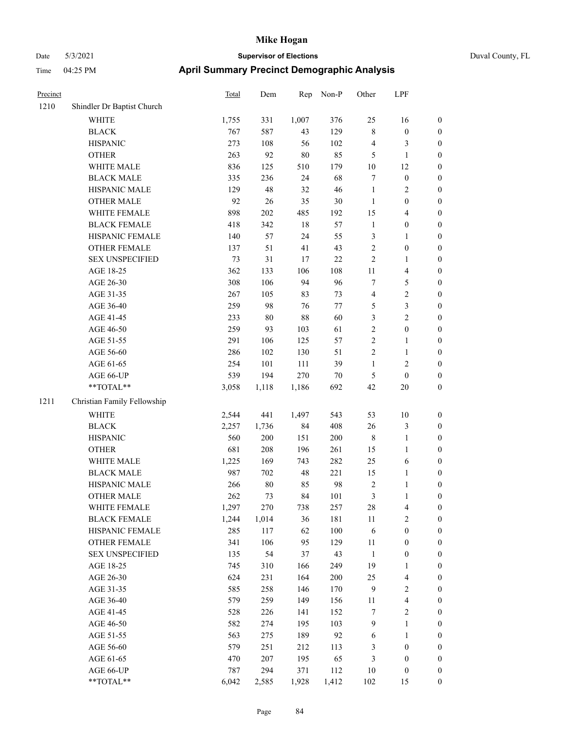# Mike Hogan

Date 5/3/2021 **Supervisor of Elections** Duval County, FL

Time 04:25 PM **April Summary Precinct Demographic Analysis**

| Precinct | | Total | Dem | Rep | Non-P | Other | LPF | |
|---|---|---|---|---|---|---|---|---|
| 1210 | Shindler Dr Baptist Church | | | | | | | |
| | WHITE | 1,755 | 331 | 1,007 | 376 | 25 | 16 | 0 |
| | BLACK | 767 | 587 | 43 | 129 | 8 | 0 | 0 |
| | HISPANIC | 273 | 108 | 56 | 102 | 4 | 3 | 0 |
| | OTHER | 263 | 92 | 80 | 85 | 5 | 1 | 0 |
| | WHITE MALE | 836 | 125 | 510 | 179 | 10 | 12 | 0 |
| | BLACK MALE | 335 | 236 | 24 | 68 | 7 | 0 | 0 |
| | HISPANIC MALE | 129 | 48 | 32 | 46 | 1 | 2 | 0 |
| | OTHER MALE | 92 | 26 | 35 | 30 | 1 | 0 | 0 |
| | WHITE FEMALE | 898 | 202 | 485 | 192 | 15 | 4 | 0 |
| | BLACK FEMALE | 418 | 342 | 18 | 57 | 1 | 0 | 0 |
| | HISPANIC FEMALE | 140 | 57 | 24 | 55 | 3 | 1 | 0 |
| | OTHER FEMALE | 137 | 51 | 41 | 43 | 2 | 0 | 0 |
| | SEX UNSPECIFIED | 73 | 31 | 17 | 22 | 2 | 1 | 0 |
| | AGE 18-25 | 362 | 133 | 106 | 108 | 11 | 4 | 0 |
| | AGE 26-30 | 308 | 106 | 94 | 96 | 7 | 5 | 0 |
| | AGE 31-35 | 267 | 105 | 83 | 73 | 4 | 2 | 0 |
| | AGE 36-40 | 259 | 98 | 76 | 77 | 5 | 3 | 0 |
| | AGE 41-45 | 233 | 80 | 88 | 60 | 3 | 2 | 0 |
| | AGE 46-50 | 259 | 93 | 103 | 61 | 2 | 0 | 0 |
| | AGE 51-55 | 291 | 106 | 125 | 57 | 2 | 1 | 0 |
| | AGE 56-60 | 286 | 102 | 130 | 51 | 2 | 1 | 0 |
| | AGE 61-65 | 254 | 101 | 111 | 39 | 1 | 2 | 0 |
| | AGE 66-UP | 539 | 194 | 270 | 70 | 5 | 0 | 0 |
| | **TOTAL** | 3,058 | 1,118 | 1,186 | 692 | 42 | 20 | 0 |
| 1211 | Christian Family Fellowship | | | | | | | |
| | WHITE | 2,544 | 441 | 1,497 | 543 | 53 | 10 | 0 |
| | BLACK | 2,257 | 1,736 | 84 | 408 | 26 | 3 | 0 |
| | HISPANIC | 560 | 200 | 151 | 200 | 8 | 1 | 0 |
| | OTHER | 681 | 208 | 196 | 261 | 15 | 1 | 0 |
| | WHITE MALE | 1,225 | 169 | 743 | 282 | 25 | 6 | 0 |
| | BLACK MALE | 987 | 702 | 48 | 221 | 15 | 1 | 0 |
| | HISPANIC MALE | 266 | 80 | 85 | 98 | 2 | 1 | 0 |
| | OTHER MALE | 262 | 73 | 84 | 101 | 3 | 1 | 0 |
| | WHITE FEMALE | 1,297 | 270 | 738 | 257 | 28 | 4 | 0 |
| | BLACK FEMALE | 1,244 | 1,014 | 36 | 181 | 11 | 2 | 0 |
| | HISPANIC FEMALE | 285 | 117 | 62 | 100 | 6 | 0 | 0 |
| | OTHER FEMALE | 341 | 106 | 95 | 129 | 11 | 0 | 0 |
| | SEX UNSPECIFIED | 135 | 54 | 37 | 43 | 1 | 0 | 0 |
| | AGE 18-25 | 745 | 310 | 166 | 249 | 19 | 1 | 0 |
| | AGE 26-30 | 624 | 231 | 164 | 200 | 25 | 4 | 0 |
| | AGE 31-35 | 585 | 258 | 146 | 170 | 9 | 2 | 0 |
| | AGE 36-40 | 579 | 259 | 149 | 156 | 11 | 4 | 0 |
| | AGE 41-45 | 528 | 226 | 141 | 152 | 7 | 2 | 0 |
| | AGE 46-50 | 582 | 274 | 195 | 103 | 9 | 1 | 0 |
| | AGE 51-55 | 563 | 275 | 189 | 92 | 6 | 1 | 0 |
| | AGE 56-60 | 579 | 251 | 212 | 113 | 3 | 0 | 0 |
| | AGE 61-65 | 470 | 207 | 195 | 65 | 3 | 0 | 0 |
| | AGE 66-UP | 787 | 294 | 371 | 112 | 10 | 0 | 0 |
| | **TOTAL** | 6,042 | 2,585 | 1,928 | 1,412 | 102 | 15 | 0 |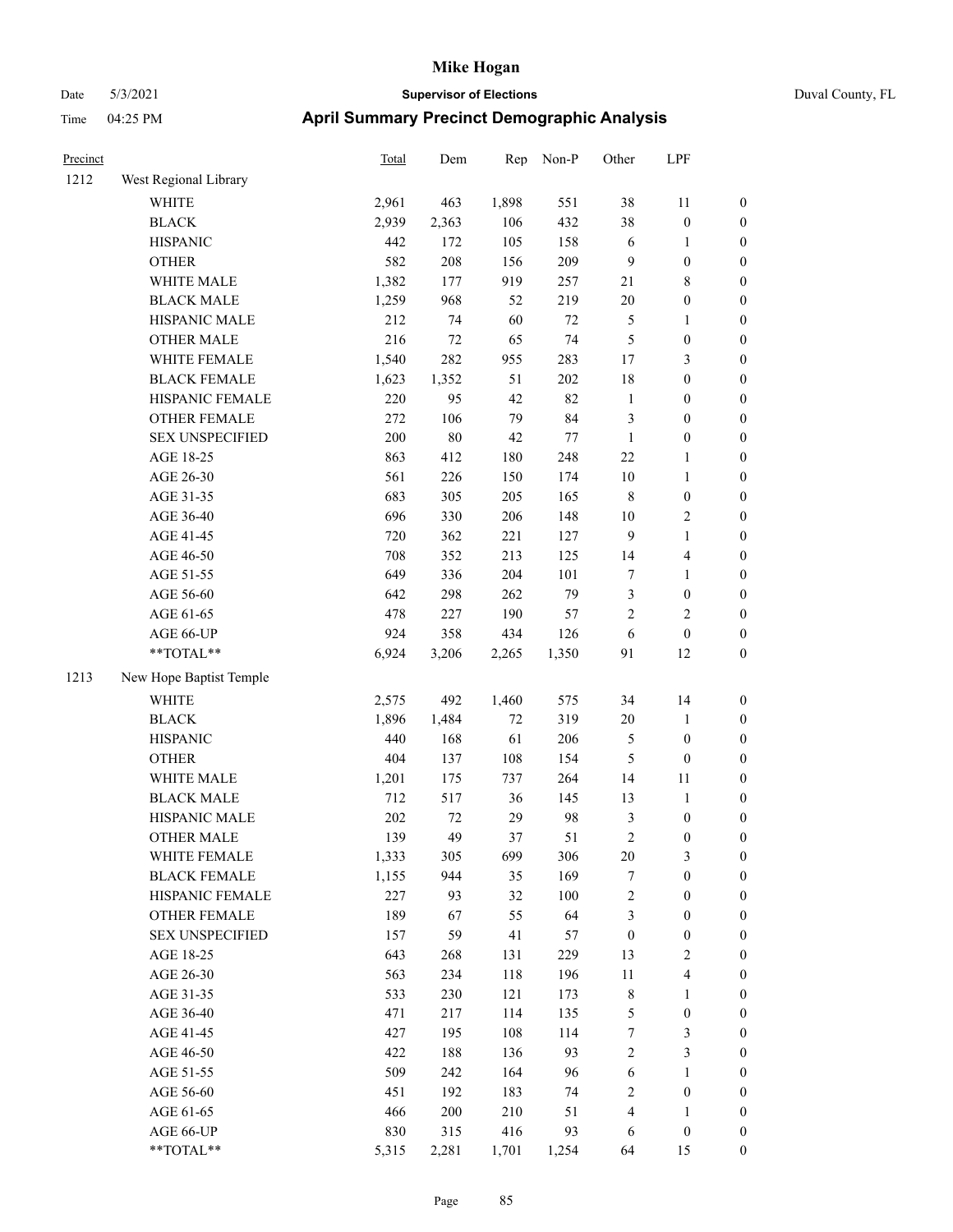# Mike Hogan

Date 5/3/2021 **Supervisor of Elections** Duval County, FL

Time 04:25 PM **April Summary Precinct Demographic Analysis**

| Precinct | | Total | Dem | Rep | Non-P | Other | LPF | |
|---|---|---|---|---|---|---|---|---|
| 1212 | West Regional Library | | | | | | | |
| | WHITE | 2,961 | 463 | 1,898 | 551 | 38 | 11 | 0 |
| | BLACK | 2,939 | 2,363 | 106 | 432 | 38 | 0 | 0 |
| | HISPANIC | 442 | 172 | 105 | 158 | 6 | 1 | 0 |
| | OTHER | 582 | 208 | 156 | 209 | 9 | 0 | 0 |
| | WHITE MALE | 1,382 | 177 | 919 | 257 | 21 | 8 | 0 |
| | BLACK MALE | 1,259 | 968 | 52 | 219 | 20 | 0 | 0 |
| | HISPANIC MALE | 212 | 74 | 60 | 72 | 5 | 1 | 0 |
| | OTHER MALE | 216 | 72 | 65 | 74 | 5 | 0 | 0 |
| | WHITE FEMALE | 1,540 | 282 | 955 | 283 | 17 | 3 | 0 |
| | BLACK FEMALE | 1,623 | 1,352 | 51 | 202 | 18 | 0 | 0 |
| | HISPANIC FEMALE | 220 | 95 | 42 | 82 | 1 | 0 | 0 |
| | OTHER FEMALE | 272 | 106 | 79 | 84 | 3 | 0 | 0 |
| | SEX UNSPECIFIED | 200 | 80 | 42 | 77 | 1 | 0 | 0 |
| | AGE 18-25 | 863 | 412 | 180 | 248 | 22 | 1 | 0 |
| | AGE 26-30 | 561 | 226 | 150 | 174 | 10 | 1 | 0 |
| | AGE 31-35 | 683 | 305 | 205 | 165 | 8 | 0 | 0 |
| | AGE 36-40 | 696 | 330 | 206 | 148 | 10 | 2 | 0 |
| | AGE 41-45 | 720 | 362 | 221 | 127 | 9 | 1 | 0 |
| | AGE 46-50 | 708 | 352 | 213 | 125 | 14 | 4 | 0 |
| | AGE 51-55 | 649 | 336 | 204 | 101 | 7 | 1 | 0 |
| | AGE 56-60 | 642 | 298 | 262 | 79 | 3 | 0 | 0 |
| | AGE 61-65 | 478 | 227 | 190 | 57 | 2 | 2 | 0 |
| | AGE 66-UP | 924 | 358 | 434 | 126 | 6 | 0 | 0 |
| | **TOTAL** | 6,924 | 3,206 | 2,265 | 1,350 | 91 | 12 | 0 |
| 1213 | New Hope Baptist Temple | | | | | | | |
| | WHITE | 2,575 | 492 | 1,460 | 575 | 34 | 14 | 0 |
| | BLACK | 1,896 | 1,484 | 72 | 319 | 20 | 1 | 0 |
| | HISPANIC | 440 | 168 | 61 | 206 | 5 | 0 | 0 |
| | OTHER | 404 | 137 | 108 | 154 | 5 | 0 | 0 |
| | WHITE MALE | 1,201 | 175 | 737 | 264 | 14 | 11 | 0 |
| | BLACK MALE | 712 | 517 | 36 | 145 | 13 | 1 | 0 |
| | HISPANIC MALE | 202 | 72 | 29 | 98 | 3 | 0 | 0 |
| | OTHER MALE | 139 | 49 | 37 | 51 | 2 | 0 | 0 |
| | WHITE FEMALE | 1,333 | 305 | 699 | 306 | 20 | 3 | 0 |
| | BLACK FEMALE | 1,155 | 944 | 35 | 169 | 7 | 0 | 0 |
| | HISPANIC FEMALE | 227 | 93 | 32 | 100 | 2 | 0 | 0 |
| | OTHER FEMALE | 189 | 67 | 55 | 64 | 3 | 0 | 0 |
| | SEX UNSPECIFIED | 157 | 59 | 41 | 57 | 0 | 0 | 0 |
| | AGE 18-25 | 643 | 268 | 131 | 229 | 13 | 2 | 0 |
| | AGE 26-30 | 563 | 234 | 118 | 196 | 11 | 4 | 0 |
| | AGE 31-35 | 533 | 230 | 121 | 173 | 8 | 1 | 0 |
| | AGE 36-40 | 471 | 217 | 114 | 135 | 5 | 0 | 0 |
| | AGE 41-45 | 427 | 195 | 108 | 114 | 7 | 3 | 0 |
| | AGE 46-50 | 422 | 188 | 136 | 93 | 2 | 3 | 0 |
| | AGE 51-55 | 509 | 242 | 164 | 96 | 6 | 1 | 0 |
| | AGE 56-60 | 451 | 192 | 183 | 74 | 2 | 0 | 0 |
| | AGE 61-65 | 466 | 200 | 210 | 51 | 4 | 1 | 0 |
| | AGE 66-UP | 830 | 315 | 416 | 93 | 6 | 0 | 0 |
| | **TOTAL** | 5,315 | 2,281 | 1,701 | 1,254 | 64 | 15 | 0 |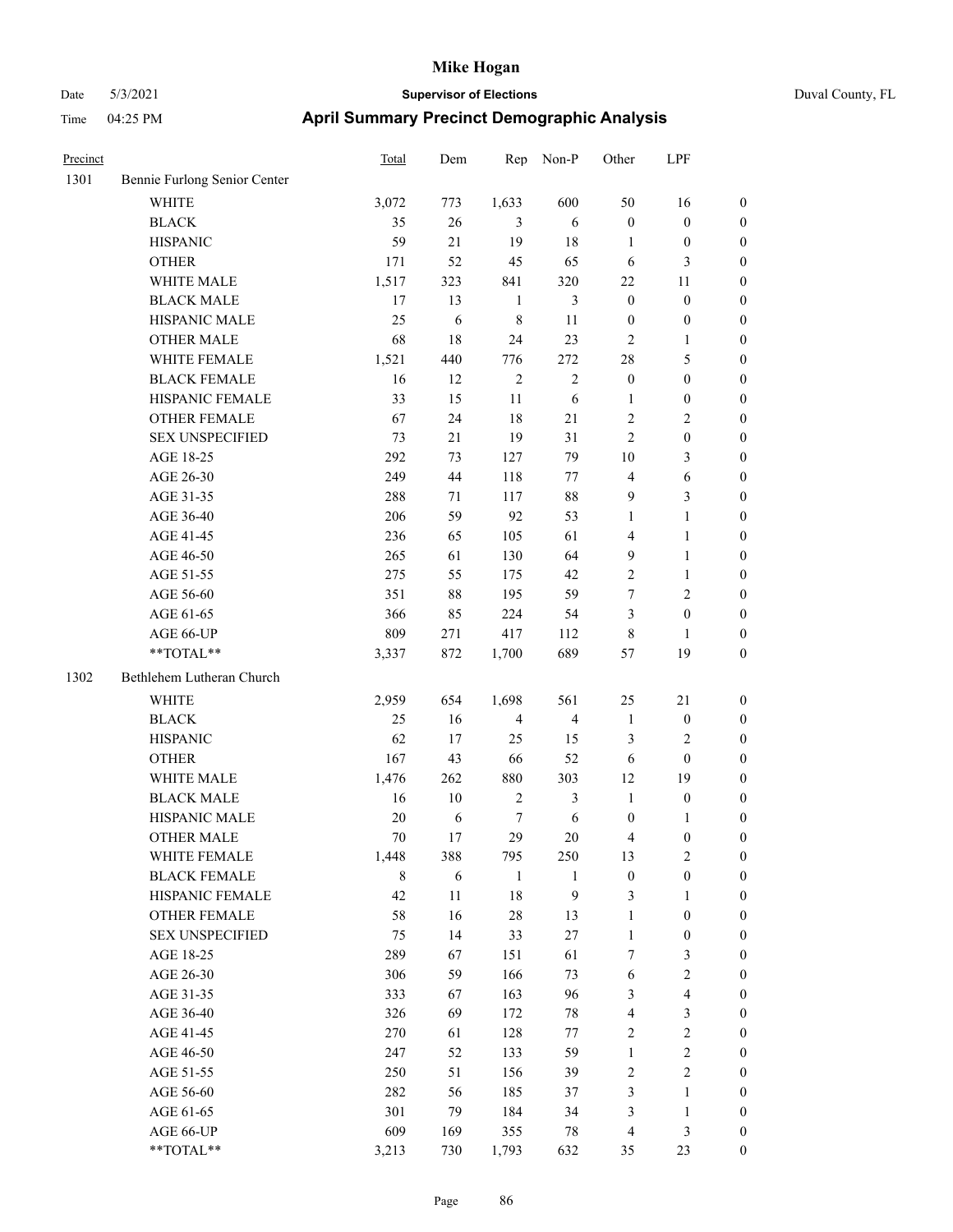| Precinct | | Total | Dem | Rep | Non-P | Other | LPF | |
|---|---|---|---|---|---|---|---|---|
| 1301 | Bennie Furlong Senior Center | | | | | | | |
| | WHITE | 3,072 | 773 | 1,633 | 600 | 50 | 16 | 0 |
| | BLACK | 35 | 26 | 3 | 6 | 0 | 0 | 0 |
| | HISPANIC | 59 | 21 | 19 | 18 | 1 | 0 | 0 |
| | OTHER | 171 | 52 | 45 | 65 | 6 | 3 | 0 |
| | WHITE MALE | 1,517 | 323 | 841 | 320 | 22 | 11 | 0 |
| | BLACK MALE | 17 | 13 | 1 | 3 | 0 | 0 | 0 |
| | HISPANIC MALE | 25 | 6 | 8 | 11 | 0 | 0 | 0 |
| | OTHER MALE | 68 | 18 | 24 | 23 | 2 | 1 | 0 |
| | WHITE FEMALE | 1,521 | 440 | 776 | 272 | 28 | 5 | 0 |
| | BLACK FEMALE | 16 | 12 | 2 | 2 | 0 | 0 | 0 |
| | HISPANIC FEMALE | 33 | 15 | 11 | 6 | 1 | 0 | 0 |
| | OTHER FEMALE | 67 | 24 | 18 | 21 | 2 | 2 | 0 |
| | SEX UNSPECIFIED | 73 | 21 | 19 | 31 | 2 | 0 | 0 |
| | AGE 18-25 | 292 | 73 | 127 | 79 | 10 | 3 | 0 |
| | AGE 26-30 | 249 | 44 | 118 | 77 | 4 | 6 | 0 |
| | AGE 31-35 | 288 | 71 | 117 | 88 | 9 | 3 | 0 |
| | AGE 36-40 | 206 | 59 | 92 | 53 | 1 | 1 | 0 |
| | AGE 41-45 | 236 | 65 | 105 | 61 | 4 | 1 | 0 |
| | AGE 46-50 | 265 | 61 | 130 | 64 | 9 | 1 | 0 |
| | AGE 51-55 | 275 | 55 | 175 | 42 | 2 | 1 | 0 |
| | AGE 56-60 | 351 | 88 | 195 | 59 | 7 | 2 | 0 |
| | AGE 61-65 | 366 | 85 | 224 | 54 | 3 | 0 | 0 |
| | AGE 66-UP | 809 | 271 | 417 | 112 | 8 | 1 | 0 |
| | **TOTAL** | 3,337 | 872 | 1,700 | 689 | 57 | 19 | 0 |
| 1302 | Bethlehem Lutheran Church | | | | | | | |
| | WHITE | 2,959 | 654 | 1,698 | 561 | 25 | 21 | 0 |
| | BLACK | 25 | 16 | 4 | 4 | 1 | 0 | 0 |
| | HISPANIC | 62 | 17 | 25 | 15 | 3 | 2 | 0 |
| | OTHER | 167 | 43 | 66 | 52 | 6 | 0 | 0 |
| | WHITE MALE | 1,476 | 262 | 880 | 303 | 12 | 19 | 0 |
| | BLACK MALE | 16 | 10 | 2 | 3 | 1 | 0 | 0 |
| | HISPANIC MALE | 20 | 6 | 7 | 6 | 0 | 1 | 0 |
| | OTHER MALE | 70 | 17 | 29 | 20 | 4 | 0 | 0 |
| | WHITE FEMALE | 1,448 | 388 | 795 | 250 | 13 | 2 | 0 |
| | BLACK FEMALE | 8 | 6 | 1 | 1 | 0 | 0 | 0 |
| | HISPANIC FEMALE | 42 | 11 | 18 | 9 | 3 | 1 | 0 |
| | OTHER FEMALE | 58 | 16 | 28 | 13 | 1 | 0 | 0 |
| | SEX UNSPECIFIED | 75 | 14 | 33 | 27 | 1 | 0 | 0 |
| | AGE 18-25 | 289 | 67 | 151 | 61 | 7 | 3 | 0 |
| | AGE 26-30 | 306 | 59 | 166 | 73 | 6 | 2 | 0 |
| | AGE 31-35 | 333 | 67 | 163 | 96 | 3 | 4 | 0 |
| | AGE 36-40 | 326 | 69 | 172 | 78 | 4 | 3 | 0 |
| | AGE 41-45 | 270 | 61 | 128 | 77 | 2 | 2 | 0 |
| | AGE 46-50 | 247 | 52 | 133 | 59 | 1 | 2 | 0 |
| | AGE 51-55 | 250 | 51 | 156 | 39 | 2 | 2 | 0 |
| | AGE 56-60 | 282 | 56 | 185 | 37 | 3 | 1 | 0 |
| | AGE 61-65 | 301 | 79 | 184 | 34 | 3 | 1 | 0 |
| | AGE 66-UP | 609 | 169 | 355 | 78 | 4 | 3 | 0 |
| | **TOTAL** | 3,213 | 730 | 1,793 | 632 | 35 | 23 | 0 |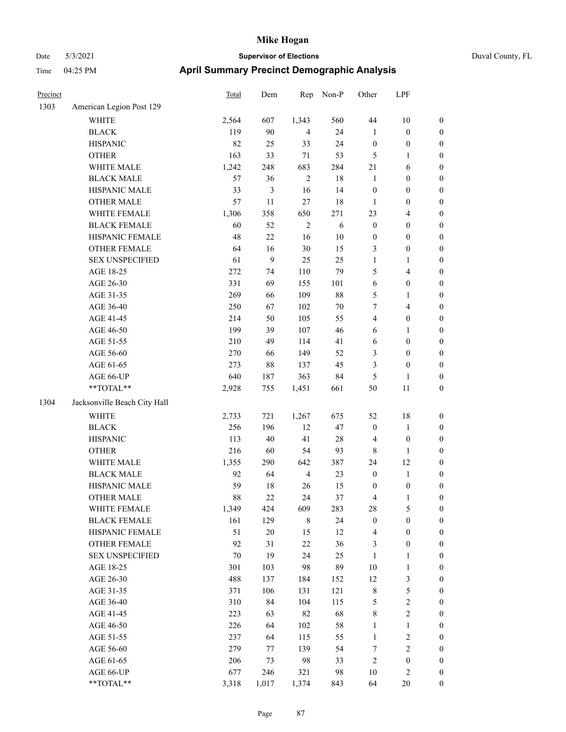# Mike Hogan

Date 5/3/2021 **Supervisor of Elections** Duval County, FL

Time 04:25 PM **April Summary Precinct Demographic Analysis**

| Precinct | | Total | Dem | Rep | Non-P | Other | LPF | |
|---|---|---|---|---|---|---|---|---|
| 1303 | American Legion Post 129 | | | | | | | |
| | WHITE | 2,564 | 607 | 1,343 | 560 | 44 | 10 | 0 |
| | BLACK | 119 | 90 | 4 | 24 | 1 | 0 | 0 |
| | HISPANIC | 82 | 25 | 33 | 24 | 0 | 0 | 0 |
| | OTHER | 163 | 33 | 71 | 53 | 5 | 1 | 0 |
| | WHITE MALE | 1,242 | 248 | 683 | 284 | 21 | 6 | 0 |
| | BLACK MALE | 57 | 36 | 2 | 18 | 1 | 0 | 0 |
| | HISPANIC MALE | 33 | 3 | 16 | 14 | 0 | 0 | 0 |
| | OTHER MALE | 57 | 11 | 27 | 18 | 1 | 0 | 0 |
| | WHITE FEMALE | 1,306 | 358 | 650 | 271 | 23 | 4 | 0 |
| | BLACK FEMALE | 60 | 52 | 2 | 6 | 0 | 0 | 0 |
| | HISPANIC FEMALE | 48 | 22 | 16 | 10 | 0 | 0 | 0 |
| | OTHER FEMALE | 64 | 16 | 30 | 15 | 3 | 0 | 0 |
| | SEX UNSPECIFIED | 61 | 9 | 25 | 25 | 1 | 1 | 0 |
| | AGE 18-25 | 272 | 74 | 110 | 79 | 5 | 4 | 0 |
| | AGE 26-30 | 331 | 69 | 155 | 101 | 6 | 0 | 0 |
| | AGE 31-35 | 269 | 66 | 109 | 88 | 5 | 1 | 0 |
| | AGE 36-40 | 250 | 67 | 102 | 70 | 7 | 4 | 0 |
| | AGE 41-45 | 214 | 50 | 105 | 55 | 4 | 0 | 0 |
| | AGE 46-50 | 199 | 39 | 107 | 46 | 6 | 1 | 0 |
| | AGE 51-55 | 210 | 49 | 114 | 41 | 6 | 0 | 0 |
| | AGE 56-60 | 270 | 66 | 149 | 52 | 3 | 0 | 0 |
| | AGE 61-65 | 273 | 88 | 137 | 45 | 3 | 0 | 0 |
| | AGE 66-UP | 640 | 187 | 363 | 84 | 5 | 1 | 0 |
| | **TOTAL** | 2,928 | 755 | 1,451 | 661 | 50 | 11 | 0 |
| 1304 | Jacksonville Beach City Hall | | | | | | | |
| | WHITE | 2,733 | 721 | 1,267 | 675 | 52 | 18 | 0 |
| | BLACK | 256 | 196 | 12 | 47 | 0 | 1 | 0 |
| | HISPANIC | 113 | 40 | 41 | 28 | 4 | 0 | 0 |
| | OTHER | 216 | 60 | 54 | 93 | 8 | 1 | 0 |
| | WHITE MALE | 1,355 | 290 | 642 | 387 | 24 | 12 | 0 |
| | BLACK MALE | 92 | 64 | 4 | 23 | 0 | 1 | 0 |
| | HISPANIC MALE | 59 | 18 | 26 | 15 | 0 | 0 | 0 |
| | OTHER MALE | 88 | 22 | 24 | 37 | 4 | 1 | 0 |
| | WHITE FEMALE | 1,349 | 424 | 609 | 283 | 28 | 5 | 0 |
| | BLACK FEMALE | 161 | 129 | 8 | 24 | 0 | 0 | 0 |
| | HISPANIC FEMALE | 51 | 20 | 15 | 12 | 4 | 0 | 0 |
| | OTHER FEMALE | 92 | 31 | 22 | 36 | 3 | 0 | 0 |
| | SEX UNSPECIFIED | 70 | 19 | 24 | 25 | 1 | 1 | 0 |
| | AGE 18-25 | 301 | 103 | 98 | 89 | 10 | 1 | 0 |
| | AGE 26-30 | 488 | 137 | 184 | 152 | 12 | 3 | 0 |
| | AGE 31-35 | 371 | 106 | 131 | 121 | 8 | 5 | 0 |
| | AGE 36-40 | 310 | 84 | 104 | 115 | 5 | 2 | 0 |
| | AGE 41-45 | 223 | 63 | 82 | 68 | 8 | 2 | 0 |
| | AGE 46-50 | 226 | 64 | 102 | 58 | 1 | 1 | 0 |
| | AGE 51-55 | 237 | 64 | 115 | 55 | 1 | 2 | 0 |
| | AGE 56-60 | 279 | 77 | 139 | 54 | 7 | 2 | 0 |
| | AGE 61-65 | 206 | 73 | 98 | 33 | 2 | 0 | 0 |
| | AGE 66-UP | 677 | 246 | 321 | 98 | 10 | 2 | 0 |
| | **TOTAL** | 3,318 | 1,017 | 1,374 | 843 | 64 | 20 | 0 |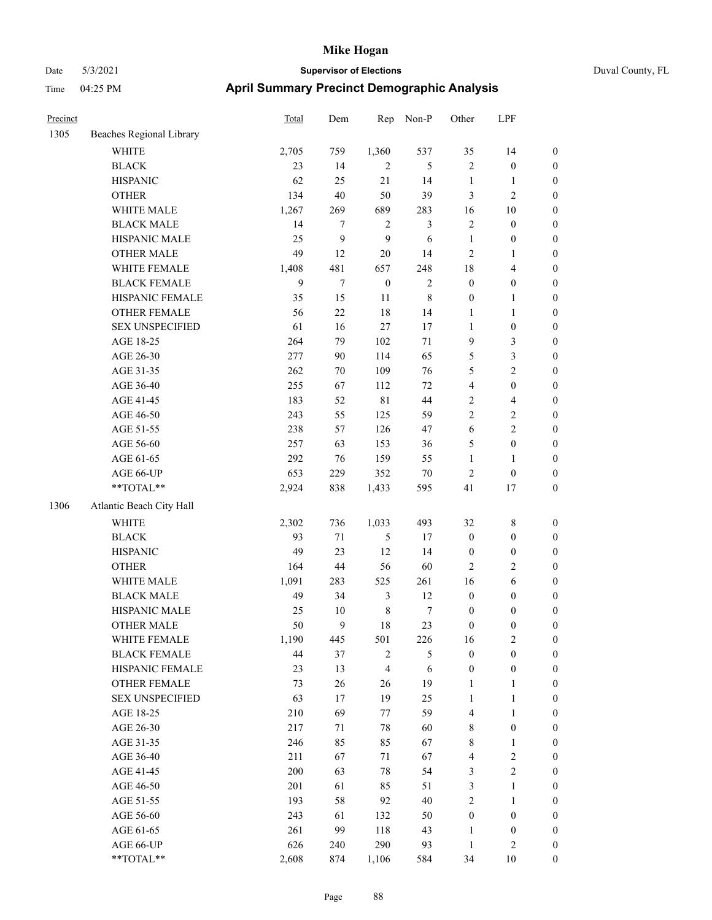# Mike Hogan

Date 5/3/2021 **Supervisor of Elections** Duval County, FL

Time 04:25 PM **April Summary Precinct Demographic Analysis**

| Precinct | | Total | Dem | Rep | Non-P | Other | LPF | |
|---|---|---|---|---|---|---|---|---|
| 1305 | Beaches Regional Library | | | | | | | |
| | WHITE | 2,705 | 759 | 1,360 | 537 | 35 | 14 | 0 |
| | BLACK | 23 | 14 | 2 | 5 | 2 | 0 | 0 |
| | HISPANIC | 62 | 25 | 21 | 14 | 1 | 1 | 0 |
| | OTHER | 134 | 40 | 50 | 39 | 3 | 2 | 0 |
| | WHITE MALE | 1,267 | 269 | 689 | 283 | 16 | 10 | 0 |
| | BLACK MALE | 14 | 7 | 2 | 3 | 2 | 0 | 0 |
| | HISPANIC MALE | 25 | 9 | 9 | 6 | 1 | 0 | 0 |
| | OTHER MALE | 49 | 12 | 20 | 14 | 2 | 1 | 0 |
| | WHITE FEMALE | 1,408 | 481 | 657 | 248 | 18 | 4 | 0 |
| | BLACK FEMALE | 9 | 7 | 0 | 2 | 0 | 0 | 0 |
| | HISPANIC FEMALE | 35 | 15 | 11 | 8 | 0 | 1 | 0 |
| | OTHER FEMALE | 56 | 22 | 18 | 14 | 1 | 1 | 0 |
| | SEX UNSPECIFIED | 61 | 16 | 27 | 17 | 1 | 0 | 0 |
| | AGE 18-25 | 264 | 79 | 102 | 71 | 9 | 3 | 0 |
| | AGE 26-30 | 277 | 90 | 114 | 65 | 5 | 3 | 0 |
| | AGE 31-35 | 262 | 70 | 109 | 76 | 5 | 2 | 0 |
| | AGE 36-40 | 255 | 67 | 112 | 72 | 4 | 0 | 0 |
| | AGE 41-45 | 183 | 52 | 81 | 44 | 2 | 4 | 0 |
| | AGE 46-50 | 243 | 55 | 125 | 59 | 2 | 2 | 0 |
| | AGE 51-55 | 238 | 57 | 126 | 47 | 6 | 2 | 0 |
| | AGE 56-60 | 257 | 63 | 153 | 36 | 5 | 0 | 0 |
| | AGE 61-65 | 292 | 76 | 159 | 55 | 1 | 1 | 0 |
| | AGE 66-UP | 653 | 229 | 352 | 70 | 2 | 0 | 0 |
| | **TOTAL** | 2,924 | 838 | 1,433 | 595 | 41 | 17 | 0 |
| 1306 | Atlantic Beach City Hall | | | | | | | |
| | WHITE | 2,302 | 736 | 1,033 | 493 | 32 | 8 | 0 |
| | BLACK | 93 | 71 | 5 | 17 | 0 | 0 | 0 |
| | HISPANIC | 49 | 23 | 12 | 14 | 0 | 0 | 0 |
| | OTHER | 164 | 44 | 56 | 60 | 2 | 2 | 0 |
| | WHITE MALE | 1,091 | 283 | 525 | 261 | 16 | 6 | 0 |
| | BLACK MALE | 49 | 34 | 3 | 12 | 0 | 0 | 0 |
| | HISPANIC MALE | 25 | 10 | 8 | 7 | 0 | 0 | 0 |
| | OTHER MALE | 50 | 9 | 18 | 23 | 0 | 0 | 0 |
| | WHITE FEMALE | 1,190 | 445 | 501 | 226 | 16 | 2 | 0 |
| | BLACK FEMALE | 44 | 37 | 2 | 5 | 0 | 0 | 0 |
| | HISPANIC FEMALE | 23 | 13 | 4 | 6 | 0 | 0 | 0 |
| | OTHER FEMALE | 73 | 26 | 26 | 19 | 1 | 1 | 0 |
| | SEX UNSPECIFIED | 63 | 17 | 19 | 25 | 1 | 1 | 0 |
| | AGE 18-25 | 210 | 69 | 77 | 59 | 4 | 1 | 0 |
| | AGE 26-30 | 217 | 71 | 78 | 60 | 8 | 0 | 0 |
| | AGE 31-35 | 246 | 85 | 85 | 67 | 8 | 1 | 0 |
| | AGE 36-40 | 211 | 67 | 71 | 67 | 4 | 2 | 0 |
| | AGE 41-45 | 200 | 63 | 78 | 54 | 3 | 2 | 0 |
| | AGE 46-50 | 201 | 61 | 85 | 51 | 3 | 1 | 0 |
| | AGE 51-55 | 193 | 58 | 92 | 40 | 2 | 1 | 0 |
| | AGE 56-60 | 243 | 61 | 132 | 50 | 0 | 0 | 0 |
| | AGE 61-65 | 261 | 99 | 118 | 43 | 1 | 0 | 0 |
| | AGE 66-UP | 626 | 240 | 290 | 93 | 1 | 2 | 0 |
| | **TOTAL** | 2,608 | 874 | 1,106 | 584 | 34 | 10 | 0 |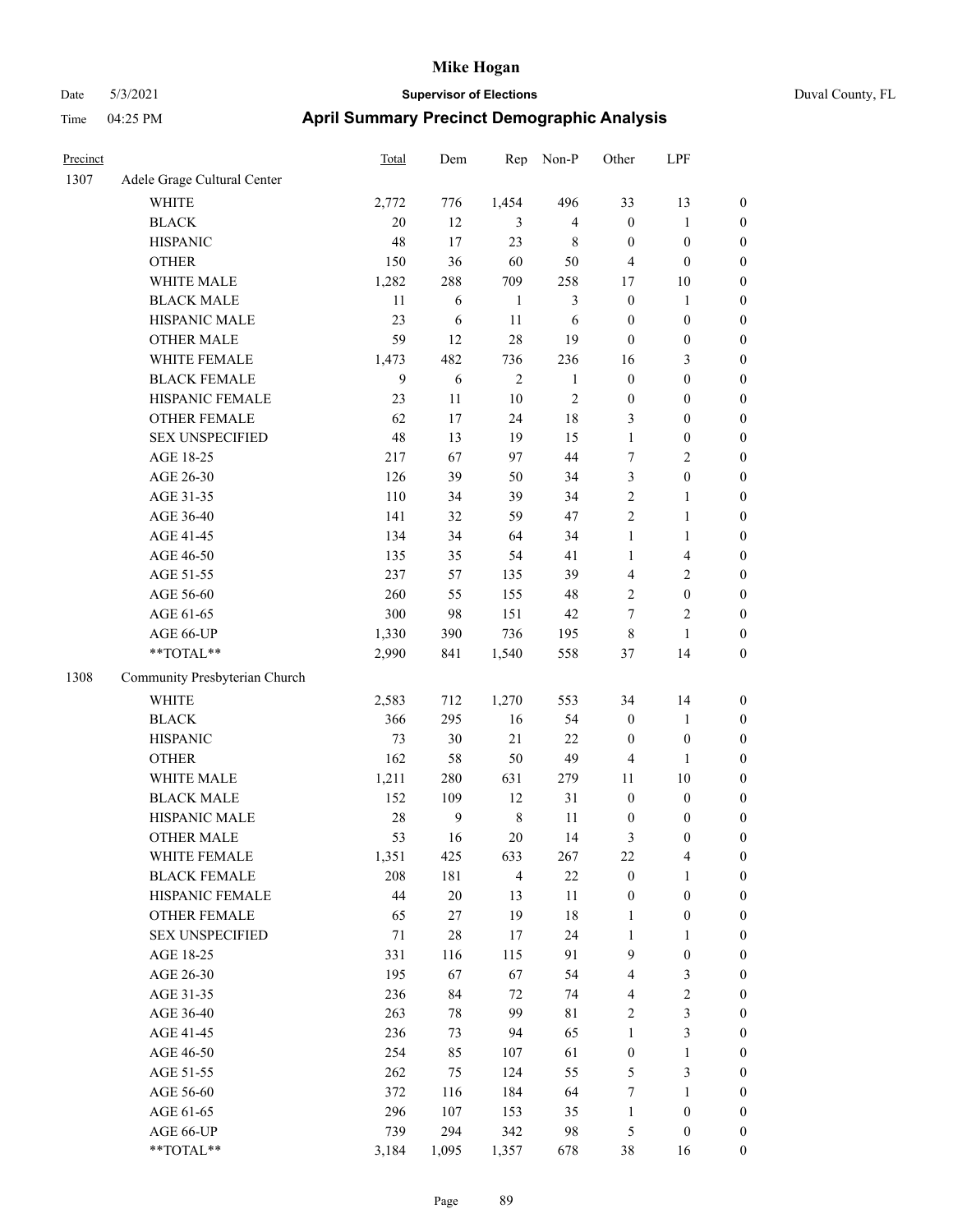# Mike Hogan

Date 5/3/2021 **Supervisor of Elections** Duval County, FL

Time 04:25 PM **April Summary Precinct Demographic Analysis**

| Precinct | | Total | Dem | Rep | Non-P | Other | LPF | |
|---|---|---|---|---|---|---|---|---|
| 1307 | Adele Grage Cultural Center | | | | | | | |
| | WHITE | 2,772 | 776 | 1,454 | 496 | 33 | 13 | 0 |
| | BLACK | 20 | 12 | 3 | 4 | 0 | 1 | 0 |
| | HISPANIC | 48 | 17 | 23 | 8 | 0 | 0 | 0 |
| | OTHER | 150 | 36 | 60 | 50 | 4 | 0 | 0 |
| | WHITE MALE | 1,282 | 288 | 709 | 258 | 17 | 10 | 0 |
| | BLACK MALE | 11 | 6 | 1 | 3 | 0 | 1 | 0 |
| | HISPANIC MALE | 23 | 6 | 11 | 6 | 0 | 0 | 0 |
| | OTHER MALE | 59 | 12 | 28 | 19 | 0 | 0 | 0 |
| | WHITE FEMALE | 1,473 | 482 | 736 | 236 | 16 | 3 | 0 |
| | BLACK FEMALE | 9 | 6 | 2 | 1 | 0 | 0 | 0 |
| | HISPANIC FEMALE | 23 | 11 | 10 | 2 | 0 | 0 | 0 |
| | OTHER FEMALE | 62 | 17 | 24 | 18 | 3 | 0 | 0 |
| | SEX UNSPECIFIED | 48 | 13 | 19 | 15 | 1 | 0 | 0 |
| | AGE 18-25 | 217 | 67 | 97 | 44 | 7 | 2 | 0 |
| | AGE 26-30 | 126 | 39 | 50 | 34 | 3 | 0 | 0 |
| | AGE 31-35 | 110 | 34 | 39 | 34 | 2 | 1 | 0 |
| | AGE 36-40 | 141 | 32 | 59 | 47 | 2 | 1 | 0 |
| | AGE 41-45 | 134 | 34 | 64 | 34 | 1 | 1 | 0 |
| | AGE 46-50 | 135 | 35 | 54 | 41 | 1 | 4 | 0 |
| | AGE 51-55 | 237 | 57 | 135 | 39 | 4 | 2 | 0 |
| | AGE 56-60 | 260 | 55 | 155 | 48 | 2 | 0 | 0 |
| | AGE 61-65 | 300 | 98 | 151 | 42 | 7 | 2 | 0 |
| | AGE 66-UP | 1,330 | 390 | 736 | 195 | 8 | 1 | 0 |
| | **TOTAL** | 2,990 | 841 | 1,540 | 558 | 37 | 14 | 0 |
| 1308 | Community Presbyterian Church | | | | | | | |
| | WHITE | 2,583 | 712 | 1,270 | 553 | 34 | 14 | 0 |
| | BLACK | 366 | 295 | 16 | 54 | 0 | 1 | 0 |
| | HISPANIC | 73 | 30 | 21 | 22 | 0 | 0 | 0 |
| | OTHER | 162 | 58 | 50 | 49 | 4 | 1 | 0 |
| | WHITE MALE | 1,211 | 280 | 631 | 279 | 11 | 10 | 0 |
| | BLACK MALE | 152 | 109 | 12 | 31 | 0 | 0 | 0 |
| | HISPANIC MALE | 28 | 9 | 8 | 11 | 0 | 0 | 0 |
| | OTHER MALE | 53 | 16 | 20 | 14 | 3 | 0 | 0 |
| | WHITE FEMALE | 1,351 | 425 | 633 | 267 | 22 | 4 | 0 |
| | BLACK FEMALE | 208 | 181 | 4 | 22 | 0 | 1 | 0 |
| | HISPANIC FEMALE | 44 | 20 | 13 | 11 | 0 | 0 | 0 |
| | OTHER FEMALE | 65 | 27 | 19 | 18 | 1 | 0 | 0 |
| | SEX UNSPECIFIED | 71 | 28 | 17 | 24 | 1 | 1 | 0 |
| | AGE 18-25 | 331 | 116 | 115 | 91 | 9 | 0 | 0 |
| | AGE 26-30 | 195 | 67 | 67 | 54 | 4 | 3 | 0 |
| | AGE 31-35 | 236 | 84 | 72 | 74 | 4 | 2 | 0 |
| | AGE 36-40 | 263 | 78 | 99 | 81 | 2 | 3 | 0 |
| | AGE 41-45 | 236 | 73 | 94 | 65 | 1 | 3 | 0 |
| | AGE 46-50 | 254 | 85 | 107 | 61 | 0 | 1 | 0 |
| | AGE 51-55 | 262 | 75 | 124 | 55 | 5 | 3 | 0 |
| | AGE 56-60 | 372 | 116 | 184 | 64 | 7 | 1 | 0 |
| | AGE 61-65 | 296 | 107 | 153 | 35 | 1 | 0 | 0 |
| | AGE 66-UP | 739 | 294 | 342 | 98 | 5 | 0 | 0 |
| | **TOTAL** | 3,184 | 1,095 | 1,357 | 678 | 38 | 16 | 0 |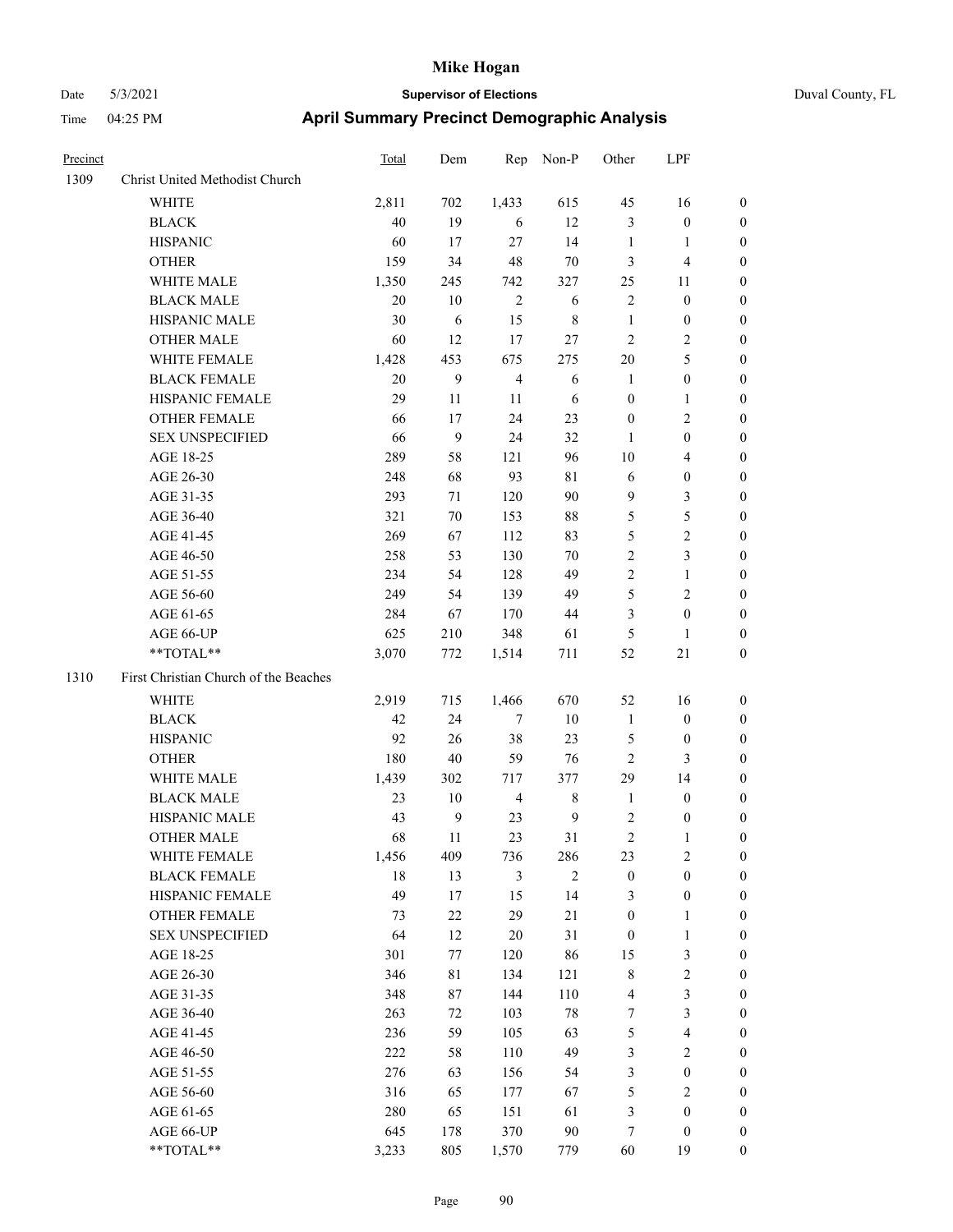# Mike Hogan

Date 5/3/2021 **Supervisor of Elections** Duval County, FL

Time 04:25 PM **April Summary Precinct Demographic Analysis**

| Precinct | | Total | Dem | Rep | Non-P | Other | LPF | |
|---|---|---|---|---|---|---|---|---|
| 1309 | Christ United Methodist Church | | | | | | | |
| | WHITE | 2,811 | 702 | 1,433 | 615 | 45 | 16 | 0 |
| | BLACK | 40 | 19 | 6 | 12 | 3 | 0 | 0 |
| | HISPANIC | 60 | 17 | 27 | 14 | 1 | 1 | 0 |
| | OTHER | 159 | 34 | 48 | 70 | 3 | 4 | 0 |
| | WHITE MALE | 1,350 | 245 | 742 | 327 | 25 | 11 | 0 |
| | BLACK MALE | 20 | 10 | 2 | 6 | 2 | 0 | 0 |
| | HISPANIC MALE | 30 | 6 | 15 | 8 | 1 | 0 | 0 |
| | OTHER MALE | 60 | 12 | 17 | 27 | 2 | 2 | 0 |
| | WHITE FEMALE | 1,428 | 453 | 675 | 275 | 20 | 5 | 0 |
| | BLACK FEMALE | 20 | 9 | 4 | 6 | 1 | 0 | 0 |
| | HISPANIC FEMALE | 29 | 11 | 11 | 6 | 0 | 1 | 0 |
| | OTHER FEMALE | 66 | 17 | 24 | 23 | 0 | 2 | 0 |
| | SEX UNSPECIFIED | 66 | 9 | 24 | 32 | 1 | 0 | 0 |
| | AGE 18-25 | 289 | 58 | 121 | 96 | 10 | 4 | 0 |
| | AGE 26-30 | 248 | 68 | 93 | 81 | 6 | 0 | 0 |
| | AGE 31-35 | 293 | 71 | 120 | 90 | 9 | 3 | 0 |
| | AGE 36-40 | 321 | 70 | 153 | 88 | 5 | 5 | 0 |
| | AGE 41-45 | 269 | 67 | 112 | 83 | 5 | 2 | 0 |
| | AGE 46-50 | 258 | 53 | 130 | 70 | 2 | 3 | 0 |
| | AGE 51-55 | 234 | 54 | 128 | 49 | 2 | 1 | 0 |
| | AGE 56-60 | 249 | 54 | 139 | 49 | 5 | 2 | 0 |
| | AGE 61-65 | 284 | 67 | 170 | 44 | 3 | 0 | 0 |
| | AGE 66-UP | 625 | 210 | 348 | 61 | 5 | 1 | 0 |
| | **TOTAL** | 3,070 | 772 | 1,514 | 711 | 52 | 21 | 0 |
| 1310 | First Christian Church of the Beaches | | | | | | | |
| | WHITE | 2,919 | 715 | 1,466 | 670 | 52 | 16 | 0 |
| | BLACK | 42 | 24 | 7 | 10 | 1 | 0 | 0 |
| | HISPANIC | 92 | 26 | 38 | 23 | 5 | 0 | 0 |
| | OTHER | 180 | 40 | 59 | 76 | 2 | 3 | 0 |
| | WHITE MALE | 1,439 | 302 | 717 | 377 | 29 | 14 | 0 |
| | BLACK MALE | 23 | 10 | 4 | 8 | 1 | 0 | 0 |
| | HISPANIC MALE | 43 | 9 | 23 | 9 | 2 | 0 | 0 |
| | OTHER MALE | 68 | 11 | 23 | 31 | 2 | 1 | 0 |
| | WHITE FEMALE | 1,456 | 409 | 736 | 286 | 23 | 2 | 0 |
| | BLACK FEMALE | 18 | 13 | 3 | 2 | 0 | 0 | 0 |
| | HISPANIC FEMALE | 49 | 17 | 15 | 14 | 3 | 0 | 0 |
| | OTHER FEMALE | 73 | 22 | 29 | 21 | 0 | 1 | 0 |
| | SEX UNSPECIFIED | 64 | 12 | 20 | 31 | 0 | 1 | 0 |
| | AGE 18-25 | 301 | 77 | 120 | 86 | 15 | 3 | 0 |
| | AGE 26-30 | 346 | 81 | 134 | 121 | 8 | 2 | 0 |
| | AGE 31-35 | 348 | 87 | 144 | 110 | 4 | 3 | 0 |
| | AGE 36-40 | 263 | 72 | 103 | 78 | 7 | 3 | 0 |
| | AGE 41-45 | 236 | 59 | 105 | 63 | 5 | 4 | 0 |
| | AGE 46-50 | 222 | 58 | 110 | 49 | 3 | 2 | 0 |
| | AGE 51-55 | 276 | 63 | 156 | 54 | 3 | 0 | 0 |
| | AGE 56-60 | 316 | 65 | 177 | 67 | 5 | 2 | 0 |
| | AGE 61-65 | 280 | 65 | 151 | 61 | 3 | 0 | 0 |
| | AGE 66-UP | 645 | 178 | 370 | 90 | 7 | 0 | 0 |
| | **TOTAL** | 3,233 | 805 | 1,570 | 779 | 60 | 19 | 0 |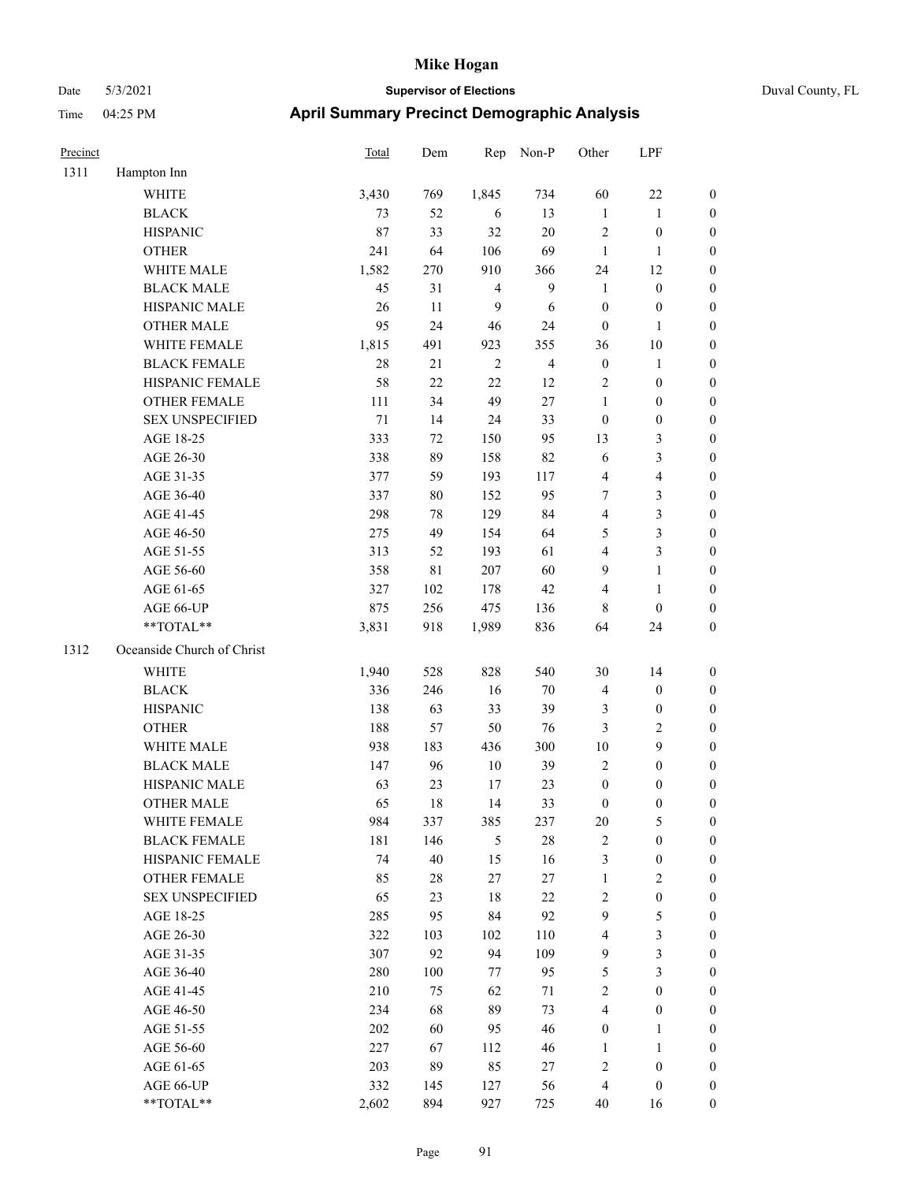# Mike Hogan

Date 5/3/2021 **Supervisor of Elections** Duval County, FL

Time 04:25 PM **April Summary Precinct Demographic Analysis**

| Precinct | | Total | Dem | Rep | Non-P | Other | LPF | |
|---|---|---|---|---|---|---|---|---|
| 1311 | Hampton Inn | | | | | | | |
| | WHITE | 3,430 | 769 | 1,845 | 734 | 60 | 22 | 0 |
| | BLACK | 73 | 52 | 6 | 13 | 1 | 1 | 0 |
| | HISPANIC | 87 | 33 | 32 | 20 | 2 | 0 | 0 |
| | OTHER | 241 | 64 | 106 | 69 | 1 | 1 | 0 |
| | WHITE MALE | 1,582 | 270 | 910 | 366 | 24 | 12 | 0 |
| | BLACK MALE | 45 | 31 | 4 | 9 | 1 | 0 | 0 |
| | HISPANIC MALE | 26 | 11 | 9 | 6 | 0 | 0 | 0 |
| | OTHER MALE | 95 | 24 | 46 | 24 | 0 | 1 | 0 |
| | WHITE FEMALE | 1,815 | 491 | 923 | 355 | 36 | 10 | 0 |
| | BLACK FEMALE | 28 | 21 | 2 | 4 | 0 | 1 | 0 |
| | HISPANIC FEMALE | 58 | 22 | 22 | 12 | 2 | 0 | 0 |
| | OTHER FEMALE | 111 | 34 | 49 | 27 | 1 | 0 | 0 |
| | SEX UNSPECIFIED | 71 | 14 | 24 | 33 | 0 | 0 | 0 |
| | AGE 18-25 | 333 | 72 | 150 | 95 | 13 | 3 | 0 |
| | AGE 26-30 | 338 | 89 | 158 | 82 | 6 | 3 | 0 |
| | AGE 31-35 | 377 | 59 | 193 | 117 | 4 | 4 | 0 |
| | AGE 36-40 | 337 | 80 | 152 | 95 | 7 | 3 | 0 |
| | AGE 41-45 | 298 | 78 | 129 | 84 | 4 | 3 | 0 |
| | AGE 46-50 | 275 | 49 | 154 | 64 | 5 | 3 | 0 |
| | AGE 51-55 | 313 | 52 | 193 | 61 | 4 | 3 | 0 |
| | AGE 56-60 | 358 | 81 | 207 | 60 | 9 | 1 | 0 |
| | AGE 61-65 | 327 | 102 | 178 | 42 | 4 | 1 | 0 |
| | AGE 66-UP | 875 | 256 | 475 | 136 | 8 | 0 | 0 |
| | **TOTAL** | 3,831 | 918 | 1,989 | 836 | 64 | 24 | 0 |
| 1312 | Oceanside Church of Christ | | | | | | | |
| | WHITE | 1,940 | 528 | 828 | 540 | 30 | 14 | 0 |
| | BLACK | 336 | 246 | 16 | 70 | 4 | 0 | 0 |
| | HISPANIC | 138 | 63 | 33 | 39 | 3 | 0 | 0 |
| | OTHER | 188 | 57 | 50 | 76 | 3 | 2 | 0 |
| | WHITE MALE | 938 | 183 | 436 | 300 | 10 | 9 | 0 |
| | BLACK MALE | 147 | 96 | 10 | 39 | 2 | 0 | 0 |
| | HISPANIC MALE | 63 | 23 | 17 | 23 | 0 | 0 | 0 |
| | OTHER MALE | 65 | 18 | 14 | 33 | 0 | 0 | 0 |
| | WHITE FEMALE | 984 | 337 | 385 | 237 | 20 | 5 | 0 |
| | BLACK FEMALE | 181 | 146 | 5 | 28 | 2 | 0 | 0 |
| | HISPANIC FEMALE | 74 | 40 | 15 | 16 | 3 | 0 | 0 |
| | OTHER FEMALE | 85 | 28 | 27 | 27 | 1 | 2 | 0 |
| | SEX UNSPECIFIED | 65 | 23 | 18 | 22 | 2 | 0 | 0 |
| | AGE 18-25 | 285 | 95 | 84 | 92 | 9 | 5 | 0 |
| | AGE 26-30 | 322 | 103 | 102 | 110 | 4 | 3 | 0 |
| | AGE 31-35 | 307 | 92 | 94 | 109 | 9 | 3 | 0 |
| | AGE 36-40 | 280 | 100 | 77 | 95 | 5 | 3 | 0 |
| | AGE 41-45 | 210 | 75 | 62 | 71 | 2 | 0 | 0 |
| | AGE 46-50 | 234 | 68 | 89 | 73 | 4 | 0 | 0 |
| | AGE 51-55 | 202 | 60 | 95 | 46 | 0 | 1 | 0 |
| | AGE 56-60 | 227 | 67 | 112 | 46 | 1 | 1 | 0 |
| | AGE 61-65 | 203 | 89 | 85 | 27 | 2 | 0 | 0 |
| | AGE 66-UP | 332 | 145 | 127 | 56 | 4 | 0 | 0 |
| | **TOTAL** | 2,602 | 894 | 927 | 725 | 40 | 16 | 0 |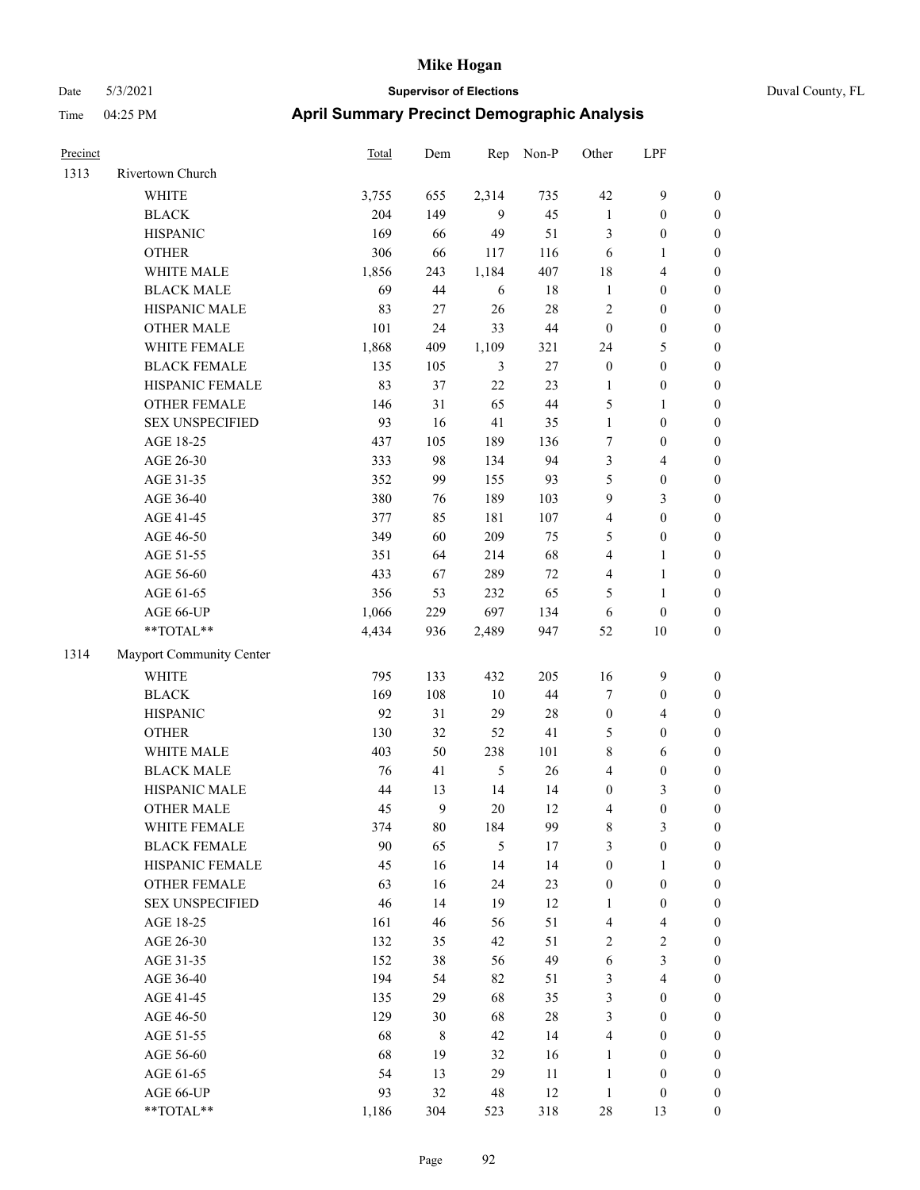# Mike Hogan

Date 5/3/2021 **Supervisor of Elections** Duval County, FL

Time 04:25 PM **April Summary Precinct Demographic Analysis**

| Precinct | | Total | Dem | Rep | Non-P | Other | LPF | |
|---|---|---|---|---|---|---|---|---|
| 1313 | Rivertown Church | | | | | | | |
| | WHITE | 3,755 | 655 | 2,314 | 735 | 42 | 9 | 0 |
| | BLACK | 204 | 149 | 9 | 45 | 1 | 0 | 0 |
| | HISPANIC | 169 | 66 | 49 | 51 | 3 | 0 | 0 |
| | OTHER | 306 | 66 | 117 | 116 | 6 | 1 | 0 |
| | WHITE MALE | 1,856 | 243 | 1,184 | 407 | 18 | 4 | 0 |
| | BLACK MALE | 69 | 44 | 6 | 18 | 1 | 0 | 0 |
| | HISPANIC MALE | 83 | 27 | 26 | 28 | 2 | 0 | 0 |
| | OTHER MALE | 101 | 24 | 33 | 44 | 0 | 0 | 0 |
| | WHITE FEMALE | 1,868 | 409 | 1,109 | 321 | 24 | 5 | 0 |
| | BLACK FEMALE | 135 | 105 | 3 | 27 | 0 | 0 | 0 |
| | HISPANIC FEMALE | 83 | 37 | 22 | 23 | 1 | 0 | 0 |
| | OTHER FEMALE | 146 | 31 | 65 | 44 | 5 | 1 | 0 |
| | SEX UNSPECIFIED | 93 | 16 | 41 | 35 | 1 | 0 | 0 |
| | AGE 18-25 | 437 | 105 | 189 | 136 | 7 | 0 | 0 |
| | AGE 26-30 | 333 | 98 | 134 | 94 | 3 | 4 | 0 |
| | AGE 31-35 | 352 | 99 | 155 | 93 | 5 | 0 | 0 |
| | AGE 36-40 | 380 | 76 | 189 | 103 | 9 | 3 | 0 |
| | AGE 41-45 | 377 | 85 | 181 | 107 | 4 | 0 | 0 |
| | AGE 46-50 | 349 | 60 | 209 | 75 | 5 | 0 | 0 |
| | AGE 51-55 | 351 | 64 | 214 | 68 | 4 | 1 | 0 |
| | AGE 56-60 | 433 | 67 | 289 | 72 | 4 | 1 | 0 |
| | AGE 61-65 | 356 | 53 | 232 | 65 | 5 | 1 | 0 |
| | AGE 66-UP | 1,066 | 229 | 697 | 134 | 6 | 0 | 0 |
| | **TOTAL** | 4,434 | 936 | 2,489 | 947 | 52 | 10 | 0 |
| 1314 | Mayport Community Center | | | | | | | |
| | WHITE | 795 | 133 | 432 | 205 | 16 | 9 | 0 |
| | BLACK | 169 | 108 | 10 | 44 | 7 | 0 | 0 |
| | HISPANIC | 92 | 31 | 29 | 28 | 0 | 4 | 0 |
| | OTHER | 130 | 32 | 52 | 41 | 5 | 0 | 0 |
| | WHITE MALE | 403 | 50 | 238 | 101 | 8 | 6 | 0 |
| | BLACK MALE | 76 | 41 | 5 | 26 | 4 | 0 | 0 |
| | HISPANIC MALE | 44 | 13 | 14 | 14 | 0 | 3 | 0 |
| | OTHER MALE | 45 | 9 | 20 | 12 | 4 | 0 | 0 |
| | WHITE FEMALE | 374 | 80 | 184 | 99 | 8 | 3 | 0 |
| | BLACK FEMALE | 90 | 65 | 5 | 17 | 3 | 0 | 0 |
| | HISPANIC FEMALE | 45 | 16 | 14 | 14 | 0 | 1 | 0 |
| | OTHER FEMALE | 63 | 16 | 24 | 23 | 0 | 0 | 0 |
| | SEX UNSPECIFIED | 46 | 14 | 19 | 12 | 1 | 0 | 0 |
| | AGE 18-25 | 161 | 46 | 56 | 51 | 4 | 4 | 0 |
| | AGE 26-30 | 132 | 35 | 42 | 51 | 2 | 2 | 0 |
| | AGE 31-35 | 152 | 38 | 56 | 49 | 6 | 3 | 0 |
| | AGE 36-40 | 194 | 54 | 82 | 51 | 3 | 4 | 0 |
| | AGE 41-45 | 135 | 29 | 68 | 35 | 3 | 0 | 0 |
| | AGE 46-50 | 129 | 30 | 68 | 28 | 3 | 0 | 0 |
| | AGE 51-55 | 68 | 8 | 42 | 14 | 4 | 0 | 0 |
| | AGE 56-60 | 68 | 19 | 32 | 16 | 1 | 0 | 0 |
| | AGE 61-65 | 54 | 13 | 29 | 11 | 1 | 0 | 0 |
| | AGE 66-UP | 93 | 32 | 48 | 12 | 1 | 0 | 0 |
| | **TOTAL** | 1,186 | 304 | 523 | 318 | 28 | 13 | 0 |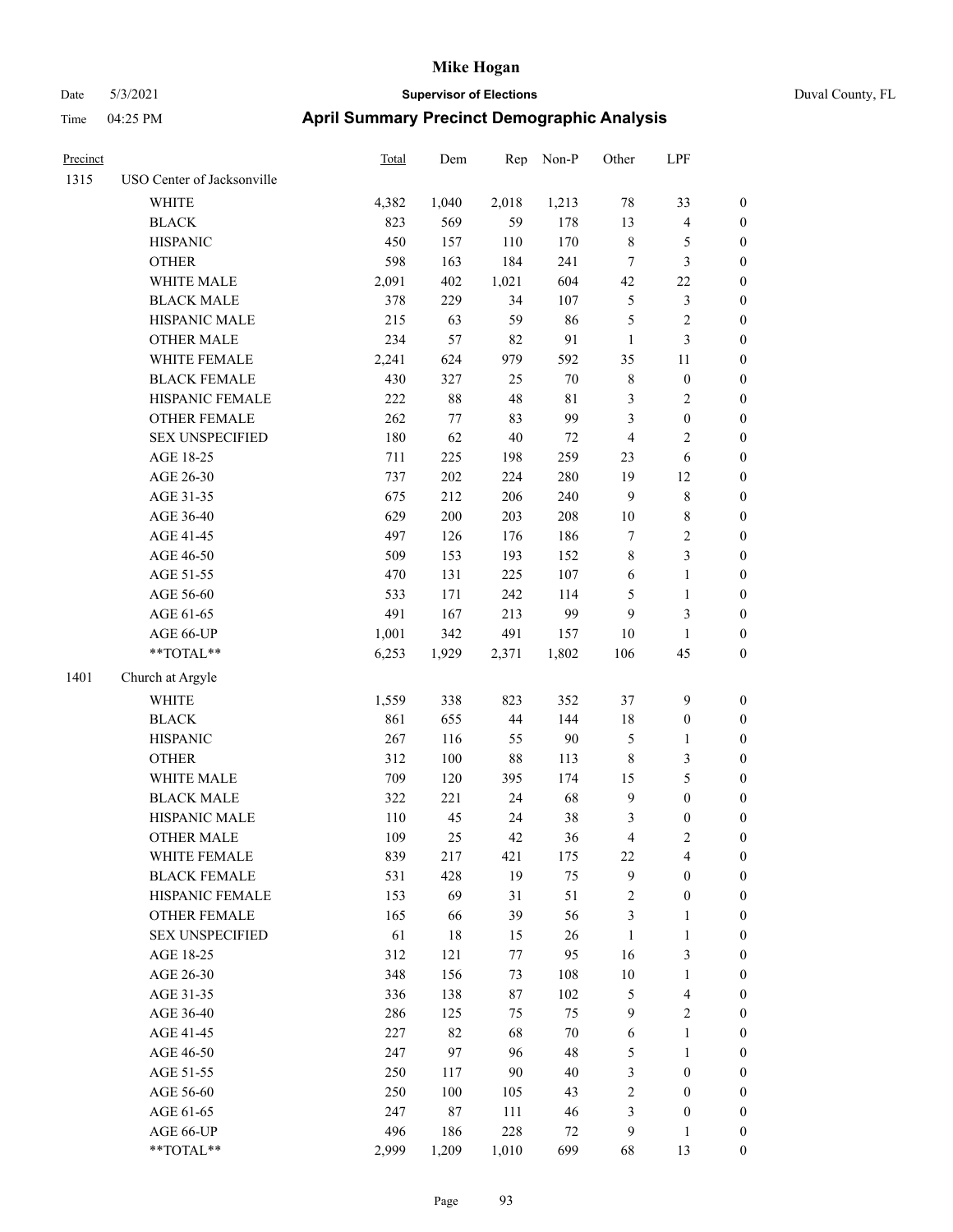# Mike Hogan

Date 5/3/2021 **Supervisor of Elections** Duval County, FL

Time 04:25 PM **April Summary Precinct Demographic Analysis**

| Precinct | | Total | Dem | Rep | Non-P | Other | LPF | |
|---|---|---|---|---|---|---|---|---|
| 1315 | USO Center of Jacksonville | | | | | | | |
| | WHITE | 4,382 | 1,040 | 2,018 | 1,213 | 78 | 33 | 0 |
| | BLACK | 823 | 569 | 59 | 178 | 13 | 4 | 0 |
| | HISPANIC | 450 | 157 | 110 | 170 | 8 | 5 | 0 |
| | OTHER | 598 | 163 | 184 | 241 | 7 | 3 | 0 |
| | WHITE MALE | 2,091 | 402 | 1,021 | 604 | 42 | 22 | 0 |
| | BLACK MALE | 378 | 229 | 34 | 107 | 5 | 3 | 0 |
| | HISPANIC MALE | 215 | 63 | 59 | 86 | 5 | 2 | 0 |
| | OTHER MALE | 234 | 57 | 82 | 91 | 1 | 3 | 0 |
| | WHITE FEMALE | 2,241 | 624 | 979 | 592 | 35 | 11 | 0 |
| | BLACK FEMALE | 430 | 327 | 25 | 70 | 8 | 0 | 0 |
| | HISPANIC FEMALE | 222 | 88 | 48 | 81 | 3 | 2 | 0 |
| | OTHER FEMALE | 262 | 77 | 83 | 99 | 3 | 0 | 0 |
| | SEX UNSPECIFIED | 180 | 62 | 40 | 72 | 4 | 2 | 0 |
| | AGE 18-25 | 711 | 225 | 198 | 259 | 23 | 6 | 0 |
| | AGE 26-30 | 737 | 202 | 224 | 280 | 19 | 12 | 0 |
| | AGE 31-35 | 675 | 212 | 206 | 240 | 9 | 8 | 0 |
| | AGE 36-40 | 629 | 200 | 203 | 208 | 10 | 8 | 0 |
| | AGE 41-45 | 497 | 126 | 176 | 186 | 7 | 2 | 0 |
| | AGE 46-50 | 509 | 153 | 193 | 152 | 8 | 3 | 0 |
| | AGE 51-55 | 470 | 131 | 225 | 107 | 6 | 1 | 0 |
| | AGE 56-60 | 533 | 171 | 242 | 114 | 5 | 1 | 0 |
| | AGE 61-65 | 491 | 167 | 213 | 99 | 9 | 3 | 0 |
| | AGE 66-UP | 1,001 | 342 | 491 | 157 | 10 | 1 | 0 |
| | **TOTAL** | 6,253 | 1,929 | 2,371 | 1,802 | 106 | 45 | 0 |
| 1401 | Church at Argyle | | | | | | | |
| | WHITE | 1,559 | 338 | 823 | 352 | 37 | 9 | 0 |
| | BLACK | 861 | 655 | 44 | 144 | 18 | 0 | 0 |
| | HISPANIC | 267 | 116 | 55 | 90 | 5 | 1 | 0 |
| | OTHER | 312 | 100 | 88 | 113 | 8 | 3 | 0 |
| | WHITE MALE | 709 | 120 | 395 | 174 | 15 | 5 | 0 |
| | BLACK MALE | 322 | 221 | 24 | 68 | 9 | 0 | 0 |
| | HISPANIC MALE | 110 | 45 | 24 | 38 | 3 | 0 | 0 |
| | OTHER MALE | 109 | 25 | 42 | 36 | 4 | 2 | 0 |
| | WHITE FEMALE | 839 | 217 | 421 | 175 | 22 | 4 | 0 |
| | BLACK FEMALE | 531 | 428 | 19 | 75 | 9 | 0 | 0 |
| | HISPANIC FEMALE | 153 | 69 | 31 | 51 | 2 | 0 | 0 |
| | OTHER FEMALE | 165 | 66 | 39 | 56 | 3 | 1 | 0 |
| | SEX UNSPECIFIED | 61 | 18 | 15 | 26 | 1 | 1 | 0 |
| | AGE 18-25 | 312 | 121 | 77 | 95 | 16 | 3 | 0 |
| | AGE 26-30 | 348 | 156 | 73 | 108 | 10 | 1 | 0 |
| | AGE 31-35 | 336 | 138 | 87 | 102 | 5 | 4 | 0 |
| | AGE 36-40 | 286 | 125 | 75 | 75 | 9 | 2 | 0 |
| | AGE 41-45 | 227 | 82 | 68 | 70 | 6 | 1 | 0 |
| | AGE 46-50 | 247 | 97 | 96 | 48 | 5 | 1 | 0 |
| | AGE 51-55 | 250 | 117 | 90 | 40 | 3 | 0 | 0 |
| | AGE 56-60 | 250 | 100 | 105 | 43 | 2 | 0 | 0 |
| | AGE 61-65 | 247 | 87 | 111 | 46 | 3 | 0 | 0 |
| | AGE 66-UP | 496 | 186 | 228 | 72 | 9 | 1 | 0 |
| | **TOTAL** | 2,999 | 1,209 | 1,010 | 699 | 68 | 13 | 0 |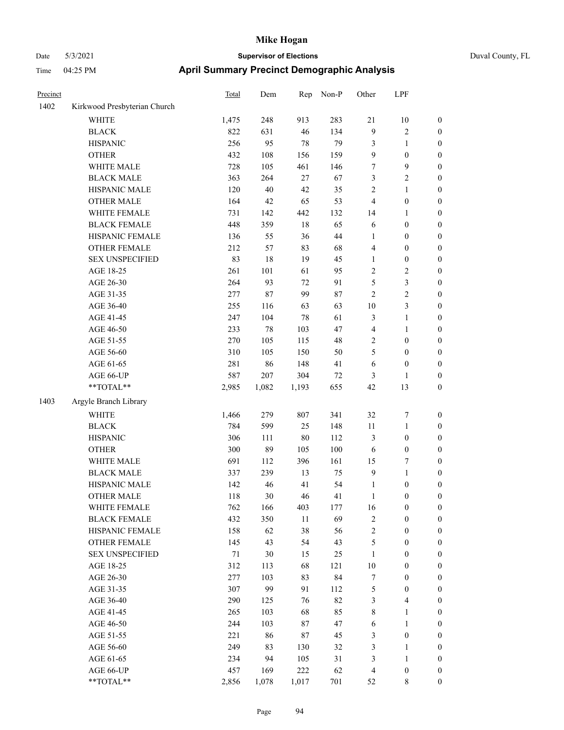# Mike Hogan

Date 5/3/2021 **Supervisor of Elections** Duval County, FL

Time 04:25 PM **April Summary Precinct Demographic Analysis**

| Precinct | | Total | Dem | Rep | Non-P | Other | LPF | |
|---|---|---|---|---|---|---|---|---|
| 1402 | Kirkwood Presbyterian Church | | | | | | | |
| | WHITE | 1,475 | 248 | 913 | 283 | 21 | 10 | 0 |
| | BLACK | 822 | 631 | 46 | 134 | 9 | 2 | 0 |
| | HISPANIC | 256 | 95 | 78 | 79 | 3 | 1 | 0 |
| | OTHER | 432 | 108 | 156 | 159 | 9 | 0 | 0 |
| | WHITE MALE | 728 | 105 | 461 | 146 | 7 | 9 | 0 |
| | BLACK MALE | 363 | 264 | 27 | 67 | 3 | 2 | 0 |
| | HISPANIC MALE | 120 | 40 | 42 | 35 | 2 | 1 | 0 |
| | OTHER MALE | 164 | 42 | 65 | 53 | 4 | 0 | 0 |
| | WHITE FEMALE | 731 | 142 | 442 | 132 | 14 | 1 | 0 |
| | BLACK FEMALE | 448 | 359 | 18 | 65 | 6 | 0 | 0 |
| | HISPANIC FEMALE | 136 | 55 | 36 | 44 | 1 | 0 | 0 |
| | OTHER FEMALE | 212 | 57 | 83 | 68 | 4 | 0 | 0 |
| | SEX UNSPECIFIED | 83 | 18 | 19 | 45 | 1 | 0 | 0 |
| | AGE 18-25 | 261 | 101 | 61 | 95 | 2 | 2 | 0 |
| | AGE 26-30 | 264 | 93 | 72 | 91 | 5 | 3 | 0 |
| | AGE 31-35 | 277 | 87 | 99 | 87 | 2 | 2 | 0 |
| | AGE 36-40 | 255 | 116 | 63 | 63 | 10 | 3 | 0 |
| | AGE 41-45 | 247 | 104 | 78 | 61 | 3 | 1 | 0 |
| | AGE 46-50 | 233 | 78 | 103 | 47 | 4 | 1 | 0 |
| | AGE 51-55 | 270 | 105 | 115 | 48 | 2 | 0 | 0 |
| | AGE 56-60 | 310 | 105 | 150 | 50 | 5 | 0 | 0 |
| | AGE 61-65 | 281 | 86 | 148 | 41 | 6 | 0 | 0 |
| | AGE 66-UP | 587 | 207 | 304 | 72 | 3 | 1 | 0 |
| | **TOTAL** | 2,985 | 1,082 | 1,193 | 655 | 42 | 13 | 0 |
| 1403 | Argyle Branch Library | | | | | | | |
| | WHITE | 1,466 | 279 | 807 | 341 | 32 | 7 | 0 |
| | BLACK | 784 | 599 | 25 | 148 | 11 | 1 | 0 |
| | HISPANIC | 306 | 111 | 80 | 112 | 3 | 0 | 0 |
| | OTHER | 300 | 89 | 105 | 100 | 6 | 0 | 0 |
| | WHITE MALE | 691 | 112 | 396 | 161 | 15 | 7 | 0 |
| | BLACK MALE | 337 | 239 | 13 | 75 | 9 | 1 | 0 |
| | HISPANIC MALE | 142 | 46 | 41 | 54 | 1 | 0 | 0 |
| | OTHER MALE | 118 | 30 | 46 | 41 | 1 | 0 | 0 |
| | WHITE FEMALE | 762 | 166 | 403 | 177 | 16 | 0 | 0 |
| | BLACK FEMALE | 432 | 350 | 11 | 69 | 2 | 0 | 0 |
| | HISPANIC FEMALE | 158 | 62 | 38 | 56 | 2 | 0 | 0 |
| | OTHER FEMALE | 145 | 43 | 54 | 43 | 5 | 0 | 0 |
| | SEX UNSPECIFIED | 71 | 30 | 15 | 25 | 1 | 0 | 0 |
| | AGE 18-25 | 312 | 113 | 68 | 121 | 10 | 0 | 0 |
| | AGE 26-30 | 277 | 103 | 83 | 84 | 7 | 0 | 0 |
| | AGE 31-35 | 307 | 99 | 91 | 112 | 5 | 0 | 0 |
| | AGE 36-40 | 290 | 125 | 76 | 82 | 3 | 4 | 0 |
| | AGE 41-45 | 265 | 103 | 68 | 85 | 8 | 1 | 0 |
| | AGE 46-50 | 244 | 103 | 87 | 47 | 6 | 1 | 0 |
| | AGE 51-55 | 221 | 86 | 87 | 45 | 3 | 0 | 0 |
| | AGE 56-60 | 249 | 83 | 130 | 32 | 3 | 1 | 0 |
| | AGE 61-65 | 234 | 94 | 105 | 31 | 3 | 1 | 0 |
| | AGE 66-UP | 457 | 169 | 222 | 62 | 4 | 0 | 0 |
| | **TOTAL** | 2,856 | 1,078 | 1,017 | 701 | 52 | 8 | 0 |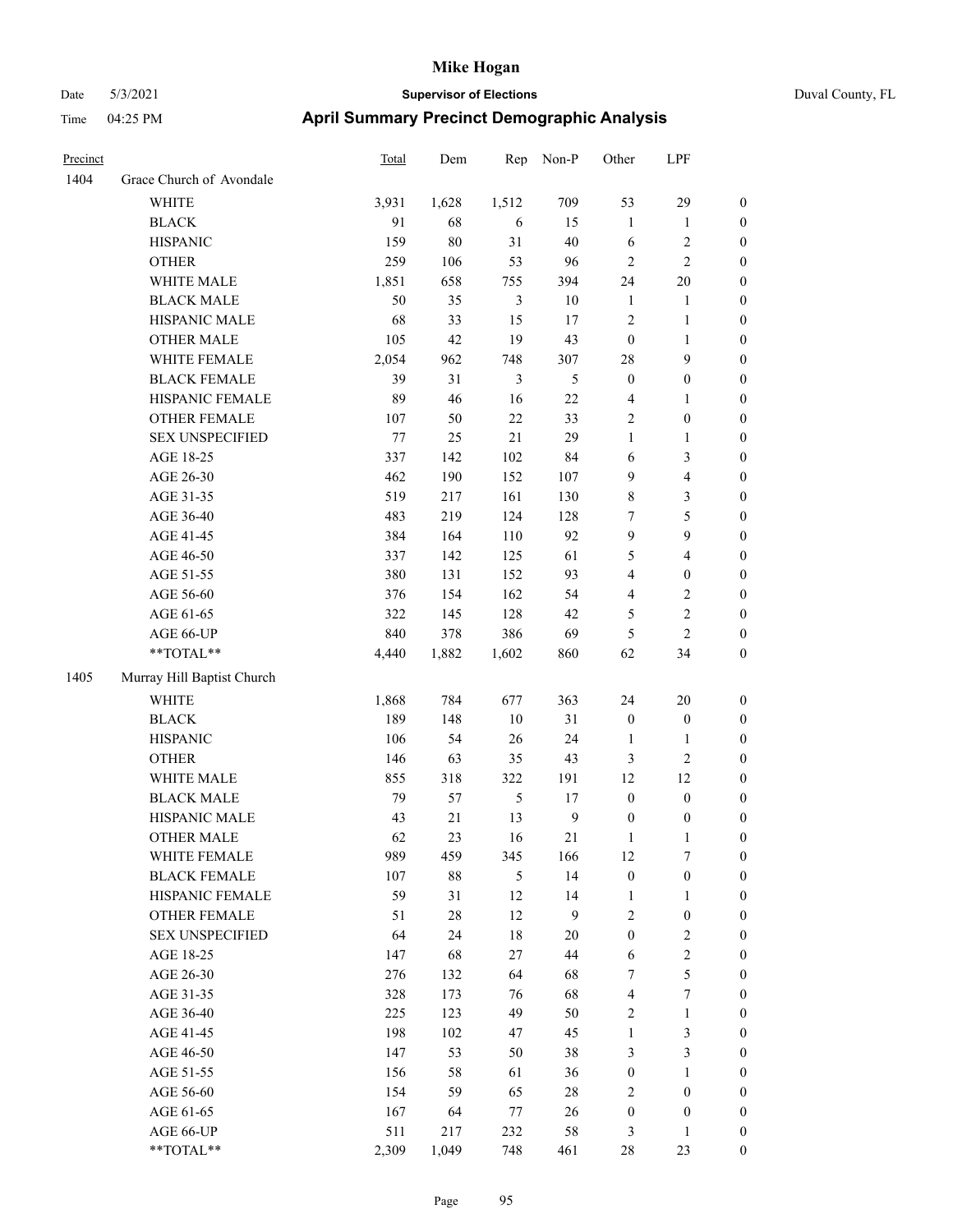# Mike Hogan

Date 5/3/2021 | **Supervisor of Elections** | Duval County, FL

Time 04:25 PM | **April Summary Precinct Demographic Analysis**

| Precinct | | Total | Dem | Rep | Non-P | Other | LPF | |
|---|---|---|---|---|---|---|---|---|
| 1404 | Grace Church of Avondale | | | | | | | |
| | WHITE | 3,931 | 1,628 | 1,512 | 709 | 53 | 29 | 0 |
| | BLACK | 91 | 68 | 6 | 15 | 1 | 1 | 0 |
| | HISPANIC | 159 | 80 | 31 | 40 | 6 | 2 | 0 |
| | OTHER | 259 | 106 | 53 | 96 | 2 | 2 | 0 |
| | WHITE MALE | 1,851 | 658 | 755 | 394 | 24 | 20 | 0 |
| | BLACK MALE | 50 | 35 | 3 | 10 | 1 | 1 | 0 |
| | HISPANIC MALE | 68 | 33 | 15 | 17 | 2 | 1 | 0 |
| | OTHER MALE | 105 | 42 | 19 | 43 | 0 | 1 | 0 |
| | WHITE FEMALE | 2,054 | 962 | 748 | 307 | 28 | 9 | 0 |
| | BLACK FEMALE | 39 | 31 | 3 | 5 | 0 | 0 | 0 |
| | HISPANIC FEMALE | 89 | 46 | 16 | 22 | 4 | 1 | 0 |
| | OTHER FEMALE | 107 | 50 | 22 | 33 | 2 | 0 | 0 |
| | SEX UNSPECIFIED | 77 | 25 | 21 | 29 | 1 | 1 | 0 |
| | AGE 18-25 | 337 | 142 | 102 | 84 | 6 | 3 | 0 |
| | AGE 26-30 | 462 | 190 | 152 | 107 | 9 | 4 | 0 |
| | AGE 31-35 | 519 | 217 | 161 | 130 | 8 | 3 | 0 |
| | AGE 36-40 | 483 | 219 | 124 | 128 | 7 | 5 | 0 |
| | AGE 41-45 | 384 | 164 | 110 | 92 | 9 | 9 | 0 |
| | AGE 46-50 | 337 | 142 | 125 | 61 | 5 | 4 | 0 |
| | AGE 51-55 | 380 | 131 | 152 | 93 | 4 | 0 | 0 |
| | AGE 56-60 | 376 | 154 | 162 | 54 | 4 | 2 | 0 |
| | AGE 61-65 | 322 | 145 | 128 | 42 | 5 | 2 | 0 |
| | AGE 66-UP | 840 | 378 | 386 | 69 | 5 | 2 | 0 |
| | **TOTAL** | 4,440 | 1,882 | 1,602 | 860 | 62 | 34 | 0 |
| 1405 | Murray Hill Baptist Church | | | | | | | |
| | WHITE | 1,868 | 784 | 677 | 363 | 24 | 20 | 0 |
| | BLACK | 189 | 148 | 10 | 31 | 0 | 0 | 0 |
| | HISPANIC | 106 | 54 | 26 | 24 | 1 | 1 | 0 |
| | OTHER | 146 | 63 | 35 | 43 | 3 | 2 | 0 |
| | WHITE MALE | 855 | 318 | 322 | 191 | 12 | 12 | 0 |
| | BLACK MALE | 79 | 57 | 5 | 17 | 0 | 0 | 0 |
| | HISPANIC MALE | 43 | 21 | 13 | 9 | 0 | 0 | 0 |
| | OTHER MALE | 62 | 23 | 16 | 21 | 1 | 1 | 0 |
| | WHITE FEMALE | 989 | 459 | 345 | 166 | 12 | 7 | 0 |
| | BLACK FEMALE | 107 | 88 | 5 | 14 | 0 | 0 | 0 |
| | HISPANIC FEMALE | 59 | 31 | 12 | 14 | 1 | 1 | 0 |
| | OTHER FEMALE | 51 | 28 | 12 | 9 | 2 | 0 | 0 |
| | SEX UNSPECIFIED | 64 | 24 | 18 | 20 | 0 | 2 | 0 |
| | AGE 18-25 | 147 | 68 | 27 | 44 | 6 | 2 | 0 |
| | AGE 26-30 | 276 | 132 | 64 | 68 | 7 | 5 | 0 |
| | AGE 31-35 | 328 | 173 | 76 | 68 | 4 | 7 | 0 |
| | AGE 36-40 | 225 | 123 | 49 | 50 | 2 | 1 | 0 |
| | AGE 41-45 | 198 | 102 | 47 | 45 | 1 | 3 | 0 |
| | AGE 46-50 | 147 | 53 | 50 | 38 | 3 | 3 | 0 |
| | AGE 51-55 | 156 | 58 | 61 | 36 | 0 | 1 | 0 |
| | AGE 56-60 | 154 | 59 | 65 | 28 | 2 | 0 | 0 |
| | AGE 61-65 | 167 | 64 | 77 | 26 | 0 | 0 | 0 |
| | AGE 66-UP | 511 | 217 | 232 | 58 | 3 | 1 | 0 |
| | **TOTAL** | 2,309 | 1,049 | 748 | 461 | 28 | 23 | 0 |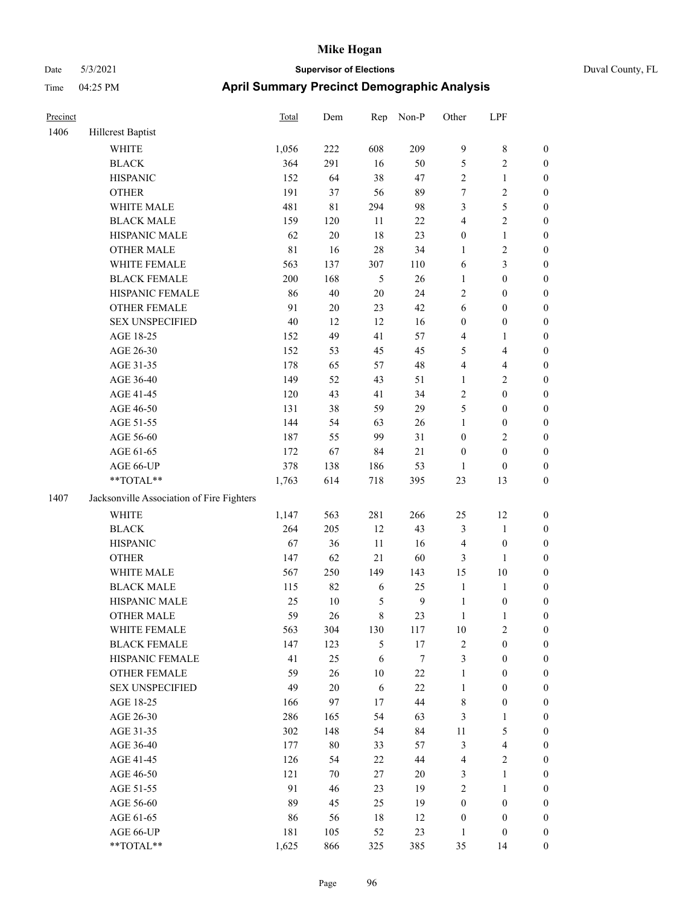# Mike Hogan

Date 5/3/2021 **Supervisor of Elections** Duval County, FL

Time 04:25 PM **April Summary Precinct Demographic Analysis**

| Precinct | | Total | Dem | Rep | Non-P | Other | LPF | |
|---|---|---|---|---|---|---|---|---|
| 1406 | Hillcrest Baptist | | | | | | | |
| | WHITE | 1,056 | 222 | 608 | 209 | 9 | 8 | 0 |
| | BLACK | 364 | 291 | 16 | 50 | 5 | 2 | 0 |
| | HISPANIC | 152 | 64 | 38 | 47 | 2 | 1 | 0 |
| | OTHER | 191 | 37 | 56 | 89 | 7 | 2 | 0 |
| | WHITE MALE | 481 | 81 | 294 | 98 | 3 | 5 | 0 |
| | BLACK MALE | 159 | 120 | 11 | 22 | 4 | 2 | 0 |
| | HISPANIC MALE | 62 | 20 | 18 | 23 | 0 | 1 | 0 |
| | OTHER MALE | 81 | 16 | 28 | 34 | 1 | 2 | 0 |
| | WHITE FEMALE | 563 | 137 | 307 | 110 | 6 | 3 | 0 |
| | BLACK FEMALE | 200 | 168 | 5 | 26 | 1 | 0 | 0 |
| | HISPANIC FEMALE | 86 | 40 | 20 | 24 | 2 | 0 | 0 |
| | OTHER FEMALE | 91 | 20 | 23 | 42 | 6 | 0 | 0 |
| | SEX UNSPECIFIED | 40 | 12 | 12 | 16 | 0 | 0 | 0 |
| | AGE 18-25 | 152 | 49 | 41 | 57 | 4 | 1 | 0 |
| | AGE 26-30 | 152 | 53 | 45 | 45 | 5 | 4 | 0 |
| | AGE 31-35 | 178 | 65 | 57 | 48 | 4 | 4 | 0 |
| | AGE 36-40 | 149 | 52 | 43 | 51 | 1 | 2 | 0 |
| | AGE 41-45 | 120 | 43 | 41 | 34 | 2 | 0 | 0 |
| | AGE 46-50 | 131 | 38 | 59 | 29 | 5 | 0 | 0 |
| | AGE 51-55 | 144 | 54 | 63 | 26 | 1 | 0 | 0 |
| | AGE 56-60 | 187 | 55 | 99 | 31 | 0 | 2 | 0 |
| | AGE 61-65 | 172 | 67 | 84 | 21 | 0 | 0 | 0 |
| | AGE 66-UP | 378 | 138 | 186 | 53 | 1 | 0 | 0 |
| | **TOTAL** | 1,763 | 614 | 718 | 395 | 23 | 13 | 0 |
| 1407 | Jacksonville Association of Fire Fighters | | | | | | | |
| | WHITE | 1,147 | 563 | 281 | 266 | 25 | 12 | 0 |
| | BLACK | 264 | 205 | 12 | 43 | 3 | 1 | 0 |
| | HISPANIC | 67 | 36 | 11 | 16 | 4 | 0 | 0 |
| | OTHER | 147 | 62 | 21 | 60 | 3 | 1 | 0 |
| | WHITE MALE | 567 | 250 | 149 | 143 | 15 | 10 | 0 |
| | BLACK MALE | 115 | 82 | 6 | 25 | 1 | 1 | 0 |
| | HISPANIC MALE | 25 | 10 | 5 | 9 | 1 | 0 | 0 |
| | OTHER MALE | 59 | 26 | 8 | 23 | 1 | 1 | 0 |
| | WHITE FEMALE | 563 | 304 | 130 | 117 | 10 | 2 | 0 |
| | BLACK FEMALE | 147 | 123 | 5 | 17 | 2 | 0 | 0 |
| | HISPANIC FEMALE | 41 | 25 | 6 | 7 | 3 | 0 | 0 |
| | OTHER FEMALE | 59 | 26 | 10 | 22 | 1 | 0 | 0 |
| | SEX UNSPECIFIED | 49 | 20 | 6 | 22 | 1 | 0 | 0 |
| | AGE 18-25 | 166 | 97 | 17 | 44 | 8 | 0 | 0 |
| | AGE 26-30 | 286 | 165 | 54 | 63 | 3 | 1 | 0 |
| | AGE 31-35 | 302 | 148 | 54 | 84 | 11 | 5 | 0 |
| | AGE 36-40 | 177 | 80 | 33 | 57 | 3 | 4 | 0 |
| | AGE 41-45 | 126 | 54 | 22 | 44 | 4 | 2 | 0 |
| | AGE 46-50 | 121 | 70 | 27 | 20 | 3 | 1 | 0 |
| | AGE 51-55 | 91 | 46 | 23 | 19 | 2 | 1 | 0 |
| | AGE 56-60 | 89 | 45 | 25 | 19 | 0 | 0 | 0 |
| | AGE 61-65 | 86 | 56 | 18 | 12 | 0 | 0 | 0 |
| | AGE 66-UP | 181 | 105 | 52 | 23 | 1 | 0 | 0 |
| | **TOTAL** | 1,625 | 866 | 325 | 385 | 35 | 14 | 0 |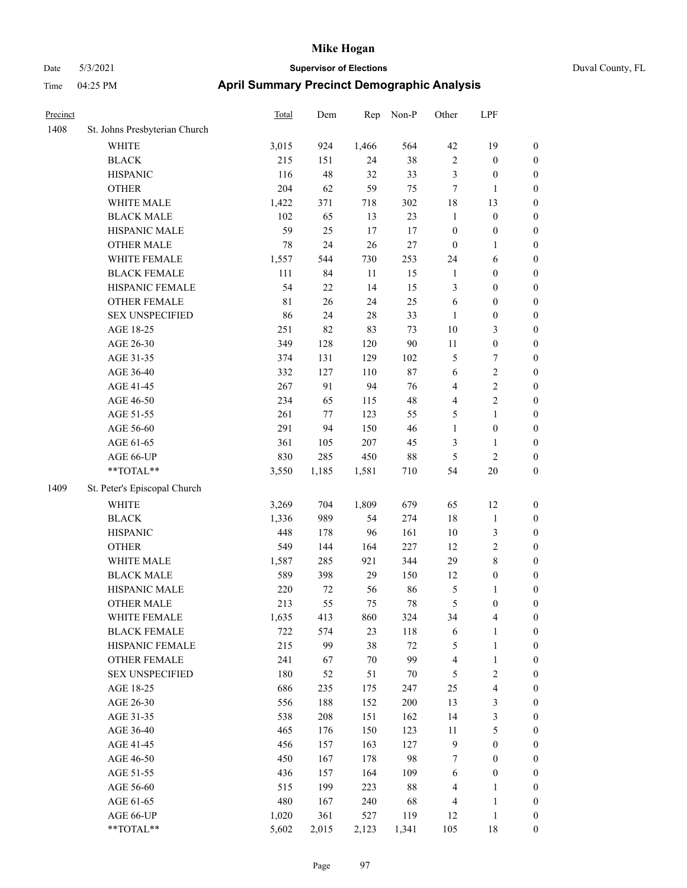# Mike Hogan

Date 5/3/2021 **Supervisor of Elections** Duval County, FL

Time 04:25 PM **April Summary Precinct Demographic Analysis**

| Precinct | | Total | Dem | Rep | Non-P | Other | LPF | |
|---|---|---|---|---|---|---|---|---|
| 1408 | St. Johns Presbyterian Church | | | | | | | |
| | WHITE | 3,015 | 924 | 1,466 | 564 | 42 | 19 | 0 |
| | BLACK | 215 | 151 | 24 | 38 | 2 | 0 | 0 |
| | HISPANIC | 116 | 48 | 32 | 33 | 3 | 0 | 0 |
| | OTHER | 204 | 62 | 59 | 75 | 7 | 1 | 0 |
| | WHITE MALE | 1,422 | 371 | 718 | 302 | 18 | 13 | 0 |
| | BLACK MALE | 102 | 65 | 13 | 23 | 1 | 0 | 0 |
| | HISPANIC MALE | 59 | 25 | 17 | 17 | 0 | 0 | 0 |
| | OTHER MALE | 78 | 24 | 26 | 27 | 0 | 1 | 0 |
| | WHITE FEMALE | 1,557 | 544 | 730 | 253 | 24 | 6 | 0 |
| | BLACK FEMALE | 111 | 84 | 11 | 15 | 1 | 0 | 0 |
| | HISPANIC FEMALE | 54 | 22 | 14 | 15 | 3 | 0 | 0 |
| | OTHER FEMALE | 81 | 26 | 24 | 25 | 6 | 0 | 0 |
| | SEX UNSPECIFIED | 86 | 24 | 28 | 33 | 1 | 0 | 0 |
| | AGE 18-25 | 251 | 82 | 83 | 73 | 10 | 3 | 0 |
| | AGE 26-30 | 349 | 128 | 120 | 90 | 11 | 0 | 0 |
| | AGE 31-35 | 374 | 131 | 129 | 102 | 5 | 7 | 0 |
| | AGE 36-40 | 332 | 127 | 110 | 87 | 6 | 2 | 0 |
| | AGE 41-45 | 267 | 91 | 94 | 76 | 4 | 2 | 0 |
| | AGE 46-50 | 234 | 65 | 115 | 48 | 4 | 2 | 0 |
| | AGE 51-55 | 261 | 77 | 123 | 55 | 5 | 1 | 0 |
| | AGE 56-60 | 291 | 94 | 150 | 46 | 1 | 0 | 0 |
| | AGE 61-65 | 361 | 105 | 207 | 45 | 3 | 1 | 0 |
| | AGE 66-UP | 830 | 285 | 450 | 88 | 5 | 2 | 0 |
| | **TOTAL** | 3,550 | 1,185 | 1,581 | 710 | 54 | 20 | 0 |
| 1409 | St. Peter's Episcopal Church | | | | | | | |
| | WHITE | 3,269 | 704 | 1,809 | 679 | 65 | 12 | 0 |
| | BLACK | 1,336 | 989 | 54 | 274 | 18 | 1 | 0 |
| | HISPANIC | 448 | 178 | 96 | 161 | 10 | 3 | 0 |
| | OTHER | 549 | 144 | 164 | 227 | 12 | 2 | 0 |
| | WHITE MALE | 1,587 | 285 | 921 | 344 | 29 | 8 | 0 |
| | BLACK MALE | 589 | 398 | 29 | 150 | 12 | 0 | 0 |
| | HISPANIC MALE | 220 | 72 | 56 | 86 | 5 | 1 | 0 |
| | OTHER MALE | 213 | 55 | 75 | 78 | 5 | 0 | 0 |
| | WHITE FEMALE | 1,635 | 413 | 860 | 324 | 34 | 4 | 0 |
| | BLACK FEMALE | 722 | 574 | 23 | 118 | 6 | 1 | 0 |
| | HISPANIC FEMALE | 215 | 99 | 38 | 72 | 5 | 1 | 0 |
| | OTHER FEMALE | 241 | 67 | 70 | 99 | 4 | 1 | 0 |
| | SEX UNSPECIFIED | 180 | 52 | 51 | 70 | 5 | 2 | 0 |
| | AGE 18-25 | 686 | 235 | 175 | 247 | 25 | 4 | 0 |
| | AGE 26-30 | 556 | 188 | 152 | 200 | 13 | 3 | 0 |
| | AGE 31-35 | 538 | 208 | 151 | 162 | 14 | 3 | 0 |
| | AGE 36-40 | 465 | 176 | 150 | 123 | 11 | 5 | 0 |
| | AGE 41-45 | 456 | 157 | 163 | 127 | 9 | 0 | 0 |
| | AGE 46-50 | 450 | 167 | 178 | 98 | 7 | 0 | 0 |
| | AGE 51-55 | 436 | 157 | 164 | 109 | 6 | 0 | 0 |
| | AGE 56-60 | 515 | 199 | 223 | 88 | 4 | 1 | 0 |
| | AGE 61-65 | 480 | 167 | 240 | 68 | 4 | 1 | 0 |
| | AGE 66-UP | 1,020 | 361 | 527 | 119 | 12 | 1 | 0 |
| | **TOTAL** | 5,602 | 2,015 | 2,123 | 1,341 | 105 | 18 | 0 |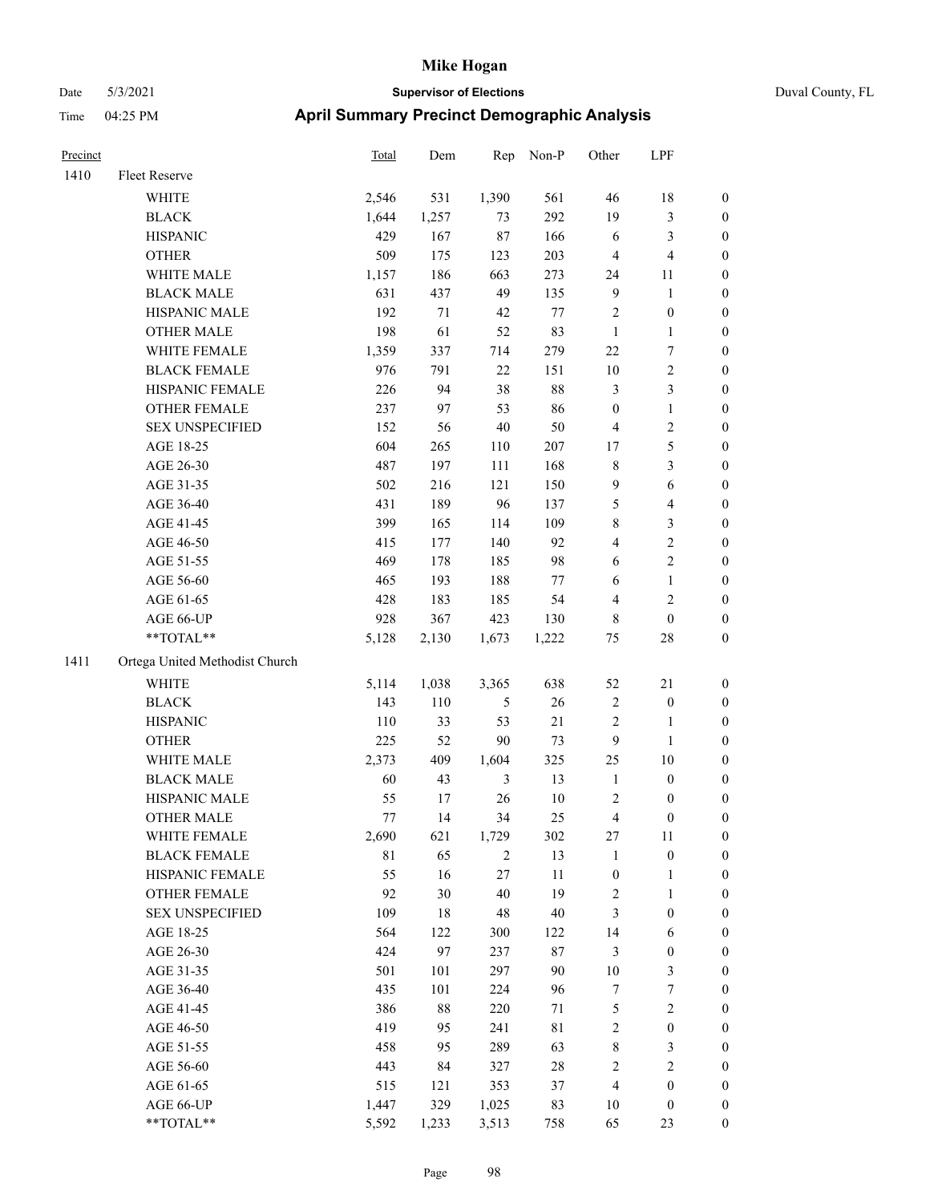# Mike Hogan

Date 5/3/2021 **Supervisor of Elections** Duval County, FL

Time 04:25 PM **April Summary Precinct Demographic Analysis**

| Precinct | | Total | Dem | Rep | Non-P | Other | LPF | |
|---|---|---|---|---|---|---|---|---|
| 1410 | Fleet Reserve | | | | | | | |
| | WHITE | 2,546 | 531 | 1,390 | 561 | 46 | 18 | 0 |
| | BLACK | 1,644 | 1,257 | 73 | 292 | 19 | 3 | 0 |
| | HISPANIC | 429 | 167 | 87 | 166 | 6 | 3 | 0 |
| | OTHER | 509 | 175 | 123 | 203 | 4 | 4 | 0 |
| | WHITE MALE | 1,157 | 186 | 663 | 273 | 24 | 11 | 0 |
| | BLACK MALE | 631 | 437 | 49 | 135 | 9 | 1 | 0 |
| | HISPANIC MALE | 192 | 71 | 42 | 77 | 2 | 0 | 0 |
| | OTHER MALE | 198 | 61 | 52 | 83 | 1 | 1 | 0 |
| | WHITE FEMALE | 1,359 | 337 | 714 | 279 | 22 | 7 | 0 |
| | BLACK FEMALE | 976 | 791 | 22 | 151 | 10 | 2 | 0 |
| | HISPANIC FEMALE | 226 | 94 | 38 | 88 | 3 | 3 | 0 |
| | OTHER FEMALE | 237 | 97 | 53 | 86 | 0 | 1 | 0 |
| | SEX UNSPECIFIED | 152 | 56 | 40 | 50 | 4 | 2 | 0 |
| | AGE 18-25 | 604 | 265 | 110 | 207 | 17 | 5 | 0 |
| | AGE 26-30 | 487 | 197 | 111 | 168 | 8 | 3 | 0 |
| | AGE 31-35 | 502 | 216 | 121 | 150 | 9 | 6 | 0 |
| | AGE 36-40 | 431 | 189 | 96 | 137 | 5 | 4 | 0 |
| | AGE 41-45 | 399 | 165 | 114 | 109 | 8 | 3 | 0 |
| | AGE 46-50 | 415 | 177 | 140 | 92 | 4 | 2 | 0 |
| | AGE 51-55 | 469 | 178 | 185 | 98 | 6 | 2 | 0 |
| | AGE 56-60 | 465 | 193 | 188 | 77 | 6 | 1 | 0 |
| | AGE 61-65 | 428 | 183 | 185 | 54 | 4 | 2 | 0 |
| | AGE 66-UP | 928 | 367 | 423 | 130 | 8 | 0 | 0 |
| | **TOTAL** | 5,128 | 2,130 | 1,673 | 1,222 | 75 | 28 | 0 |
| 1411 | Ortega United Methodist Church | | | | | | | |
| | WHITE | 5,114 | 1,038 | 3,365 | 638 | 52 | 21 | 0 |
| | BLACK | 143 | 110 | 5 | 26 | 2 | 0 | 0 |
| | HISPANIC | 110 | 33 | 53 | 21 | 2 | 1 | 0 |
| | OTHER | 225 | 52 | 90 | 73 | 9 | 1 | 0 |
| | WHITE MALE | 2,373 | 409 | 1,604 | 325 | 25 | 10 | 0 |
| | BLACK MALE | 60 | 43 | 3 | 13 | 1 | 0 | 0 |
| | HISPANIC MALE | 55 | 17 | 26 | 10 | 2 | 0 | 0 |
| | OTHER MALE | 77 | 14 | 34 | 25 | 4 | 0 | 0 |
| | WHITE FEMALE | 2,690 | 621 | 1,729 | 302 | 27 | 11 | 0 |
| | BLACK FEMALE | 81 | 65 | 2 | 13 | 1 | 0 | 0 |
| | HISPANIC FEMALE | 55 | 16 | 27 | 11 | 0 | 1 | 0 |
| | OTHER FEMALE | 92 | 30 | 40 | 19 | 2 | 1 | 0 |
| | SEX UNSPECIFIED | 109 | 18 | 48 | 40 | 3 | 0 | 0 |
| | AGE 18-25 | 564 | 122 | 300 | 122 | 14 | 6 | 0 |
| | AGE 26-30 | 424 | 97 | 237 | 87 | 3 | 0 | 0 |
| | AGE 31-35 | 501 | 101 | 297 | 90 | 10 | 3 | 0 |
| | AGE 36-40 | 435 | 101 | 224 | 96 | 7 | 7 | 0 |
| | AGE 41-45 | 386 | 88 | 220 | 71 | 5 | 2 | 0 |
| | AGE 46-50 | 419 | 95 | 241 | 81 | 2 | 0 | 0 |
| | AGE 51-55 | 458 | 95 | 289 | 63 | 8 | 3 | 0 |
| | AGE 56-60 | 443 | 84 | 327 | 28 | 2 | 2 | 0 |
| | AGE 61-65 | 515 | 121 | 353 | 37 | 4 | 0 | 0 |
| | AGE 66-UP | 1,447 | 329 | 1,025 | 83 | 10 | 0 | 0 |
| | **TOTAL** | 5,592 | 1,233 | 3,513 | 758 | 65 | 23 | 0 |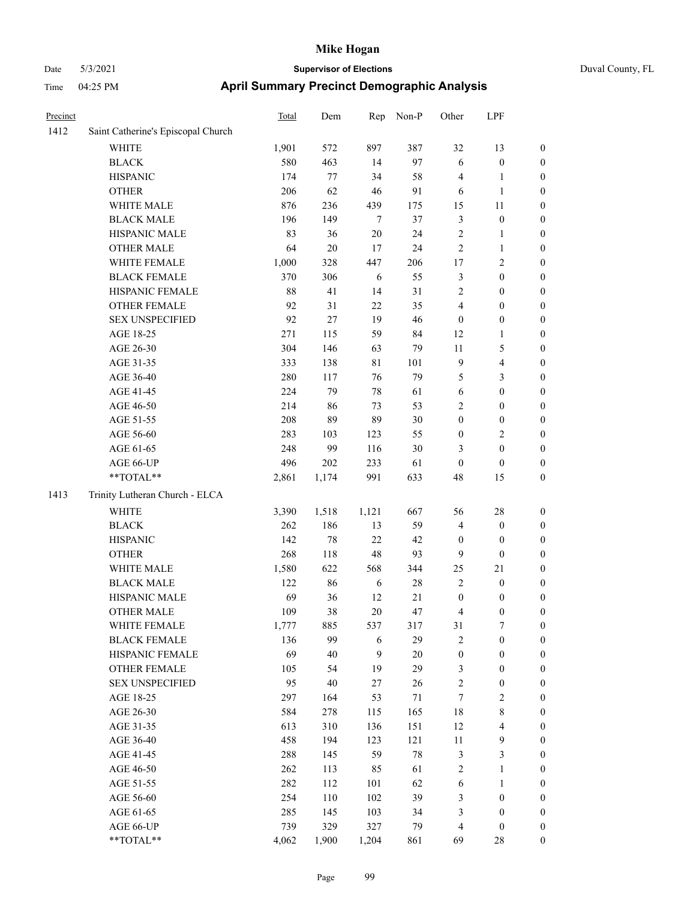# Mike Hogan

Date 5/3/2021 — **Supervisor of Elections** — Duval County, FL

Time 04:25 PM — **April Summary Precinct Demographic Analysis**

| Precinct | | Total | Dem | Rep | Non-P | Other | LPF | |
|---|---|---|---|---|---|---|---|---|
| 1412 | Saint Catherine's Episcopal Church | | | | | | | |
| | WHITE | 1,901 | 572 | 897 | 387 | 32 | 13 | 0 |
| | BLACK | 580 | 463 | 14 | 97 | 6 | 0 | 0 |
| | HISPANIC | 174 | 77 | 34 | 58 | 4 | 1 | 0 |
| | OTHER | 206 | 62 | 46 | 91 | 6 | 1 | 0 |
| | WHITE MALE | 876 | 236 | 439 | 175 | 15 | 11 | 0 |
| | BLACK MALE | 196 | 149 | 7 | 37 | 3 | 0 | 0 |
| | HISPANIC MALE | 83 | 36 | 20 | 24 | 2 | 1 | 0 |
| | OTHER MALE | 64 | 20 | 17 | 24 | 2 | 1 | 0 |
| | WHITE FEMALE | 1,000 | 328 | 447 | 206 | 17 | 2 | 0 |
| | BLACK FEMALE | 370 | 306 | 6 | 55 | 3 | 0 | 0 |
| | HISPANIC FEMALE | 88 | 41 | 14 | 31 | 2 | 0 | 0 |
| | OTHER FEMALE | 92 | 31 | 22 | 35 | 4 | 0 | 0 |
| | SEX UNSPECIFIED | 92 | 27 | 19 | 46 | 0 | 0 | 0 |
| | AGE 18-25 | 271 | 115 | 59 | 84 | 12 | 1 | 0 |
| | AGE 26-30 | 304 | 146 | 63 | 79 | 11 | 5 | 0 |
| | AGE 31-35 | 333 | 138 | 81 | 101 | 9 | 4 | 0 |
| | AGE 36-40 | 280 | 117 | 76 | 79 | 5 | 3 | 0 |
| | AGE 41-45 | 224 | 79 | 78 | 61 | 6 | 0 | 0 |
| | AGE 46-50 | 214 | 86 | 73 | 53 | 2 | 0 | 0 |
| | AGE 51-55 | 208 | 89 | 89 | 30 | 0 | 0 | 0 |
| | AGE 56-60 | 283 | 103 | 123 | 55 | 0 | 2 | 0 |
| | AGE 61-65 | 248 | 99 | 116 | 30 | 3 | 0 | 0 |
| | AGE 66-UP | 496 | 202 | 233 | 61 | 0 | 0 | 0 |
| | **TOTAL** | 2,861 | 1,174 | 991 | 633 | 48 | 15 | 0 |
| 1413 | Trinity Lutheran Church - ELCA | | | | | | | |
| | WHITE | 3,390 | 1,518 | 1,121 | 667 | 56 | 28 | 0 |
| | BLACK | 262 | 186 | 13 | 59 | 4 | 0 | 0 |
| | HISPANIC | 142 | 78 | 22 | 42 | 0 | 0 | 0 |
| | OTHER | 268 | 118 | 48 | 93 | 9 | 0 | 0 |
| | WHITE MALE | 1,580 | 622 | 568 | 344 | 25 | 21 | 0 |
| | BLACK MALE | 122 | 86 | 6 | 28 | 2 | 0 | 0 |
| | HISPANIC MALE | 69 | 36 | 12 | 21 | 0 | 0 | 0 |
| | OTHER MALE | 109 | 38 | 20 | 47 | 4 | 0 | 0 |
| | WHITE FEMALE | 1,777 | 885 | 537 | 317 | 31 | 7 | 0 |
| | BLACK FEMALE | 136 | 99 | 6 | 29 | 2 | 0 | 0 |
| | HISPANIC FEMALE | 69 | 40 | 9 | 20 | 0 | 0 | 0 |
| | OTHER FEMALE | 105 | 54 | 19 | 29 | 3 | 0 | 0 |
| | SEX UNSPECIFIED | 95 | 40 | 27 | 26 | 2 | 0 | 0 |
| | AGE 18-25 | 297 | 164 | 53 | 71 | 7 | 2 | 0 |
| | AGE 26-30 | 584 | 278 | 115 | 165 | 18 | 8 | 0 |
| | AGE 31-35 | 613 | 310 | 136 | 151 | 12 | 4 | 0 |
| | AGE 36-40 | 458 | 194 | 123 | 121 | 11 | 9 | 0 |
| | AGE 41-45 | 288 | 145 | 59 | 78 | 3 | 3 | 0 |
| | AGE 46-50 | 262 | 113 | 85 | 61 | 2 | 1 | 0 |
| | AGE 51-55 | 282 | 112 | 101 | 62 | 6 | 1 | 0 |
| | AGE 56-60 | 254 | 110 | 102 | 39 | 3 | 0 | 0 |
| | AGE 61-65 | 285 | 145 | 103 | 34 | 3 | 0 | 0 |
| | AGE 66-UP | 739 | 329 | 327 | 79 | 4 | 0 | 0 |
| | **TOTAL** | 4,062 | 1,900 | 1,204 | 861 | 69 | 28 | 0 |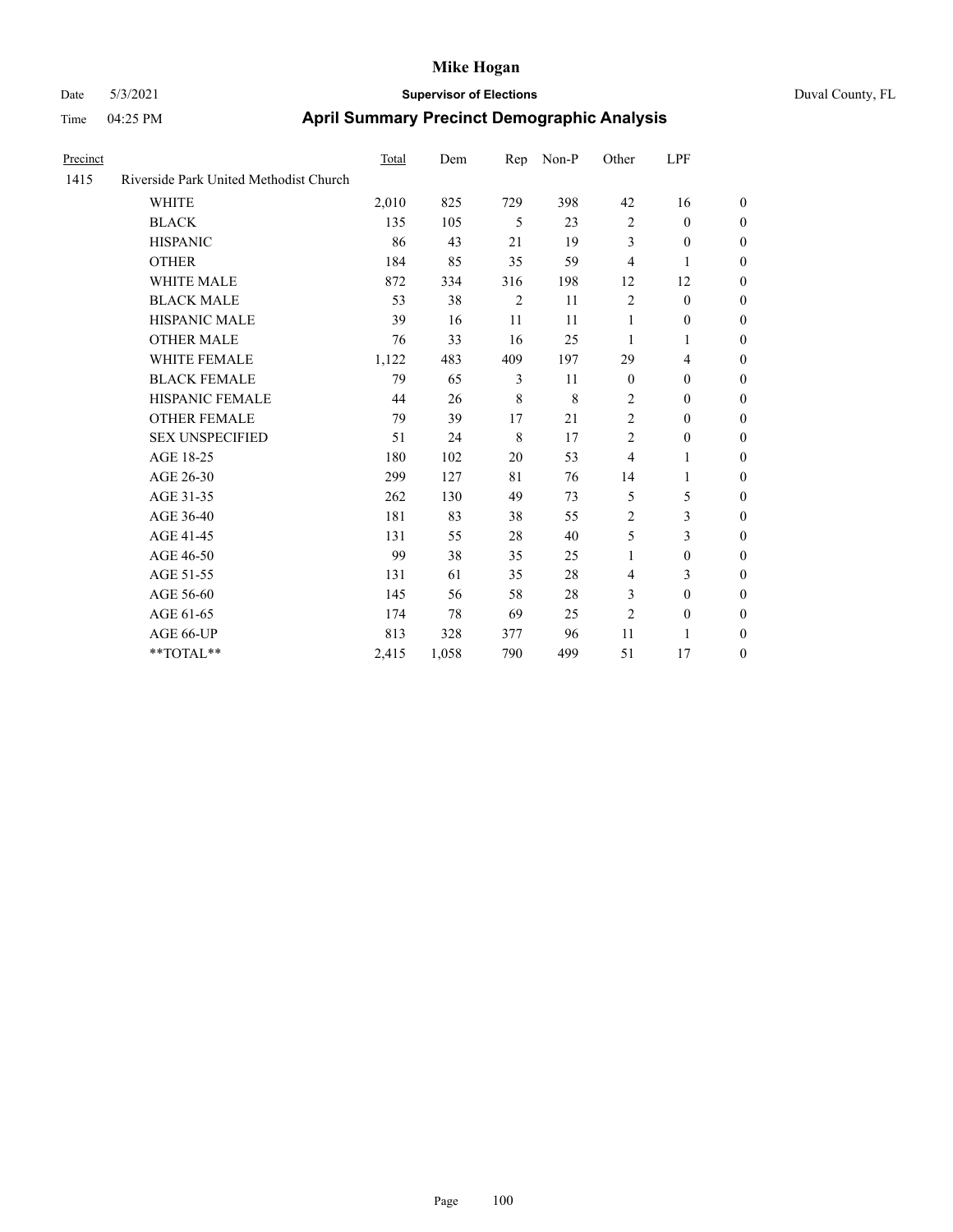# Mike Hogan

Date 5/3/2021 **Supervisor of Elections** Duval County, FL

Time 04:25 PM **April Summary Precinct Demographic Analysis**

| Precinct | | Total | Dem | Rep | Non-P | Other | LPF | |
|---|---|---|---|---|---|---|---|---|
| 1415 | Riverside Park United Methodist Church | | | | | | | |
| | WHITE | 2,010 | 825 | 729 | 398 | 42 | 16 | 0 |
| | BLACK | 135 | 105 | 5 | 23 | 2 | 0 | 0 |
| | HISPANIC | 86 | 43 | 21 | 19 | 3 | 0 | 0 |
| | OTHER | 184 | 85 | 35 | 59 | 4 | 1 | 0 |
| | WHITE MALE | 872 | 334 | 316 | 198 | 12 | 12 | 0 |
| | BLACK MALE | 53 | 38 | 2 | 11 | 2 | 0 | 0 |
| | HISPANIC MALE | 39 | 16 | 11 | 11 | 1 | 0 | 0 |
| | OTHER MALE | 76 | 33 | 16 | 25 | 1 | 1 | 0 |
| | WHITE FEMALE | 1,122 | 483 | 409 | 197 | 29 | 4 | 0 |
| | BLACK FEMALE | 79 | 65 | 3 | 11 | 0 | 0 | 0 |
| | HISPANIC FEMALE | 44 | 26 | 8 | 8 | 2 | 0 | 0 |
| | OTHER FEMALE | 79 | 39 | 17 | 21 | 2 | 0 | 0 |
| | SEX UNSPECIFIED | 51 | 24 | 8 | 17 | 2 | 0 | 0 |
| | AGE 18-25 | 180 | 102 | 20 | 53 | 4 | 1 | 0 |
| | AGE 26-30 | 299 | 127 | 81 | 76 | 14 | 1 | 0 |
| | AGE 31-35 | 262 | 130 | 49 | 73 | 5 | 5 | 0 |
| | AGE 36-40 | 181 | 83 | 38 | 55 | 2 | 3 | 0 |
| | AGE 41-45 | 131 | 55 | 28 | 40 | 5 | 3 | 0 |
| | AGE 46-50 | 99 | 38 | 35 | 25 | 1 | 0 | 0 |
| | AGE 51-55 | 131 | 61 | 35 | 28 | 4 | 3 | 0 |
| | AGE 56-60 | 145 | 56 | 58 | 28 | 3 | 0 | 0 |
| | AGE 61-65 | 174 | 78 | 69 | 25 | 2 | 0 | 0 |
| | AGE 66-UP | 813 | 328 | 377 | 96 | 11 | 1 | 0 |
| | **TOTAL** | 2,415 | 1,058 | 790 | 499 | 51 | 17 | 0 |